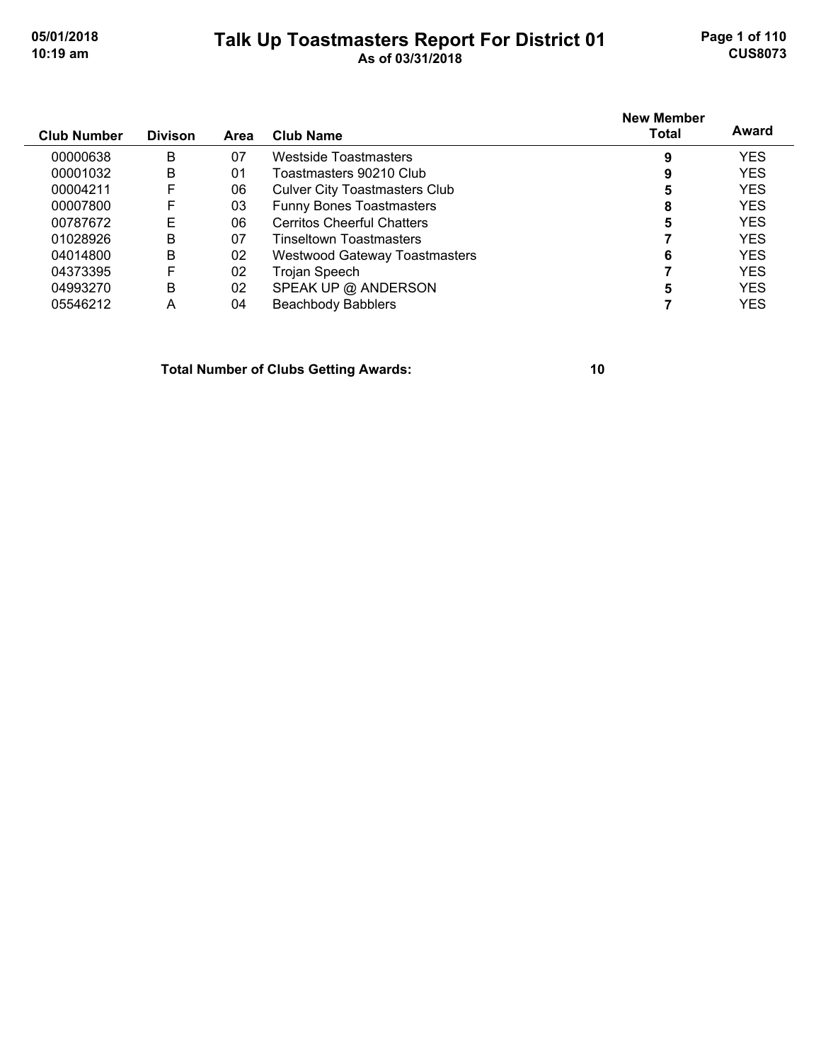# Talk Up Toastmasters Report For District 01

As of 03/31/2018

| Club Number | Divison | Area | Club Name | New Member Total | Award |
|---|---|---|---|---|---|
| 00000638 | B | 07 | Westside Toastmasters | **9** | YES |
| 00001032 | B | 01 | Toastmasters 90210 Club | **9** | YES |
| 00004211 | F | 06 | Culver City Toastmasters Club | **5** | YES |
| 00007800 | F | 03 | Funny Bones Toastmasters | **8** | YES |
| 00787672 | E | 06 | Cerritos Cheerful Chatters | **5** | YES |
| 01028926 | B | 07 | Tinseltown Toastmasters | **7** | YES |
| 04014800 | B | 02 | Westwood Gateway Toastmasters | **6** | YES |
| 04373395 | F | 02 | Trojan Speech | **7** | YES |
| 04993270 | B | 02 | SPEAK UP @ ANDERSON | **5** | YES |
| 05546212 | A | 04 | Beachbody Babblers | **7** | YES |

**Total Number of Clubs Getting Awards: 10**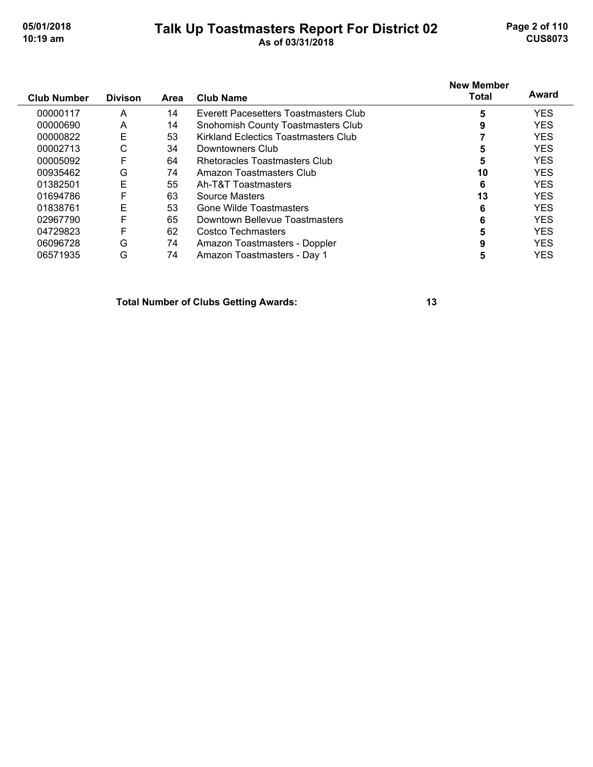# Talk Up Toastmasters Report For District 02

As of 03/31/2018

| Club Number | Divison | Area | Club Name | New Member Total | Award |
|---|---|---|---|---|---|
| 00000117 | A | 14 | Everett Pacesetters Toastmasters Club | **5** | YES |
| 00000690 | A | 14 | Snohomish County Toastmasters Club | **9** | YES |
| 00000822 | E | 53 | Kirkland Eclectics Toastmasters Club | **7** | YES |
| 00002713 | C | 34 | Downtowners Club | **5** | YES |
| 00005092 | F | 64 | Rhetoracles Toastmasters Club | **5** | YES |
| 00935462 | G | 74 | Amazon Toastmasters Club | **10** | YES |
| 01382501 | E | 55 | Ah-T&T Toastmasters | **6** | YES |
| 01694786 | F | 63 | Source Masters | **13** | YES |
| 01838761 | E | 53 | Gone Wilde Toastmasters | **6** | YES |
| 02967790 | F | 65 | Downtown Bellevue Toastmasters | **6** | YES |
| 04729823 | F | 62 | Costco Techmasters | **5** | YES |
| 06096728 | G | 74 | Amazon Toastmasters - Doppler | **9** | YES |
| 06571935 | G | 74 | Amazon Toastmasters - Day 1 | **5** | YES |

**Total Number of Clubs Getting Awards: 13**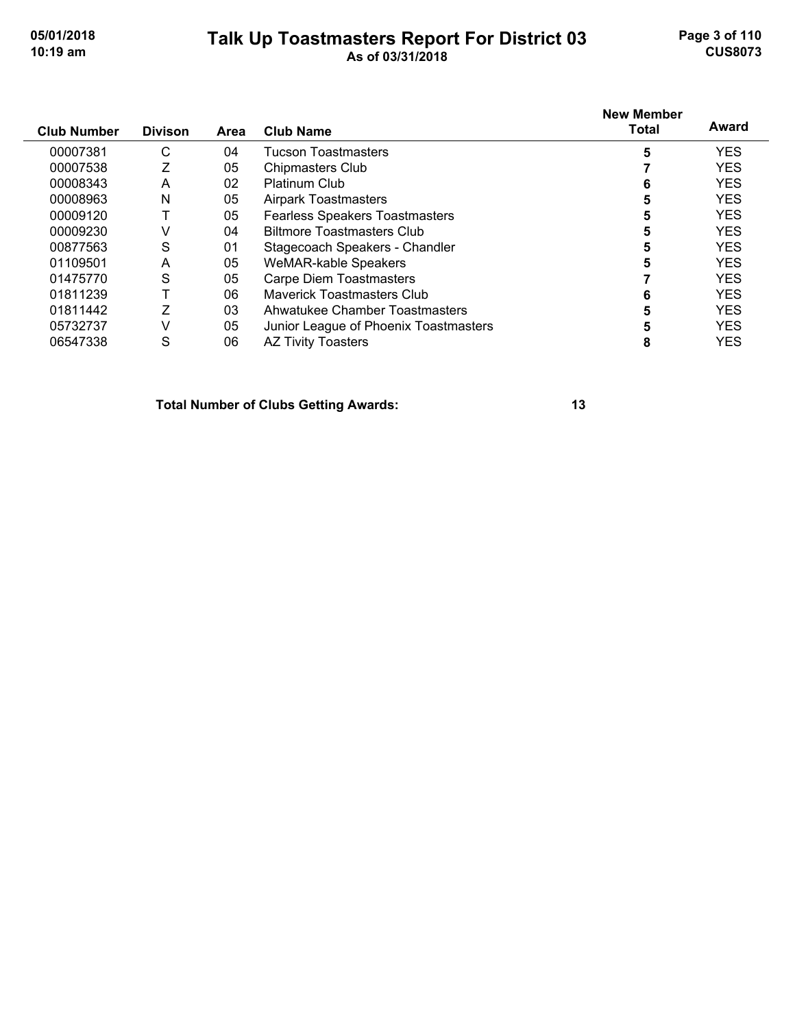# Talk Up Toastmasters Report For District 03

As of 03/31/2018

| Club Number | Divison | Area | Club Name | New Member Total | Award |
|---|---|---|---|---|---|
| 00007381 | C | 04 | Tucson Toastmasters | 5 | YES |
| 00007538 | Z | 05 | Chipmasters Club | 7 | YES |
| 00008343 | A | 02 | Platinum Club | 6 | YES |
| 00008963 | N | 05 | Airpark Toastmasters | 5 | YES |
| 00009120 | T | 05 | Fearless Speakers Toastmasters | 5 | YES |
| 00009230 | V | 04 | Biltmore Toastmasters Club | 5 | YES |
| 00877563 | S | 01 | Stagecoach Speakers - Chandler | 5 | YES |
| 01109501 | A | 05 | WeMAR-kable Speakers | 5 | YES |
| 01475770 | S | 05 | Carpe Diem Toastmasters | 7 | YES |
| 01811239 | T | 06 | Maverick Toastmasters Club | 6 | YES |
| 01811442 | Z | 03 | Ahwatukee Chamber Toastmasters | 5 | YES |
| 05732737 | V | 05 | Junior League of Phoenix Toastmasters | 5 | YES |
| 06547338 | S | 06 | AZ Tivity Toasters | 8 | YES |

**Total Number of Clubs Getting Awards: 13**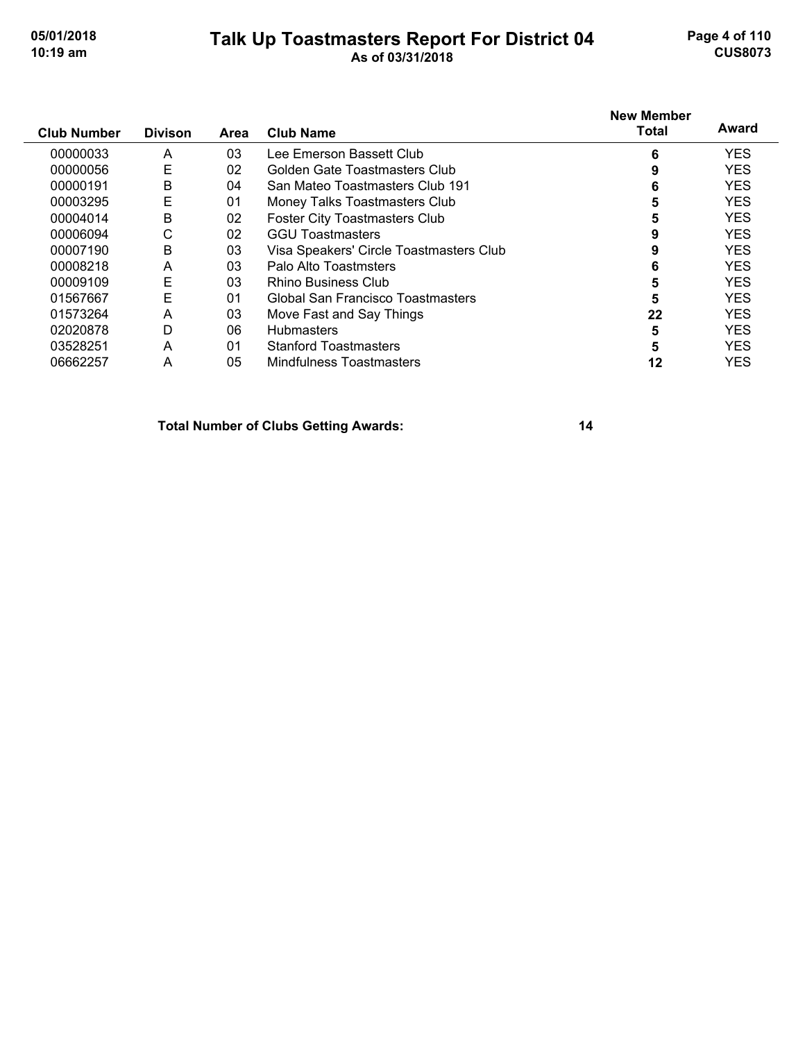| Club Number | Divison | Area | Club Name | New Member Total | Award |
|---|---|---|---|---|---|
| 00000033 | A | 03 | Lee Emerson Bassett Club | **6** | YES |
| 00000056 | E | 02 | Golden Gate Toastmasters Club | **9** | YES |
| 00000191 | B | 04 | San Mateo Toastmasters Club 191 | **6** | YES |
| 00003295 | E | 01 | Money Talks Toastmasters Club | **5** | YES |
| 00004014 | B | 02 | Foster City Toastmasters Club | **5** | YES |
| 00006094 | C | 02 | GGU Toastmasters | **9** | YES |
| 00007190 | B | 03 | Visa Speakers' Circle Toastmasters Club | **9** | YES |
| 00008218 | A | 03 | Palo Alto Toastmsters | **6** | YES |
| 00009109 | E | 03 | Rhino Business Club | **5** | YES |
| 01567667 | E | 01 | Global San Francisco Toastmasters | **5** | YES |
| 01573264 | A | 03 | Move Fast and Say Things | **22** | YES |
| 02020878 | D | 06 | Hubmasters | **5** | YES |
| 03528251 | A | 01 | Stanford Toastmasters | **5** | YES |
| 06662257 | A | 05 | Mindfulness Toastmasters | **12** | YES |

**Total Number of Clubs Getting Awards: 14**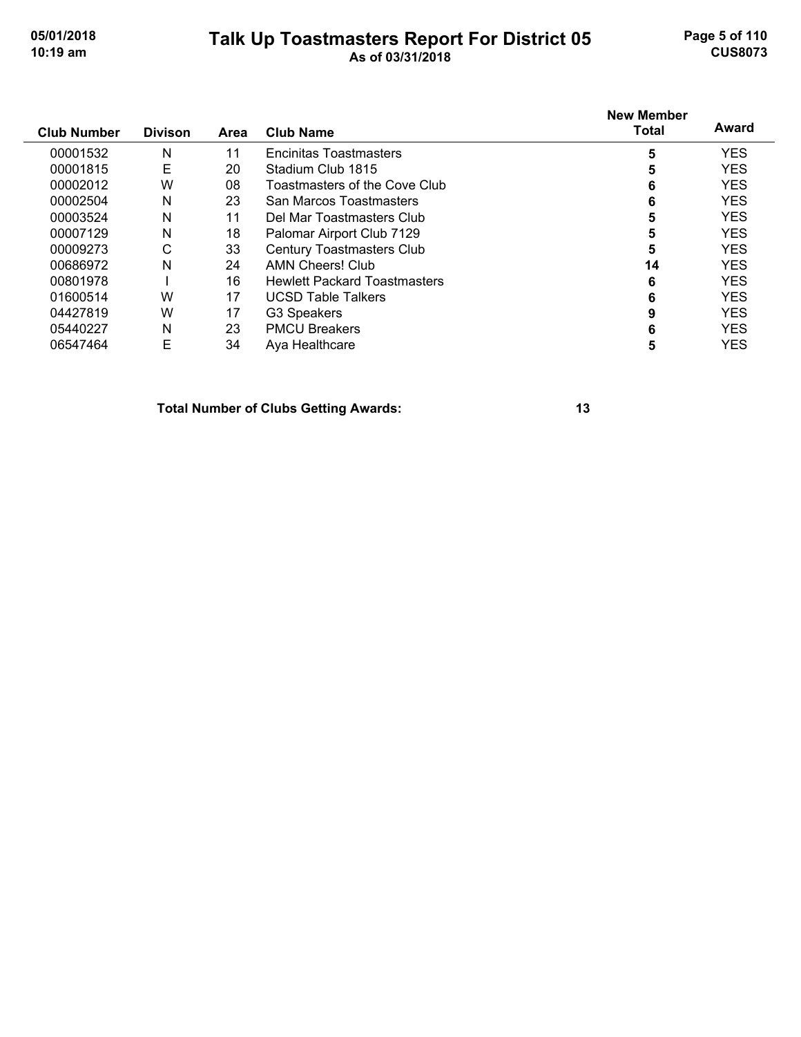# Talk Up Toastmasters Report For District 05

As of 03/31/2018

| Club Number | Divison | Area | Club Name | New Member Total | Award |
|---|---|---|---|---|---|
| 00001532 | N | 11 | Encinitas Toastmasters | 5 | YES |
| 00001815 | E | 20 | Stadium Club 1815 | 5 | YES |
| 00002012 | W | 08 | Toastmasters of the Cove Club | 6 | YES |
| 00002504 | N | 23 | San Marcos Toastmasters | 6 | YES |
| 00003524 | N | 11 | Del Mar Toastmasters Club | 5 | YES |
| 00007129 | N | 18 | Palomar Airport Club 7129 | 5 | YES |
| 00009273 | C | 33 | Century Toastmasters Club | 5 | YES |
| 00686972 | N | 24 | AMN Cheers! Club | 14 | YES |
| 00801978 | I | 16 | Hewlett Packard Toastmasters | 6 | YES |
| 01600514 | W | 17 | UCSD Table Talkers | 6 | YES |
| 04427819 | W | 17 | G3 Speakers | 9 | YES |
| 05440227 | N | 23 | PMCU Breakers | 6 | YES |
| 06547464 | E | 34 | Aya Healthcare | 5 | YES |

**Total Number of Clubs Getting Awards: 13**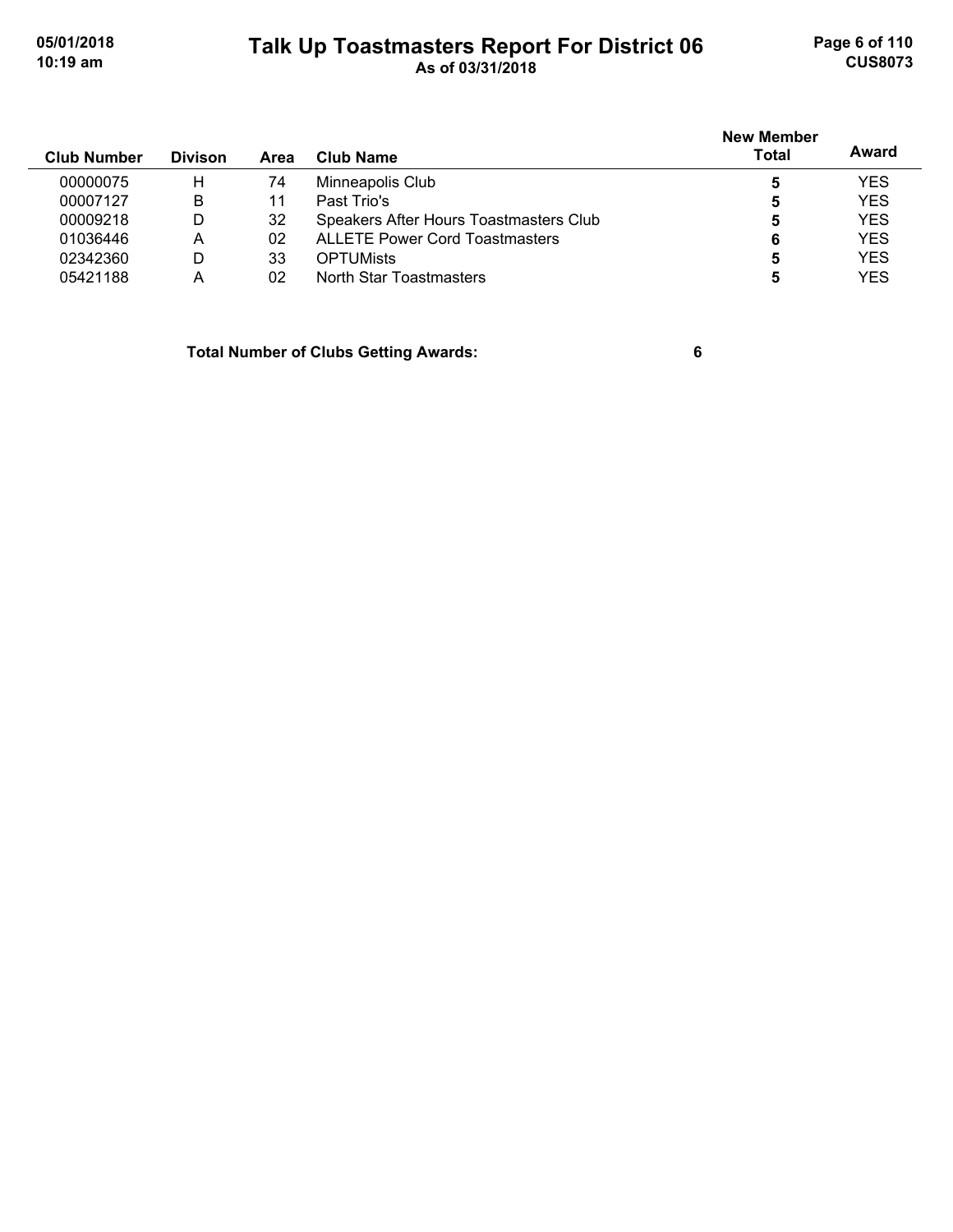| Club Number | Divison | Area | Club Name | New Member Total | Award |
|---|---|---|---|---|---|
| 00000075 | H | 74 | Minneapolis Club | **5** | YES |
| 00007127 | B | 11 | Past Trio's | **5** | YES |
| 00009218 | D | 32 | Speakers After Hours Toastmasters Club | **5** | YES |
| 01036446 | A | 02 | ALLETE Power Cord Toastmasters | **6** | YES |
| 02342360 | D | 33 | OPTUMists | **5** | YES |
| 05421188 | A | 02 | North Star Toastmasters | **5** | YES |

**Total Number of Clubs Getting Awards: 6**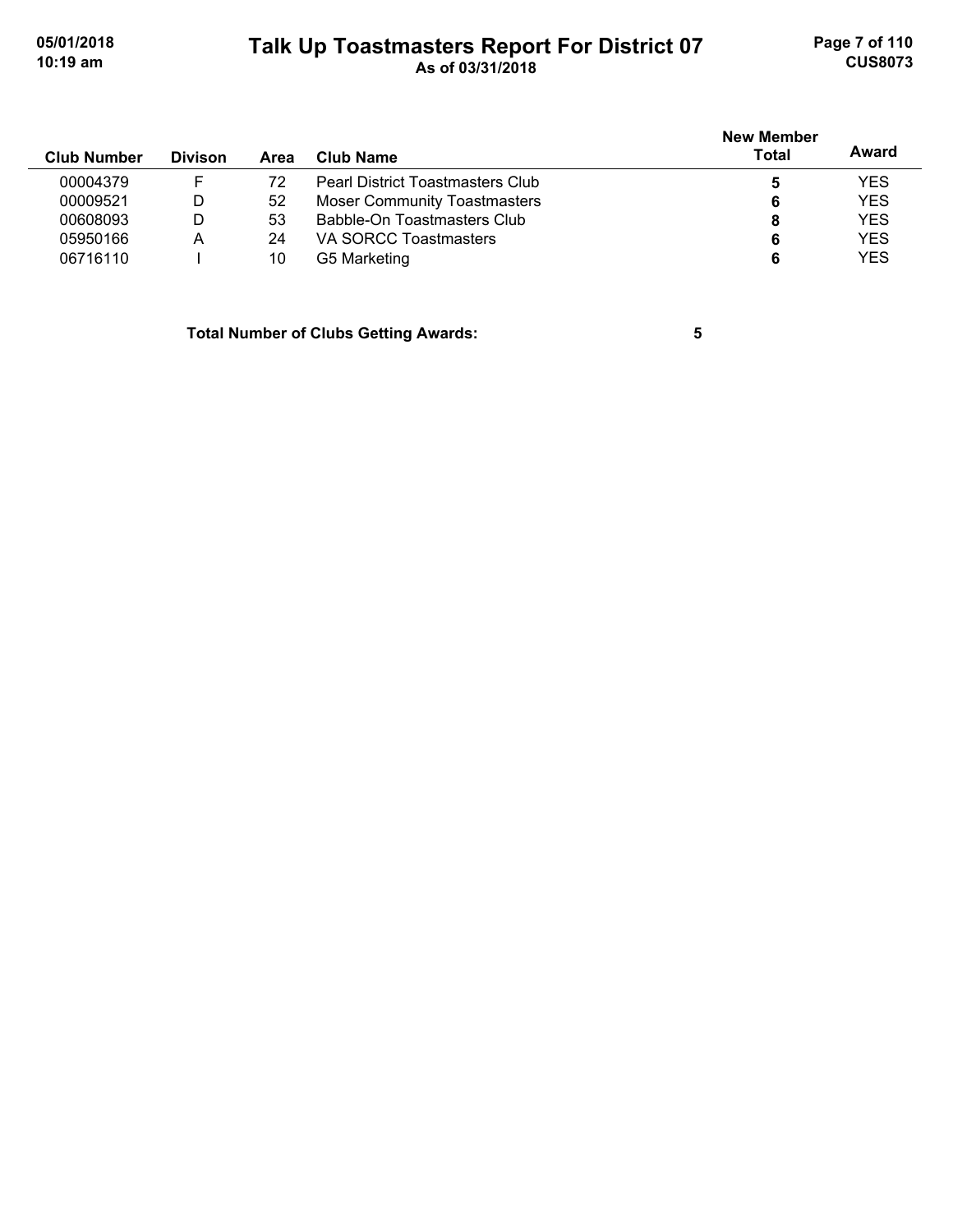# Talk Up Toastmasters Report For District 07

As of 03/31/2018

| Club Number | Divison | Area | Club Name | New Member Total | Award |
|---|---|---|---|---|---|
| 00004379 | F | 72 | Pearl District Toastmasters Club | 5 | YES |
| 00009521 | D | 52 | Moser Community Toastmasters | 6 | YES |
| 00608093 | D | 53 | Babble-On Toastmasters Club | 8 | YES |
| 05950166 | A | 24 | VA SORCC Toastmasters | 6 | YES |
| 06716110 | I | 10 | G5 Marketing | 6 | YES |

**Total Number of Clubs Getting Awards: 5**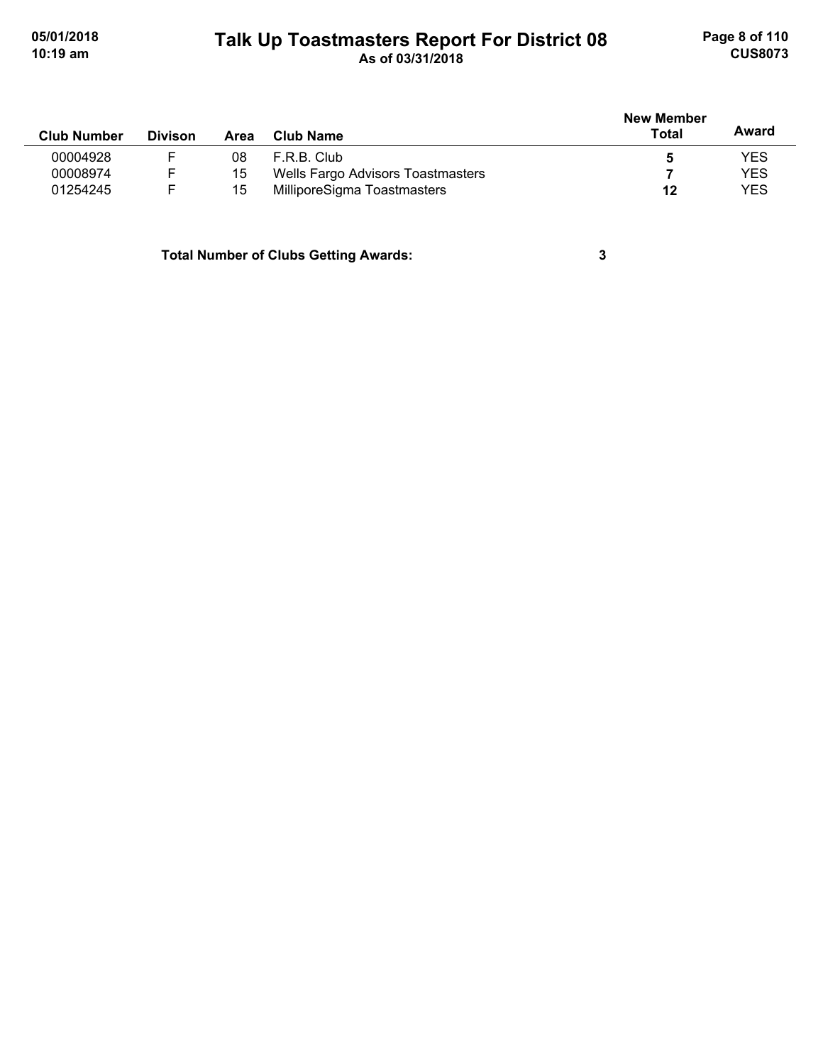# Talk Up Toastmasters Report For District 08

**As of 03/31/2018**

| Club Number | Divison | Area | Club Name | New Member Total | Award |
|---|---|---|---|---|---|
| 00004928 | F | 08 | F.R.B. Club | **5** | YES |
| 00008974 | F | 15 | Wells Fargo Advisors Toastmasters | **7** | YES |
| 01254245 | F | 15 | MilliporeSigma Toastmasters | **12** | YES |

**Total Number of Clubs Getting Awards: 3**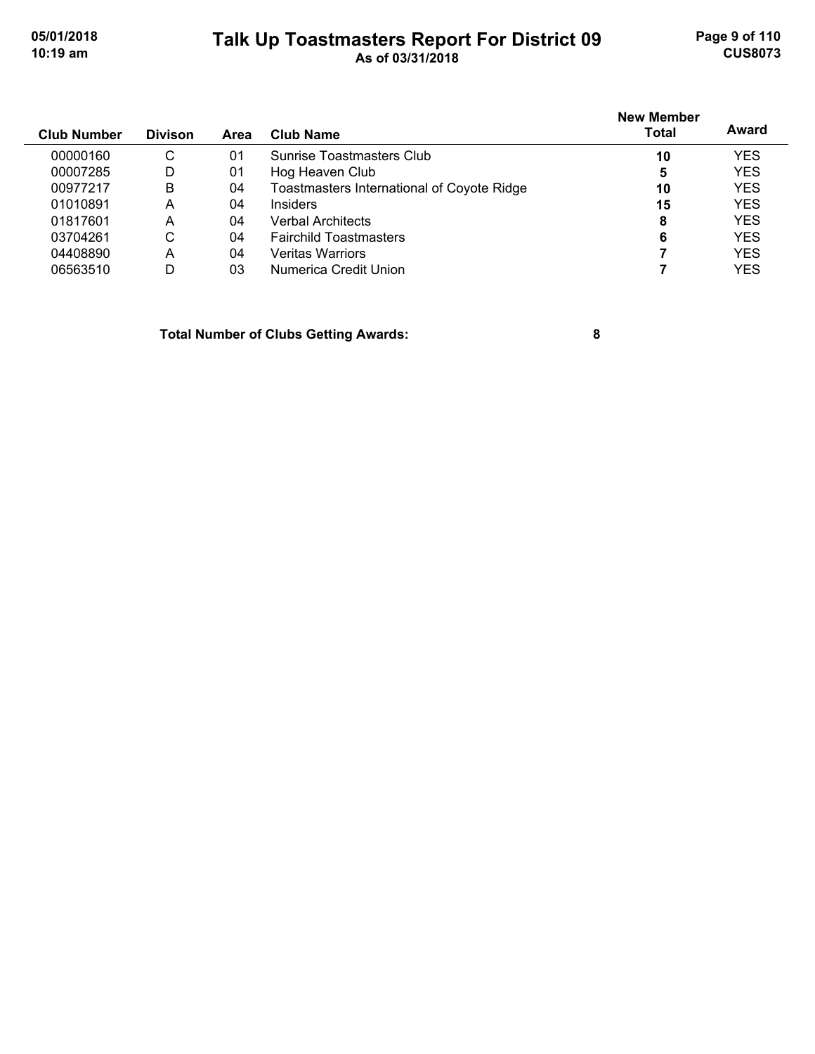# Talk Up Toastmasters Report For District 09

As of 03/31/2018

| Club Number | Divison | Area | Club Name | New Member Total | Award |
|---|---|---|---|---|---|
| 00000160 | C | 01 | Sunrise Toastmasters Club | **10** | YES |
| 00007285 | D | 01 | Hog Heaven Club | **5** | YES |
| 00977217 | B | 04 | Toastmasters International of Coyote Ridge | **10** | YES |
| 01010891 | A | 04 | Insiders | **15** | YES |
| 01817601 | A | 04 | Verbal Architects | **8** | YES |
| 03704261 | C | 04 | Fairchild Toastmasters | **6** | YES |
| 04408890 | A | 04 | Veritas Warriors | **7** | YES |
| 06563510 | D | 03 | Numerica Credit Union | **7** | YES |

**Total Number of Clubs Getting Awards: 8**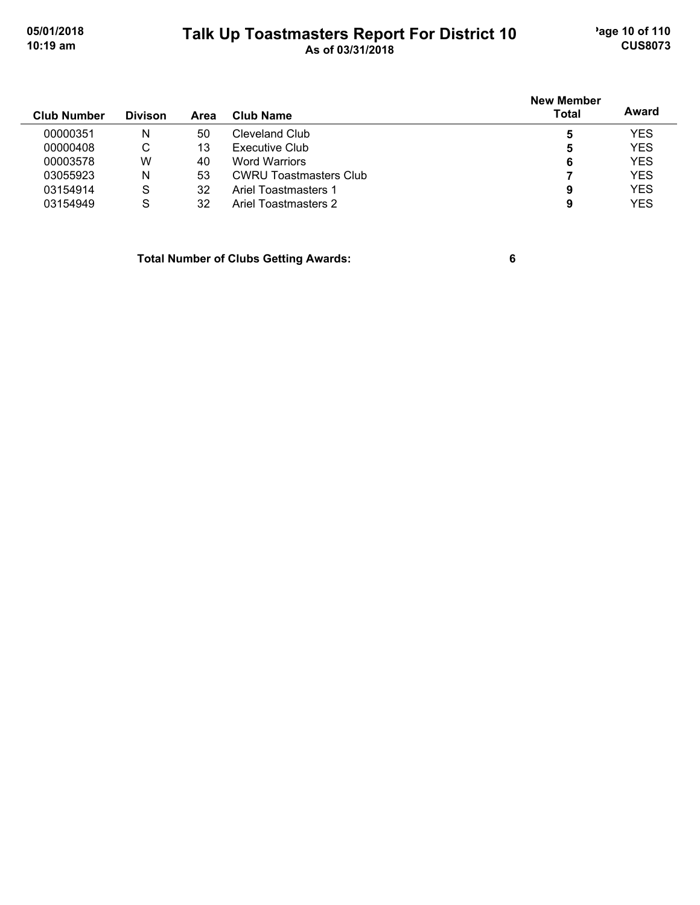| Club Number | Divison | Area | Club Name | New Member Total | Award |
|---|---|---|---|---|---|
| 00000351 | N | 50 | Cleveland Club | **5** | YES |
| 00000408 | C | 13 | Executive Club | **5** | YES |
| 00003578 | W | 40 | Word Warriors | **6** | YES |
| 03055923 | N | 53 | CWRU Toastmasters Club | **7** | YES |
| 03154914 | S | 32 | Ariel Toastmasters 1 | **9** | YES |
| 03154949 | S | 32 | Ariel Toastmasters 2 | **9** | YES |

**Total Number of Clubs Getting Awards: 6**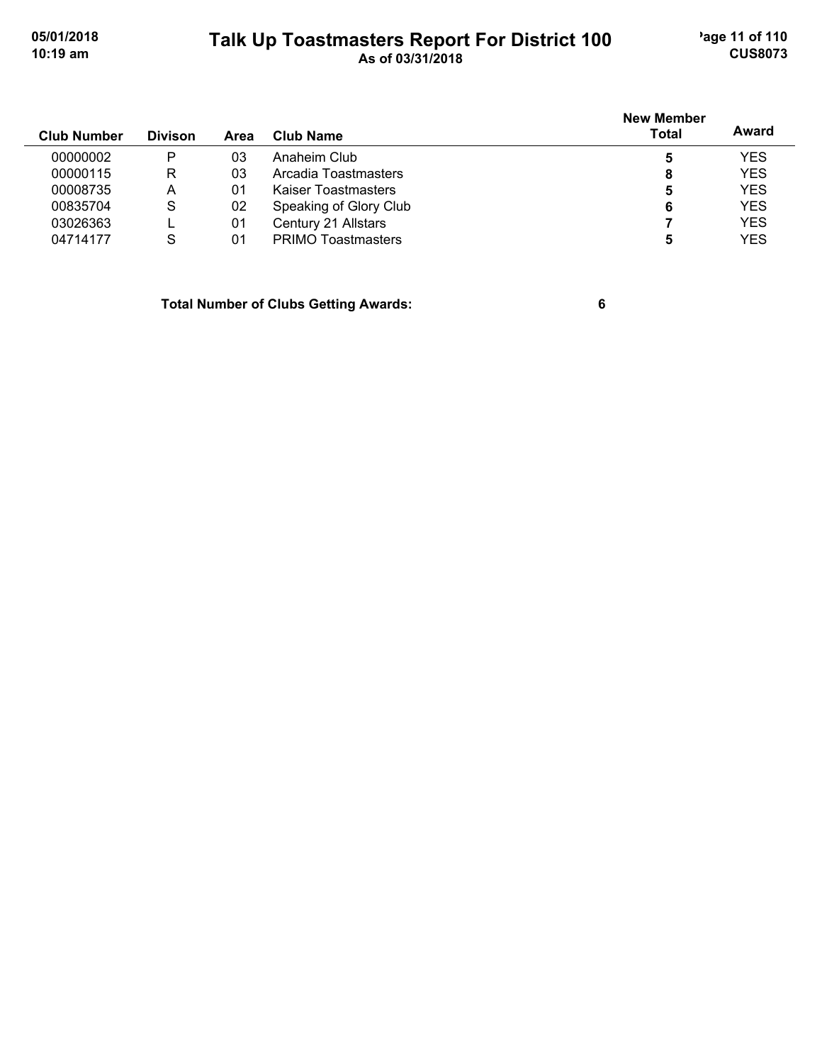| Club Number | Divison | Area | Club Name | New Member Total | Award |
| --- | --- | --- | --- | --- | --- |
| 00000002 | P | 03 | Anaheim Club | **5** | YES |
| 00000115 | R | 03 | Arcadia Toastmasters | **8** | YES |
| 00008735 | A | 01 | Kaiser Toastmasters | **5** | YES |
| 00835704 | S | 02 | Speaking of Glory Club | **6** | YES |
| 03026363 | L | 01 | Century 21 Allstars | **7** | YES |
| 04714177 | S | 01 | PRIMO Toastmasters | **5** | YES |

**Total Number of Clubs Getting Awards: 6**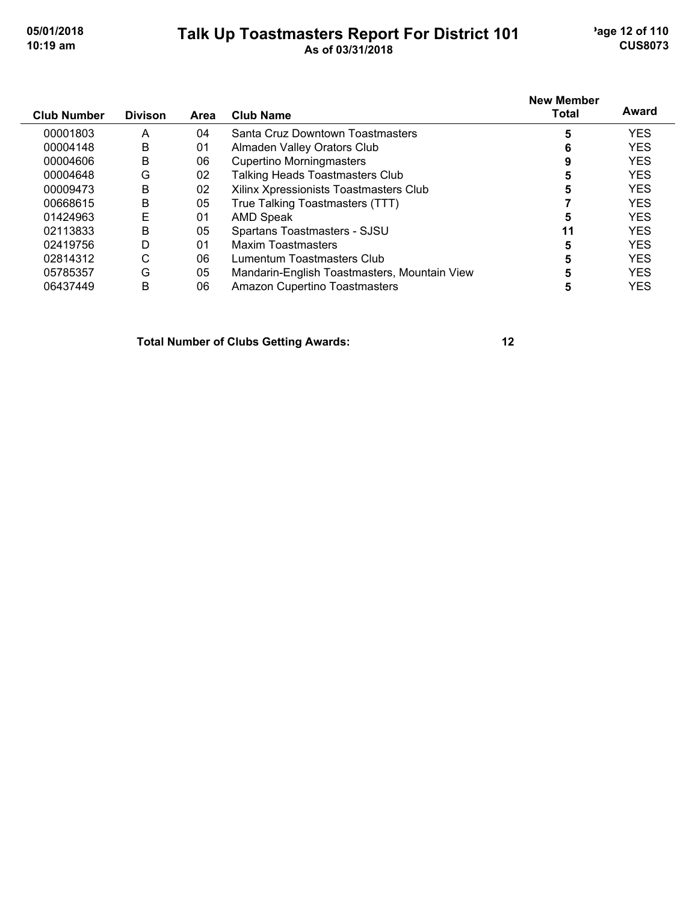# Talk Up Toastmasters Report For District 101

As of 03/31/2018

| Club Number | Divison | Area | Club Name | New Member Total | Award |
|---|---|---|---|---|---|
| 00001803 | A | 04 | Santa Cruz Downtown Toastmasters | 5 | YES |
| 00004148 | B | 01 | Almaden Valley Orators Club | 6 | YES |
| 00004606 | B | 06 | Cupertino Morningmasters | 9 | YES |
| 00004648 | G | 02 | Talking Heads Toastmasters Club | 5 | YES |
| 00009473 | B | 02 | Xilinx Xpressionists Toastmasters Club | 5 | YES |
| 00668615 | B | 05 | True Talking Toastmasters (TTT) | 7 | YES |
| 01424963 | E | 01 | AMD Speak | 5 | YES |
| 02113833 | B | 05 | Spartans Toastmasters - SJSU | 11 | YES |
| 02419756 | D | 01 | Maxim Toastmasters | 5 | YES |
| 02814312 | C | 06 | Lumentum Toastmasters Club | 5 | YES |
| 05785357 | G | 05 | Mandarin-English Toastmasters, Mountain View | 5 | YES |
| 06437449 | B | 06 | Amazon Cupertino Toastmasters | 5 | YES |

**Total Number of Clubs Getting Awards: 12**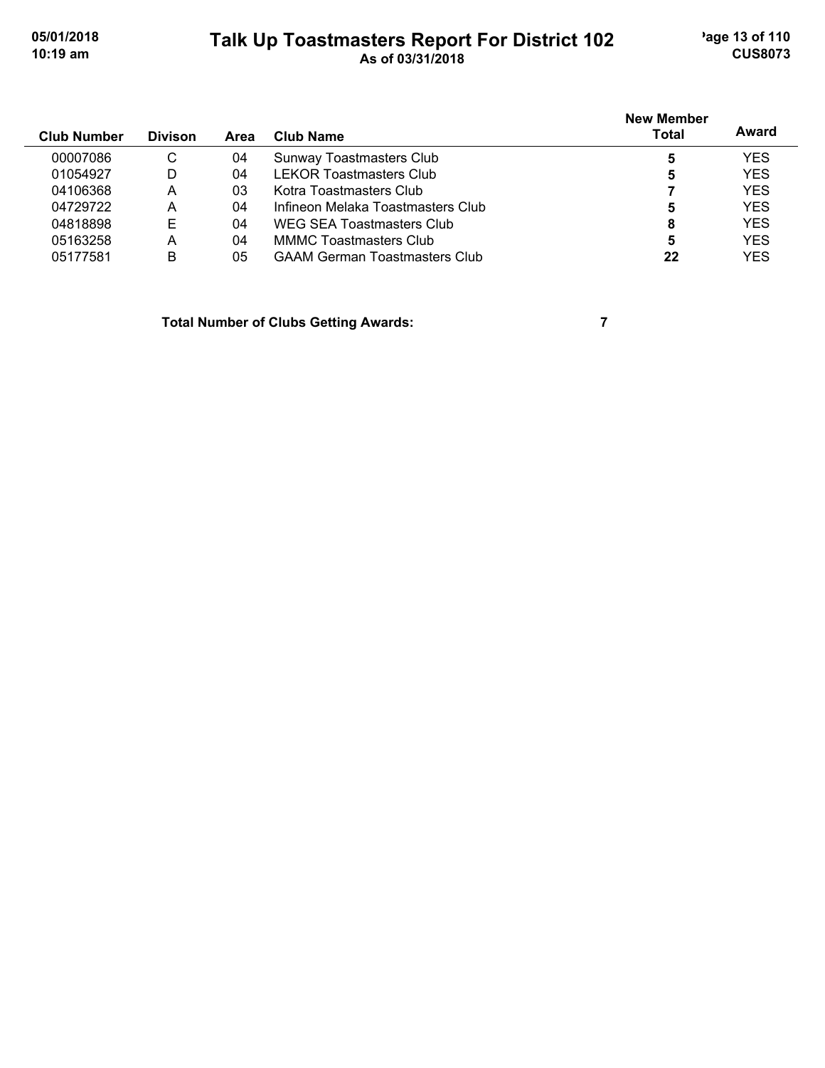# Talk Up Toastmasters Report For District 102

As of 03/31/2018

| Club Number | Divison | Area | Club Name | New Member Total | Award |
|---|---|---|---|---|---|
| 00007086 | C | 04 | Sunway Toastmasters Club | **5** | YES |
| 01054927 | D | 04 | LEKOR Toastmasters Club | **5** | YES |
| 04106368 | A | 03 | Kotra Toastmasters Club | **7** | YES |
| 04729722 | A | 04 | Infineon Melaka Toastmasters Club | **5** | YES |
| 04818898 | E | 04 | WEG SEA Toastmasters Club | **8** | YES |
| 05163258 | A | 04 | MMMC Toastmasters Club | **5** | YES |
| 05177581 | B | 05 | GAAM German Toastmasters Club | **22** | YES |

**Total Number of Clubs Getting Awards: 7**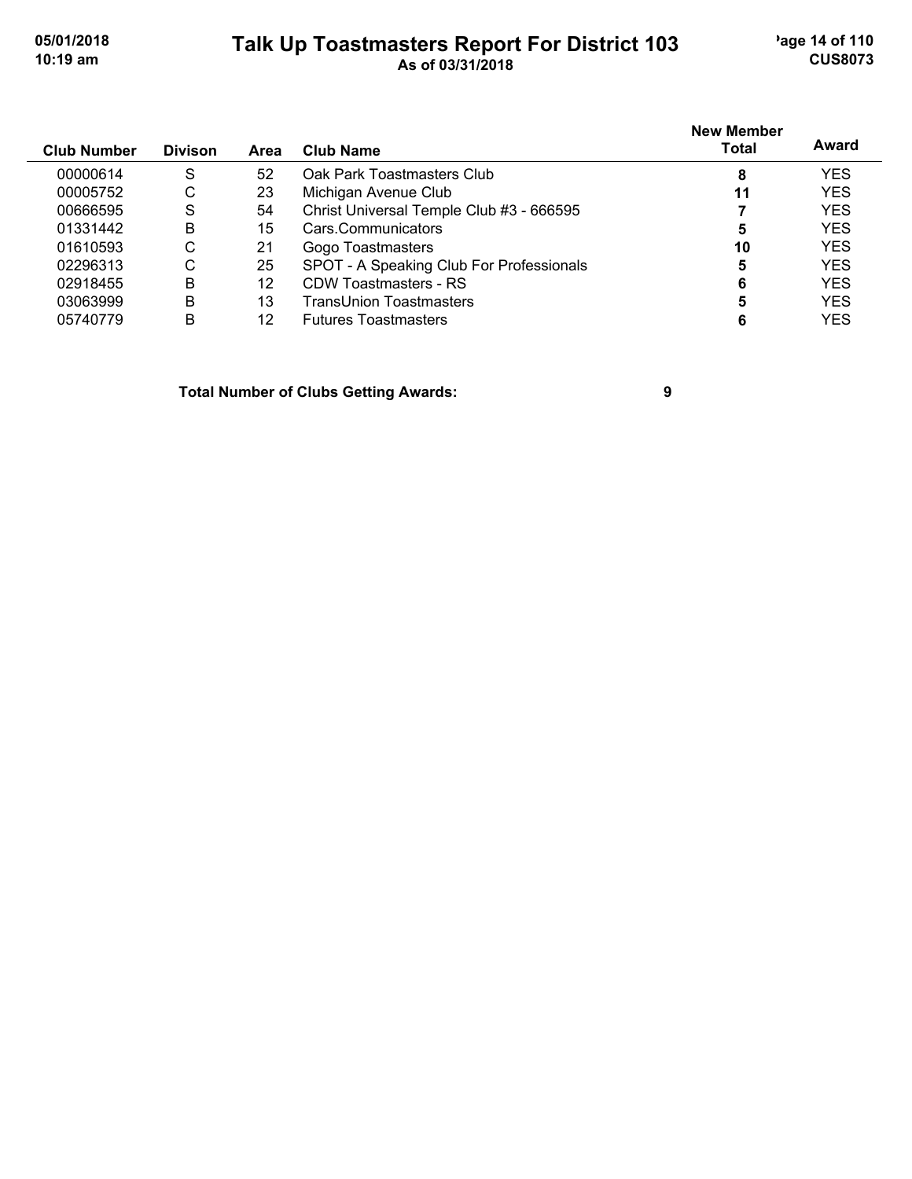# Talk Up Toastmasters Report For District 103

As of 03/31/2018

| Club Number | Divison | Area | Club Name | New Member Total | Award |
|---|---|---|---|---|---|
| 00000614 | S | 52 | Oak Park Toastmasters Club | **8** | YES |
| 00005752 | C | 23 | Michigan Avenue Club | **11** | YES |
| 00666595 | S | 54 | Christ Universal Temple Club #3 - 666595 | **7** | YES |
| 01331442 | B | 15 | Cars.Communicators | **5** | YES |
| 01610593 | C | 21 | Gogo Toastmasters | **10** | YES |
| 02296313 | C | 25 | SPOT - A Speaking Club For Professionals | **5** | YES |
| 02918455 | B | 12 | CDW Toastmasters - RS | **6** | YES |
| 03063999 | B | 13 | TransUnion Toastmasters | **5** | YES |
| 05740779 | B | 12 | Futures Toastmasters | **6** | YES |

**Total Number of Clubs Getting Awards: 9**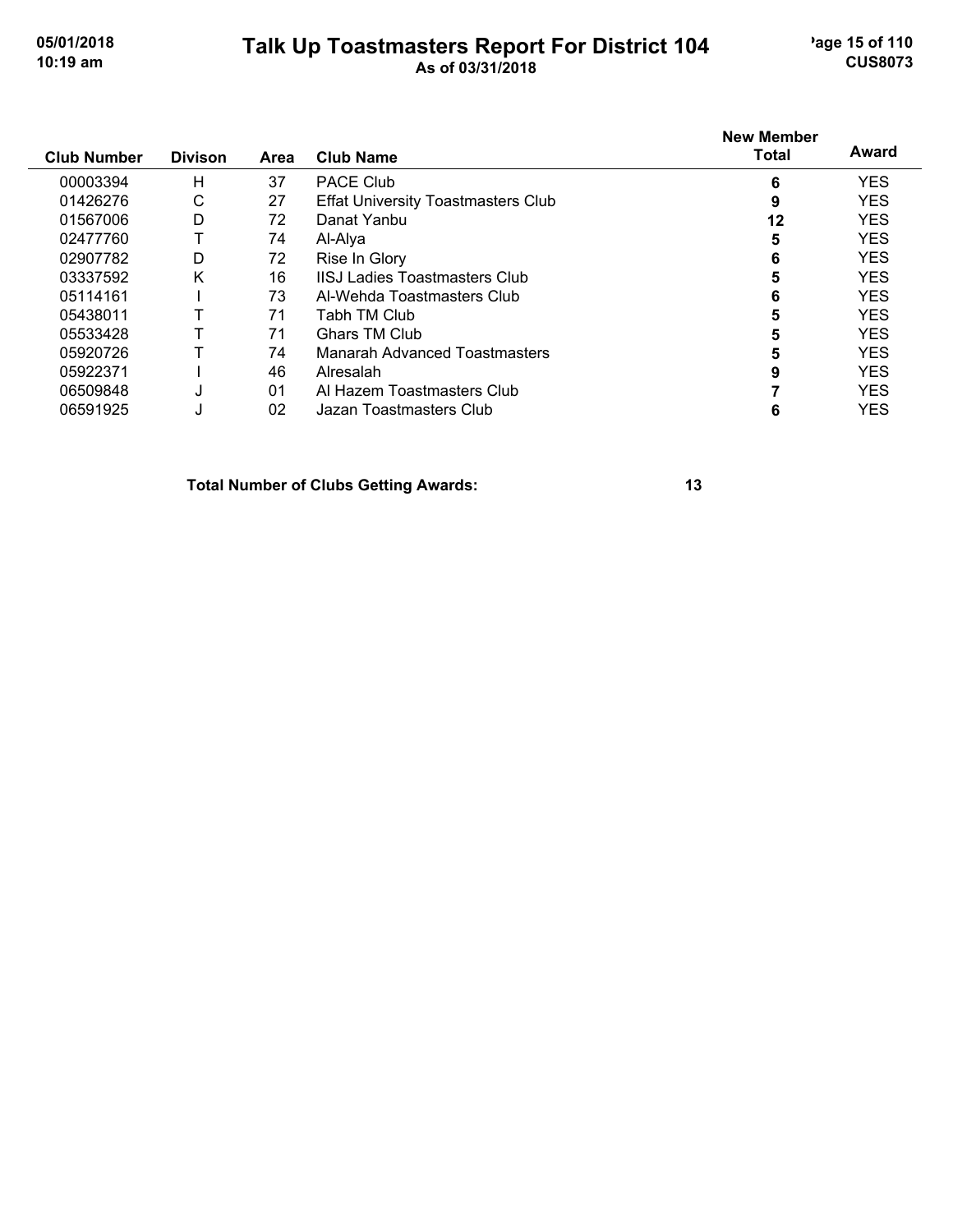# Talk Up Toastmasters Report For District 104

As of 03/31/2018

| Club Number | Divison | Area | Club Name | New Member Total | Award |
|---|---|---|---|---|---|
| 00003394 | H | 37 | PACE Club | 6 | YES |
| 01426276 | C | 27 | Effat University Toastmasters Club | 9 | YES |
| 01567006 | D | 72 | Danat Yanbu | 12 | YES |
| 02477760 | T | 74 | Al-Alya | 5 | YES |
| 02907782 | D | 72 | Rise In Glory | 6 | YES |
| 03337592 | K | 16 | IISJ Ladies Toastmasters Club | 5 | YES |
| 05114161 | I | 73 | Al-Wehda Toastmasters Club | 6 | YES |
| 05438011 | T | 71 | Tabh TM Club | 5 | YES |
| 05533428 | T | 71 | Ghars TM Club | 5 | YES |
| 05920726 | T | 74 | Manarah Advanced Toastmasters | 5 | YES |
| 05922371 | I | 46 | Alresalah | 9 | YES |
| 06509848 | J | 01 | Al Hazem Toastmasters Club | 7 | YES |
| 06591925 | J | 02 | Jazan Toastmasters Club | 6 | YES |

**Total Number of Clubs Getting Awards: 13**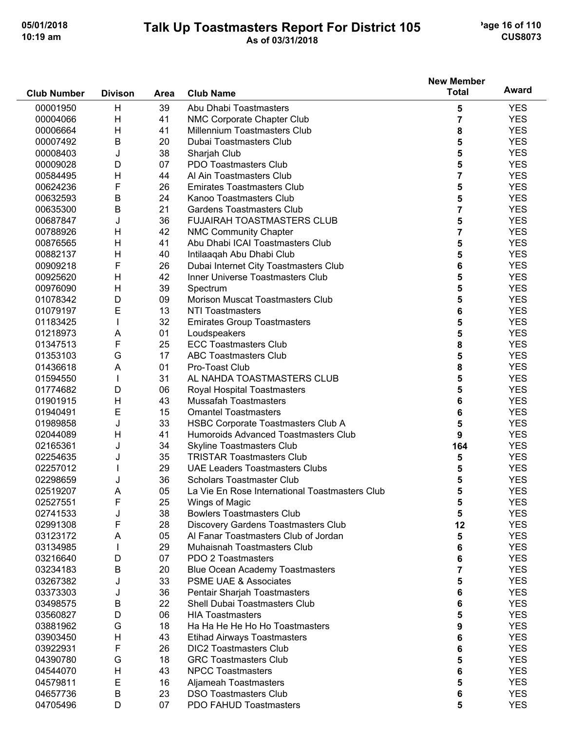# Talk Up Toastmasters Report For District 105

As of 03/31/2018

| Club Number | Divison | Area | Club Name | New Member Total | Award |
|---|---|---|---|---|---|
| 00001950 | H | 39 | Abu Dhabi Toastmasters | 5 | YES |
| 00004066 | H | 41 | NMC Corporate Chapter Club | 7 | YES |
| 00006664 | H | 41 | Millennium Toastmasters Club | 8 | YES |
| 00007492 | B | 20 | Dubai Toastmasters Club | 5 | YES |
| 00008403 | J | 38 | Sharjah Club | 5 | YES |
| 00009028 | D | 07 | PDO Toastmasters Club | 5 | YES |
| 00584495 | H | 44 | Al Ain Toastmasters Club | 7 | YES |
| 00624236 | F | 26 | Emirates Toastmasters Club | 5 | YES |
| 00632593 | B | 24 | Kanoo Toastmasters Club | 5 | YES |
| 00635300 | B | 21 | Gardens Toastmasters Club | 7 | YES |
| 00687847 | J | 36 | FUJAIRAH TOASTMASTERS CLUB | 5 | YES |
| 00788926 | H | 42 | NMC Community Chapter | 7 | YES |
| 00876565 | H | 41 | Abu Dhabi ICAI Toastmasters Club | 5 | YES |
| 00882137 | H | 40 | Intilaaqah Abu Dhabi Club | 5 | YES |
| 00909218 | F | 26 | Dubai Internet City Toastmasters Club | 6 | YES |
| 00925620 | H | 42 | Inner Universe Toastmasters Club | 5 | YES |
| 00976090 | H | 39 | Spectrum | 5 | YES |
| 01078342 | D | 09 | Morison Muscat Toastmasters Club | 5 | YES |
| 01079197 | E | 13 | NTI Toastmasters | 6 | YES |
| 01183425 | I | 32 | Emirates Group Toastmasters | 5 | YES |
| 01218973 | A | 01 | Loudspeakers | 5 | YES |
| 01347513 | F | 25 | ECC Toastmasters Club | 8 | YES |
| 01353103 | G | 17 | ABC Toastmasters Club | 5 | YES |
| 01436618 | A | 01 | Pro-Toast Club | 8 | YES |
| 01594550 | I | 31 | AL NAHDA TOASTMASTERS CLUB | 5 | YES |
| 01774682 | D | 06 | Royal Hospital Toastmasters | 5 | YES |
| 01901915 | H | 43 | Mussafah Toastmasters | 6 | YES |
| 01940491 | E | 15 | Omantel Toastmasters | 6 | YES |
| 01989858 | J | 33 | HSBC Corporate Toastmasters Club A | 5 | YES |
| 02044089 | H | 41 | Humoroids Advanced Toastmasters Club | 9 | YES |
| 02165361 | J | 34 | Skyline Toastmasters Club | 164 | YES |
| 02254635 | J | 35 | TRISTAR Toastmasters Club | 5 | YES |
| 02257012 | I | 29 | UAE Leaders Toastmasters Clubs | 5 | YES |
| 02298659 | J | 36 | Scholars Toastmaster Club | 5 | YES |
| 02519207 | A | 05 | La Vie En Rose International Toastmasters Club | 5 | YES |
| 02527551 | F | 25 | Wings of Magic | 5 | YES |
| 02741533 | J | 38 | Bowlers Toastmasters Club | 5 | YES |
| 02991308 | F | 28 | Discovery Gardens Toastmasters Club | 12 | YES |
| 03123172 | A | 05 | Al Fanar Toastmasters Club of Jordan | 5 | YES |
| 03134985 | I | 29 | Muhaisnah Toastmasters Club | 6 | YES |
| 03216640 | D | 07 | PDO 2 Toastmasters | 6 | YES |
| 03234183 | B | 20 | Blue Ocean Academy Toastmasters | 7 | YES |
| 03267382 | J | 33 | PSME UAE & Associates | 5 | YES |
| 03373303 | J | 36 | Pentair Sharjah Toastmasters | 6 | YES |
| 03498575 | B | 22 | Shell Dubai Toastmasters Club | 6 | YES |
| 03560827 | D | 06 | HIA Toastmasters | 5 | YES |
| 03881962 | G | 18 | Ha Ha He He Ho Ho Toastmasters | 9 | YES |
| 03903450 | H | 43 | Etihad Airways Toastmasters | 6 | YES |
| 03922931 | F | 26 | DIC2 Toastmasters Club | 6 | YES |
| 04390780 | G | 18 | GRC Toastmasters Club | 5 | YES |
| 04544070 | H | 43 | NPCC Toastmasters | 6 | YES |
| 04579811 | E | 16 | Aljameah Toastmasters | 5 | YES |
| 04657736 | B | 23 | DSO Toastmasters Club | 6 | YES |
| 04705496 | D | 07 | PDO FAHUD Toastmasters | 5 | YES |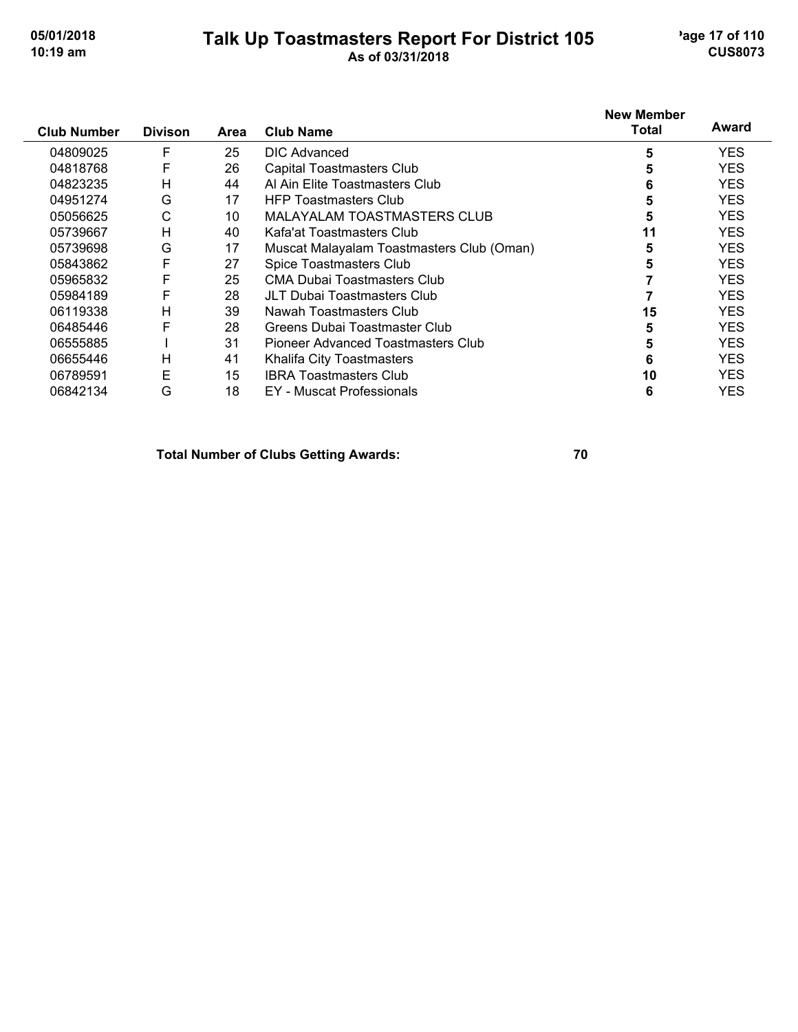| Club Number | Divison | Area | Club Name | New Member Total | Award |
|---|---|---|---|---|---|
| 04809025 | F | 25 | DIC Advanced | 5 | YES |
| 04818768 | F | 26 | Capital Toastmasters Club | 5 | YES |
| 04823235 | H | 44 | Al Ain Elite Toastmasters Club | 6 | YES |
| 04951274 | G | 17 | HFP Toastmasters Club | 5 | YES |
| 05056625 | C | 10 | MALAYALAM TOASTMASTERS CLUB | 5 | YES |
| 05739667 | H | 40 | Kafa'at Toastmasters Club | 11 | YES |
| 05739698 | G | 17 | Muscat Malayalam Toastmasters Club (Oman) | 5 | YES |
| 05843862 | F | 27 | Spice Toastmasters Club | 5 | YES |
| 05965832 | F | 25 | CMA Dubai Toastmasters Club | 7 | YES |
| 05984189 | F | 28 | JLT Dubai Toastmasters Club | 7 | YES |
| 06119338 | H | 39 | Nawah Toastmasters Club | 15 | YES |
| 06485446 | F | 28 | Greens Dubai Toastmaster Club | 5 | YES |
| 06555885 | I | 31 | Pioneer Advanced Toastmasters Club | 5 | YES |
| 06655446 | H | 41 | Khalifa City Toastmasters | 6 | YES |
| 06789591 | E | 15 | IBRA Toastmasters Club | 10 | YES |
| 06842134 | G | 18 | EY - Muscat Professionals | 6 | YES |

**Total Number of Clubs Getting Awards: 70**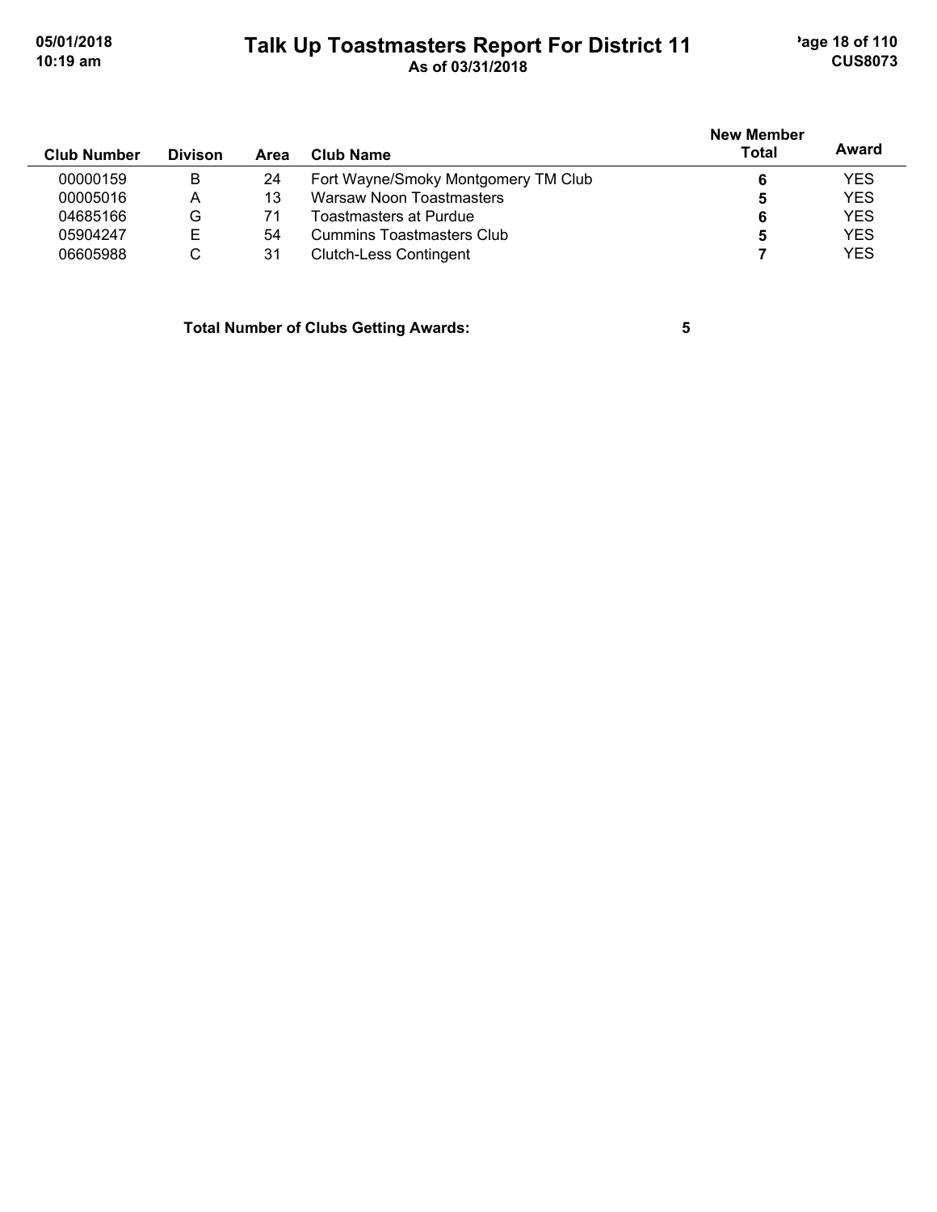| Club Number | Divison | Area | Club Name | New Member Total | Award |
|---|---|---|---|---|---|
| 00000159 | B | 24 | Fort Wayne/Smoky Montgomery TM Club | 6 | YES |
| 00005016 | A | 13 | Warsaw Noon Toastmasters | 5 | YES |
| 04685166 | G | 71 | Toastmasters at Purdue | 6 | YES |
| 05904247 | E | 54 | Cummins Toastmasters Club | 5 | YES |
| 06605988 | C | 31 | Clutch-Less Contingent | 7 | YES |

**Total Number of Clubs Getting Awards: 5**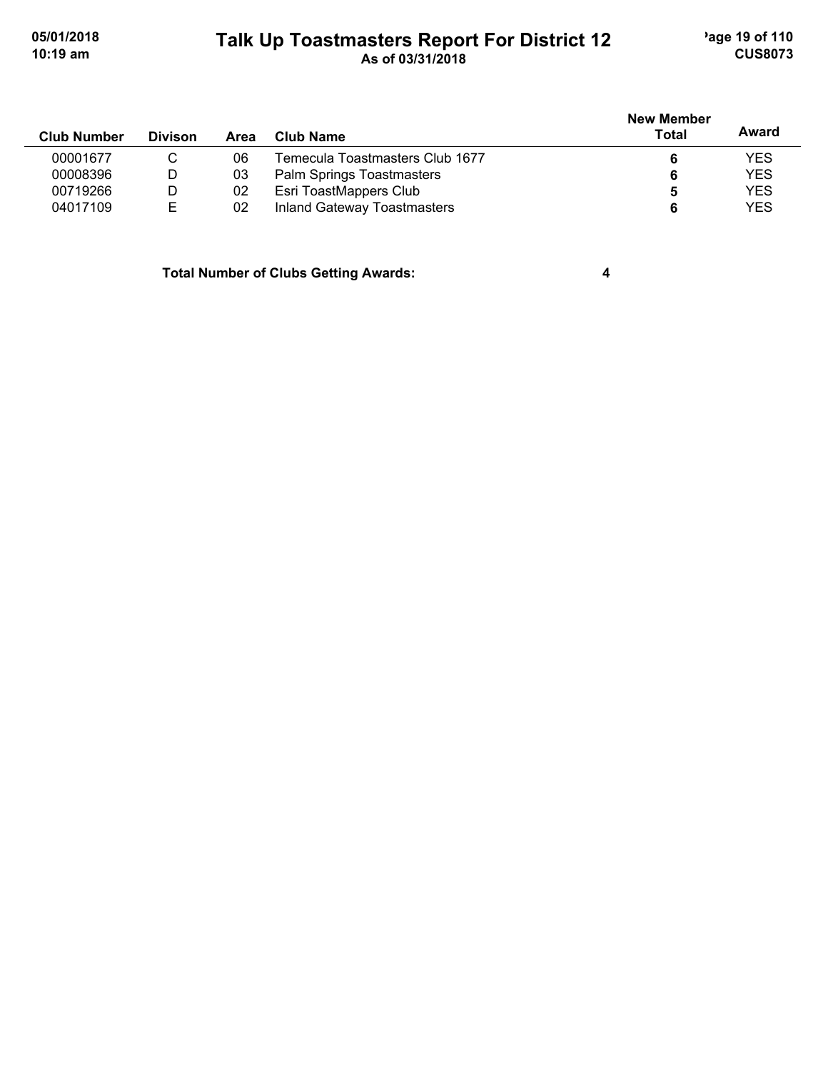# Talk Up Toastmasters Report For District 12

As of 03/31/2018

| Club Number | Divison | Area | Club Name | New Member Total | Award |
|---|---|---|---|---|---|
| 00001677 | C | 06 | Temecula Toastmasters Club 1677 | **6** | YES |
| 00008396 | D | 03 | Palm Springs Toastmasters | **6** | YES |
| 00719266 | D | 02 | Esri ToastMappers Club | **5** | YES |
| 04017109 | E | 02 | Inland Gateway Toastmasters | **6** | YES |

**Total Number of Clubs Getting Awards: 4**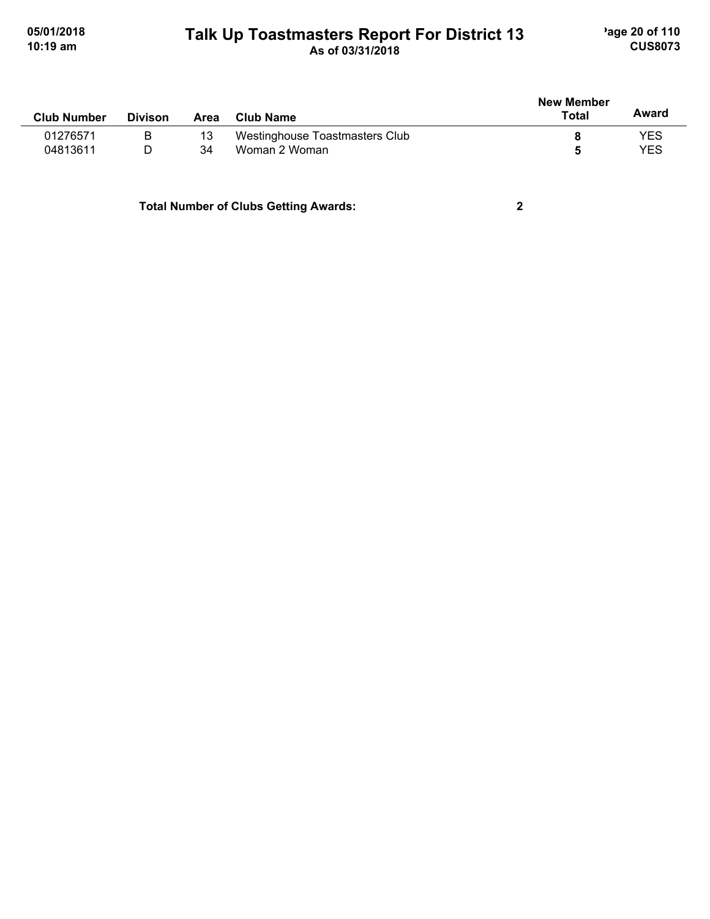| Club Number | Divison | Area | Club Name | New Member Total | Award |
|---|---|---|---|---|---|
| 01276571 | B | 13 | Westinghouse Toastmasters Club | **8** | YES |
| 04813611 | D | 34 | Woman 2 Woman | **5** | YES |

**Total Number of Clubs Getting Awards: 2**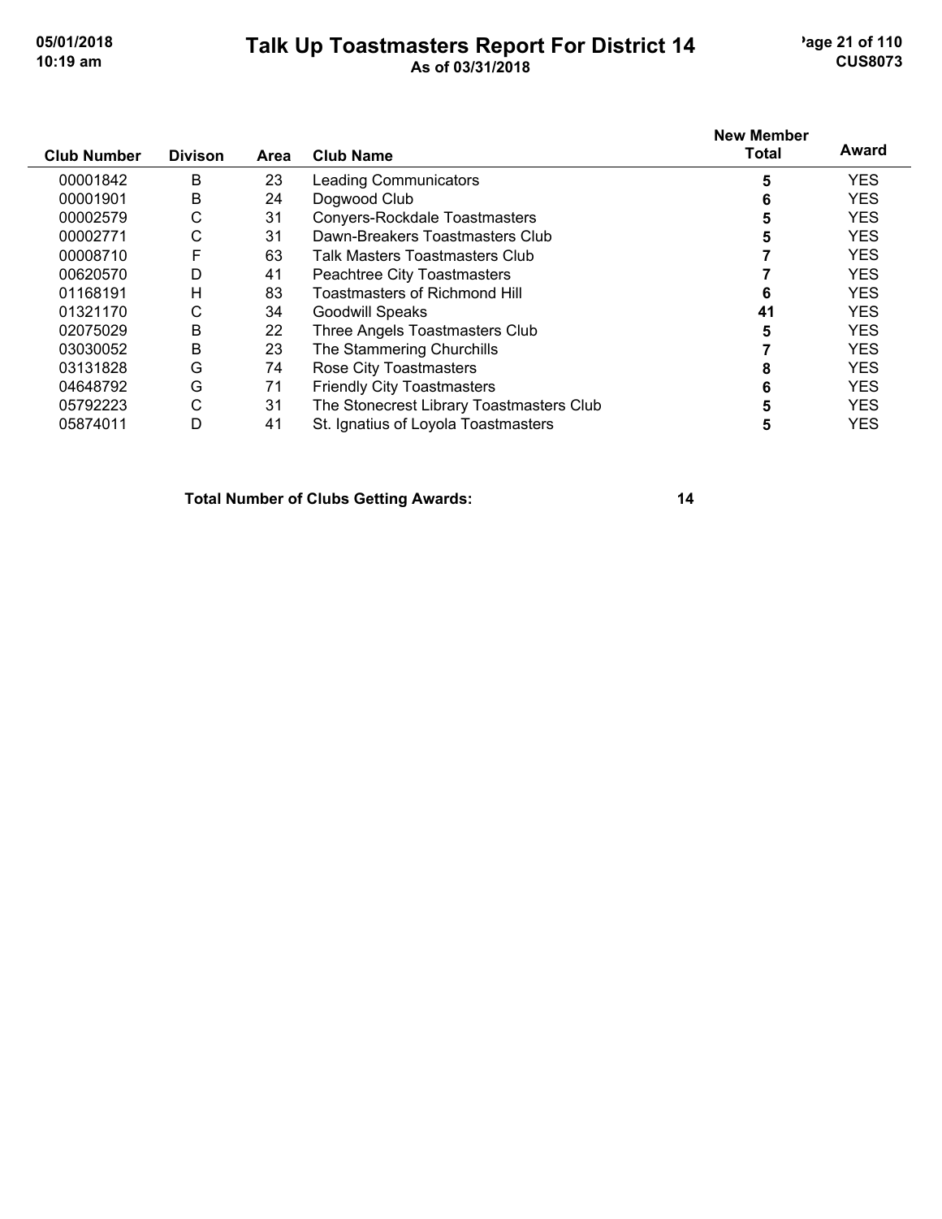# Talk Up Toastmasters Report For District 14

As of 03/31/2018

| Club Number | Divison | Area | Club Name | New Member Total | Award |
|---|---|---|---|---|---|
| 00001842 | B | 23 | Leading Communicators | 5 | YES |
| 00001901 | B | 24 | Dogwood Club | 6 | YES |
| 00002579 | C | 31 | Conyers-Rockdale Toastmasters | 5 | YES |
| 00002771 | C | 31 | Dawn-Breakers Toastmasters Club | 5 | YES |
| 00008710 | F | 63 | Talk Masters Toastmasters Club | 7 | YES |
| 00620570 | D | 41 | Peachtree City Toastmasters | 7 | YES |
| 01168191 | H | 83 | Toastmasters of Richmond Hill | 6 | YES |
| 01321170 | C | 34 | Goodwill Speaks | 41 | YES |
| 02075029 | B | 22 | Three Angels Toastmasters Club | 5 | YES |
| 03030052 | B | 23 | The Stammering Churchills | 7 | YES |
| 03131828 | G | 74 | Rose City Toastmasters | 8 | YES |
| 04648792 | G | 71 | Friendly City Toastmasters | 6 | YES |
| 05792223 | C | 31 | The Stonecrest Library Toastmasters Club | 5 | YES |
| 05874011 | D | 41 | St. Ignatius of Loyola Toastmasters | 5 | YES |

**Total Number of Clubs Getting Awards: 14**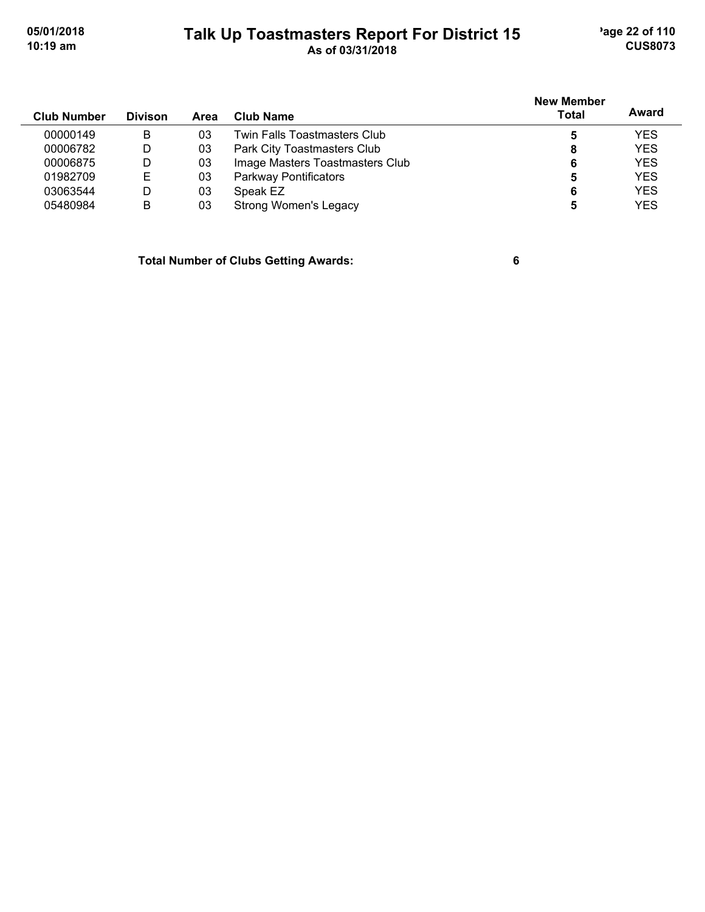# Talk Up Toastmasters Report For District 15

As of 03/31/2018

| Club Number | Divison | Area | Club Name | New Member Total | Award |
|---|---|---|---|---|---|
| 00000149 | B | 03 | Twin Falls Toastmasters Club | **5** | YES |
| 00006782 | D | 03 | Park City Toastmasters Club | **8** | YES |
| 00006875 | D | 03 | Image Masters Toastmasters Club | **6** | YES |
| 01982709 | E | 03 | Parkway Pontificators | **5** | YES |
| 03063544 | D | 03 | Speak EZ | **6** | YES |
| 05480984 | B | 03 | Strong Women's Legacy | **5** | YES |

**Total Number of Clubs Getting Awards: 6**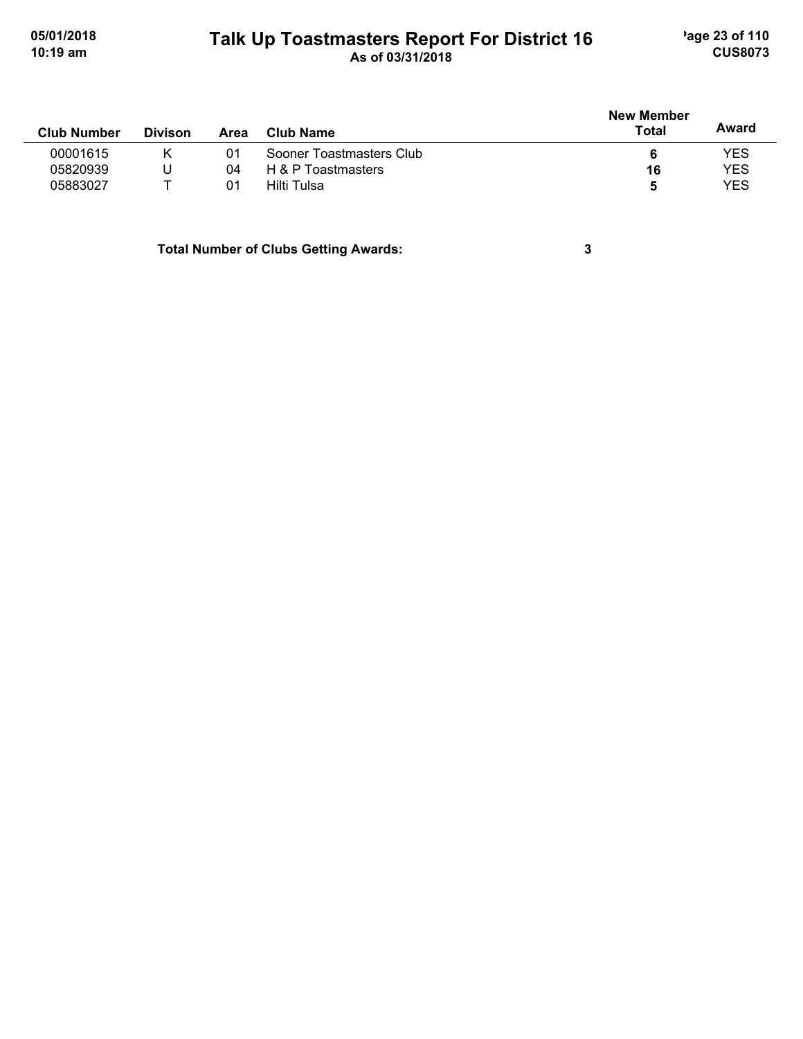# Talk Up Toastmasters Report For District 16

As of 03/31/2018

| Club Number | Divison | Area | Club Name | New Member Total | Award |
|---|---|---|---|---|---|
| 00001615 | K | 01 | Sooner Toastmasters Club | **6** | YES |
| 05820939 | U | 04 | H & P Toastmasters | **16** | YES |
| 05883027 | T | 01 | Hilti Tulsa | **5** | YES |

**Total Number of Clubs Getting Awards:** **3**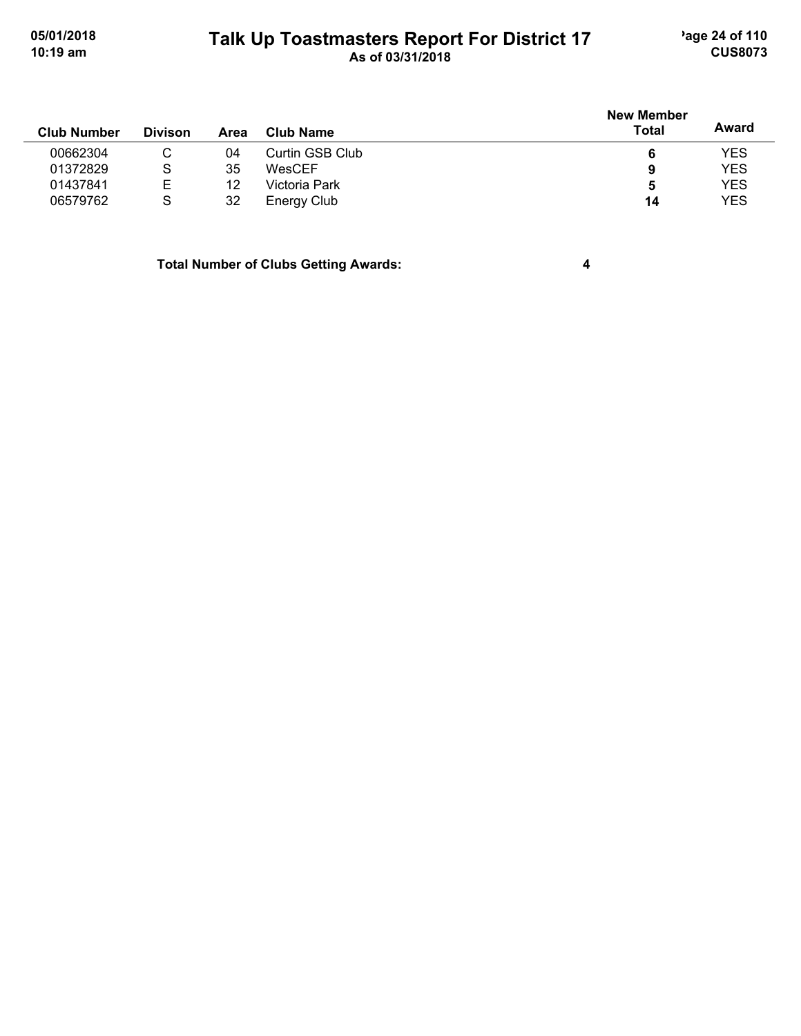| Club Number | Divison | Area | Club Name | New Member Total | Award |
|---|---|---|---|---|---|
| 00662304 | C | 04 | Curtin GSB Club | **6** | YES |
| 01372829 | S | 35 | WesCEF | **9** | YES |
| 01437841 | E | 12 | Victoria Park | **5** | YES |
| 06579762 | S | 32 | Energy Club | **14** | YES |

**Total Number of Clubs Getting Awards:** **4**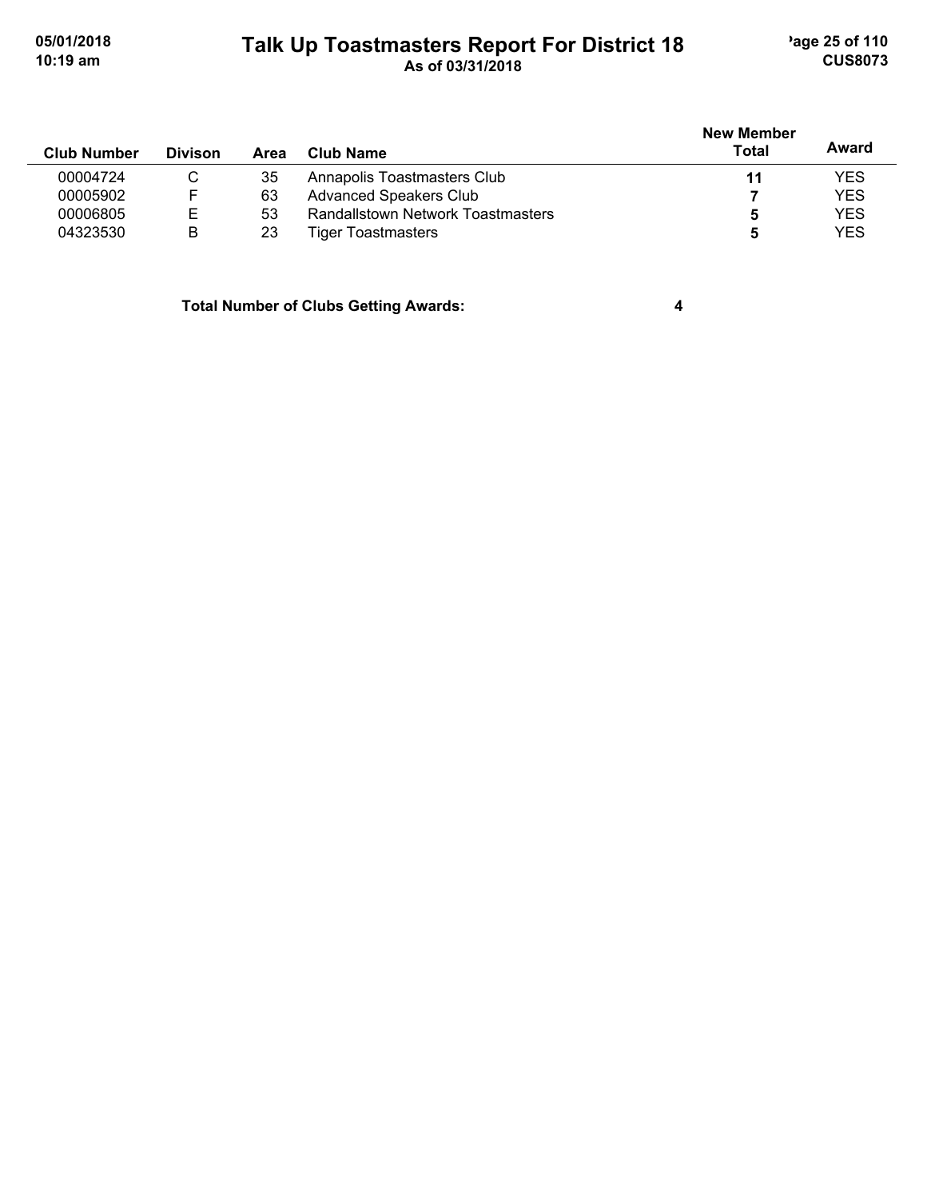# Talk Up Toastmasters Report For District 18

As of 03/31/2018

| Club Number | Divison | Area | Club Name | New Member Total | Award |
|---|---|---|---|---|---|
| 00004724 | C | 35 | Annapolis Toastmasters Club | **11** | YES |
| 00005902 | F | 63 | Advanced Speakers Club | **7** | YES |
| 00006805 | E | 53 | Randallstown Network Toastmasters | **5** | YES |
| 04323530 | B | 23 | Tiger Toastmasters | **5** | YES |

**Total Number of Clubs Getting Awards: 4**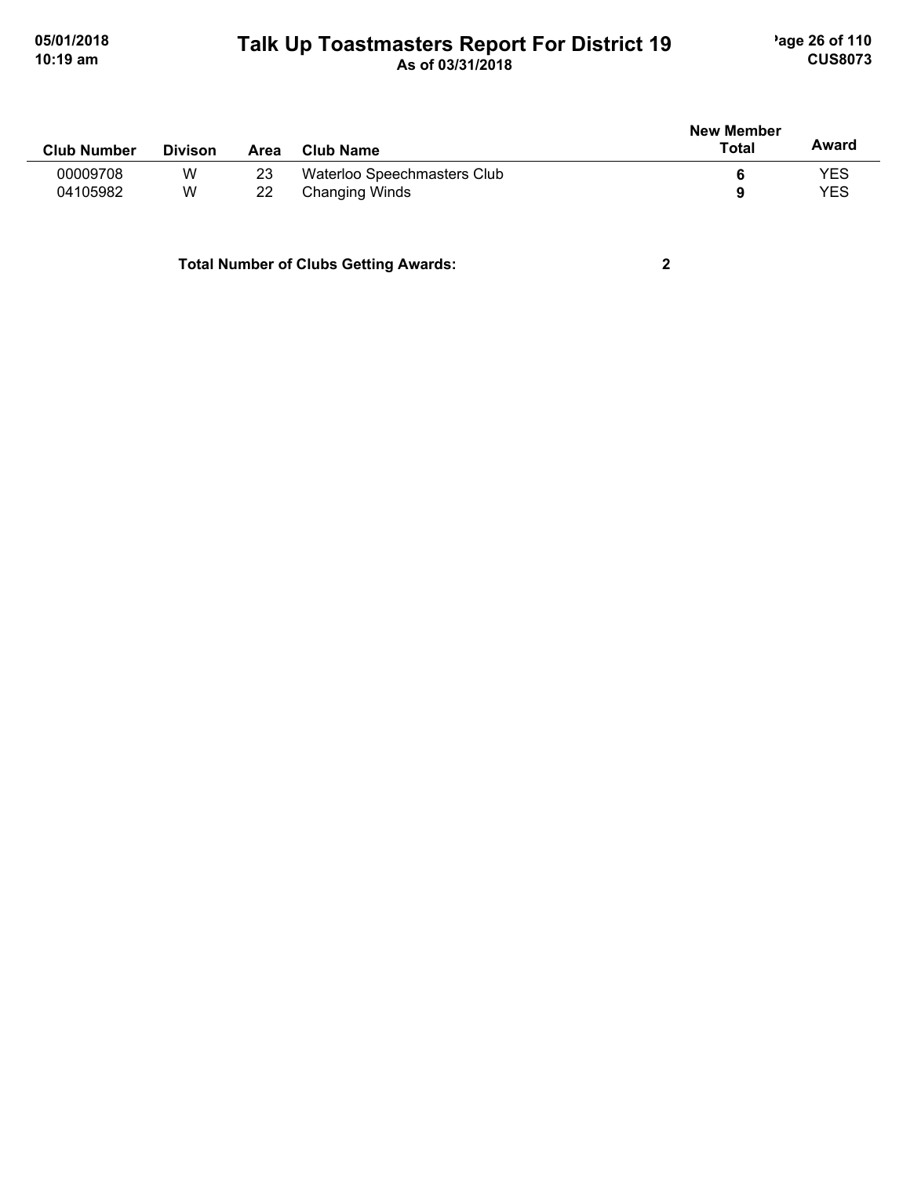# Talk Up Toastmasters Report For District 19

As of 03/31/2018

| Club Number | Divison | Area | Club Name | New Member Total | Award |
|---|---|---|---|---|---|
| 00009708 | W | 23 | Waterloo Speechmasters Club | **6** | YES |
| 04105982 | W | 22 | Changing Winds | **9** | YES |

**Total Number of Clubs Getting Awards: 2**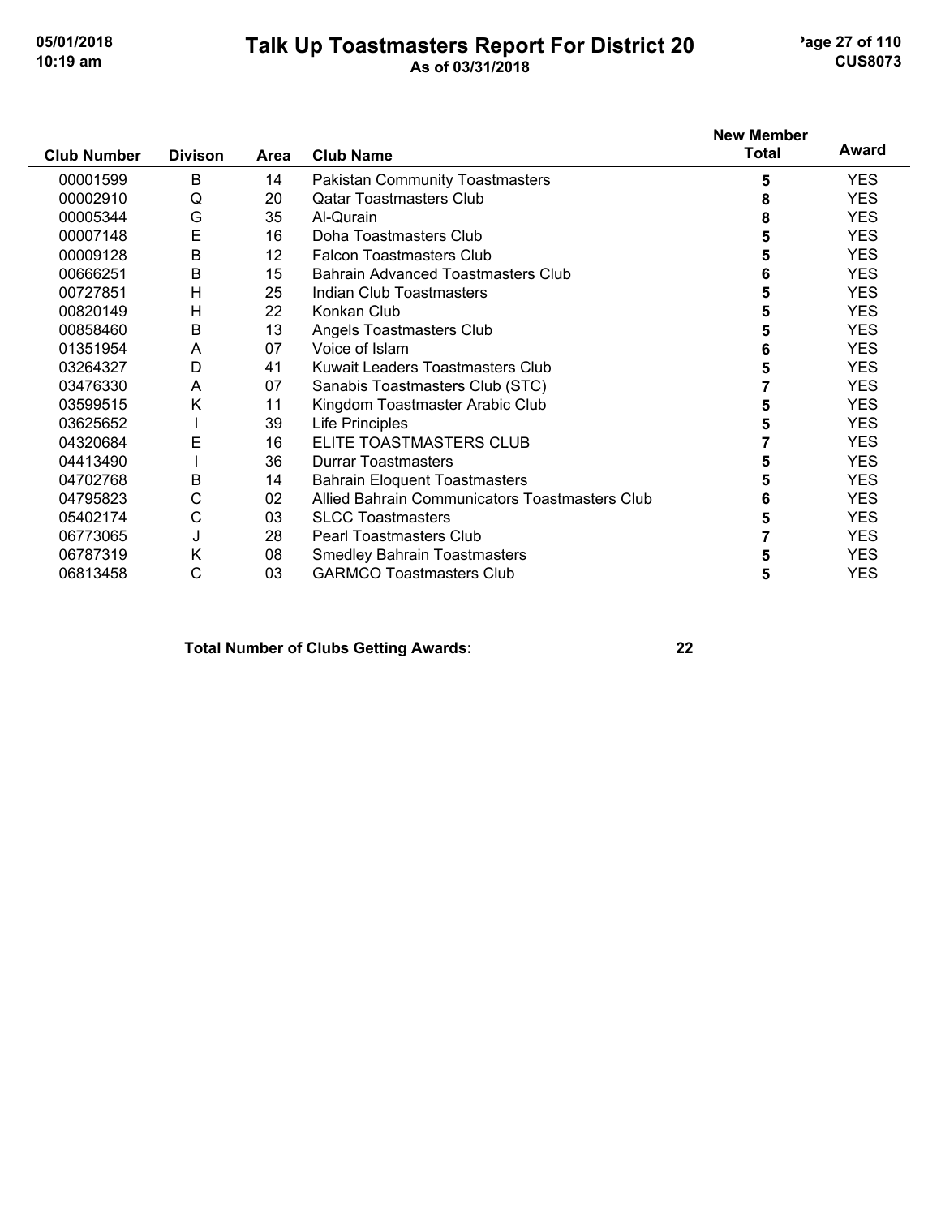# Talk Up Toastmasters Report For District 20

As of 03/31/2018

| Club Number | Divison | Area | Club Name | New Member Total | Award |
|---|---|---|---|---|---|
| 00001599 | B | 14 | Pakistan Community Toastmasters | 5 | YES |
| 00002910 | Q | 20 | Qatar Toastmasters Club | 8 | YES |
| 00005344 | G | 35 | Al-Qurain | 8 | YES |
| 00007148 | E | 16 | Doha Toastmasters Club | 5 | YES |
| 00009128 | B | 12 | Falcon Toastmasters Club | 5 | YES |
| 00666251 | B | 15 | Bahrain Advanced Toastmasters Club | 6 | YES |
| 00727851 | H | 25 | Indian Club Toastmasters | 5 | YES |
| 00820149 | H | 22 | Konkan Club | 5 | YES |
| 00858460 | B | 13 | Angels Toastmasters Club | 5 | YES |
| 01351954 | A | 07 | Voice of Islam | 6 | YES |
| 03264327 | D | 41 | Kuwait Leaders Toastmasters Club | 5 | YES |
| 03476330 | A | 07 | Sanabis Toastmasters Club (STC) | 7 | YES |
| 03599515 | K | 11 | Kingdom Toastmaster Arabic Club | 5 | YES |
| 03625652 | I | 39 | Life Principles | 5 | YES |
| 04320684 | E | 16 | ELITE TOASTMASTERS CLUB | 7 | YES |
| 04413490 | I | 36 | Durrar Toastmasters | 5 | YES |
| 04702768 | B | 14 | Bahrain Eloquent Toastmasters | 5 | YES |
| 04795823 | C | 02 | Allied Bahrain Communicators Toastmasters Club | 6 | YES |
| 05402174 | C | 03 | SLCC Toastmasters | 5 | YES |
| 06773065 | J | 28 | Pearl Toastmasters Club | 7 | YES |
| 06787319 | K | 08 | Smedley Bahrain Toastmasters | 5 | YES |
| 06813458 | C | 03 | GARMCO Toastmasters Club | 5 | YES |

**Total Number of Clubs Getting Awards: 22**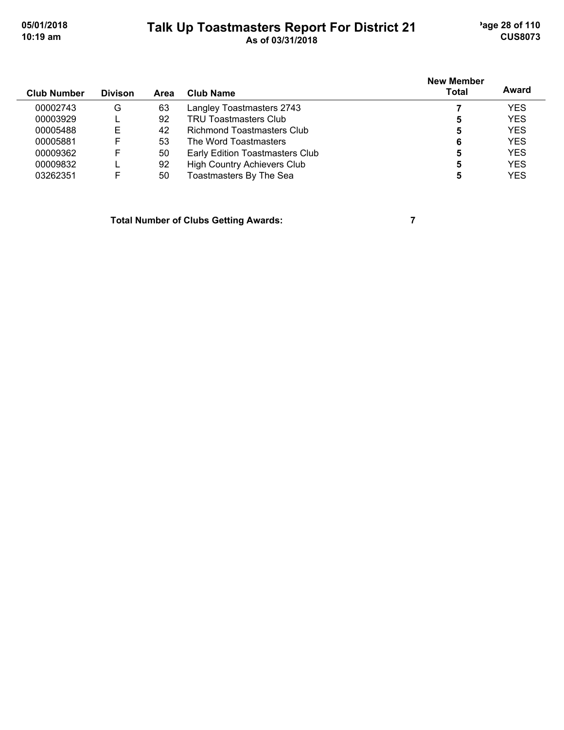# Talk Up Toastmasters Report For District 21

As of 03/31/2018

| Club Number | Divison | Area | Club Name | New Member Total | Award |
|---|---|---|---|---|---|
| 00002743 | G | 63 | Langley Toastmasters 2743 | **7** | YES |
| 00003929 | L | 92 | TRU Toastmasters Club | **5** | YES |
| 00005488 | E | 42 | Richmond Toastmasters Club | **5** | YES |
| 00005881 | F | 53 | The Word Toastmasters | **6** | YES |
| 00009362 | F | 50 | Early Edition Toastmasters Club | **5** | YES |
| 00009832 | L | 92 | High Country Achievers Club | **5** | YES |
| 03262351 | F | 50 | Toastmasters By The Sea | **5** | YES |

**Total Number of Clubs Getting Awards: 7**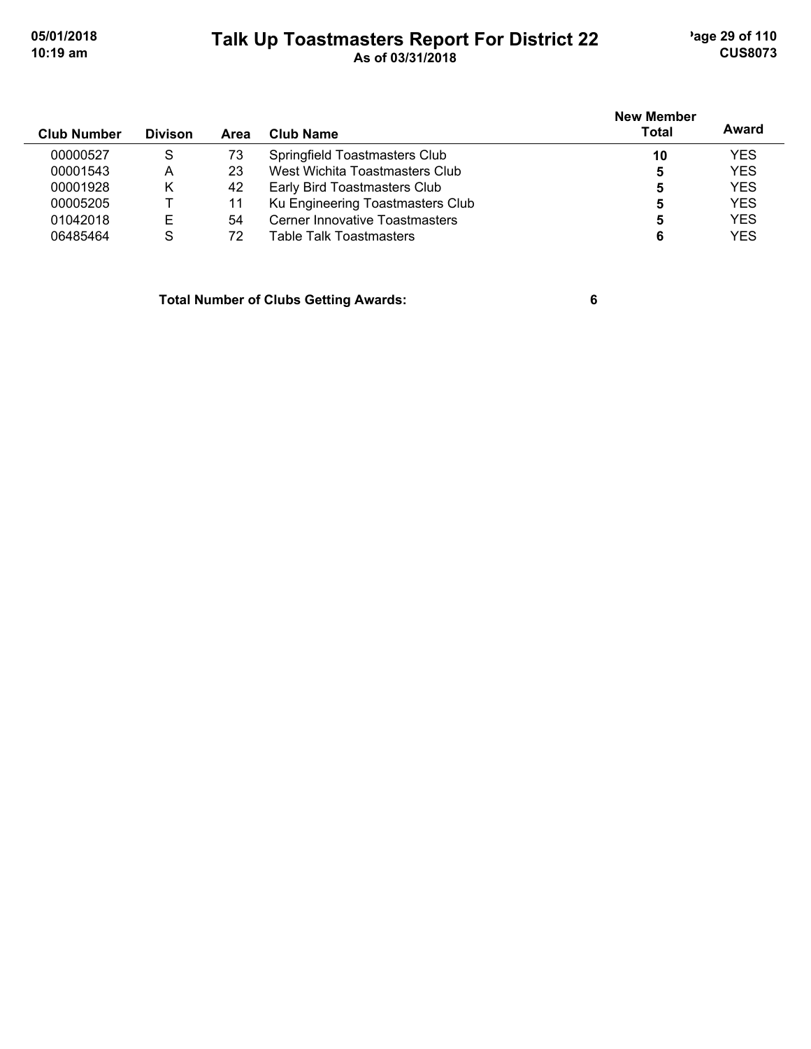# Talk Up Toastmasters Report For District 22

As of 03/31/2018

| Club Number | Divison | Area | Club Name | New Member Total | Award |
|---|---|---|---|---|---|
| 00000527 | S | 73 | Springfield Toastmasters Club | **10** | YES |
| 00001543 | A | 23 | West Wichita Toastmasters Club | **5** | YES |
| 00001928 | K | 42 | Early Bird Toastmasters Club | **5** | YES |
| 00005205 | T | 11 | Ku Engineering Toastmasters Club | **5** | YES |
| 01042018 | E | 54 | Cerner Innovative Toastmasters | **5** | YES |
| 06485464 | S | 72 | Table Talk Toastmasters | **6** | YES |

**Total Number of Clubs Getting Awards: 6**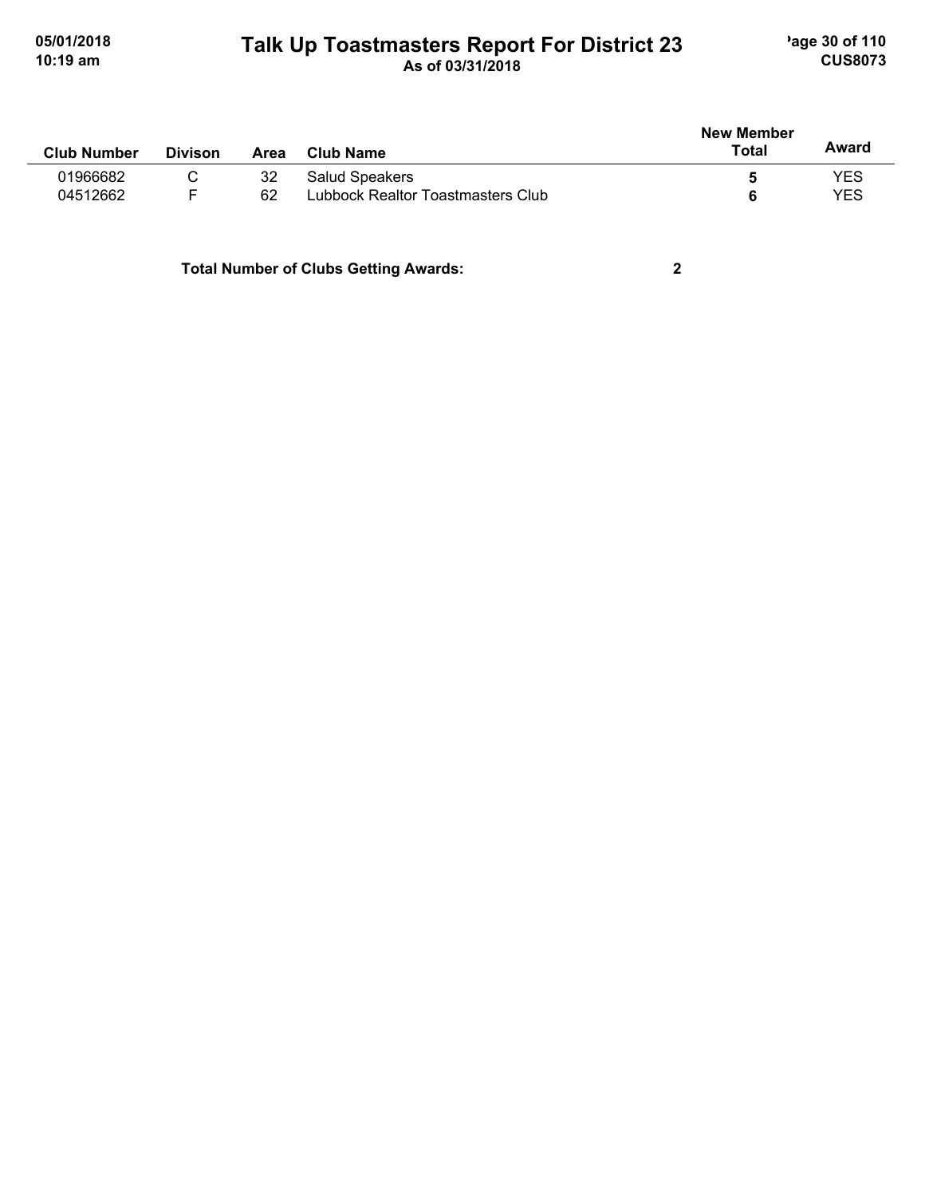# Talk Up Toastmasters Report For District 23

As of 03/31/2018

| Club Number | Divison | Area | Club Name | New Member Total | Award |
|---|---|---|---|---|---|
| 01966682 | C | 32 | Salud Speakers | **5** | YES |
| 04512662 | F | 62 | Lubbock Realtor Toastmasters Club | **6** | YES |

**Total Number of Clubs Getting Awards: 2**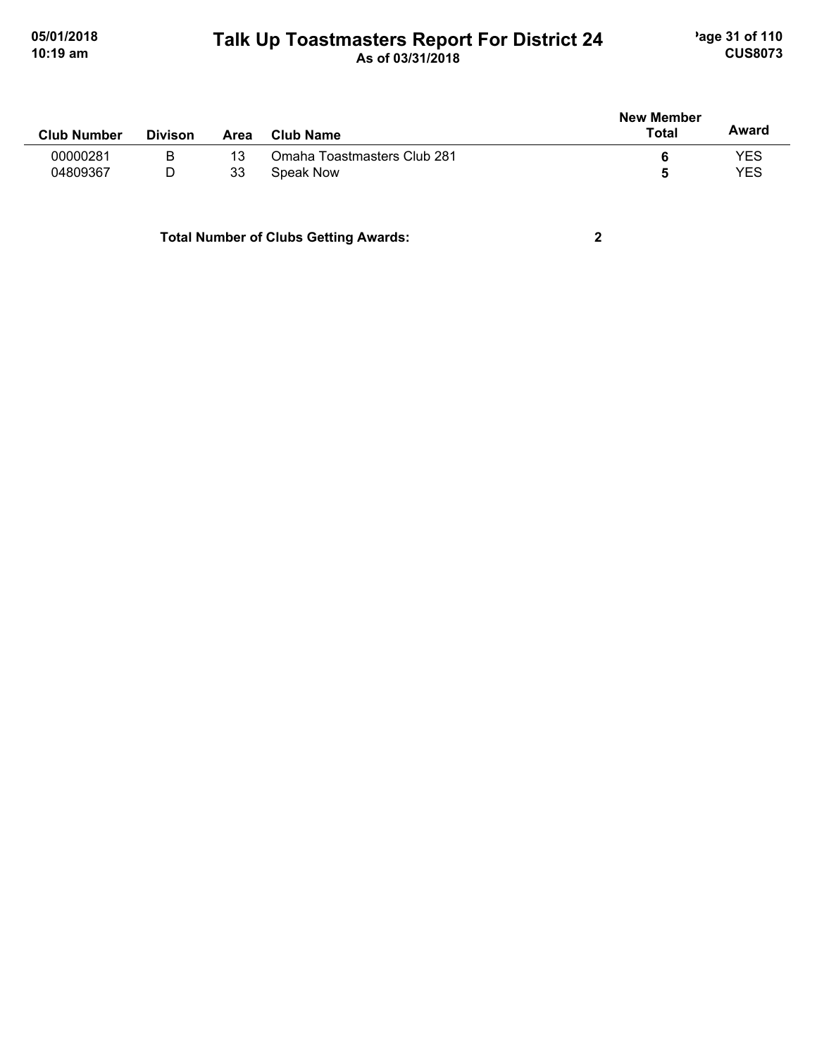| Club Number | Divison | Area | Club Name | New Member Total | Award |
|---|---|---|---|---|---|
| 00000281 | B | 13 | Omaha Toastmasters Club 281 | **6** | YES |
| 04809367 | D | 33 | Speak Now | **5** | YES |

**Total Number of Clubs Getting Awards:** **2**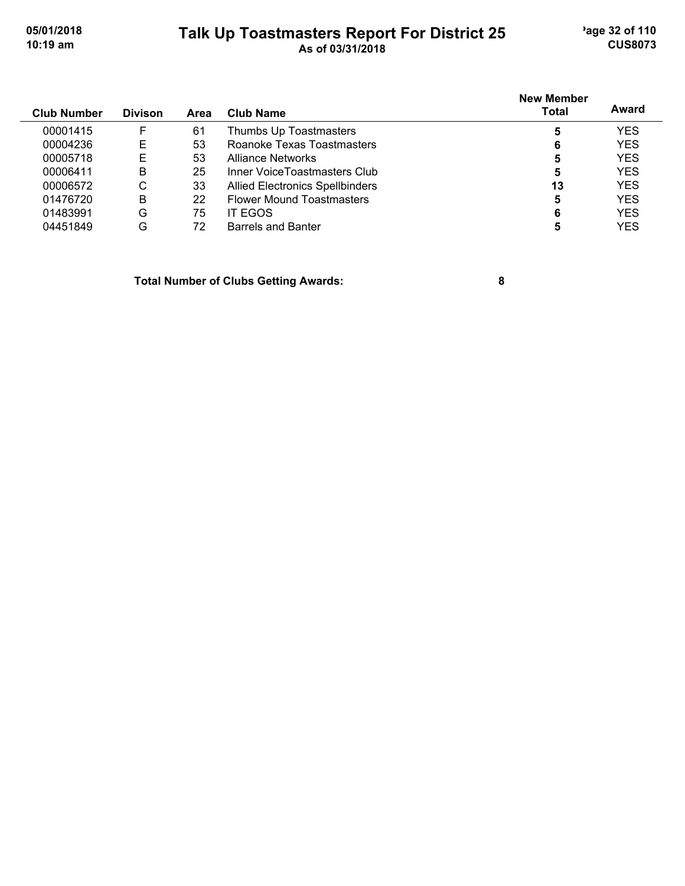| Club Number | Divison | Area | Club Name | New Member Total | Award |
|---|---|---|---|---|---|
| 00001415 | F | 61 | Thumbs Up Toastmasters | **5** | YES |
| 00004236 | E | 53 | Roanoke Texas Toastmasters | **6** | YES |
| 00005718 | E | 53 | Alliance Networks | **5** | YES |
| 00006411 | B | 25 | Inner VoiceToastmasters Club | **5** | YES |
| 00006572 | C | 33 | Allied Electronics Spellbinders | **13** | YES |
| 01476720 | B | 22 | Flower Mound Toastmasters | **5** | YES |
| 01483991 | G | 75 | IT EGOS | **6** | YES |
| 04451849 | G | 72 | Barrels and Banter | **5** | YES |

**Total Number of Clubs Getting Awards: 8**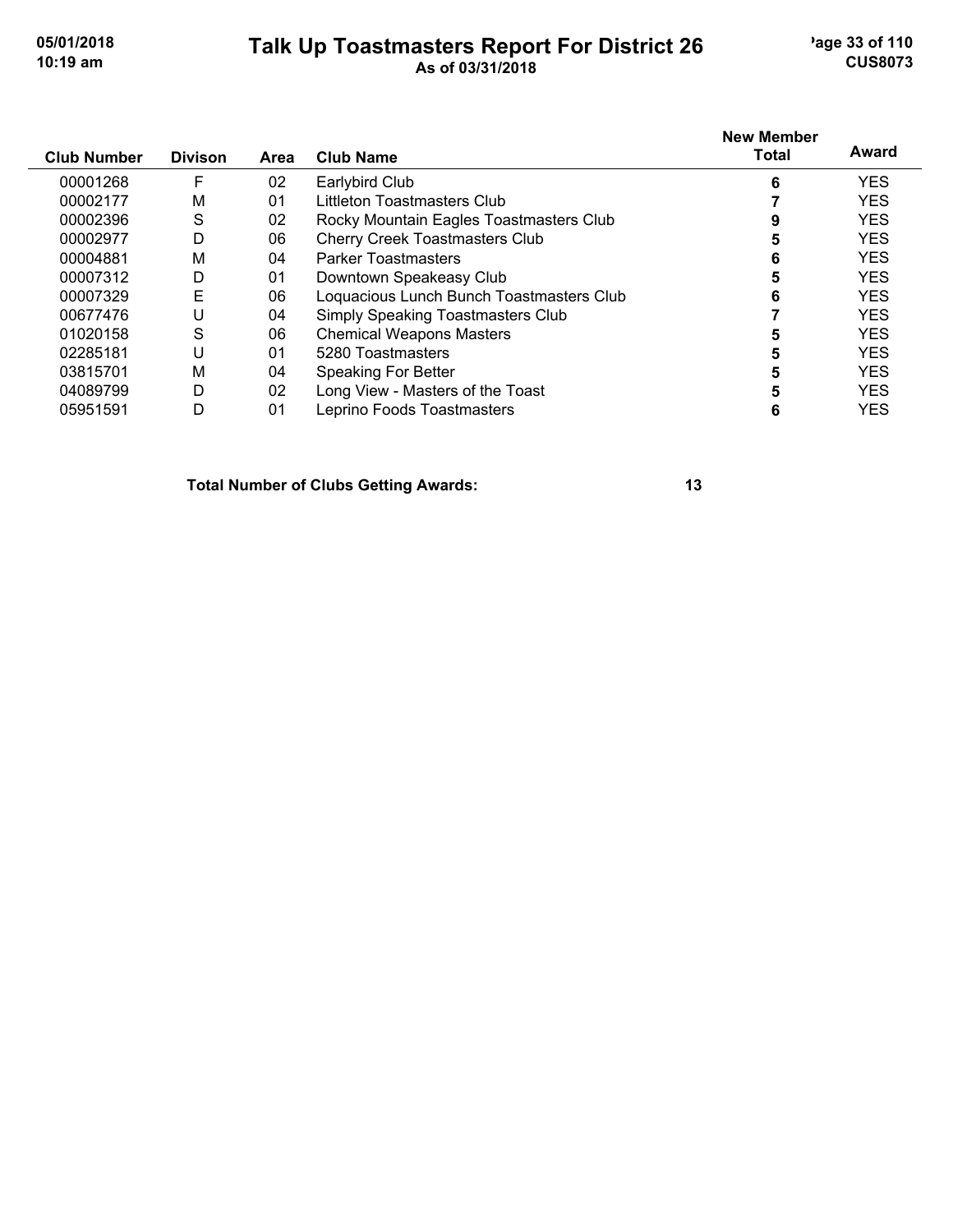# Talk Up Toastmasters Report For District 26

As of 03/31/2018

| Club Number | Divison | Area | Club Name | New Member Total | Award |
|---|---|---|---|---|---|
| 00001268 | F | 02 | Earlybird Club | **6** | YES |
| 00002177 | M | 01 | Littleton Toastmasters Club | **7** | YES |
| 00002396 | S | 02 | Rocky Mountain Eagles Toastmasters Club | **9** | YES |
| 00002977 | D | 06 | Cherry Creek Toastmasters Club | **5** | YES |
| 00004881 | M | 04 | Parker Toastmasters | **6** | YES |
| 00007312 | D | 01 | Downtown Speakeasy Club | **5** | YES |
| 00007329 | E | 06 | Loquacious Lunch Bunch Toastmasters Club | **6** | YES |
| 00677476 | U | 04 | Simply Speaking Toastmasters Club | **7** | YES |
| 01020158 | S | 06 | Chemical Weapons Masters | **5** | YES |
| 02285181 | U | 01 | 5280 Toastmasters | **5** | YES |
| 03815701 | M | 04 | Speaking For Better | **5** | YES |
| 04089799 | D | 02 | Long View - Masters of the Toast | **5** | YES |
| 05951591 | D | 01 | Leprino Foods Toastmasters | **6** | YES |

**Total Number of Clubs Getting Awards: 13**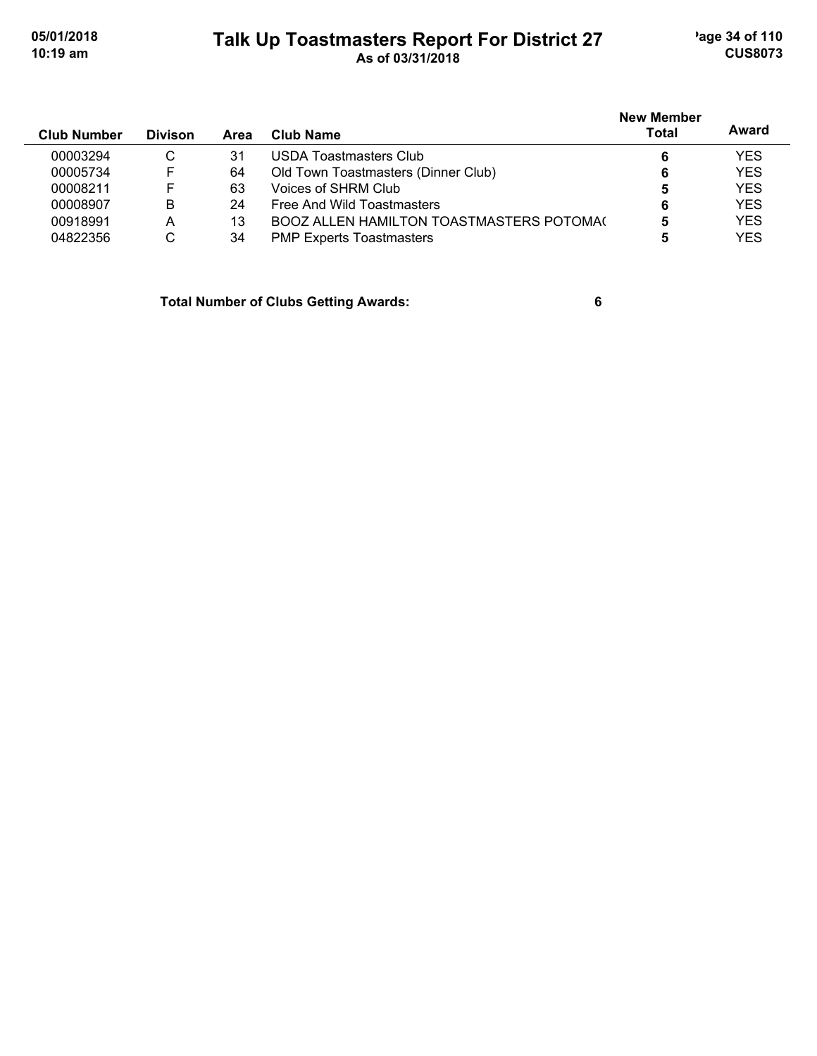# Talk Up Toastmasters Report For District 27

As of 03/31/2018

| Club Number | Divison | Area | Club Name | New Member Total | Award |
|---|---|---|---|---|---|
| 00003294 | C | 31 | USDA Toastmasters Club | 6 | YES |
| 00005734 | F | 64 | Old Town Toastmasters (Dinner Club) | 6 | YES |
| 00008211 | F | 63 | Voices of SHRM Club | 5 | YES |
| 00008907 | B | 24 | Free And Wild Toastmasters | 6 | YES |
| 00918991 | A | 13 | BOOZ ALLEN HAMILTON TOASTMASTERS POTOMA( | 5 | YES |
| 04822356 | C | 34 | PMP Experts Toastmasters | 5 | YES |

**Total Number of Clubs Getting Awards: 6**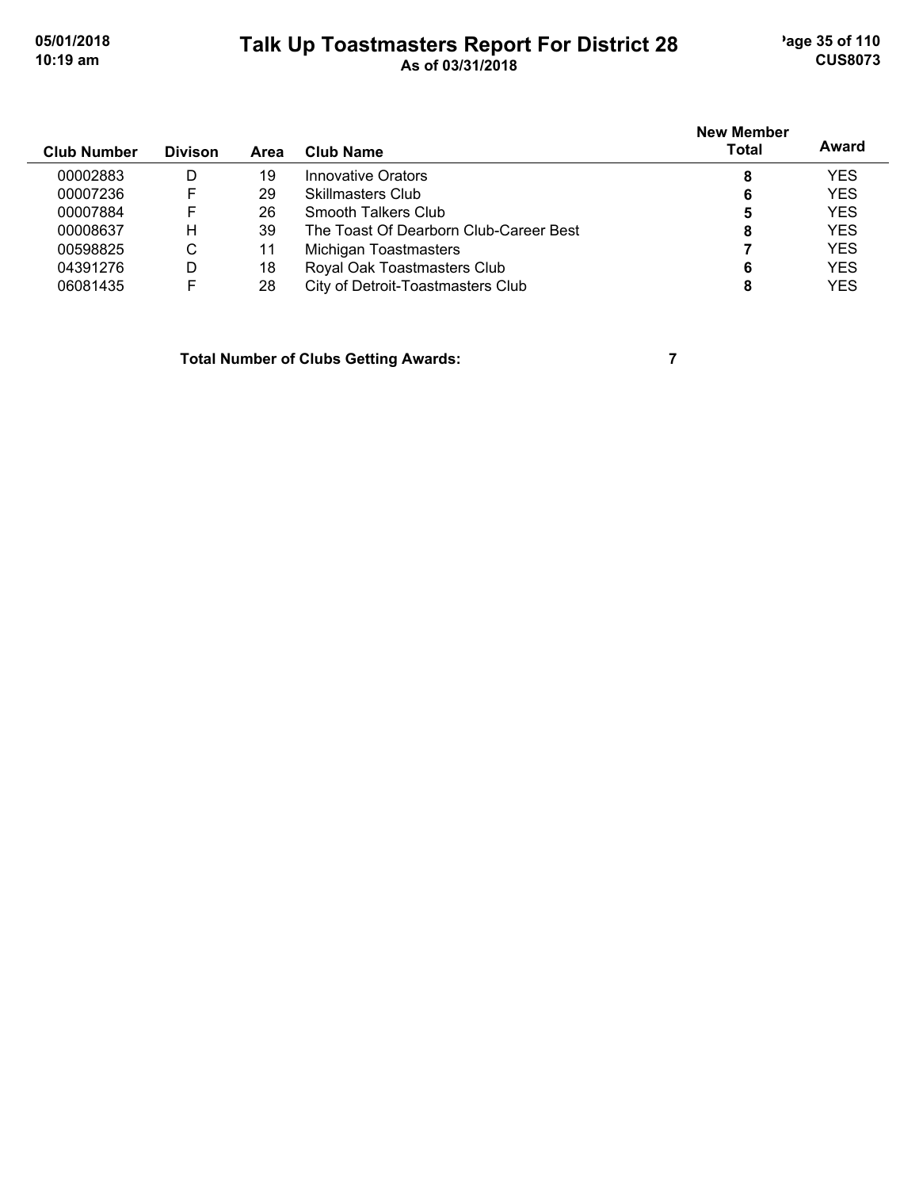# Talk Up Toastmasters Report For District 28

As of 03/31/2018

| Club Number | Divison | Area | Club Name | New Member Total | Award |
|---|---|---|---|---|---|
| 00002883 | D | 19 | Innovative Orators | 8 | YES |
| 00007236 | F | 29 | Skillmasters Club | 6 | YES |
| 00007884 | F | 26 | Smooth Talkers Club | 5 | YES |
| 00008637 | H | 39 | The Toast Of Dearborn Club-Career Best | 8 | YES |
| 00598825 | C | 11 | Michigan Toastmasters | 7 | YES |
| 04391276 | D | 18 | Royal Oak Toastmasters Club | 6 | YES |
| 06081435 | F | 28 | City of Detroit-Toastmasters Club | 8 | YES |

**Total Number of Clubs Getting Awards: 7**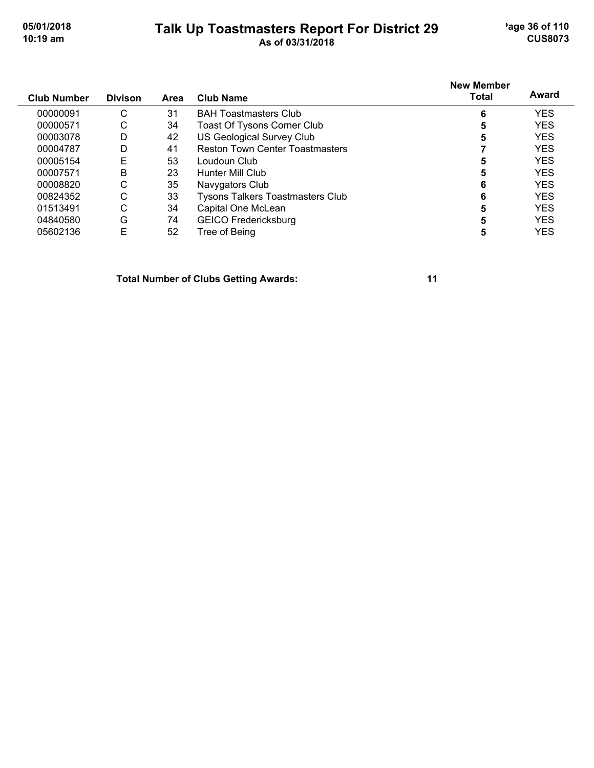# Talk Up Toastmasters Report For District 29

As of 03/31/2018

| Club Number | Divison | Area | Club Name | New Member Total | Award |
|---|---|---|---|---|---|
| 00000091 | C | 31 | BAH Toastmasters Club | 6 | YES |
| 00000571 | C | 34 | Toast Of Tysons Corner Club | 5 | YES |
| 00003078 | D | 42 | US Geological Survey Club | 5 | YES |
| 00004787 | D | 41 | Reston Town Center Toastmasters | 7 | YES |
| 00005154 | E | 53 | Loudoun Club | 5 | YES |
| 00007571 | B | 23 | Hunter Mill Club | 5 | YES |
| 00008820 | C | 35 | Navygators Club | 6 | YES |
| 00824352 | C | 33 | Tysons Talkers Toastmasters Club | 6 | YES |
| 01513491 | C | 34 | Capital One McLean | 5 | YES |
| 04840580 | G | 74 | GEICO Fredericksburg | 5 | YES |
| 05602136 | E | 52 | Tree of Being | 5 | YES |

**Total Number of Clubs Getting Awards: 11**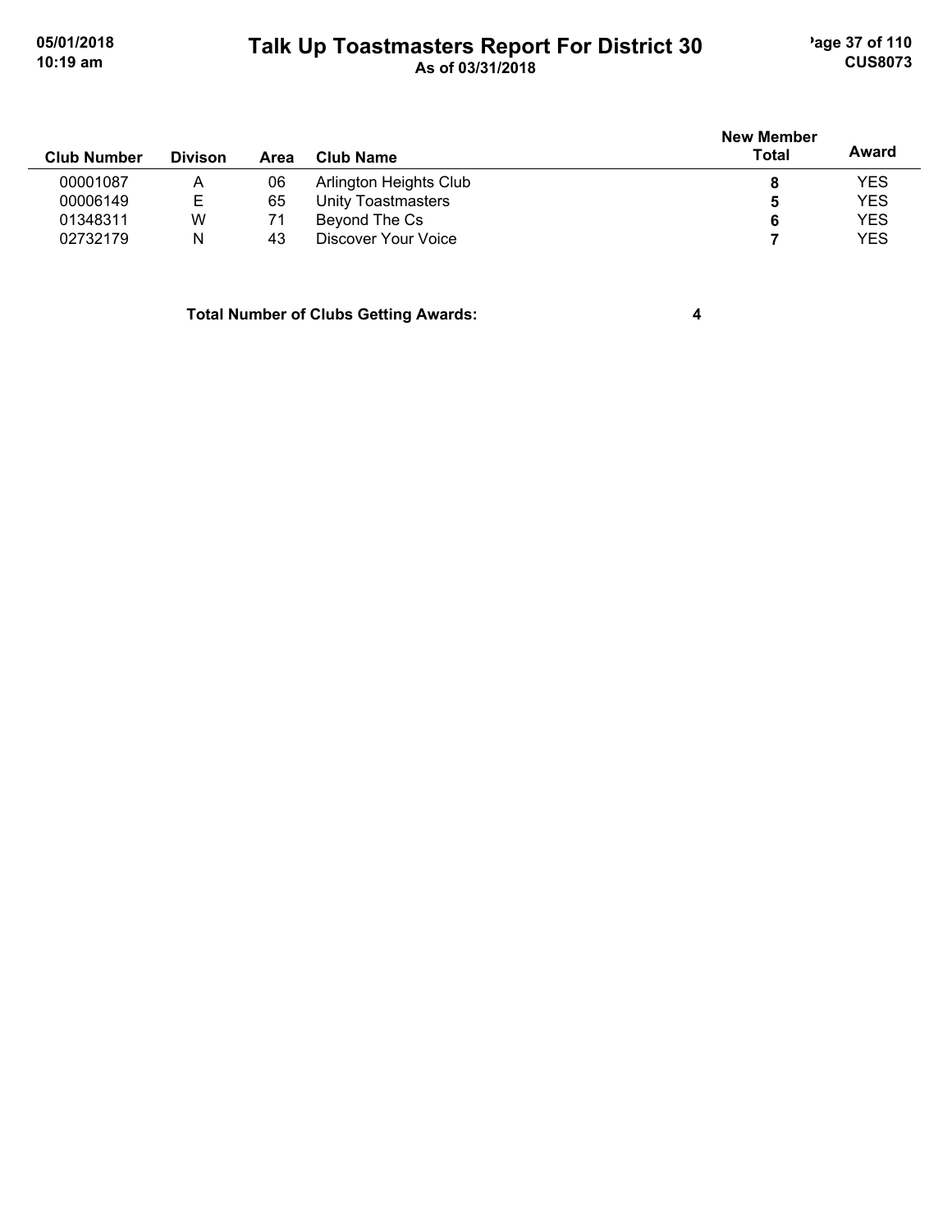# Talk Up Toastmasters Report For District 30

As of 03/31/2018

| Club Number | Divison | Area | Club Name | New Member Total | Award |
|---|---|---|---|---|---|
| 00001087 | A | 06 | Arlington Heights Club | 8 | YES |
| 00006149 | E | 65 | Unity Toastmasters | 5 | YES |
| 01348311 | W | 71 | Beyond The Cs | 6 | YES |
| 02732179 | N | 43 | Discover Your Voice | 7 | YES |

**Total Number of Clubs Getting Awards: 4**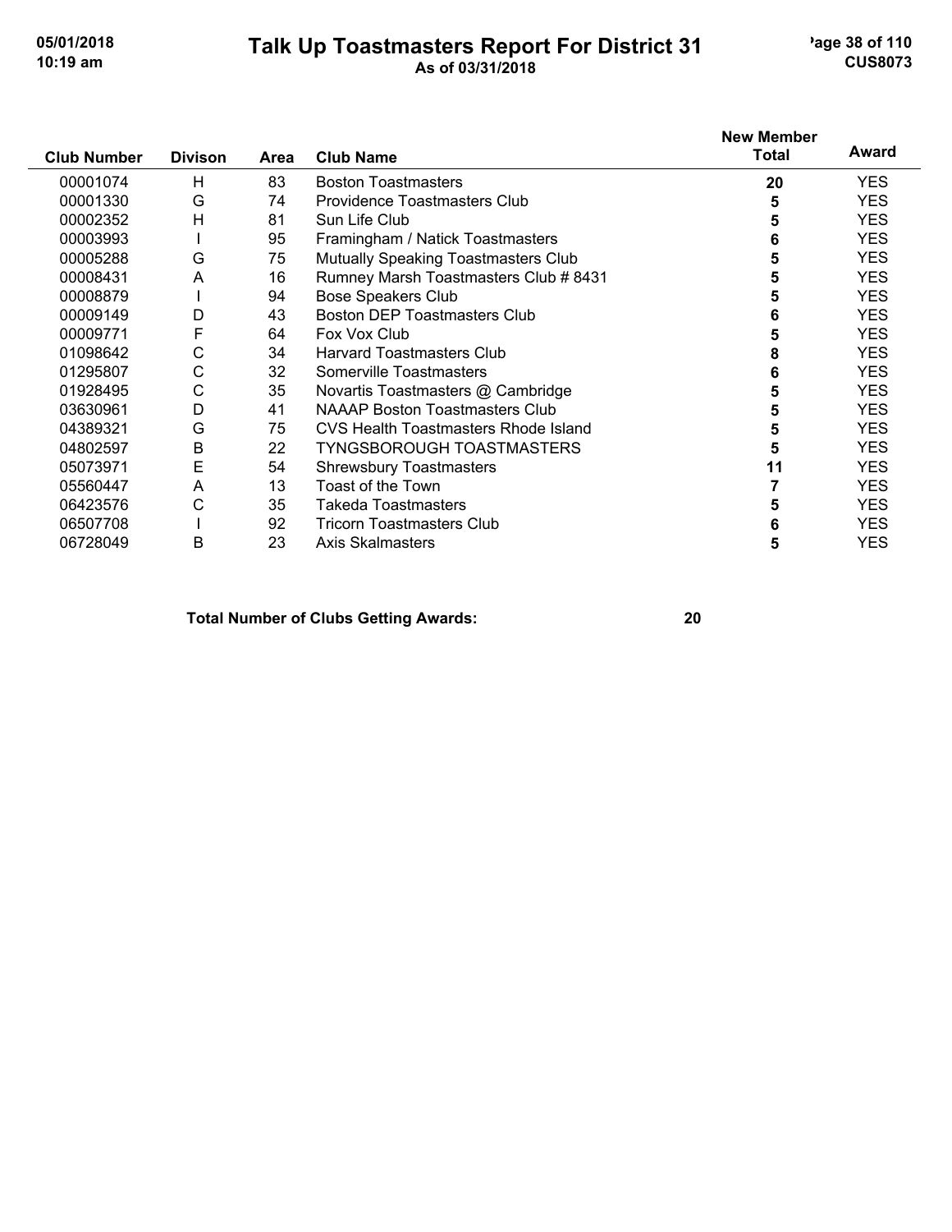# Talk Up Toastmasters Report For District 31

As of 03/31/2018

| Club Number | Divison | Area | Club Name | New Member Total | Award |
|---|---|---|---|---|---|
| 00001074 | H | 83 | Boston Toastmasters | 20 | YES |
| 00001330 | G | 74 | Providence Toastmasters Club | 5 | YES |
| 00002352 | H | 81 | Sun Life Club | 5 | YES |
| 00003993 | I | 95 | Framingham / Natick Toastmasters | 6 | YES |
| 00005288 | G | 75 | Mutually Speaking Toastmasters Club | 5 | YES |
| 00008431 | A | 16 | Rumney Marsh Toastmasters Club # 8431 | 5 | YES |
| 00008879 | I | 94 | Bose Speakers Club | 5 | YES |
| 00009149 | D | 43 | Boston DEP Toastmasters Club | 6 | YES |
| 00009771 | F | 64 | Fox Vox Club | 5 | YES |
| 01098642 | C | 34 | Harvard Toastmasters Club | 8 | YES |
| 01295807 | C | 32 | Somerville Toastmasters | 6 | YES |
| 01928495 | C | 35 | Novartis Toastmasters @ Cambridge | 5 | YES |
| 03630961 | D | 41 | NAAAP Boston Toastmasters Club | 5 | YES |
| 04389321 | G | 75 | CVS Health Toastmasters Rhode Island | 5 | YES |
| 04802597 | B | 22 | TYNGSBOROUGH TOASTMASTERS | 5 | YES |
| 05073971 | E | 54 | Shrewsbury Toastmasters | 11 | YES |
| 05560447 | A | 13 | Toast of the Town | 7 | YES |
| 06423576 | C | 35 | Takeda Toastmasters | 5 | YES |
| 06507708 | I | 92 | Tricorn Toastmasters Club | 6 | YES |
| 06728049 | B | 23 | Axis Skalmasters | 5 | YES |

**Total Number of Clubs Getting Awards: 20**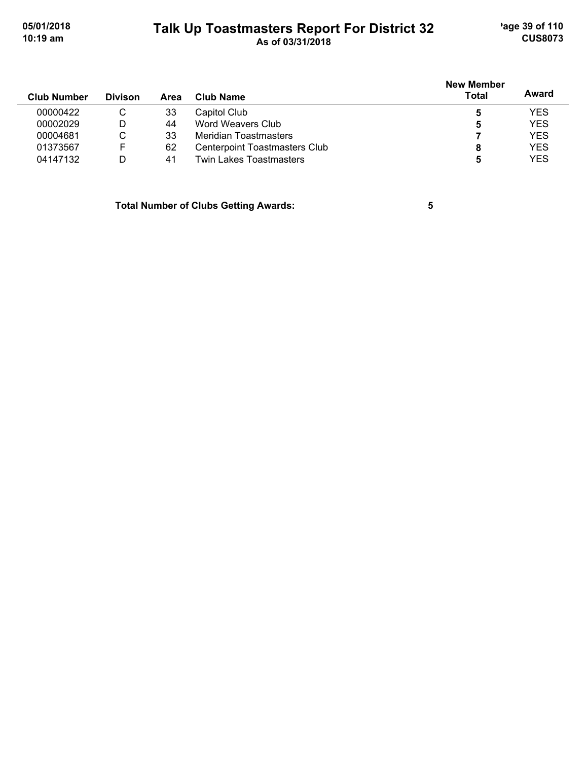# Talk Up Toastmasters Report For District 32

As of 03/31/2018

| Club Number | Divison | Area | Club Name | New Member Total | Award |
|---|---|---|---|---|---|
| 00000422 | C | 33 | Capitol Club | 5 | YES |
| 00002029 | D | 44 | Word Weavers Club | 5 | YES |
| 00004681 | C | 33 | Meridian Toastmasters | 7 | YES |
| 01373567 | F | 62 | Centerpoint Toastmasters Club | 8 | YES |
| 04147132 | D | 41 | Twin Lakes Toastmasters | 5 | YES |

**Total Number of Clubs Getting Awards: 5**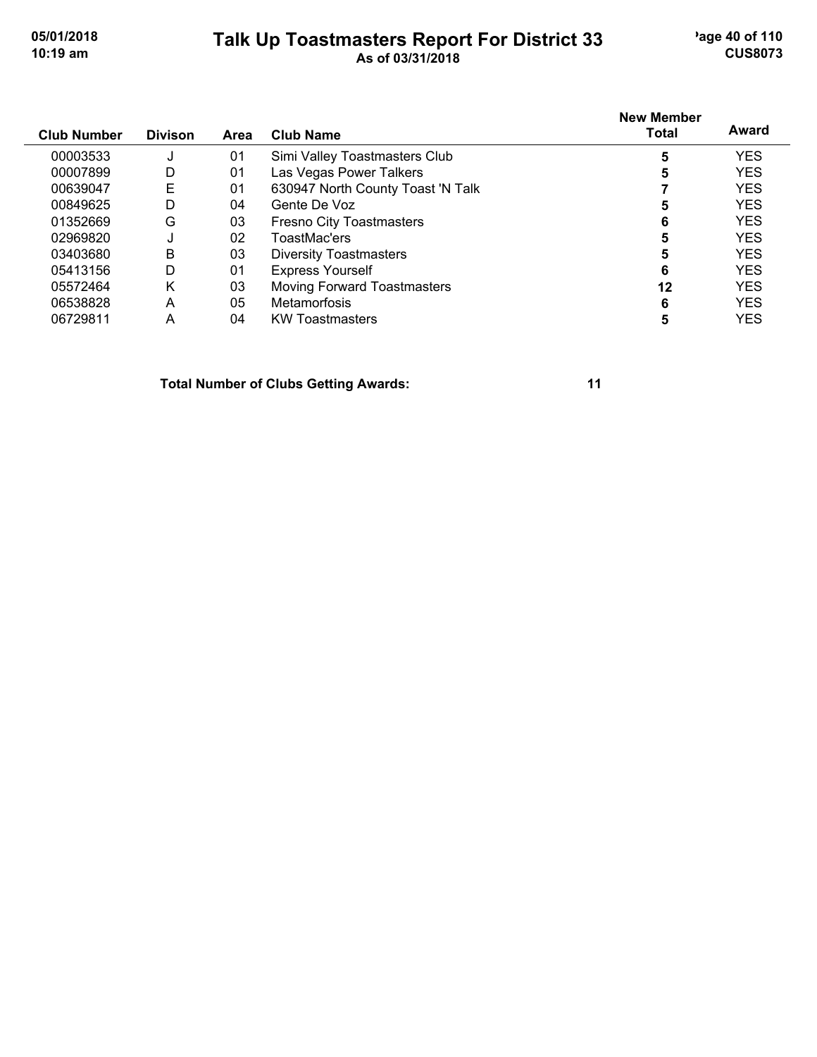# Talk Up Toastmasters Report For District 33

As of 03/31/2018

| Club Number | Divison | Area | Club Name | New Member Total | Award |
|---|---|---|---|---|---|
| 00003533 | J | 01 | Simi Valley Toastmasters Club | 5 | YES |
| 00007899 | D | 01 | Las Vegas Power Talkers | 5 | YES |
| 00639047 | E | 01 | 630947 North County Toast 'N Talk | 7 | YES |
| 00849625 | D | 04 | Gente De Voz | 5 | YES |
| 01352669 | G | 03 | Fresno City Toastmasters | 6 | YES |
| 02969820 | J | 02 | ToastMac'ers | 5 | YES |
| 03403680 | B | 03 | Diversity Toastmasters | 5 | YES |
| 05413156 | D | 01 | Express Yourself | 6 | YES |
| 05572464 | K | 03 | Moving Forward Toastmasters | 12 | YES |
| 06538828 | A | 05 | Metamorfosis | 6 | YES |
| 06729811 | A | 04 | KW Toastmasters | 5 | YES |

**Total Number of Clubs Getting Awards: 11**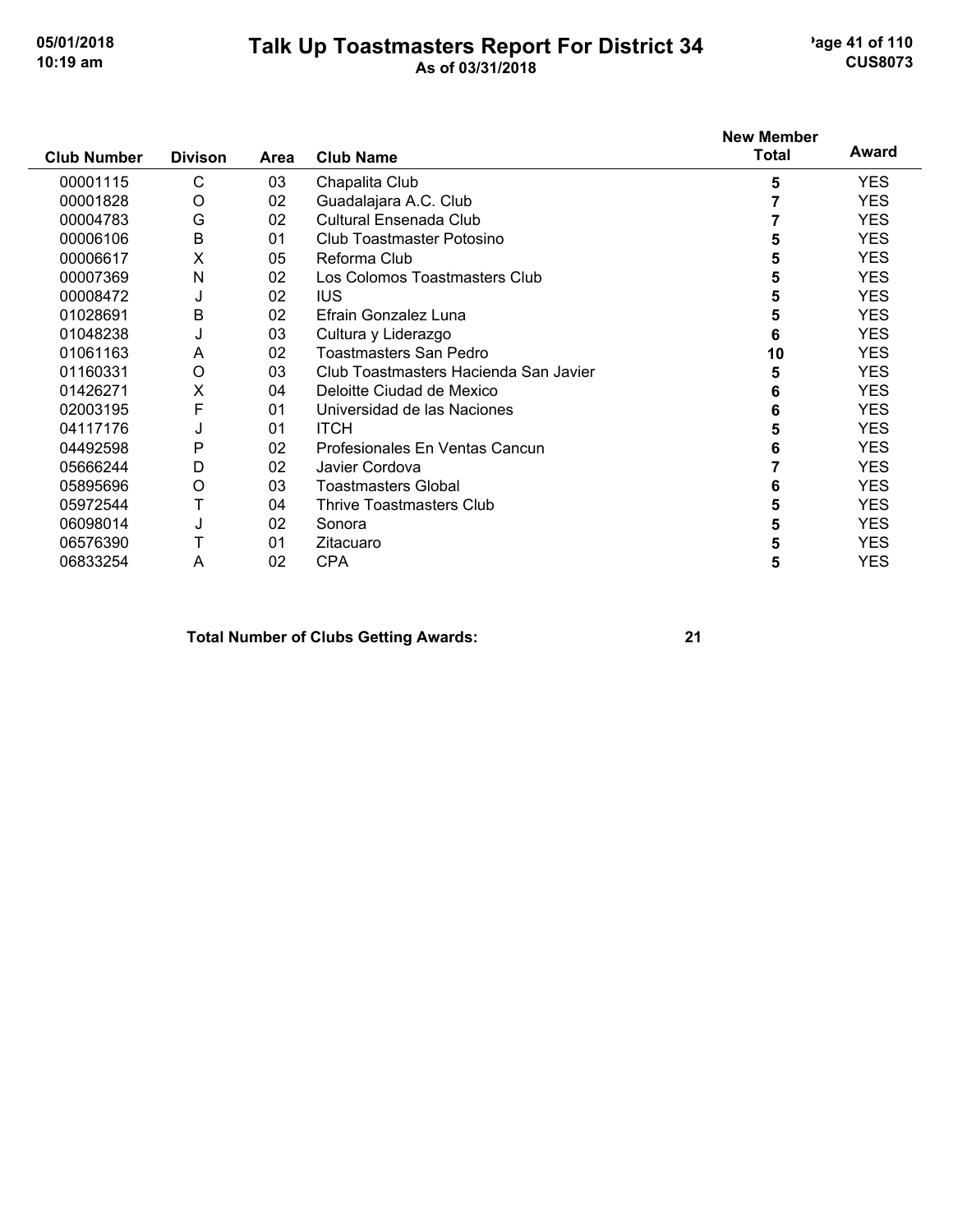# Talk Up Toastmasters Report For District 34

As of 03/31/2018

| Club Number | Divison | Area | Club Name | New Member Total | Award |
|---|---|---|---|---|---|
| 00001115 | C | 03 | Chapalita Club | 5 | YES |
| 00001828 | O | 02 | Guadalajara A.C. Club | 7 | YES |
| 00004783 | G | 02 | Cultural Ensenada Club | 7 | YES |
| 00006106 | B | 01 | Club Toastmaster Potosino | 5 | YES |
| 00006617 | X | 05 | Reforma Club | 5 | YES |
| 00007369 | N | 02 | Los Colomos Toastmasters Club | 5 | YES |
| 00008472 | J | 02 | IUS | 5 | YES |
| 01028691 | B | 02 | Efrain Gonzalez Luna | 5 | YES |
| 01048238 | J | 03 | Cultura y Liderazgo | 6 | YES |
| 01061163 | A | 02 | Toastmasters San Pedro | 10 | YES |
| 01160331 | O | 03 | Club Toastmasters Hacienda San Javier | 5 | YES |
| 01426271 | X | 04 | Deloitte Ciudad de Mexico | 6 | YES |
| 02003195 | F | 01 | Universidad de las Naciones | 6 | YES |
| 04117176 | J | 01 | ITCH | 5 | YES |
| 04492598 | P | 02 | Profesionales En Ventas Cancun | 6 | YES |
| 05666244 | D | 02 | Javier Cordova | 7 | YES |
| 05895696 | O | 03 | Toastmasters Global | 6 | YES |
| 05972544 | T | 04 | Thrive Toastmasters Club | 5 | YES |
| 06098014 | J | 02 | Sonora | 5 | YES |
| 06576390 | T | 01 | Zitacuaro | 5 | YES |
| 06833254 | A | 02 | CPA | 5 | YES |

**Total Number of Clubs Getting Awards: 21**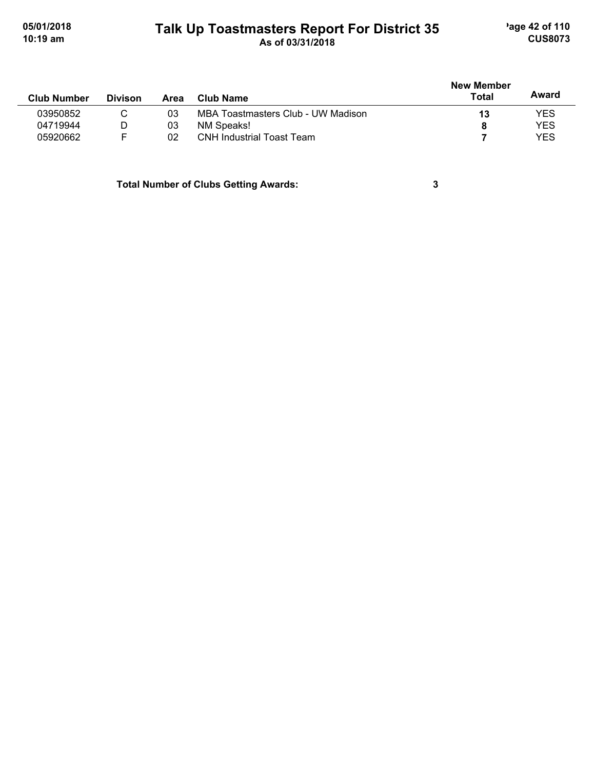# Talk Up Toastmasters Report For District 35

As of 03/31/2018

| Club Number | Divison | Area | Club Name | New Member Total | Award |
|---|---|---|---|---|---|
| 03950852 | C | 03 | MBA Toastmasters Club - UW Madison | **13** | YES |
| 04719944 | D | 03 | NM Speaks! | **8** | YES |
| 05920662 | F | 02 | CNH Industrial Toast Team | **7** | YES |

**Total Number of Clubs Getting Awards: 3**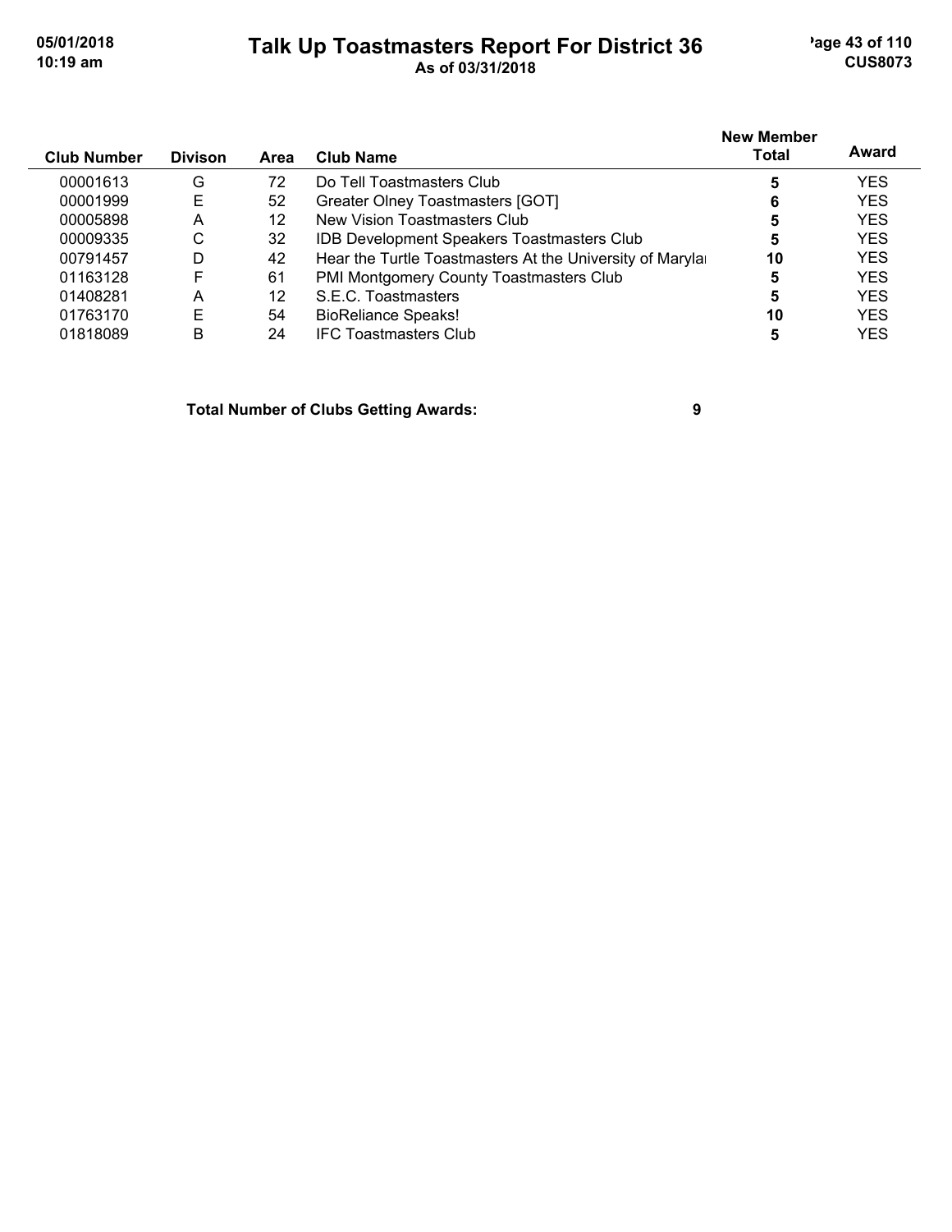# Talk Up Toastmasters Report For District 36

As of 03/31/2018

| Club Number | Divison | Area | Club Name | New Member Total | Award |
|---|---|---|---|---|---|
| 00001613 | G | 72 | Do Tell Toastmasters Club | **5** | YES |
| 00001999 | E | 52 | Greater Olney Toastmasters [GOT] | **6** | YES |
| 00005898 | A | 12 | New Vision Toastmasters Club | **5** | YES |
| 00009335 | C | 32 | IDB Development Speakers Toastmasters Club | **5** | YES |
| 00791457 | D | 42 | Hear the Turtle Toastmasters At the University of Marylar | **10** | YES |
| 01163128 | F | 61 | PMI Montgomery County Toastmasters Club | **5** | YES |
| 01408281 | A | 12 | S.E.C. Toastmasters | **5** | YES |
| 01763170 | E | 54 | BioReliance Speaks! | **10** | YES |
| 01818089 | B | 24 | IFC Toastmasters Club | **5** | YES |

**Total Number of Clubs Getting Awards: 9**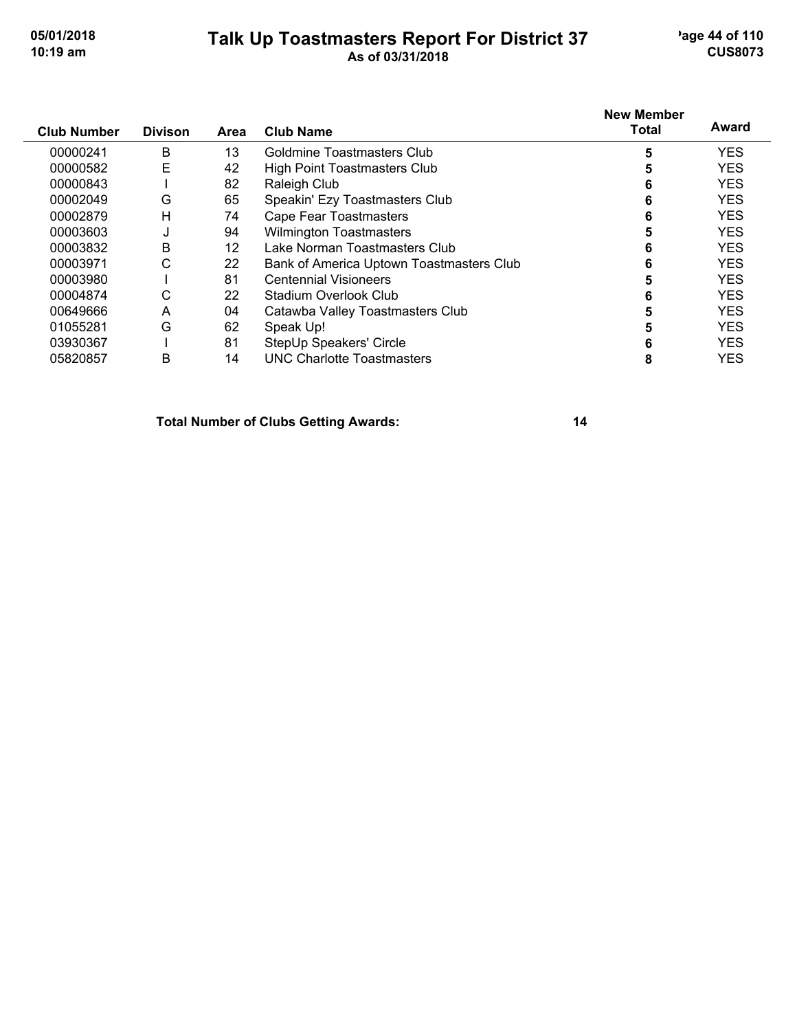# Talk Up Toastmasters Report For District 37

As of 03/31/2018

| Club Number | Divison | Area | Club Name | New Member Total | Award |
|---|---|---|---|---|---|
| 00000241 | B | 13 | Goldmine Toastmasters Club | 5 | YES |
| 00000582 | E | 42 | High Point Toastmasters Club | 5 | YES |
| 00000843 | I | 82 | Raleigh Club | 6 | YES |
| 00002049 | G | 65 | Speakin' Ezy Toastmasters Club | 6 | YES |
| 00002879 | H | 74 | Cape Fear Toastmasters | 6 | YES |
| 00003603 | J | 94 | Wilmington Toastmasters | 5 | YES |
| 00003832 | B | 12 | Lake Norman Toastmasters Club | 6 | YES |
| 00003971 | C | 22 | Bank of America Uptown Toastmasters Club | 6 | YES |
| 00003980 | I | 81 | Centennial Visioneers | 5 | YES |
| 00004874 | C | 22 | Stadium Overlook Club | 6 | YES |
| 00649666 | A | 04 | Catawba Valley Toastmasters Club | 5 | YES |
| 01055281 | G | 62 | Speak Up! | 5 | YES |
| 03930367 | I | 81 | StepUp Speakers' Circle | 6 | YES |
| 05820857 | B | 14 | UNC Charlotte Toastmasters | 8 | YES |

**Total Number of Clubs Getting Awards: 14**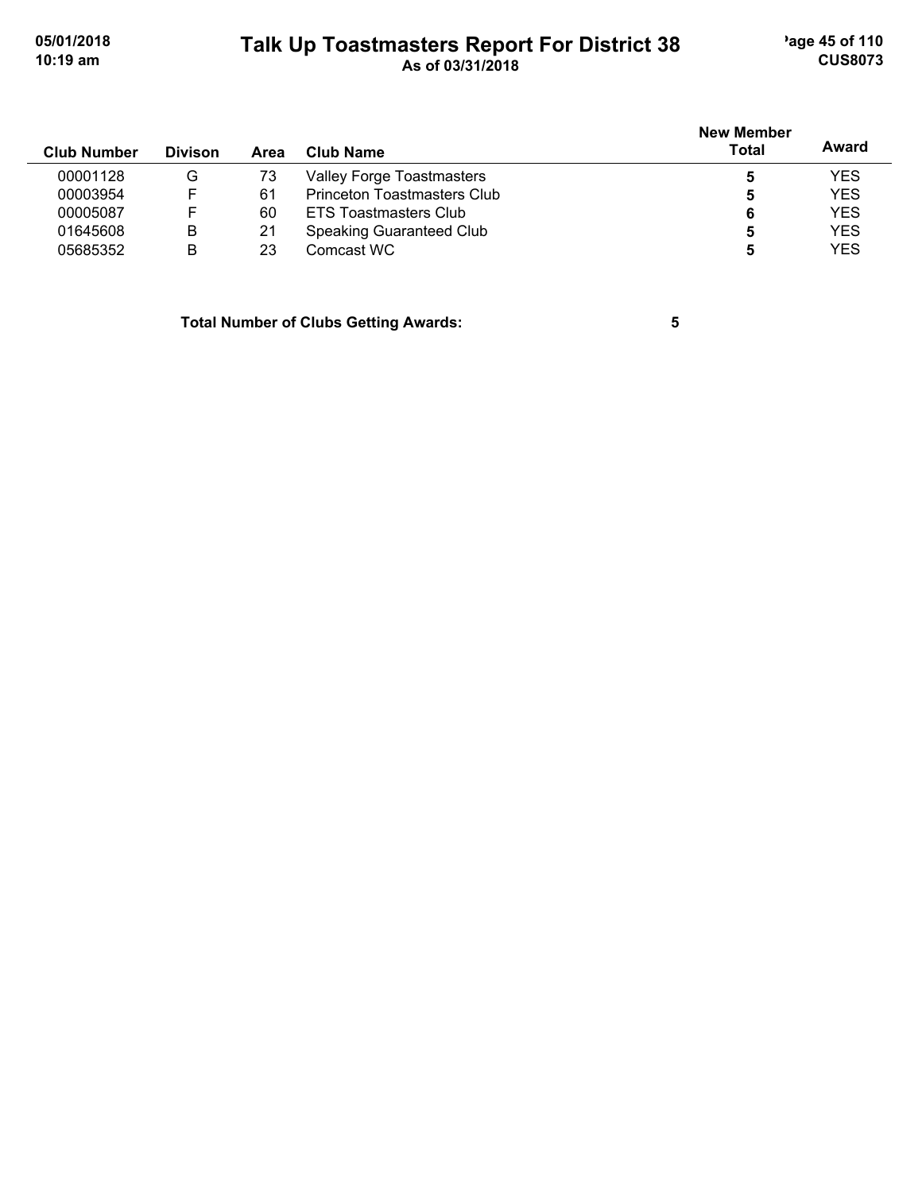# Talk Up Toastmasters Report For District 38

As of 03/31/2018

| Club Number | Divison | Area | Club Name | New Member Total | Award |
|---|---|---|---|---|---|
| 00001128 | G | 73 | Valley Forge Toastmasters | **5** | YES |
| 00003954 | F | 61 | Princeton Toastmasters Club | **5** | YES |
| 00005087 | F | 60 | ETS Toastmasters Club | **6** | YES |
| 01645608 | B | 21 | Speaking Guaranteed Club | **5** | YES |
| 05685352 | B | 23 | Comcast WC | **5** | YES |

**Total Number of Clubs Getting Awards: 5**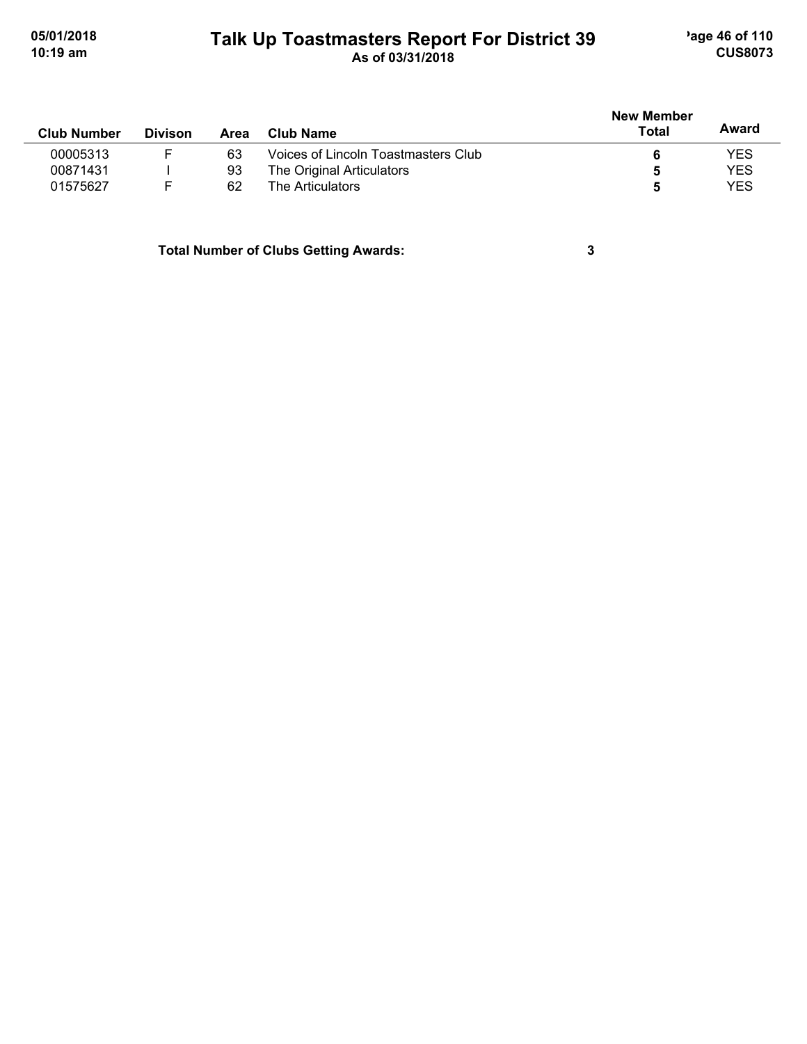# Talk Up Toastmasters Report For District 39

As of 03/31/2018

| Club Number | Divison | Area | Club Name | New Member Total | Award |
|---|---|---|---|---|---|
| 00005313 | F | 63 | Voices of Lincoln Toastmasters Club | **6** | YES |
| 00871431 | I | 93 | The Original Articulators | **5** | YES |
| 01575627 | F | 62 | The Articulators | **5** | YES |

**Total Number of Clubs Getting Awards:** **3**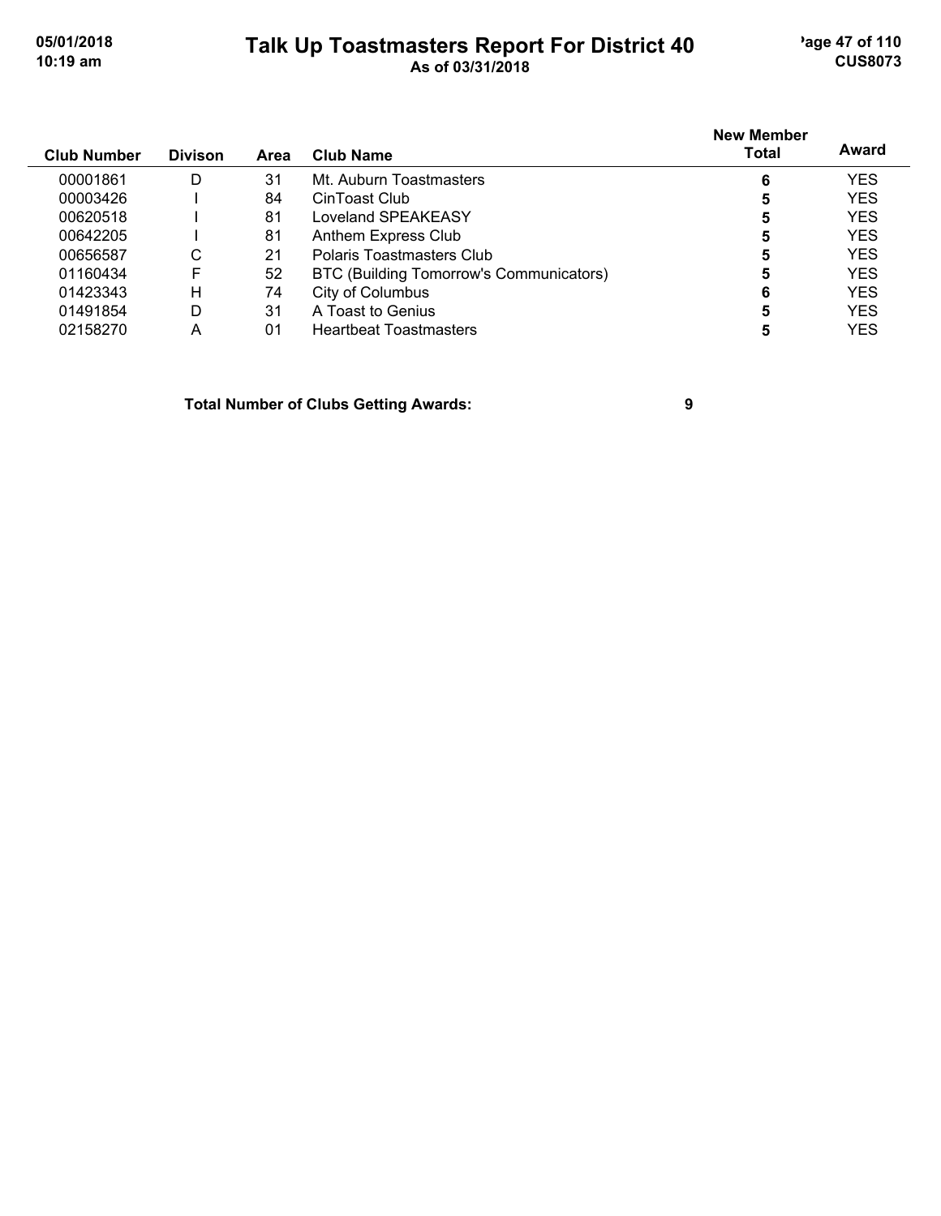# Talk Up Toastmasters Report For District 40

As of 03/31/2018

| Club Number | Divison | Area | Club Name | New Member Total | Award |
|---|---|---|---|---|---|
| 00001861 | D | 31 | Mt. Auburn Toastmasters | 6 | YES |
| 00003426 | I | 84 | CinToast Club | 5 | YES |
| 00620518 | I | 81 | Loveland SPEAKEASY | 5 | YES |
| 00642205 | I | 81 | Anthem Express Club | 5 | YES |
| 00656587 | C | 21 | Polaris Toastmasters Club | 5 | YES |
| 01160434 | F | 52 | BTC (Building Tomorrow's Communicators) | 5 | YES |
| 01423343 | H | 74 | City of Columbus | 6 | YES |
| 01491854 | D | 31 | A Toast to Genius | 5 | YES |
| 02158270 | A | 01 | Heartbeat Toastmasters | 5 | YES |

**Total Number of Clubs Getting Awards: 9**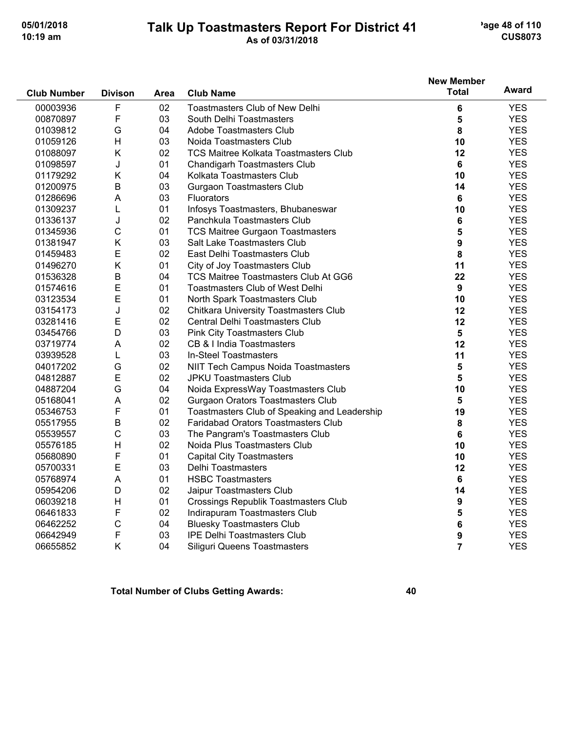# Talk Up Toastmasters Report For District 41

As of 03/31/2018

| Club Number | Divison | Area | Club Name | New Member Total | Award |
|---|---|---|---|---|---|
| 00003936 | F | 02 | Toastmasters Club of New Delhi | 6 | YES |
| 00870897 | F | 03 | South Delhi Toastmasters | 5 | YES |
| 01039812 | G | 04 | Adobe Toastmasters Club | 8 | YES |
| 01059126 | H | 03 | Noida Toastmasters Club | 10 | YES |
| 01088097 | K | 02 | TCS Maitree Kolkata Toastmasters Club | 12 | YES |
| 01098597 | J | 01 | Chandigarh Toastmasters Club | 6 | YES |
| 01179292 | K | 04 | Kolkata Toastmasters Club | 10 | YES |
| 01200975 | B | 03 | Gurgaon Toastmasters Club | 14 | YES |
| 01286696 | A | 03 | Fluorators | 6 | YES |
| 01309237 | L | 01 | Infosys Toastmasters, Bhubaneswar | 10 | YES |
| 01336137 | J | 02 | Panchkula Toastmasters Club | 6 | YES |
| 01345936 | C | 01 | TCS Maitree Gurgaon Toastmasters | 5 | YES |
| 01381947 | K | 03 | Salt Lake Toastmasters Club | 9 | YES |
| 01459483 | E | 02 | East Delhi Toastmasters Club | 8 | YES |
| 01496270 | K | 01 | City of Joy Toastmasters Club | 11 | YES |
| 01536328 | B | 04 | TCS Maitree Toastmasters Club At GG6 | 22 | YES |
| 01574616 | E | 01 | Toastmasters Club of West Delhi | 9 | YES |
| 03123534 | E | 01 | North Spark Toastmasters Club | 10 | YES |
| 03154173 | J | 02 | Chitkara University Toastmasters Club | 12 | YES |
| 03281416 | E | 02 | Central Delhi Toastmasters Club | 12 | YES |
| 03454766 | D | 03 | Pink City Toastmasters Club | 5 | YES |
| 03719774 | A | 02 | CB & I India Toastmasters | 12 | YES |
| 03939528 | L | 03 | In-Steel Toastmasters | 11 | YES |
| 04017202 | G | 02 | NIIT Tech Campus Noida Toastmasters | 5 | YES |
| 04812887 | E | 02 | JPKU Toastmasters Club | 5 | YES |
| 04887204 | G | 04 | Noida ExpressWay Toastmasters Club | 10 | YES |
| 05168041 | A | 02 | Gurgaon Orators Toastmasters Club | 5 | YES |
| 05346753 | F | 01 | Toastmasters Club of Speaking and Leadership | 19 | YES |
| 05517955 | B | 02 | Faridabad Orators Toastmasters Club | 8 | YES |
| 05539557 | C | 03 | The Pangram's Toastmasters Club | 6 | YES |
| 05576185 | H | 02 | Noida Plus Toastmasters Club | 10 | YES |
| 05680890 | F | 01 | Capital City Toastmasters | 10 | YES |
| 05700331 | E | 03 | Delhi Toastmasters | 12 | YES |
| 05768974 | A | 01 | HSBC Toastmasters | 6 | YES |
| 05954206 | D | 02 | Jaipur Toastmasters Club | 14 | YES |
| 06039218 | H | 01 | Crossings Republik Toastmasters Club | 9 | YES |
| 06461833 | F | 02 | Indirapuram Toastmasters Club | 5 | YES |
| 06462252 | C | 04 | Bluesky Toastmasters Club | 6 | YES |
| 06642949 | F | 03 | IPE Delhi Toastmasters Club | 9 | YES |
| 06655852 | K | 04 | Siliguri Queens Toastmasters | 7 | YES |

**Total Number of Clubs Getting Awards: 40**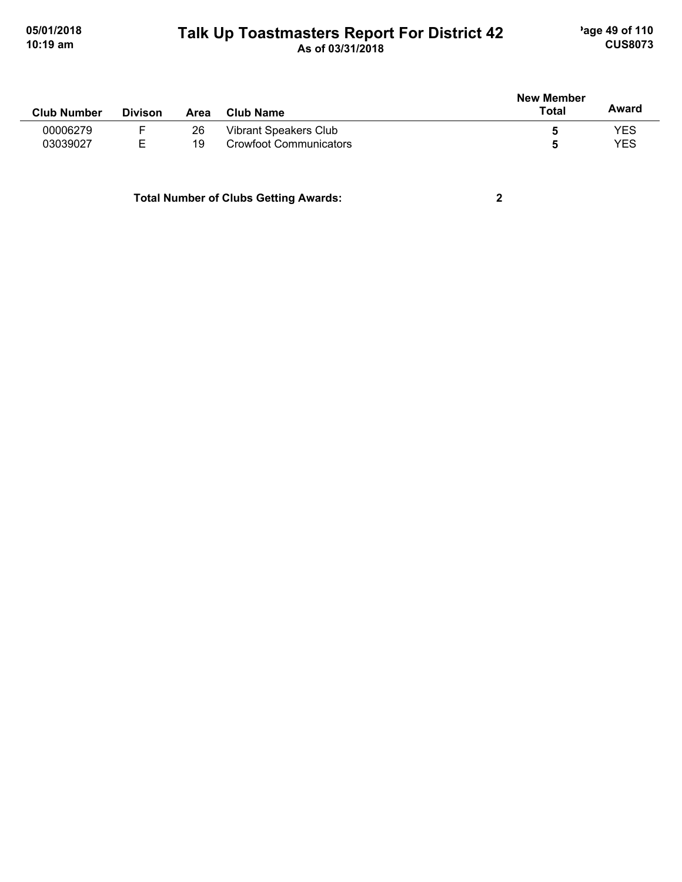| Club Number | Divison | Area | Club Name | New Member Total | Award |
|---|---|---|---|---|---|
| 00006279 | F | 26 | Vibrant Speakers Club | **5** | YES |
| 03039027 | E | 19 | Crowfoot Communicators | **5** | YES |

**Total Number of Clubs Getting Awards:** **2**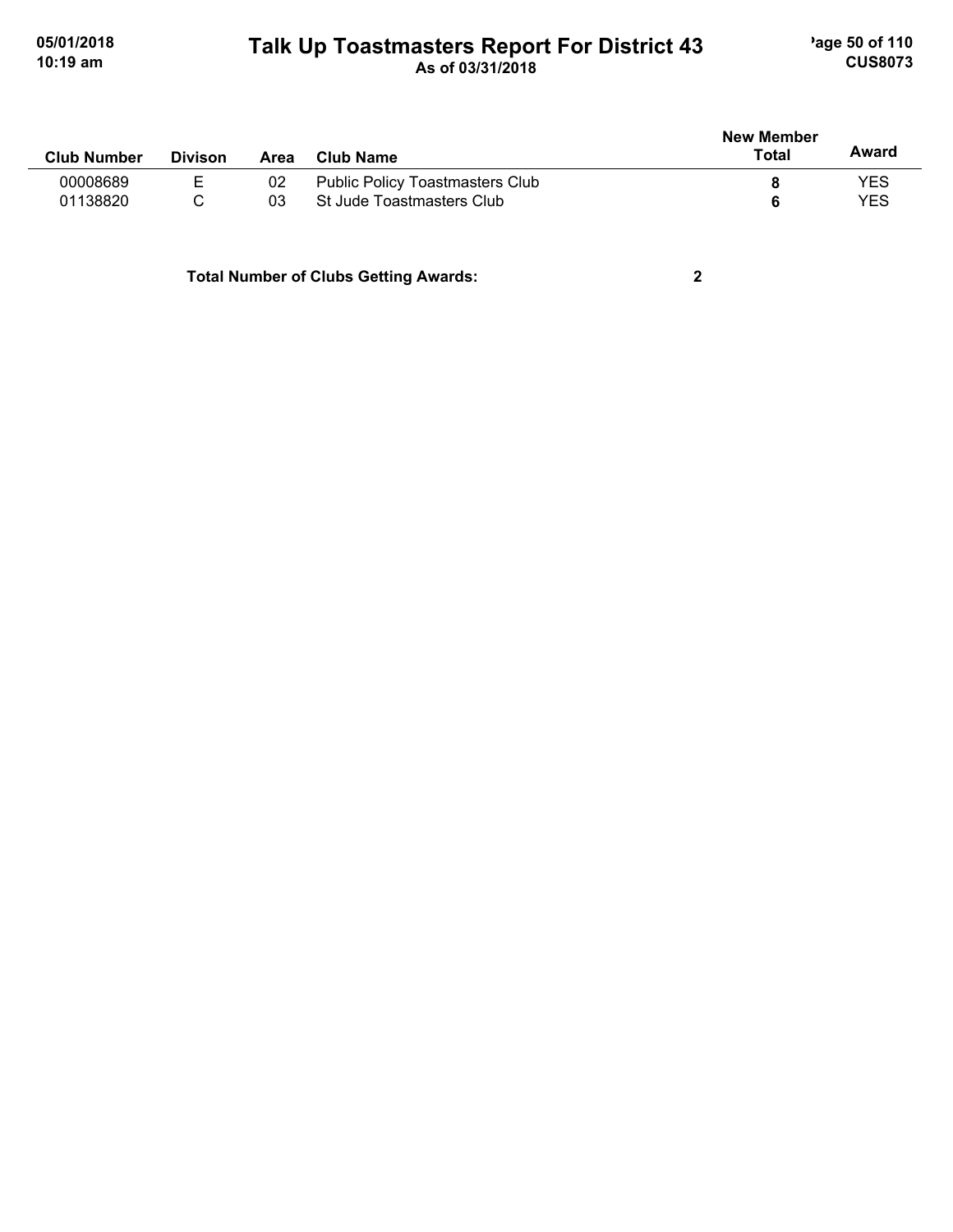# Talk Up Toastmasters Report For District 43

As of 03/31/2018

| Club Number | Divison | Area | Club Name | New Member Total | Award |
|---|---|---|---|---|---|
| 00008689 | E | 02 | Public Policy Toastmasters Club | **8** | YES |
| 01138820 | C | 03 | St Jude Toastmasters Club | **6** | YES |

**Total Number of Clubs Getting Awards: 2**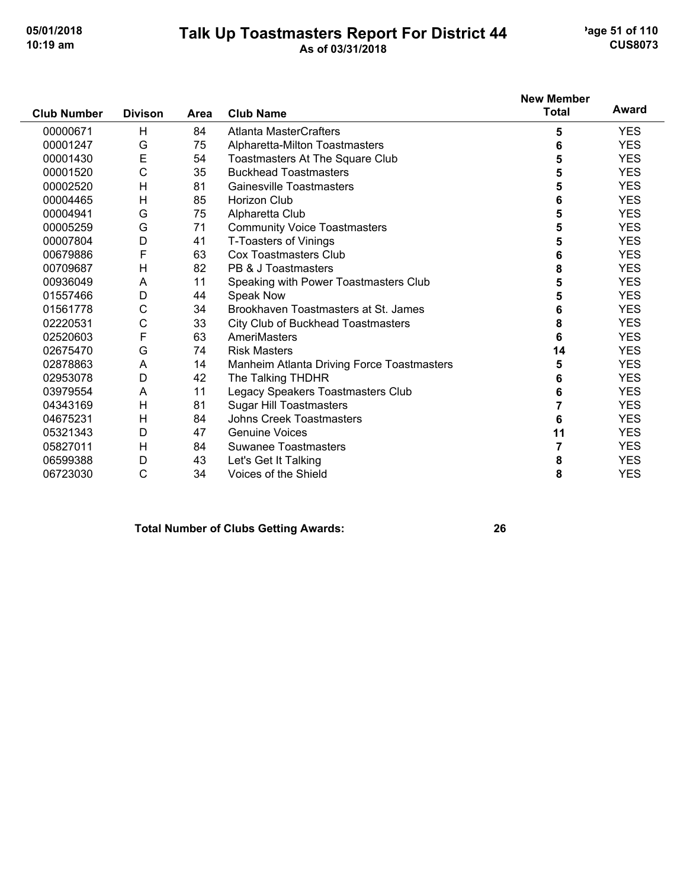# Talk Up Toastmasters Report For District 44

As of 03/31/2018

| Club Number | Divison | Area | Club Name | New Member Total | Award |
|---|---|---|---|---|---|
| 00000671 | H | 84 | Atlanta MasterCrafters | 5 | YES |
| 00001247 | G | 75 | Alpharetta-Milton Toastmasters | 6 | YES |
| 00001430 | E | 54 | Toastmasters At The Square Club | 5 | YES |
| 00001520 | C | 35 | Buckhead Toastmasters | 5 | YES |
| 00002520 | H | 81 | Gainesville Toastmasters | 5 | YES |
| 00004465 | H | 85 | Horizon Club | 6 | YES |
| 00004941 | G | 75 | Alpharetta Club | 5 | YES |
| 00005259 | G | 71 | Community Voice Toastmasters | 5 | YES |
| 00007804 | D | 41 | T-Toasters of Vinings | 5 | YES |
| 00679886 | F | 63 | Cox Toastmasters Club | 6 | YES |
| 00709687 | H | 82 | PB & J Toastmasters | 8 | YES |
| 00936049 | A | 11 | Speaking with Power Toastmasters Club | 5 | YES |
| 01557466 | D | 44 | Speak Now | 5 | YES |
| 01561778 | C | 34 | Brookhaven Toastmasters at St. James | 6 | YES |
| 02220531 | C | 33 | City Club of Buckhead Toastmasters | 8 | YES |
| 02520603 | F | 63 | AmeriMasters | 6 | YES |
| 02675470 | G | 74 | Risk Masters | 14 | YES |
| 02878863 | A | 14 | Manheim Atlanta Driving Force Toastmasters | 5 | YES |
| 02953078 | D | 42 | The Talking THDHR | 6 | YES |
| 03979554 | A | 11 | Legacy Speakers Toastmasters Club | 6 | YES |
| 04343169 | H | 81 | Sugar Hill Toastmasters | 7 | YES |
| 04675231 | H | 84 | Johns Creek Toastmasters | 6 | YES |
| 05321343 | D | 47 | Genuine Voices | 11 | YES |
| 05827011 | H | 84 | Suwanee Toastmasters | 7 | YES |
| 06599388 | D | 43 | Let's Get It Talking | 8 | YES |
| 06723030 | C | 34 | Voices of the Shield | 8 | YES |

**Total Number of Clubs Getting Awards: 26**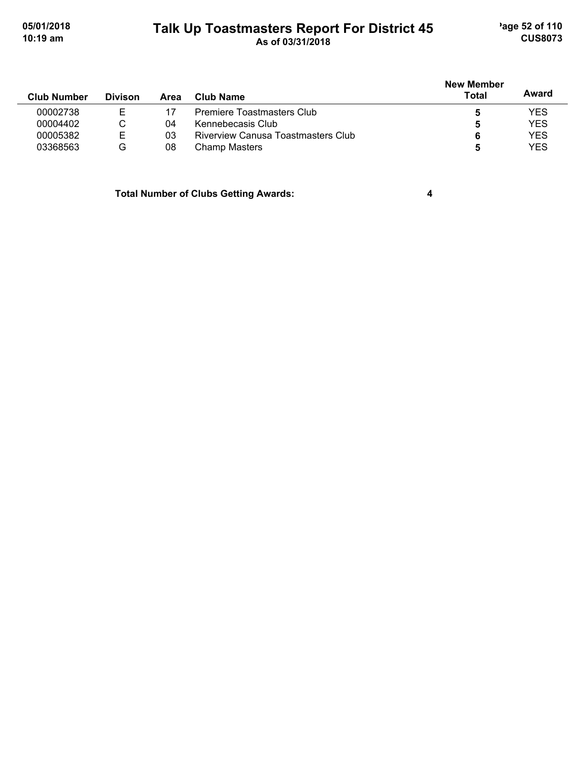| Club Number | Divison | Area | Club Name | New Member Total | Award |
|---|---|---|---|---|---|
| 00002738 | E | 17 | Premiere Toastmasters Club | **5** | YES |
| 00004402 | C | 04 | Kennebecasis Club | **5** | YES |
| 00005382 | E | 03 | Riverview Canusa Toastmasters Club | **6** | YES |
| 03368563 | G | 08 | Champ Masters | **5** | YES |

**Total Number of Clubs Getting Awards: 4**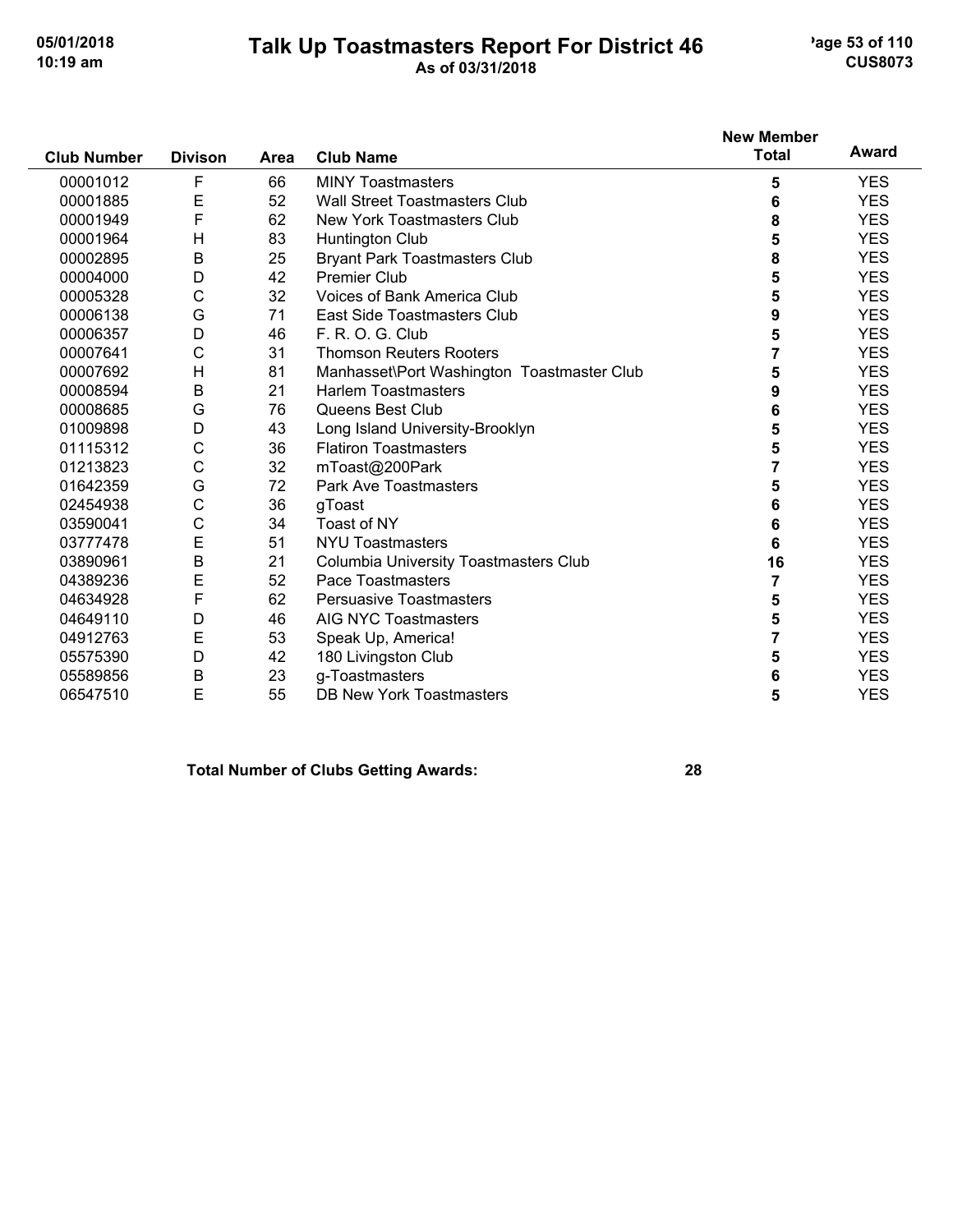# Talk Up Toastmasters Report For District 46

As of 03/31/2018

| Club Number | Divison | Area | Club Name | New Member Total | Award |
|---|---|---|---|---|---|
| 00001012 | F | 66 | MINY Toastmasters | 5 | YES |
| 00001885 | E | 52 | Wall Street Toastmasters Club | 6 | YES |
| 00001949 | F | 62 | New York Toastmasters Club | 8 | YES |
| 00001964 | H | 83 | Huntington Club | 5 | YES |
| 00002895 | B | 25 | Bryant Park Toastmasters Club | 8 | YES |
| 00004000 | D | 42 | Premier Club | 5 | YES |
| 00005328 | C | 32 | Voices of Bank America Club | 5 | YES |
| 00006138 | G | 71 | East Side Toastmasters Club | 9 | YES |
| 00006357 | D | 46 | F. R. O. G. Club | 5 | YES |
| 00007641 | C | 31 | Thomson Reuters Rooters | 7 | YES |
| 00007692 | H | 81 | Manhasset\Port Washington Toastmaster Club | 5 | YES |
| 00008594 | B | 21 | Harlem Toastmasters | 9 | YES |
| 00008685 | G | 76 | Queens Best Club | 6 | YES |
| 01009898 | D | 43 | Long Island University-Brooklyn | 5 | YES |
| 01115312 | C | 36 | Flatiron Toastmasters | 5 | YES |
| 01213823 | C | 32 | mToast@200Park | 7 | YES |
| 01642359 | G | 72 | Park Ave Toastmasters | 5 | YES |
| 02454938 | C | 36 | gToast | 6 | YES |
| 03590041 | C | 34 | Toast of NY | 6 | YES |
| 03777478 | E | 51 | NYU Toastmasters | 6 | YES |
| 03890961 | B | 21 | Columbia University Toastmasters Club | 16 | YES |
| 04389236 | E | 52 | Pace Toastmasters | 7 | YES |
| 04634928 | F | 62 | Persuasive Toastmasters | 5 | YES |
| 04649110 | D | 46 | AIG NYC Toastmasters | 5 | YES |
| 04912763 | E | 53 | Speak Up, America! | 7 | YES |
| 05575390 | D | 42 | 180 Livingston Club | 5 | YES |
| 05589856 | B | 23 | g-Toastmasters | 6 | YES |
| 06547510 | E | 55 | DB New York Toastmasters | 5 | YES |

**Total Number of Clubs Getting Awards: 28**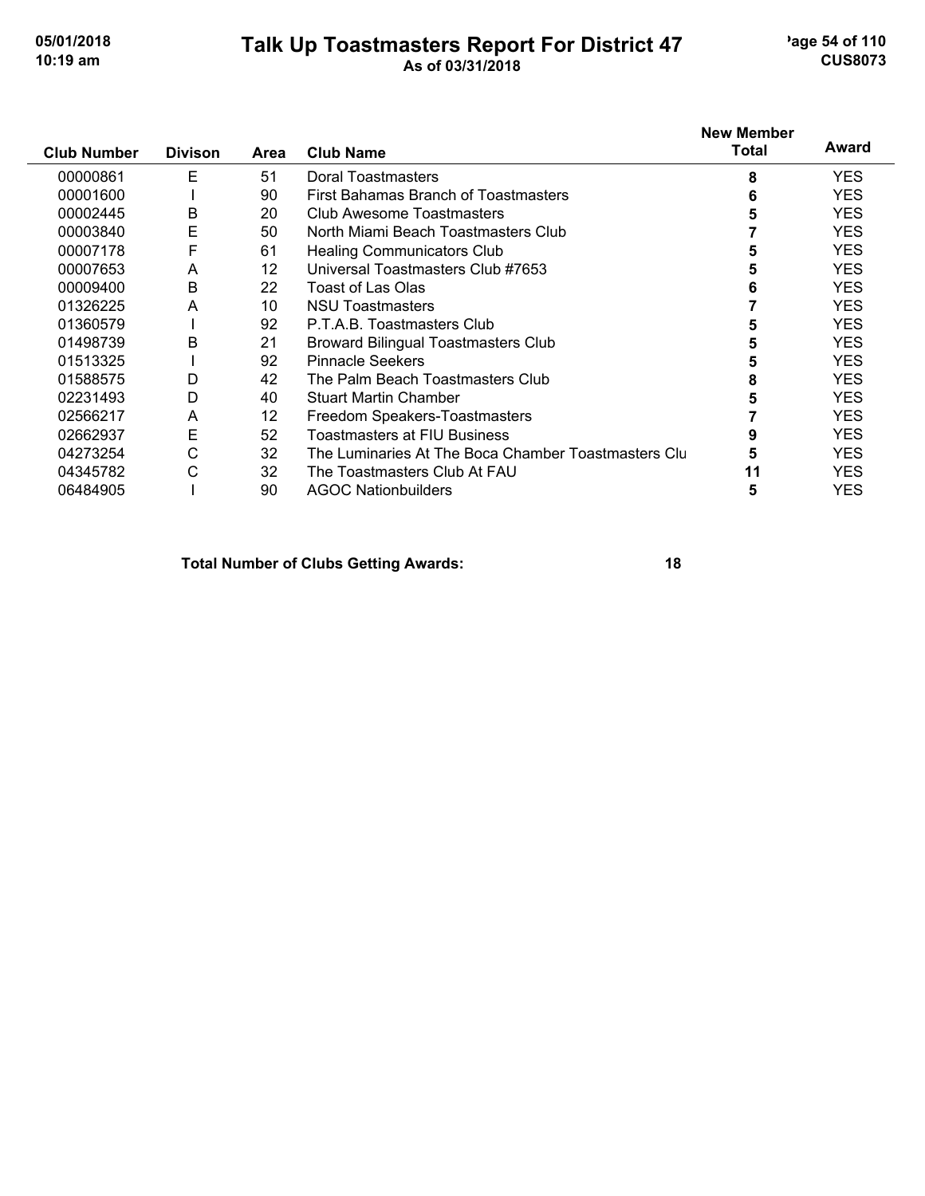# Talk Up Toastmasters Report For District 47

As of 03/31/2018

| Club Number | Divison | Area | Club Name | New Member Total | Award |
|---|---|---|---|---|---|
| 00000861 | E | 51 | Doral Toastmasters | 8 | YES |
| 00001600 | I | 90 | First Bahamas Branch of Toastmasters | 6 | YES |
| 00002445 | B | 20 | Club Awesome Toastmasters | 5 | YES |
| 00003840 | E | 50 | North Miami Beach Toastmasters Club | 7 | YES |
| 00007178 | F | 61 | Healing Communicators Club | 5 | YES |
| 00007653 | A | 12 | Universal Toastmasters Club #7653 | 5 | YES |
| 00009400 | B | 22 | Toast of Las Olas | 6 | YES |
| 01326225 | A | 10 | NSU Toastmasters | 7 | YES |
| 01360579 | I | 92 | P.T.A.B. Toastmasters Club | 5 | YES |
| 01498739 | B | 21 | Broward Bilingual Toastmasters Club | 5 | YES |
| 01513325 | I | 92 | Pinnacle Seekers | 5 | YES |
| 01588575 | D | 42 | The Palm Beach Toastmasters Club | 8 | YES |
| 02231493 | D | 40 | Stuart Martin Chamber | 5 | YES |
| 02566217 | A | 12 | Freedom Speakers-Toastmasters | 7 | YES |
| 02662937 | E | 52 | Toastmasters at FIU Business | 9 | YES |
| 04273254 | C | 32 | The Luminaries At The Boca Chamber Toastmasters Clu | 5 | YES |
| 04345782 | C | 32 | The Toastmasters Club At FAU | 11 | YES |
| 06484905 | I | 90 | AGOC Nationbuilders | 5 | YES |

**Total Number of Clubs Getting Awards: 18**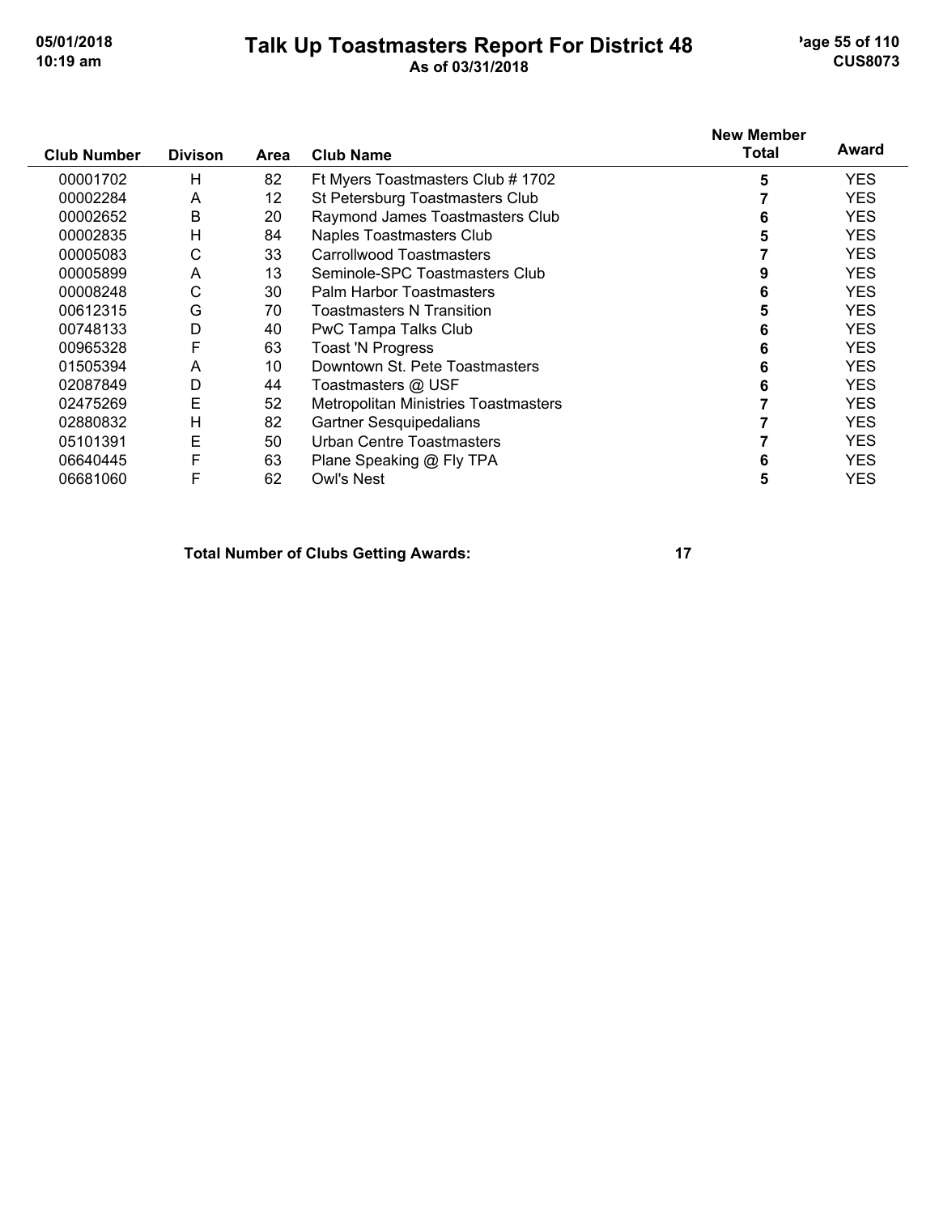# Talk Up Toastmasters Report For District 48

**As of 03/31/2018**

| Club Number | Divison | Area | Club Name | New Member Total | Award |
|---|---|---|---|---|---|
| 00001702 | H | 82 | Ft Myers Toastmasters Club # 1702 | 5 | YES |
| 00002284 | A | 12 | St Petersburg Toastmasters Club | 7 | YES |
| 00002652 | B | 20 | Raymond James Toastmasters Club | 6 | YES |
| 00002835 | H | 84 | Naples Toastmasters Club | 5 | YES |
| 00005083 | C | 33 | Carrollwood Toastmasters | 7 | YES |
| 00005899 | A | 13 | Seminole-SPC Toastmasters Club | 9 | YES |
| 00008248 | C | 30 | Palm Harbor Toastmasters | 6 | YES |
| 00612315 | G | 70 | Toastmasters N Transition | 5 | YES |
| 00748133 | D | 40 | PwC Tampa Talks Club | 6 | YES |
| 00965328 | F | 63 | Toast 'N Progress | 6 | YES |
| 01505394 | A | 10 | Downtown St. Pete Toastmasters | 6 | YES |
| 02087849 | D | 44 | Toastmasters @ USF | 6 | YES |
| 02475269 | E | 52 | Metropolitan Ministries Toastmasters | 7 | YES |
| 02880832 | H | 82 | Gartner Sesquipedalians | 7 | YES |
| 05101391 | E | 50 | Urban Centre Toastmasters | 7 | YES |
| 06640445 | F | 63 | Plane Speaking @ Fly TPA | 6 | YES |
| 06681060 | F | 62 | Owl's Nest | 5 | YES |

**Total Number of Clubs Getting Awards: 17**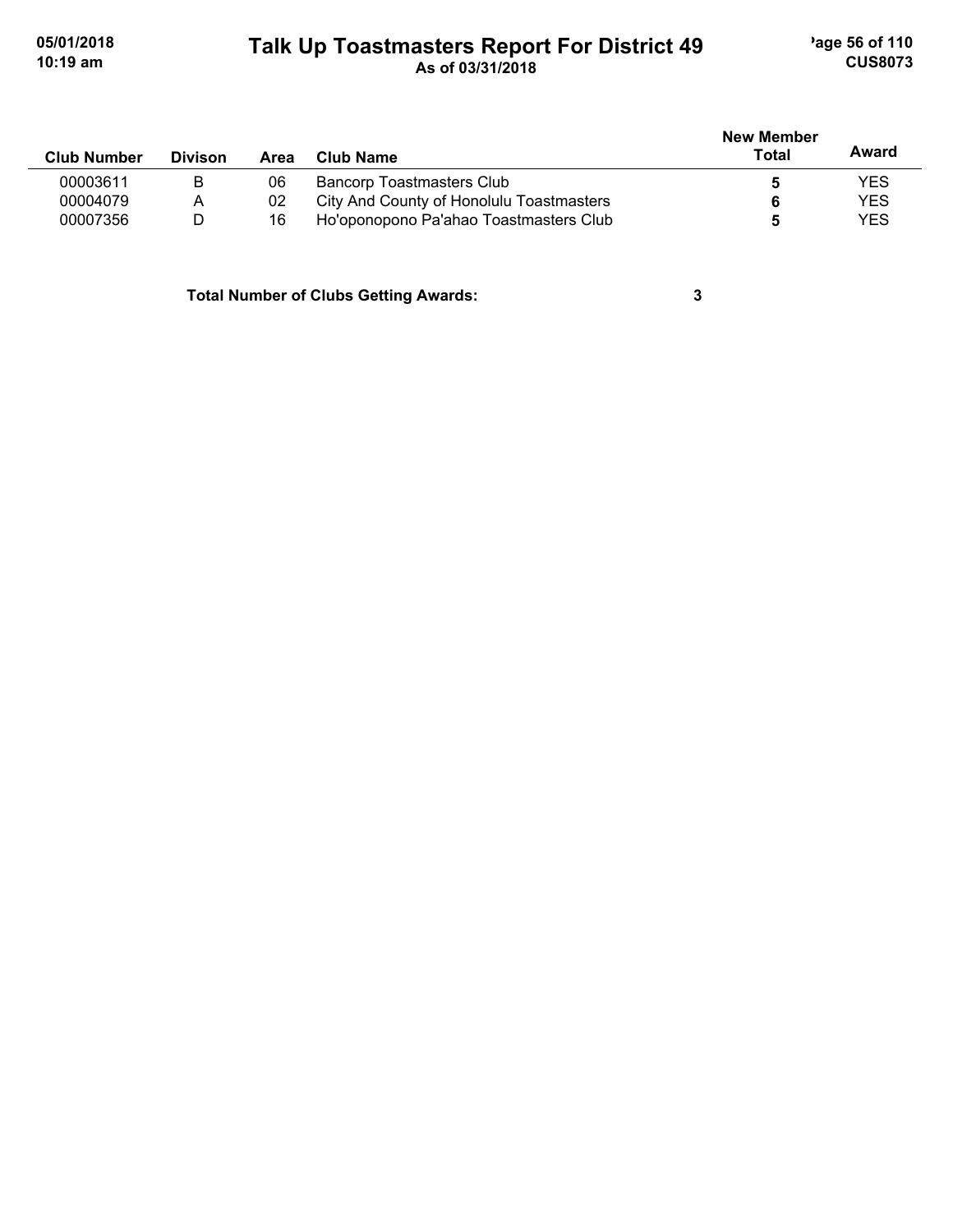| Club Number | Divison | Area | Club Name | New Member Total | Award |
|---|---|---|---|---|---|
| 00003611 | B | 06 | Bancorp Toastmasters Club | 5 | YES |
| 00004079 | A | 02 | City And County of Honolulu Toastmasters | 6 | YES |
| 00007356 | D | 16 | Ho'oponopono Pa'ahao Toastmasters Club | 5 | YES |

**Total Number of Clubs Getting Awards: 3**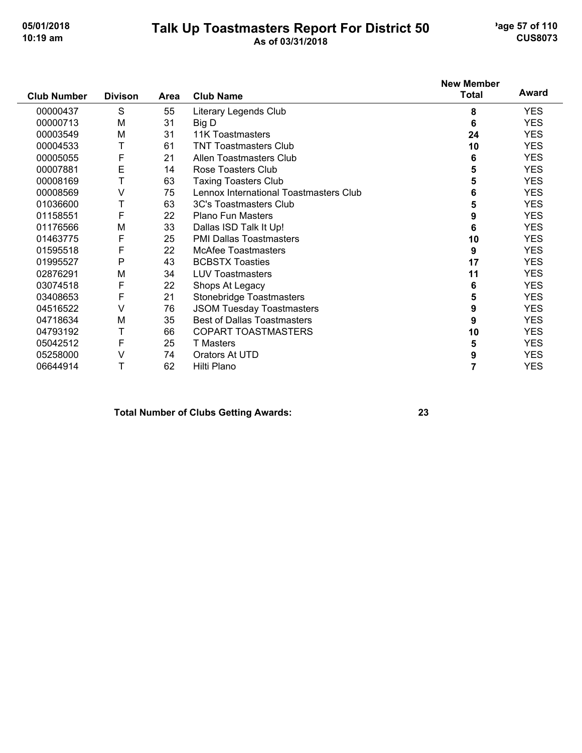# Talk Up Toastmasters Report For District 50

As of 03/31/2018

| Club Number | Divison | Area | Club Name | New Member Total | Award |
|---|---|---|---|---|---|
| 00000437 | S | 55 | Literary Legends Club | 8 | YES |
| 00000713 | M | 31 | Big D | 6 | YES |
| 00003549 | M | 31 | 11K Toastmasters | 24 | YES |
| 00004533 | T | 61 | TNT Toastmasters Club | 10 | YES |
| 00005055 | F | 21 | Allen Toastmasters Club | 6 | YES |
| 00007881 | E | 14 | Rose Toasters Club | 5 | YES |
| 00008169 | T | 63 | Taxing Toasters Club | 5 | YES |
| 00008569 | V | 75 | Lennox International Toastmasters Club | 6 | YES |
| 01036600 | T | 63 | 3C's Toastmasters Club | 5 | YES |
| 01158551 | F | 22 | Plano Fun Masters | 9 | YES |
| 01176566 | M | 33 | Dallas ISD Talk It Up! | 6 | YES |
| 01463775 | F | 25 | PMI Dallas Toastmasters | 10 | YES |
| 01595518 | F | 22 | McAfee Toastmasters | 9 | YES |
| 01995527 | P | 43 | BCBSTX Toasties | 17 | YES |
| 02876291 | M | 34 | LUV Toastmasters | 11 | YES |
| 03074518 | F | 22 | Shops At Legacy | 6 | YES |
| 03408653 | F | 21 | Stonebridge Toastmasters | 5 | YES |
| 04516522 | V | 76 | JSOM Tuesday Toastmasters | 9 | YES |
| 04718634 | M | 35 | Best of Dallas Toastmasters | 9 | YES |
| 04793192 | T | 66 | COPART TOASTMASTERS | 10 | YES |
| 05042512 | F | 25 | T Masters | 5 | YES |
| 05258000 | V | 74 | Orators At UTD | 9 | YES |
| 06644914 | T | 62 | Hilti Plano | 7 | YES |

**Total Number of Clubs Getting Awards: 23**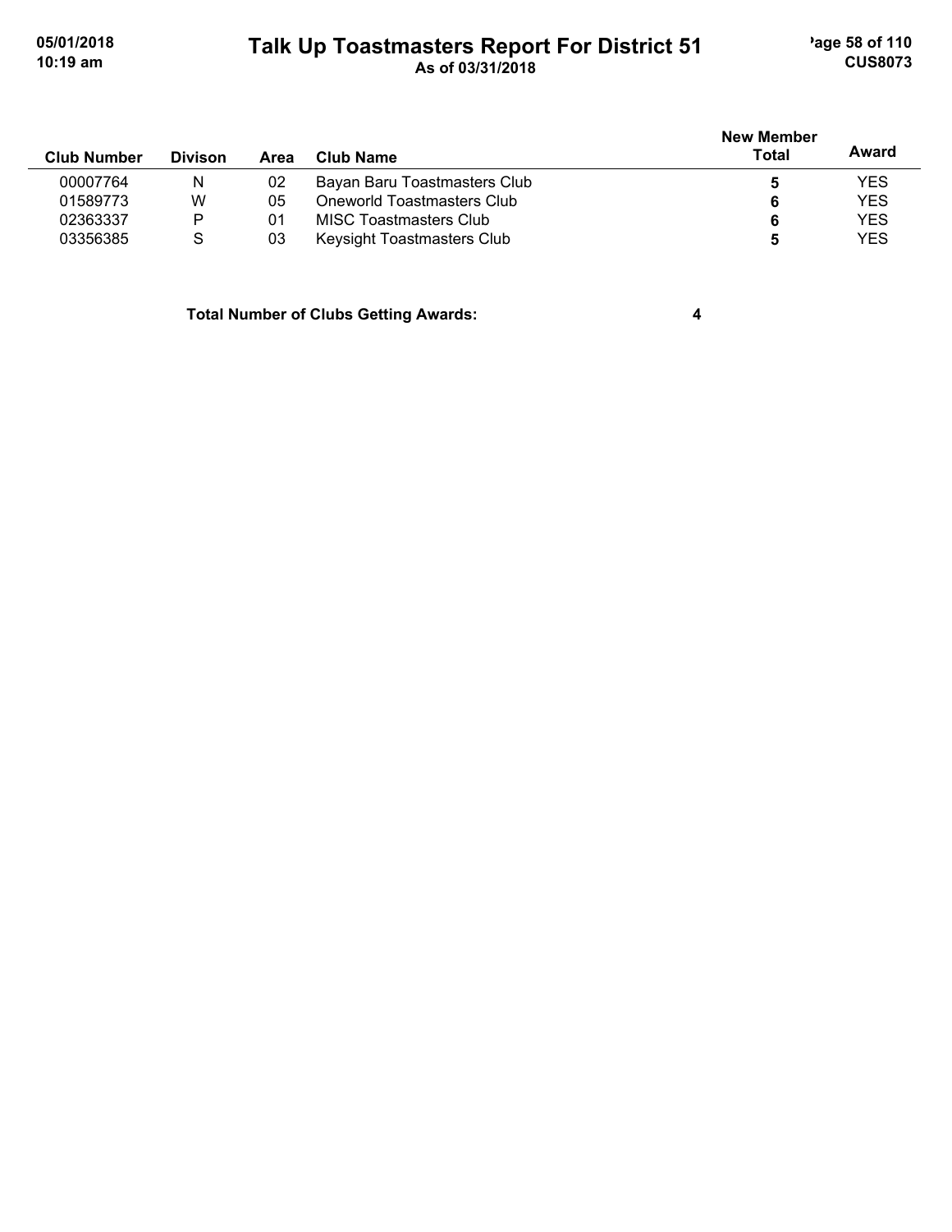# Talk Up Toastmasters Report For District 51

As of 03/31/2018

| Club Number | Divison | Area | Club Name | New Member Total | Award |
|---|---|---|---|---|---|
| 00007764 | N | 02 | Bayan Baru Toastmasters Club | **5** | YES |
| 01589773 | W | 05 | Oneworld Toastmasters Club | **6** | YES |
| 02363337 | P | 01 | MISC Toastmasters Club | **6** | YES |
| 03356385 | S | 03 | Keysight Toastmasters Club | **5** | YES |

**Total Number of Clubs Getting Awards: 4**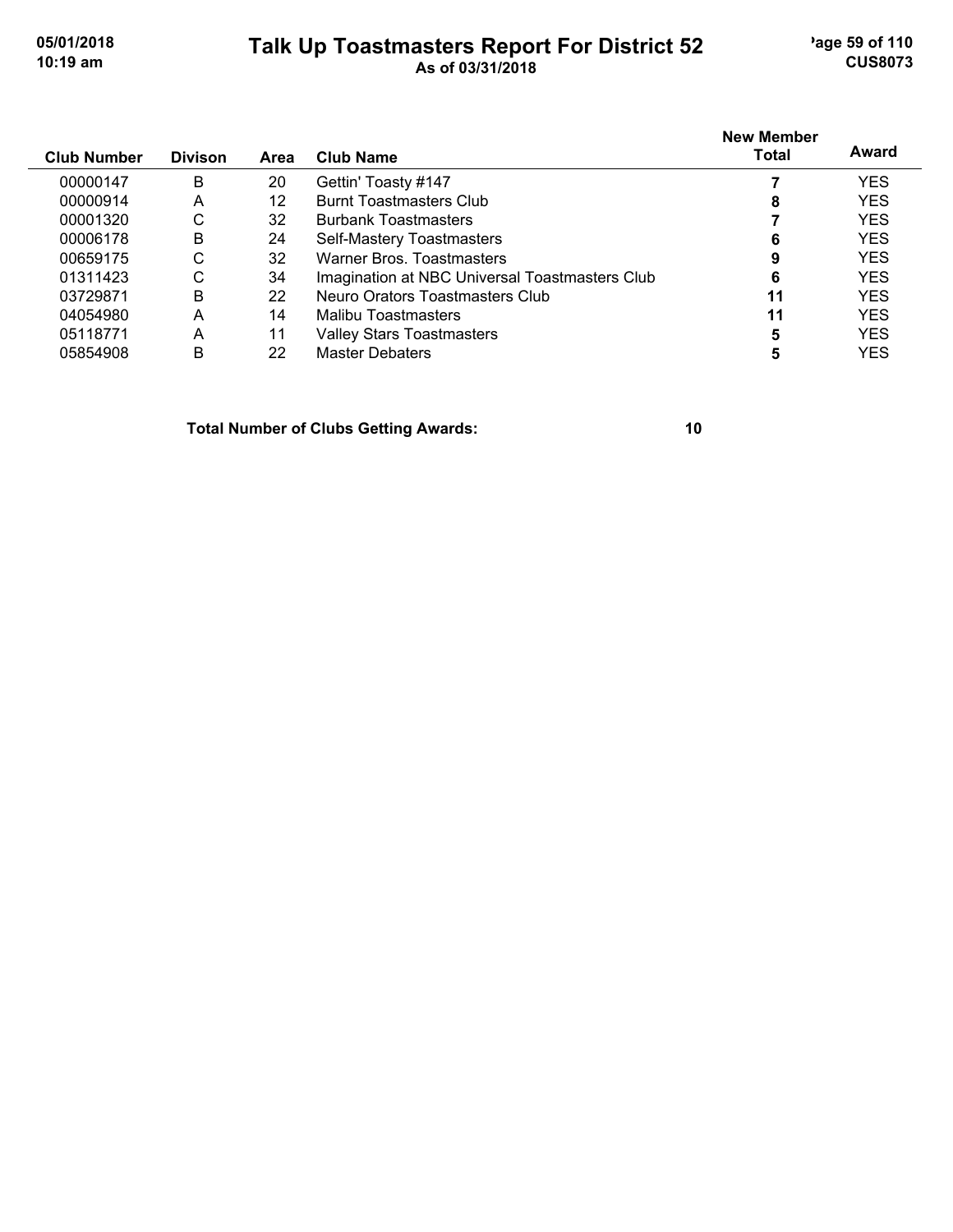# Talk Up Toastmasters Report For District 52

As of 03/31/2018

| Club Number | Divison | Area | Club Name | New Member Total | Award |
|---|---|---|---|---|---|
| 00000147 | B | 20 | Gettin' Toasty #147 | **7** | YES |
| 00000914 | A | 12 | Burnt Toastmasters Club | **8** | YES |
| 00001320 | C | 32 | Burbank Toastmasters | **7** | YES |
| 00006178 | B | 24 | Self-Mastery Toastmasters | **6** | YES |
| 00659175 | C | 32 | Warner Bros. Toastmasters | **9** | YES |
| 01311423 | C | 34 | Imagination at NBC Universal Toastmasters Club | **6** | YES |
| 03729871 | B | 22 | Neuro Orators Toastmasters Club | **11** | YES |
| 04054980 | A | 14 | Malibu Toastmasters | **11** | YES |
| 05118771 | A | 11 | Valley Stars Toastmasters | **5** | YES |
| 05854908 | B | 22 | Master Debaters | **5** | YES |

**Total Number of Clubs Getting Awards: 10**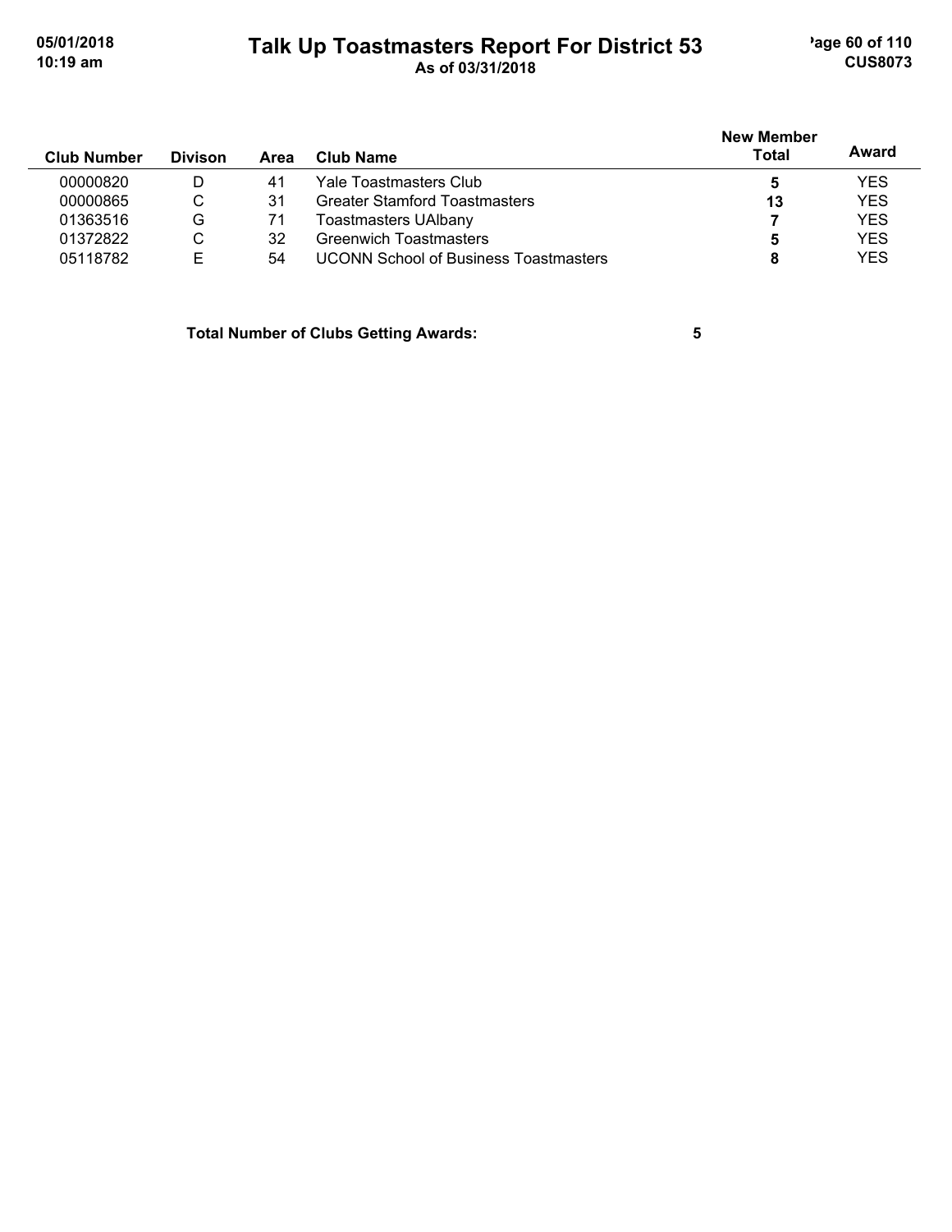# Talk Up Toastmasters Report For District 53

As of 03/31/2018

| Club Number | Divison | Area | Club Name | New Member Total | Award |
|---|---|---|---|---|---|
| 00000820 | D | 41 | Yale Toastmasters Club | **5** | YES |
| 00000865 | C | 31 | Greater Stamford Toastmasters | **13** | YES |
| 01363516 | G | 71 | Toastmasters UAlbany | **7** | YES |
| 01372822 | C | 32 | Greenwich Toastmasters | **5** | YES |
| 05118782 | E | 54 | UCONN School of Business Toastmasters | **8** | YES |

**Total Number of Clubs Getting Awards: 5**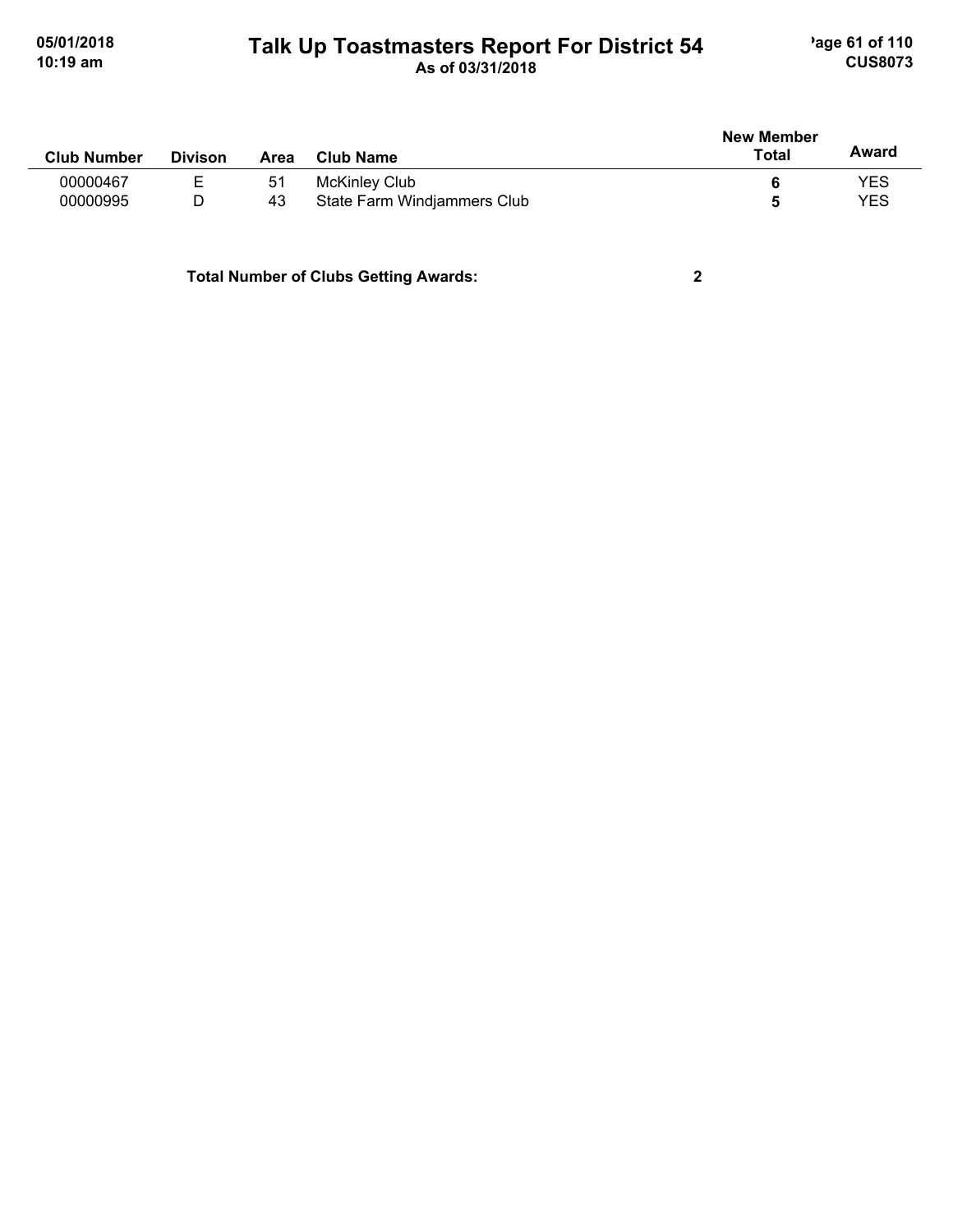| Club Number | Divison | Area | Club Name | New Member Total | Award |
|---|---|---|---|---|---|
| 00000467 | E | 51 | McKinley Club | **6** | YES |
| 00000995 | D | 43 | State Farm Windjammers Club | **5** | YES |

**Total Number of Clubs Getting Awards: 2**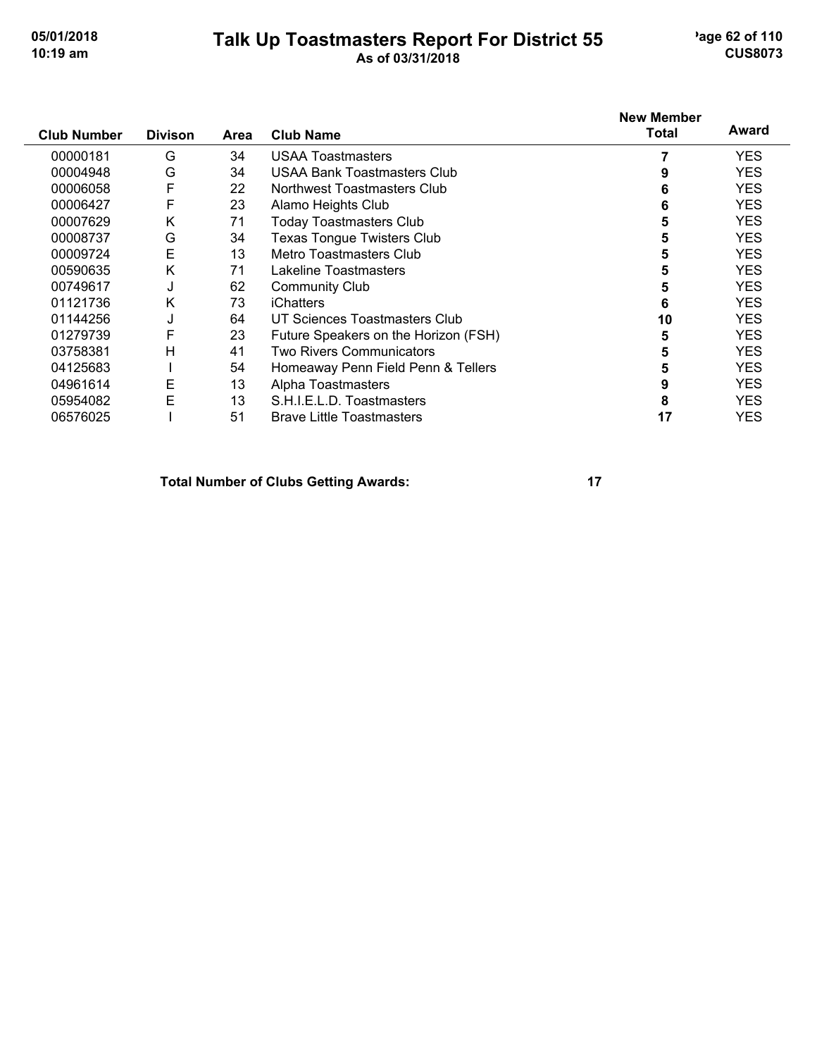# Talk Up Toastmasters Report For District 55

As of 03/31/2018

| Club Number | Divison | Area | Club Name | New Member Total | Award |
|---|---|---|---|---|---|
| 00000181 | G | 34 | USAA Toastmasters | 7 | YES |
| 00004948 | G | 34 | USAA Bank Toastmasters Club | 9 | YES |
| 00006058 | F | 22 | Northwest Toastmasters Club | 6 | YES |
| 00006427 | F | 23 | Alamo Heights Club | 6 | YES |
| 00007629 | K | 71 | Today Toastmasters Club | 5 | YES |
| 00008737 | G | 34 | Texas Tongue Twisters Club | 5 | YES |
| 00009724 | E | 13 | Metro Toastmasters Club | 5 | YES |
| 00590635 | K | 71 | Lakeline Toastmasters | 5 | YES |
| 00749617 | J | 62 | Community Club | 5 | YES |
| 01121736 | K | 73 | iChatters | 6 | YES |
| 01144256 | J | 64 | UT Sciences Toastmasters Club | 10 | YES |
| 01279739 | F | 23 | Future Speakers on the Horizon (FSH) | 5 | YES |
| 03758381 | H | 41 | Two Rivers Communicators | 5 | YES |
| 04125683 | I | 54 | Homeaway Penn Field Penn & Tellers | 5 | YES |
| 04961614 | E | 13 | Alpha Toastmasters | 9 | YES |
| 05954082 | E | 13 | S.H.I.E.L.D. Toastmasters | 8 | YES |
| 06576025 | I | 51 | Brave Little Toastmasters | 17 | YES |

**Total Number of Clubs Getting Awards: 17**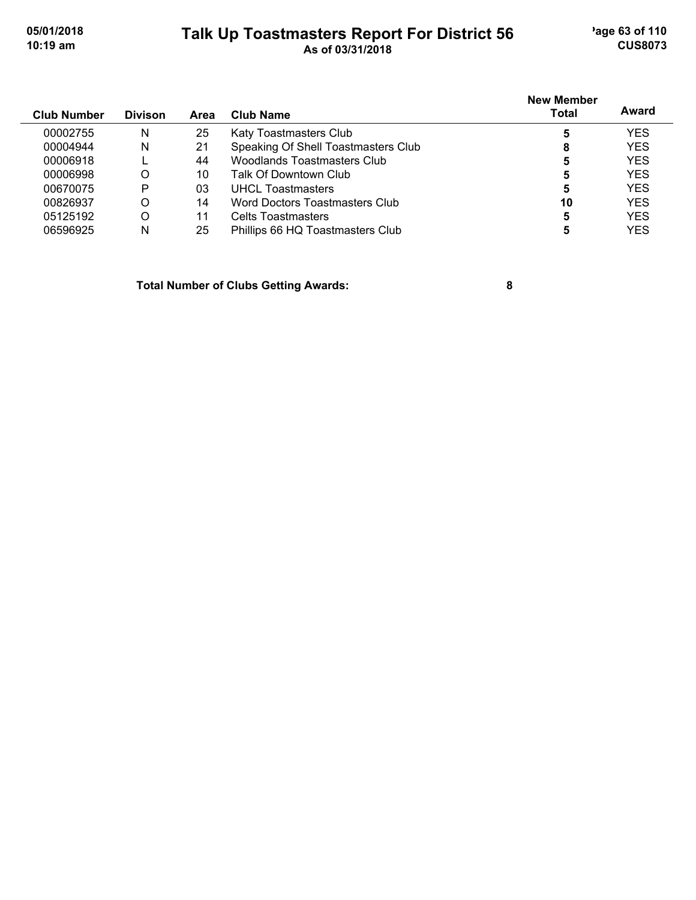# Talk Up Toastmasters Report For District 56

As of 03/31/2018

| Club Number | Divison | Area | Club Name | New Member Total | Award |
|---|---|---|---|---|---|
| 00002755 | N | 25 | Katy Toastmasters Club | **5** | YES |
| 00004944 | N | 21 | Speaking Of Shell Toastmasters Club | **8** | YES |
| 00006918 | L | 44 | Woodlands Toastmasters Club | **5** | YES |
| 00006998 | O | 10 | Talk Of Downtown Club | **5** | YES |
| 00670075 | P | 03 | UHCL Toastmasters | **5** | YES |
| 00826937 | O | 14 | Word Doctors Toastmasters Club | **10** | YES |
| 05125192 | O | 11 | Celts Toastmasters | **5** | YES |
| 06596925 | N | 25 | Phillips 66 HQ Toastmasters Club | **5** | YES |

**Total Number of Clubs Getting Awards: 8**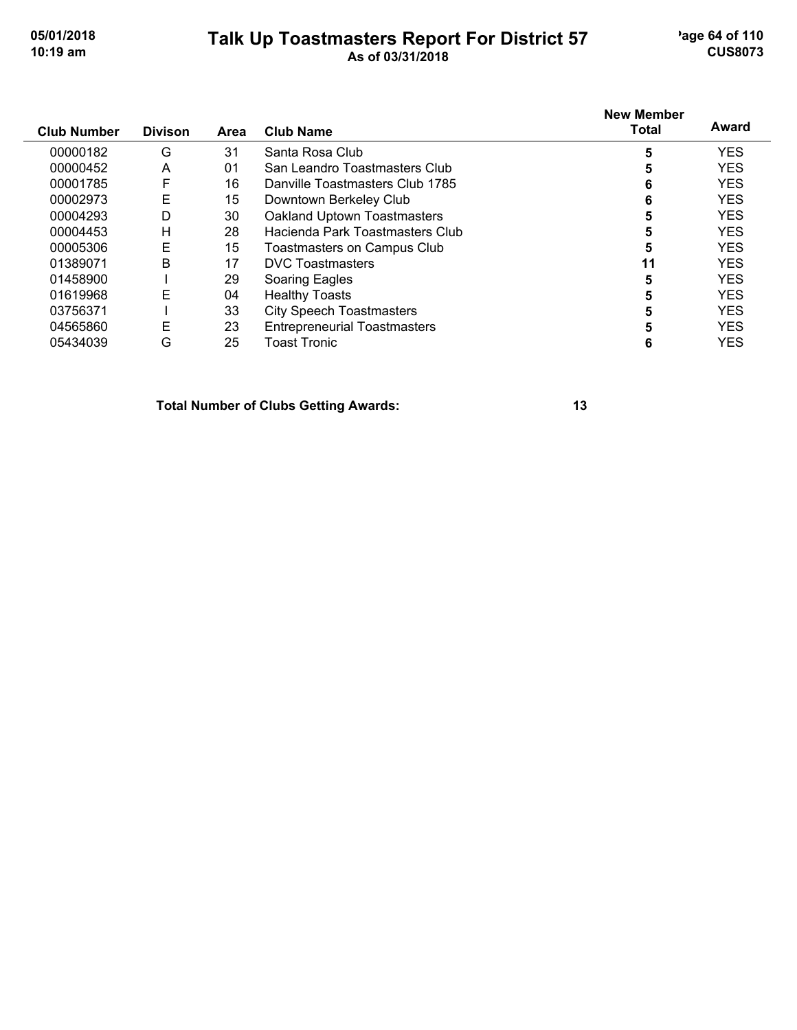# Talk Up Toastmasters Report For District 57

As of 03/31/2018

| Club Number | Divison | Area | Club Name | New Member Total | Award |
|---|---|---|---|---|---|
| 00000182 | G | 31 | Santa Rosa Club | **5** | YES |
| 00000452 | A | 01 | San Leandro Toastmasters Club | **5** | YES |
| 00001785 | F | 16 | Danville Toastmasters Club 1785 | **6** | YES |
| 00002973 | E | 15 | Downtown Berkeley Club | **6** | YES |
| 00004293 | D | 30 | Oakland Uptown Toastmasters | **5** | YES |
| 00004453 | H | 28 | Hacienda Park Toastmasters Club | **5** | YES |
| 00005306 | E | 15 | Toastmasters on Campus Club | **5** | YES |
| 01389071 | B | 17 | DVC Toastmasters | **11** | YES |
| 01458900 | I | 29 | Soaring Eagles | **5** | YES |
| 01619968 | E | 04 | Healthy Toasts | **5** | YES |
| 03756371 | I | 33 | City Speech Toastmasters | **5** | YES |
| 04565860 | E | 23 | Entrepreneurial Toastmasters | **5** | YES |
| 05434039 | G | 25 | Toast Tronic | **6** | YES |

**Total Number of Clubs Getting Awards: 13**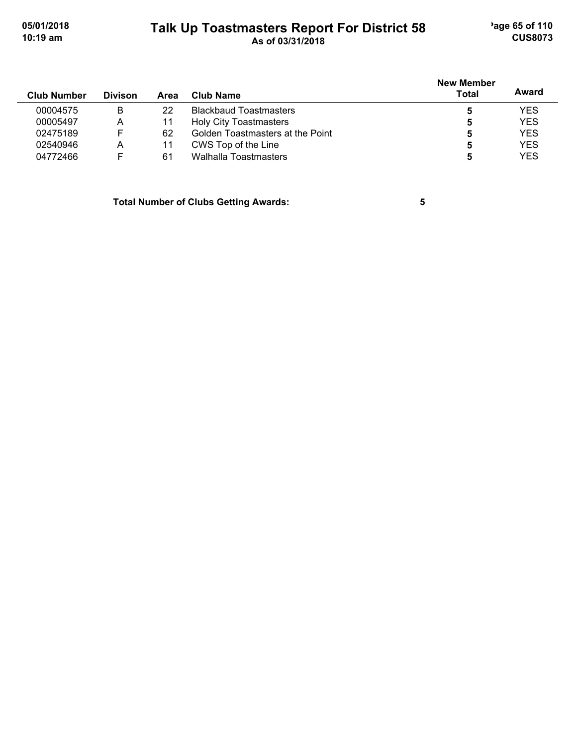# Talk Up Toastmasters Report For District 58

As of 03/31/2018

| Club Number | Divison | Area | Club Name | New Member Total | Award |
|---|---|---|---|---|---|
| 00004575 | B | 22 | Blackbaud Toastmasters | 5 | YES |
| 00005497 | A | 11 | Holy City Toastmasters | 5 | YES |
| 02475189 | F | 62 | Golden Toastmasters at the Point | 5 | YES |
| 02540946 | A | 11 | CWS Top of the Line | 5 | YES |
| 04772466 | F | 61 | Walhalla Toastmasters | 5 | YES |

**Total Number of Clubs Getting Awards: 5**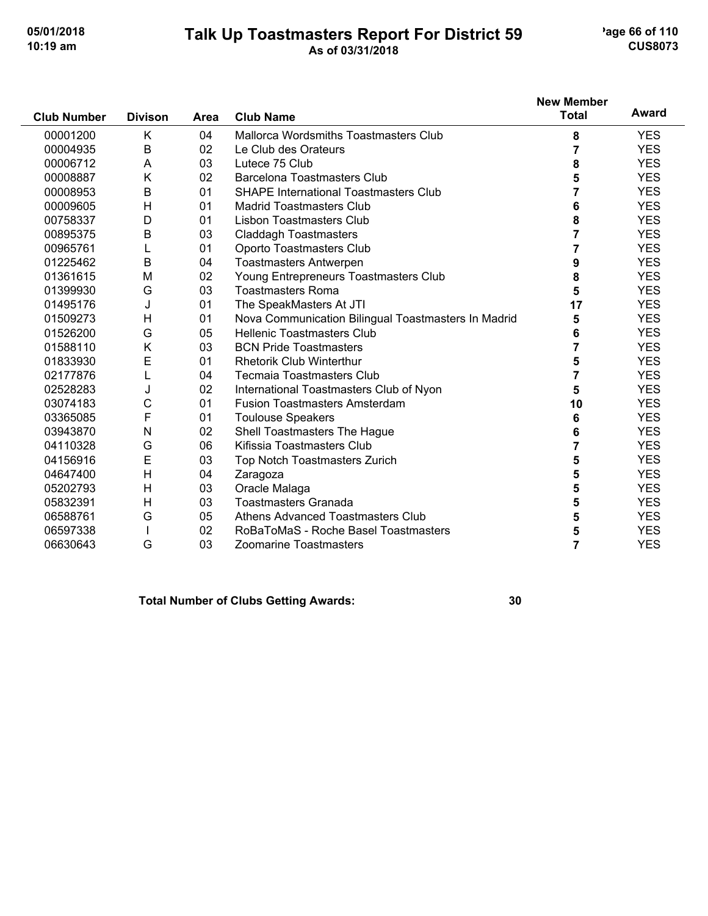# Talk Up Toastmasters Report For District 59

As of 03/31/2018

| Club Number | Divison | Area | Club Name | New Member Total | Award |
|---|---|---|---|---|---|
| 00001200 | K | 04 | Mallorca Wordsmiths Toastmasters Club | 8 | YES |
| 00004935 | B | 02 | Le Club des Orateurs | 7 | YES |
| 00006712 | A | 03 | Lutece 75 Club | 8 | YES |
| 00008887 | K | 02 | Barcelona Toastmasters Club | 5 | YES |
| 00008953 | B | 01 | SHAPE International Toastmasters Club | 7 | YES |
| 00009605 | H | 01 | Madrid Toastmasters Club | 6 | YES |
| 00758337 | D | 01 | Lisbon Toastmasters Club | 8 | YES |
| 00895375 | B | 03 | Claddagh Toastmasters | 7 | YES |
| 00965761 | L | 01 | Oporto Toastmasters Club | 7 | YES |
| 01225462 | B | 04 | Toastmasters Antwerpen | 9 | YES |
| 01361615 | M | 02 | Young Entrepreneurs Toastmasters Club | 8 | YES |
| 01399930 | G | 03 | Toastmasters Roma | 5 | YES |
| 01495176 | J | 01 | The SpeakMasters At JTI | 17 | YES |
| 01509273 | H | 01 | Nova Communication Bilingual Toastmasters In Madrid | 5 | YES |
| 01526200 | G | 05 | Hellenic Toastmasters Club | 6 | YES |
| 01588110 | K | 03 | BCN Pride Toastmasters | 7 | YES |
| 01833930 | E | 01 | Rhetorik Club Winterthur | 5 | YES |
| 02177876 | L | 04 | Tecmaia Toastmasters Club | 7 | YES |
| 02528283 | J | 02 | International Toastmasters Club of Nyon | 5 | YES |
| 03074183 | C | 01 | Fusion Toastmasters Amsterdam | 10 | YES |
| 03365085 | F | 01 | Toulouse Speakers | 6 | YES |
| 03943870 | N | 02 | Shell Toastmasters The Hague | 6 | YES |
| 04110328 | G | 06 | Kifissia Toastmasters Club | 7 | YES |
| 04156916 | E | 03 | Top Notch Toastmasters Zurich | 5 | YES |
| 04647400 | H | 04 | Zaragoza | 5 | YES |
| 05202793 | H | 03 | Oracle Malaga | 5 | YES |
| 05832391 | H | 03 | Toastmasters Granada | 5 | YES |
| 06588761 | G | 05 | Athens Advanced Toastmasters Club | 5 | YES |
| 06597338 | I | 02 | RoBaToMaS - Roche Basel Toastmasters | 5 | YES |
| 06630643 | G | 03 | Zoomarine Toastmasters | 7 | YES |

**Total Number of Clubs Getting Awards: 30**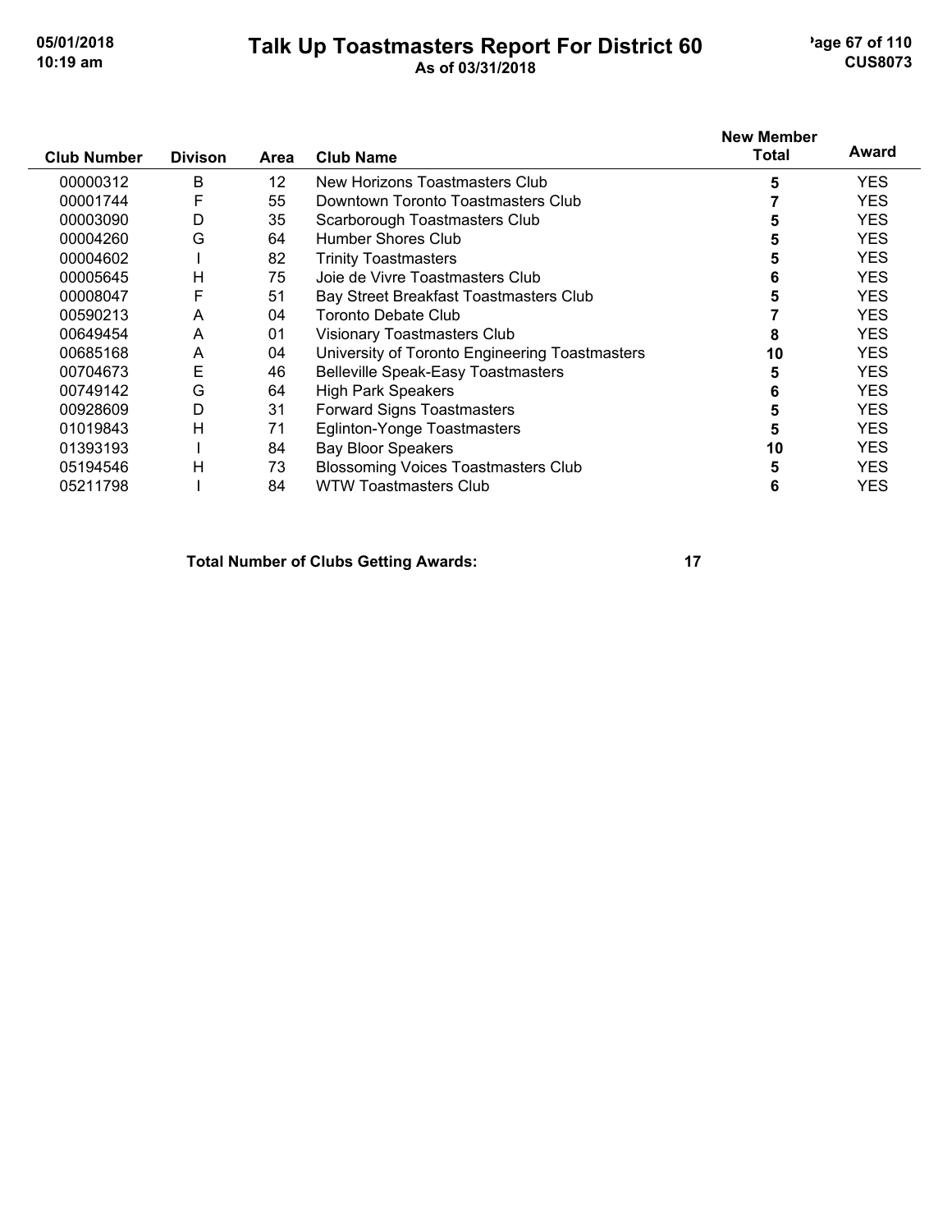# Talk Up Toastmasters Report For District 60

As of 03/31/2018

| Club Number | Divison | Area | Club Name | New Member Total | Award |
|---|---|---|---|---|---|
| 00000312 | B | 12 | New Horizons Toastmasters Club | 5 | YES |
| 00001744 | F | 55 | Downtown Toronto Toastmasters Club | 7 | YES |
| 00003090 | D | 35 | Scarborough Toastmasters Club | 5 | YES |
| 00004260 | G | 64 | Humber Shores Club | 5 | YES |
| 00004602 | I | 82 | Trinity Toastmasters | 5 | YES |
| 00005645 | H | 75 | Joie de Vivre Toastmasters Club | 6 | YES |
| 00008047 | F | 51 | Bay Street Breakfast Toastmasters Club | 5 | YES |
| 00590213 | A | 04 | Toronto Debate Club | 7 | YES |
| 00649454 | A | 01 | Visionary Toastmasters Club | 8 | YES |
| 00685168 | A | 04 | University of Toronto Engineering Toastmasters | 10 | YES |
| 00704673 | E | 46 | Belleville Speak-Easy Toastmasters | 5 | YES |
| 00749142 | G | 64 | High Park Speakers | 6 | YES |
| 00928609 | D | 31 | Forward Signs Toastmasters | 5 | YES |
| 01019843 | H | 71 | Eglinton-Yonge Toastmasters | 5 | YES |
| 01393193 | I | 84 | Bay Bloor Speakers | 10 | YES |
| 05194546 | H | 73 | Blossoming Voices Toastmasters Club | 5 | YES |
| 05211798 | I | 84 | WTW Toastmasters Club | 6 | YES |

**Total Number of Clubs Getting Awards: 17**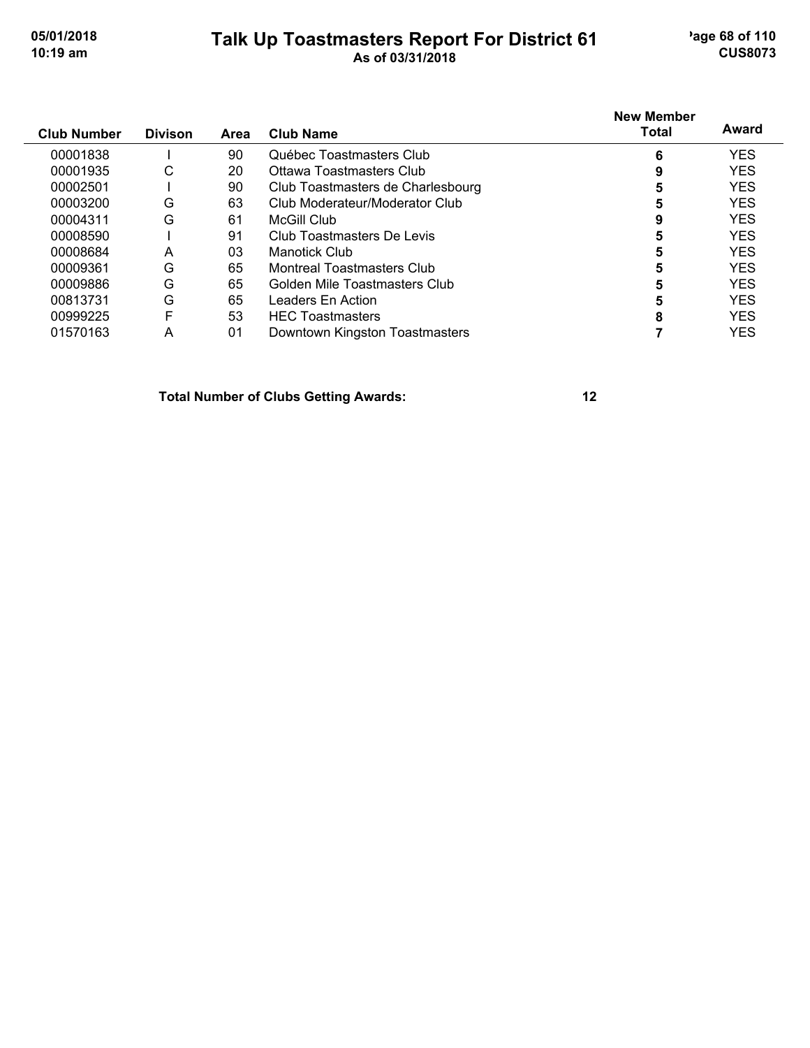# Talk Up Toastmasters Report For District 61

As of 03/31/2018

| Club Number | Divison | Area | Club Name | New Member Total | Award |
|---|---|---|---|---|---|
| 00001838 | I | 90 | Québec Toastmasters Club | **6** | YES |
| 00001935 | C | 20 | Ottawa Toastmasters Club | **9** | YES |
| 00002501 | I | 90 | Club Toastmasters de Charlesbourg | **5** | YES |
| 00003200 | G | 63 | Club Moderateur/Moderator Club | **5** | YES |
| 00004311 | G | 61 | McGill Club | **9** | YES |
| 00008590 | I | 91 | Club Toastmasters De Levis | **5** | YES |
| 00008684 | A | 03 | Manotick Club | **5** | YES |
| 00009361 | G | 65 | Montreal Toastmasters Club | **5** | YES |
| 00009886 | G | 65 | Golden Mile Toastmasters Club | **5** | YES |
| 00813731 | G | 65 | Leaders En Action | **5** | YES |
| 00999225 | F | 53 | HEC Toastmasters | **8** | YES |
| 01570163 | A | 01 | Downtown Kingston Toastmasters | **7** | YES |

**Total Number of Clubs Getting Awards: 12**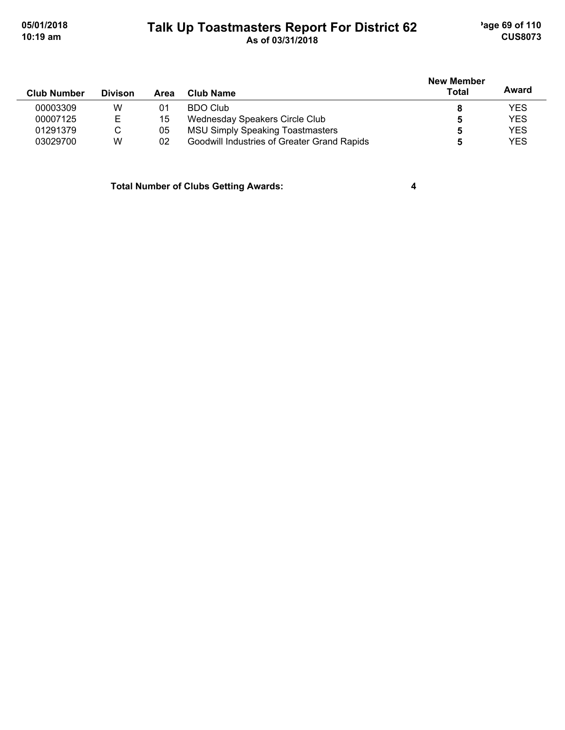| Club Number | Divison | Area | Club Name | New Member Total | Award |
|---|---|---|---|---|---|
| 00003309 | W | 01 | BDO Club | 8 | YES |
| 00007125 | E | 15 | Wednesday Speakers Circle Club | 5 | YES |
| 01291379 | C | 05 | MSU Simply Speaking Toastmasters | 5 | YES |
| 03029700 | W | 02 | Goodwill Industries of Greater Grand Rapids | 5 | YES |

**Total Number of Clubs Getting Awards: 4**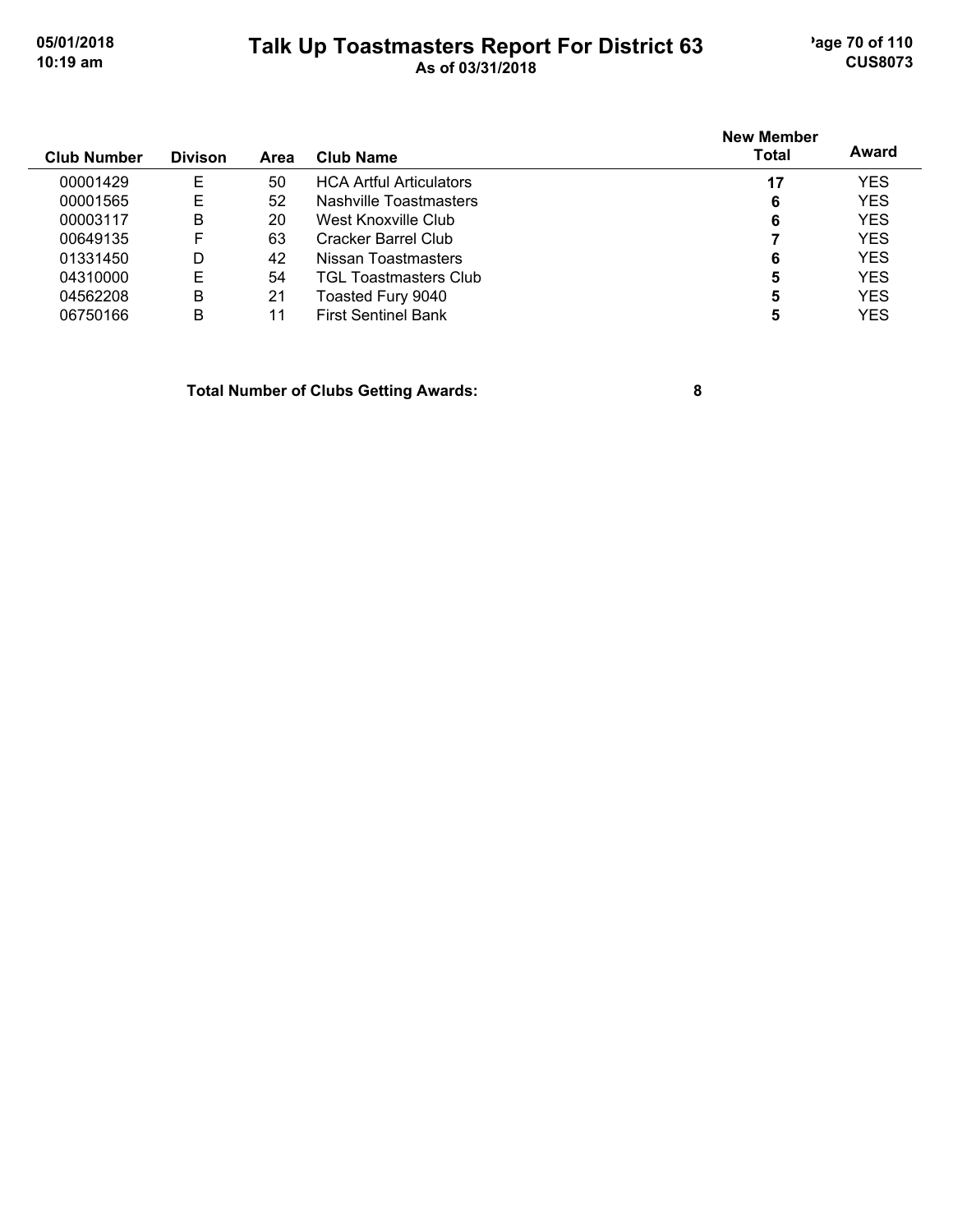# Talk Up Toastmasters Report For District 63

As of 03/31/2018

| Club Number | Divison | Area | Club Name | New Member Total | Award |
|---|---|---|---|---|---|
| 00001429 | E | 50 | HCA Artful Articulators | **17** | YES |
| 00001565 | E | 52 | Nashville Toastmasters | **6** | YES |
| 00003117 | B | 20 | West Knoxville Club | **6** | YES |
| 00649135 | F | 63 | Cracker Barrel Club | **7** | YES |
| 01331450 | D | 42 | Nissan Toastmasters | **6** | YES |
| 04310000 | E | 54 | TGL Toastmasters Club | **5** | YES |
| 04562208 | B | 21 | Toasted Fury 9040 | **5** | YES |
| 06750166 | B | 11 | First Sentinel Bank | **5** | YES |

**Total Number of Clubs Getting Awards: 8**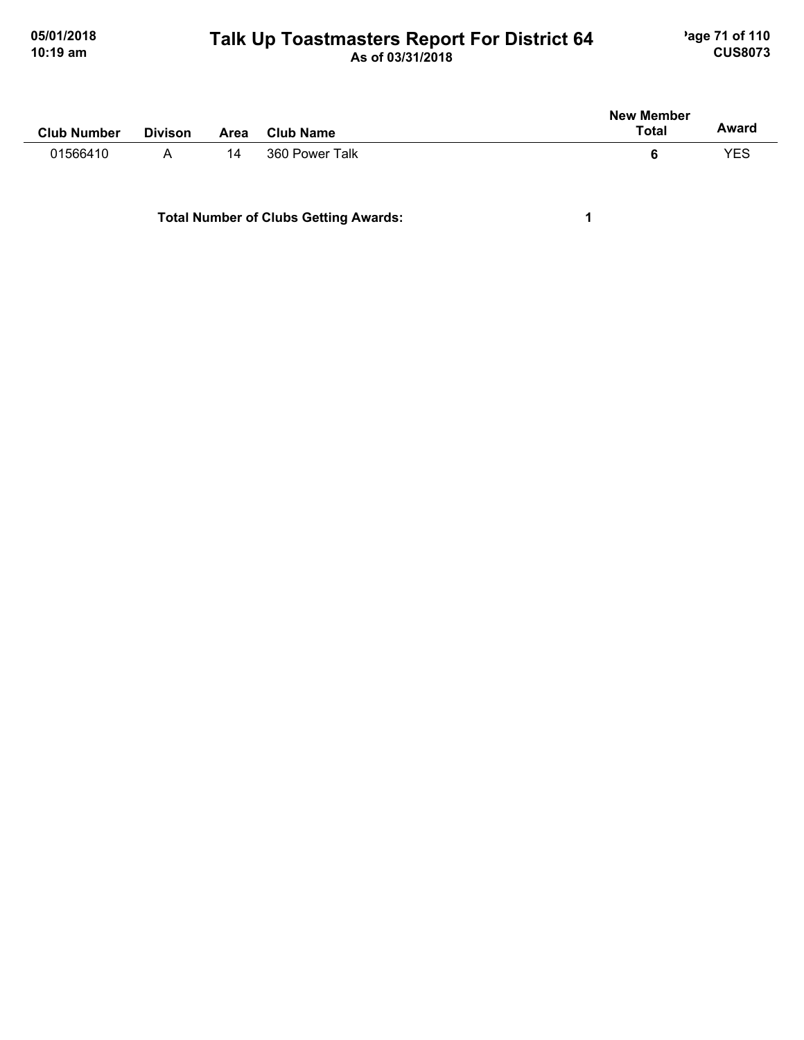| Club Number | Divison | Area | Club Name | New Member Total | Award |
|---|---|---|---|---|---|
| 01566410 | A | 14 | 360 Power Talk | **6** | YES |

**Total Number of Clubs Getting Awards:** **1**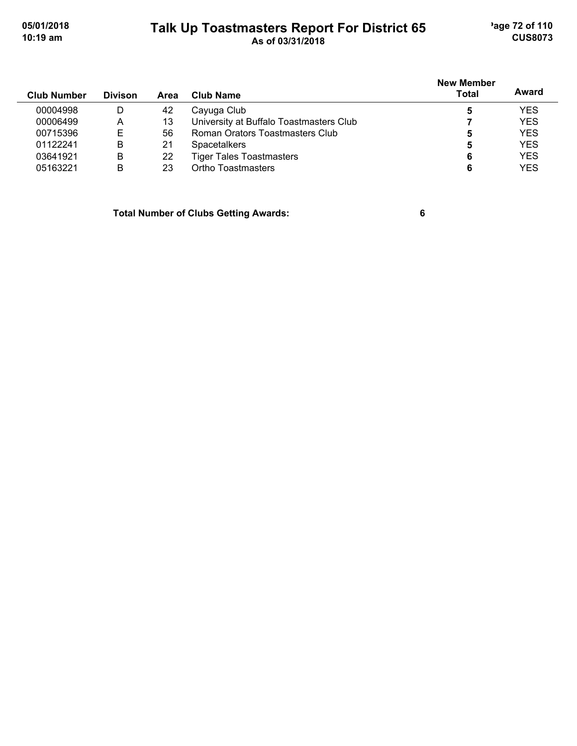# Talk Up Toastmasters Report For District 65

As of 03/31/2018

| Club Number | Divison | Area | Club Name | New Member Total | Award |
|---|---|---|---|---|---|
| 00004998 | D | 42 | Cayuga Club | 5 | YES |
| 00006499 | A | 13 | University at Buffalo Toastmasters Club | 7 | YES |
| 00715396 | E | 56 | Roman Orators Toastmasters Club | 5 | YES |
| 01122241 | B | 21 | Spacetalkers | 5 | YES |
| 03641921 | B | 22 | Tiger Tales Toastmasters | 6 | YES |
| 05163221 | B | 23 | Ortho Toastmasters | 6 | YES |

**Total Number of Clubs Getting Awards: 6**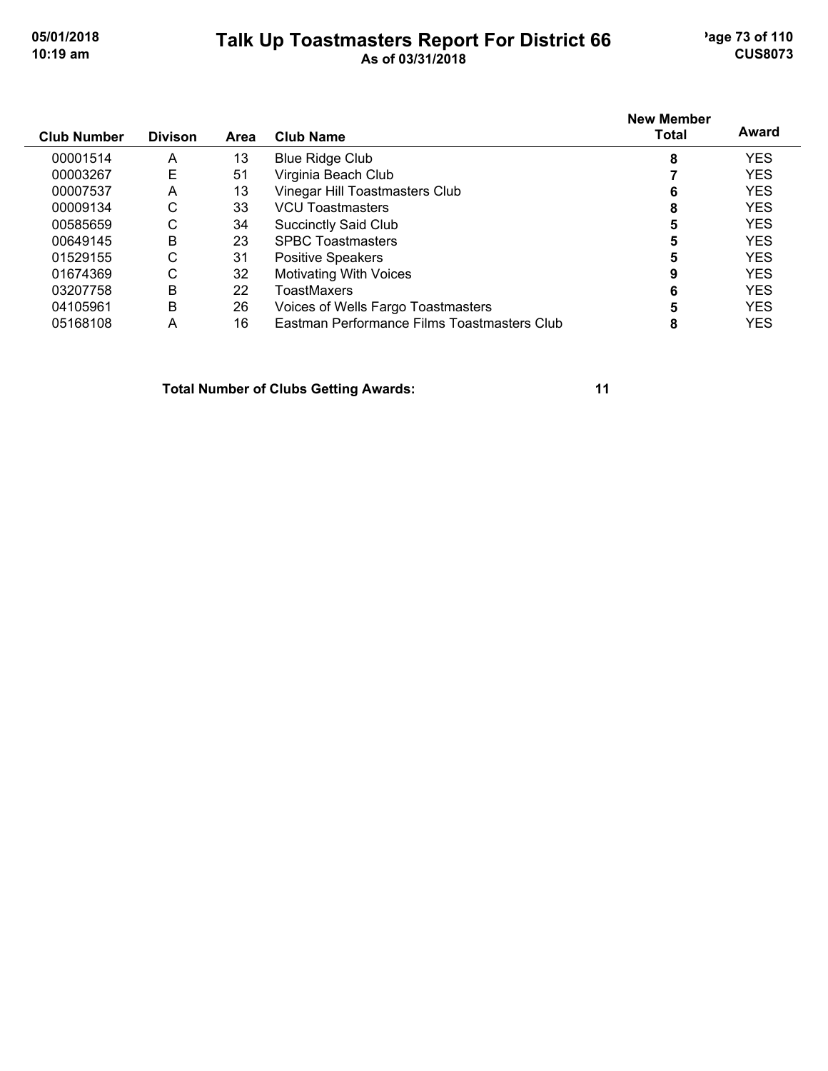# Talk Up Toastmasters Report For District 66

As of 03/31/2018

| Club Number | Divison | Area | Club Name | New Member Total | Award |
|---|---|---|---|---|---|
| 00001514 | A | 13 | Blue Ridge Club | 8 | YES |
| 00003267 | E | 51 | Virginia Beach Club | 7 | YES |
| 00007537 | A | 13 | Vinegar Hill Toastmasters Club | 6 | YES |
| 00009134 | C | 33 | VCU Toastmasters | 8 | YES |
| 00585659 | C | 34 | Succinctly Said Club | 5 | YES |
| 00649145 | B | 23 | SPBC Toastmasters | 5 | YES |
| 01529155 | C | 31 | Positive Speakers | 5 | YES |
| 01674369 | C | 32 | Motivating With Voices | 9 | YES |
| 03207758 | B | 22 | ToastMaxers | 6 | YES |
| 04105961 | B | 26 | Voices of Wells Fargo Toastmasters | 5 | YES |
| 05168108 | A | 16 | Eastman Performance Films Toastmasters Club | 8 | YES |

**Total Number of Clubs Getting Awards: 11**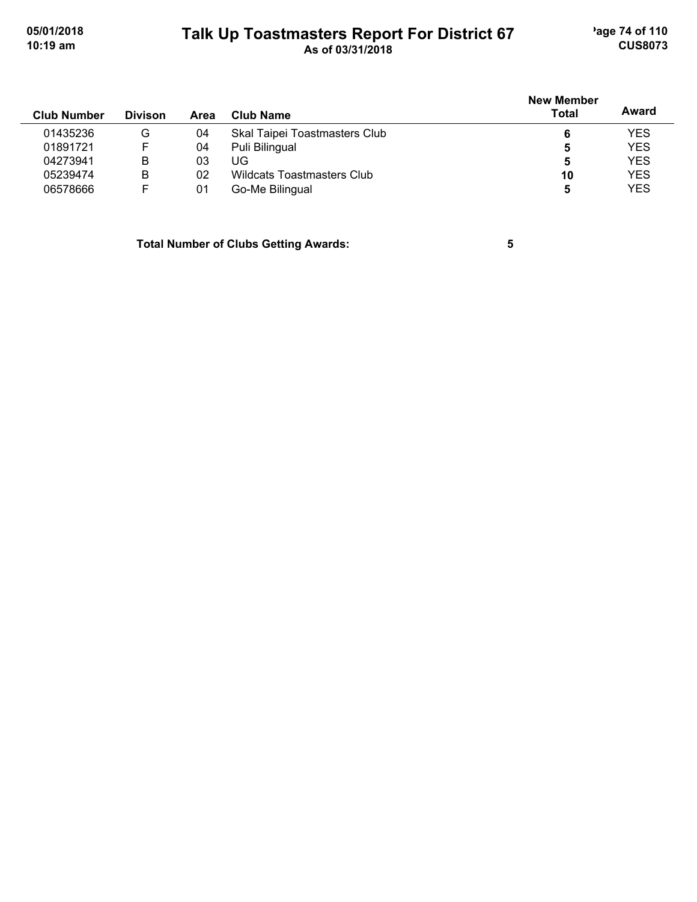# Talk Up Toastmasters Report For District 67

As of 03/31/2018

| Club Number | Divison | Area | Club Name | New Member Total | Award |
|---|---|---|---|---|---|
| 01435236 | G | 04 | Skal Taipei Toastmasters Club | 6 | YES |
| 01891721 | F | 04 | Puli Bilingual | 5 | YES |
| 04273941 | B | 03 | UG | 5 | YES |
| 05239474 | B | 02 | Wildcats Toastmasters Club | 10 | YES |
| 06578666 | F | 01 | Go-Me Bilingual | 5 | YES |

**Total Number of Clubs Getting Awards:** 5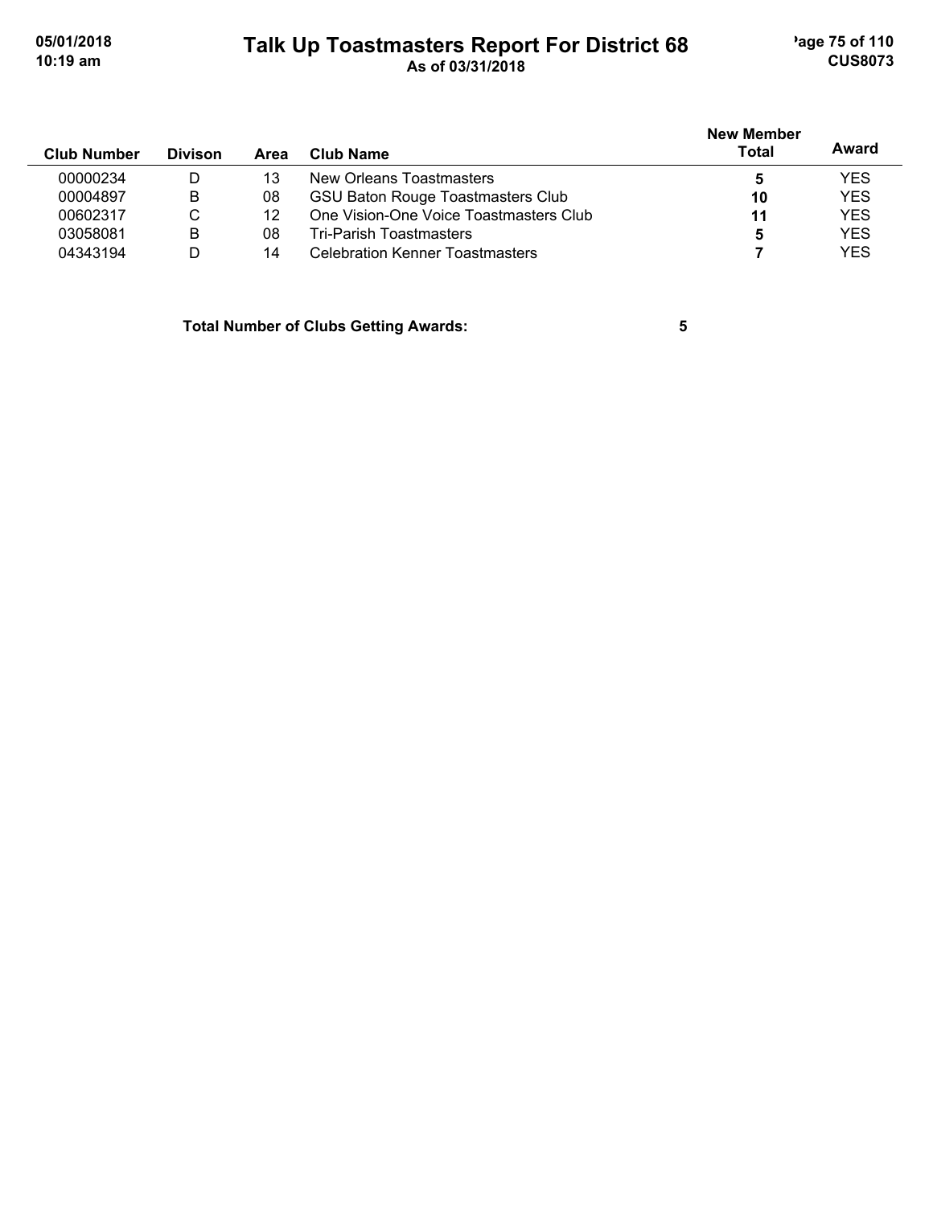# Talk Up Toastmasters Report For District 68

As of 03/31/2018

| Club Number | Divison | Area | Club Name | New Member Total | Award |
|---|---|---|---|---|---|
| 00000234 | D | 13 | New Orleans Toastmasters | **5** | YES |
| 00004897 | B | 08 | GSU Baton Rouge Toastmasters Club | **10** | YES |
| 00602317 | C | 12 | One Vision-One Voice Toastmasters Club | **11** | YES |
| 03058081 | B | 08 | Tri-Parish Toastmasters | **5** | YES |
| 04343194 | D | 14 | Celebration Kenner Toastmasters | **7** | YES |

**Total Number of Clubs Getting Awards: 5**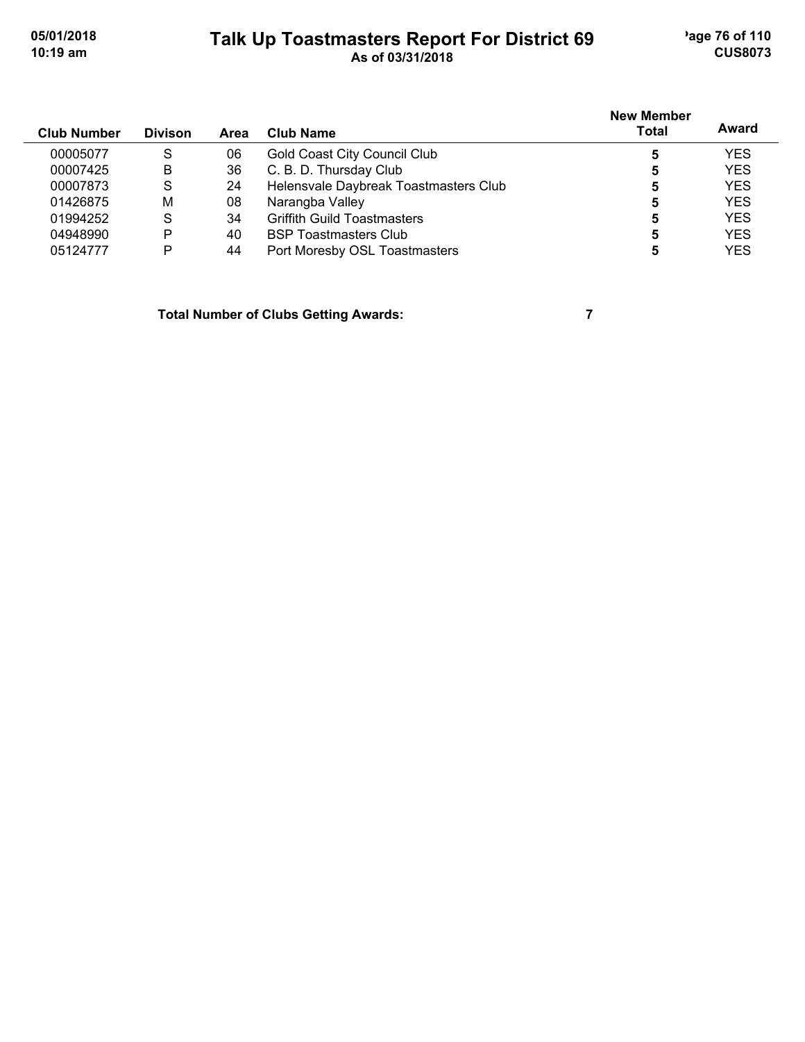# Talk Up Toastmasters Report For District 69

As of 03/31/2018

| Club Number | Divison | Area | Club Name | New Member Total | Award |
|---|---|---|---|---|---|
| 00005077 | S | 06 | Gold Coast City Council Club | 5 | YES |
| 00007425 | B | 36 | C. B. D. Thursday Club | 5 | YES |
| 00007873 | S | 24 | Helensvale Daybreak Toastmasters Club | 5 | YES |
| 01426875 | M | 08 | Narangba Valley | 5 | YES |
| 01994252 | S | 34 | Griffith Guild Toastmasters | 5 | YES |
| 04948990 | P | 40 | BSP Toastmasters Club | 5 | YES |
| 05124777 | P | 44 | Port Moresby OSL Toastmasters | 5 | YES |

**Total Number of Clubs Getting Awards: 7**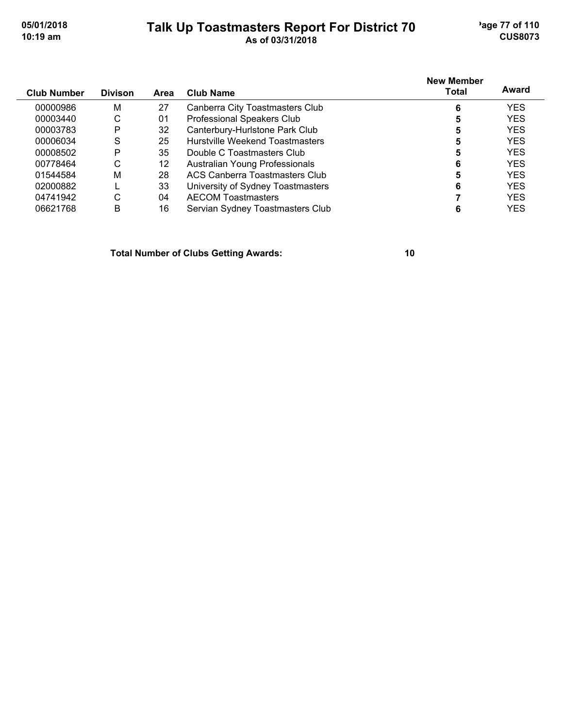# Talk Up Toastmasters Report For District 70

As of 03/31/2018

| Club Number | Divison | Area | Club Name | New Member Total | Award |
|---|---|---|---|---|---|
| 00000986 | M | 27 | Canberra City Toastmasters Club | 6 | YES |
| 00003440 | C | 01 | Professional Speakers Club | 5 | YES |
| 00003783 | P | 32 | Canterbury-Hurlstone Park Club | 5 | YES |
| 00006034 | S | 25 | Hurstville Weekend Toastmasters | 5 | YES |
| 00008502 | P | 35 | Double C Toastmasters Club | 5 | YES |
| 00778464 | C | 12 | Australian Young Professionals | 6 | YES |
| 01544584 | M | 28 | ACS Canberra Toastmasters Club | 5 | YES |
| 02000882 | L | 33 | University of Sydney Toastmasters | 6 | YES |
| 04741942 | C | 04 | AECOM Toastmasters | 7 | YES |
| 06621768 | B | 16 | Servian Sydney Toastmasters Club | 6 | YES |

**Total Number of Clubs Getting Awards: 10**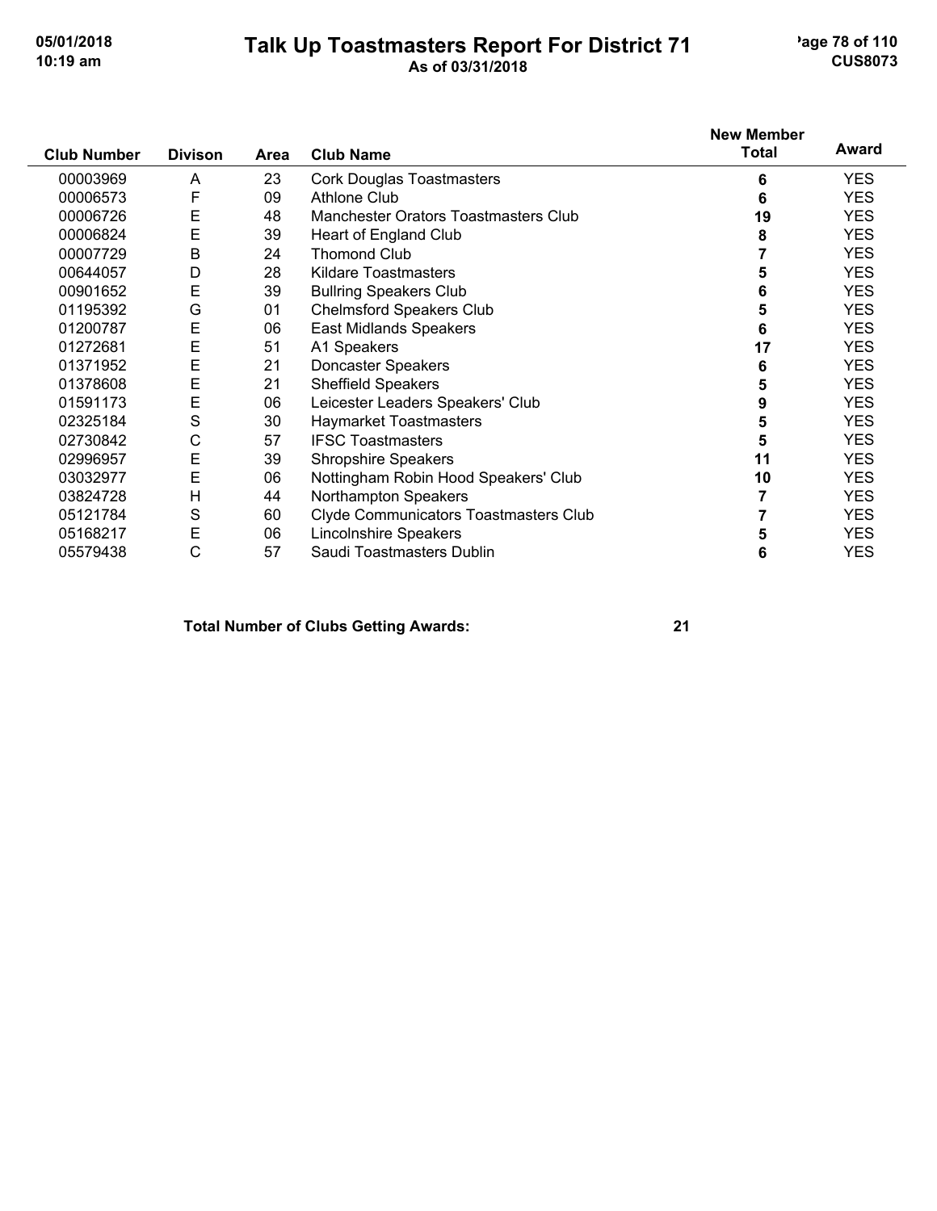# Talk Up Toastmasters Report For District 71

As of 03/31/2018

| Club Number | Divison | Area | Club Name | New Member Total | Award |
|---|---|---|---|---|---|
| 00003969 | A | 23 | Cork Douglas Toastmasters | 6 | YES |
| 00006573 | F | 09 | Athlone Club | 6 | YES |
| 00006726 | E | 48 | Manchester Orators Toastmasters Club | 19 | YES |
| 00006824 | E | 39 | Heart of England Club | 8 | YES |
| 00007729 | B | 24 | Thomond Club | 7 | YES |
| 00644057 | D | 28 | Kildare Toastmasters | 5 | YES |
| 00901652 | E | 39 | Bullring Speakers Club | 6 | YES |
| 01195392 | G | 01 | Chelmsford Speakers Club | 5 | YES |
| 01200787 | E | 06 | East Midlands Speakers | 6 | YES |
| 01272681 | E | 51 | A1 Speakers | 17 | YES |
| 01371952 | E | 21 | Doncaster Speakers | 6 | YES |
| 01378608 | E | 21 | Sheffield Speakers | 5 | YES |
| 01591173 | E | 06 | Leicester Leaders Speakers' Club | 9 | YES |
| 02325184 | S | 30 | Haymarket Toastmasters | 5 | YES |
| 02730842 | C | 57 | IFSC Toastmasters | 5 | YES |
| 02996957 | E | 39 | Shropshire Speakers | 11 | YES |
| 03032977 | E | 06 | Nottingham Robin Hood Speakers' Club | 10 | YES |
| 03824728 | H | 44 | Northampton Speakers | 7 | YES |
| 05121784 | S | 60 | Clyde Communicators Toastmasters Club | 7 | YES |
| 05168217 | E | 06 | Lincolnshire Speakers | 5 | YES |
| 05579438 | C | 57 | Saudi Toastmasters Dublin | 6 | YES |

**Total Number of Clubs Getting Awards: 21**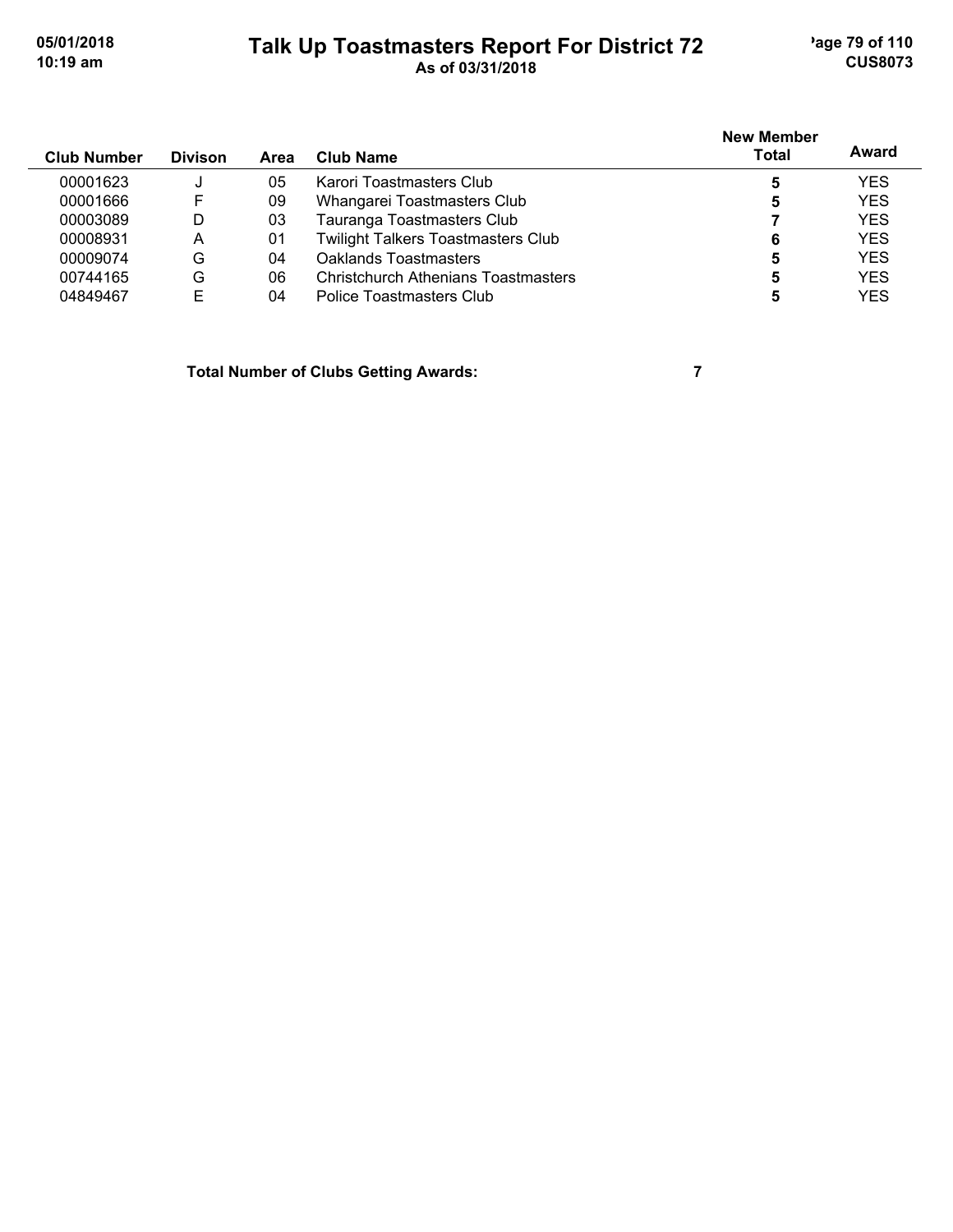# Talk Up Toastmasters Report For District 72

As of 03/31/2018

| Club Number | Divison | Area | Club Name | New Member Total | Award |
|---|---|---|---|---|---|
| 00001623 | J | 05 | Karori Toastmasters Club | 5 | YES |
| 00001666 | F | 09 | Whangarei Toastmasters Club | 5 | YES |
| 00003089 | D | 03 | Tauranga Toastmasters Club | 7 | YES |
| 00008931 | A | 01 | Twilight Talkers Toastmasters Club | 6 | YES |
| 00009074 | G | 04 | Oaklands Toastmasters | 5 | YES |
| 00744165 | G | 06 | Christchurch Athenians Toastmasters | 5 | YES |
| 04849467 | E | 04 | Police Toastmasters Club | 5 | YES |

**Total Number of Clubs Getting Awards: 7**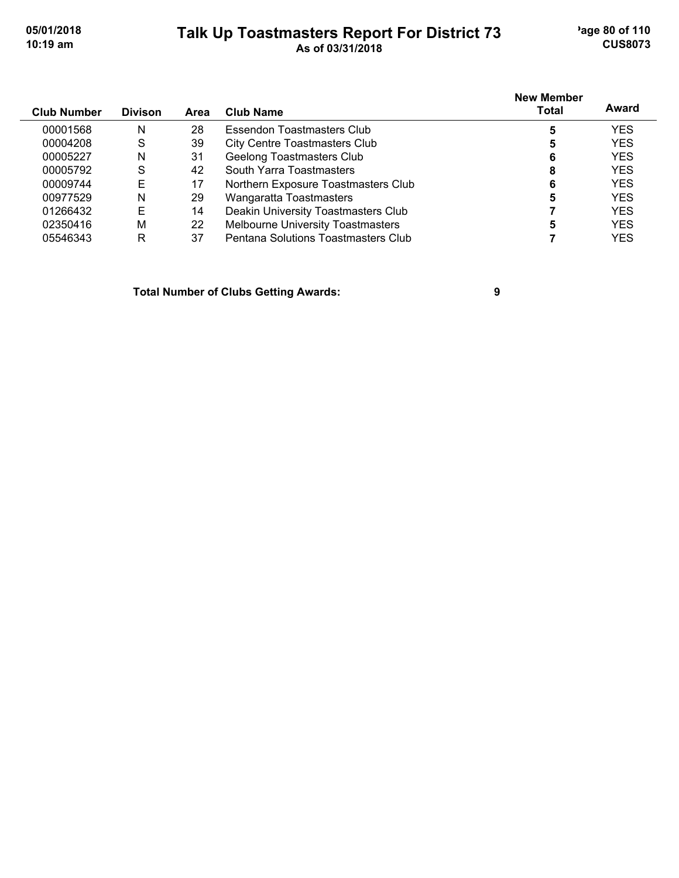# Talk Up Toastmasters Report For District 73

As of 03/31/2018

| Club Number | Divison | Area | Club Name | New Member Total | Award |
|---|---|---|---|---|---|
| 00001568 | N | 28 | Essendon Toastmasters Club | 5 | YES |
| 00004208 | S | 39 | City Centre Toastmasters Club | 5 | YES |
| 00005227 | N | 31 | Geelong Toastmasters Club | 6 | YES |
| 00005792 | S | 42 | South Yarra Toastmasters | 8 | YES |
| 00009744 | E | 17 | Northern Exposure Toastmasters Club | 6 | YES |
| 00977529 | N | 29 | Wangaratta Toastmasters | 5 | YES |
| 01266432 | E | 14 | Deakin University Toastmasters Club | 7 | YES |
| 02350416 | M | 22 | Melbourne University Toastmasters | 5 | YES |
| 05546343 | R | 37 | Pentana Solutions Toastmasters Club | 7 | YES |

**Total Number of Clubs Getting Awards: 9**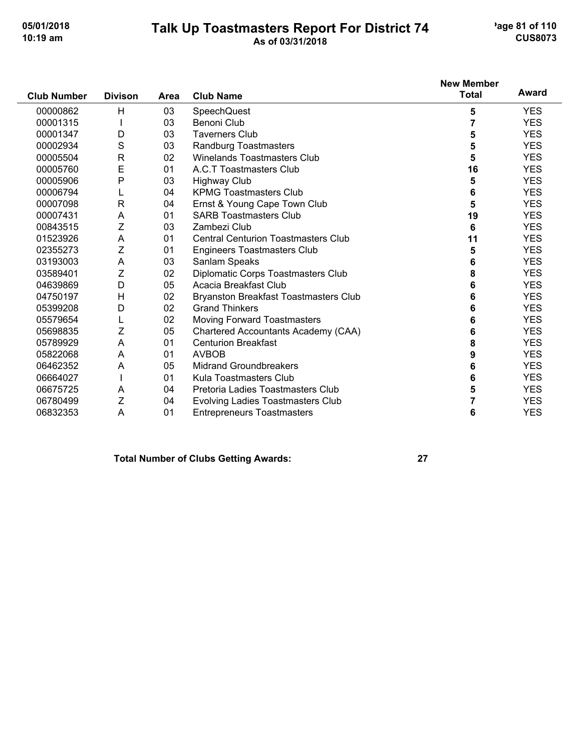# Talk Up Toastmasters Report For District 74

**As of 03/31/2018**

| Club Number | Divison | Area | Club Name | New Member Total | Award |
|---|---|---|---|---|---|
| 00000862 | H | 03 | SpeechQuest | 5 | YES |
| 00001315 | I | 03 | Benoni Club | 7 | YES |
| 00001347 | D | 03 | Taverners Club | 5 | YES |
| 00002934 | S | 03 | Randburg Toastmasters | 5 | YES |
| 00005504 | R | 02 | Winelands Toastmasters Club | 5 | YES |
| 00005760 | E | 01 | A.C.T Toastmasters Club | 16 | YES |
| 00005906 | P | 03 | Highway Club | 5 | YES |
| 00006794 | L | 04 | KPMG Toastmasters Club | 6 | YES |
| 00007098 | R | 04 | Ernst & Young Cape Town Club | 5 | YES |
| 00007431 | A | 01 | SARB Toastmasters Club | 19 | YES |
| 00843515 | Z | 03 | Zambezi Club | 6 | YES |
| 01523926 | A | 01 | Central Centurion Toastmasters Club | 11 | YES |
| 02355273 | Z | 01 | Engineers Toastmasters Club | 5 | YES |
| 03193003 | A | 03 | Sanlam Speaks | 6 | YES |
| 03589401 | Z | 02 | Diplomatic Corps Toastmasters Club | 8 | YES |
| 04639869 | D | 05 | Acacia Breakfast Club | 6 | YES |
| 04750197 | H | 02 | Bryanston Breakfast Toastmasters Club | 6 | YES |
| 05399208 | D | 02 | Grand Thinkers | 6 | YES |
| 05579654 | L | 02 | Moving Forward Toastmasters | 6 | YES |
| 05698835 | Z | 05 | Chartered Accountants Academy (CAA) | 6 | YES |
| 05789929 | A | 01 | Centurion Breakfast | 8 | YES |
| 05822068 | A | 01 | AVBOB | 9 | YES |
| 06462352 | A | 05 | Midrand Groundbreakers | 6 | YES |
| 06664027 | I | 01 | Kula Toastmasters Club | 6 | YES |
| 06675725 | A | 04 | Pretoria Ladies Toastmasters Club | 5 | YES |
| 06780499 | Z | 04 | Evolving Ladies Toastmasters Club | 7 | YES |
| 06832353 | A | 01 | Entrepreneurs Toastmasters | 6 | YES |

**Total Number of Clubs Getting Awards: 27**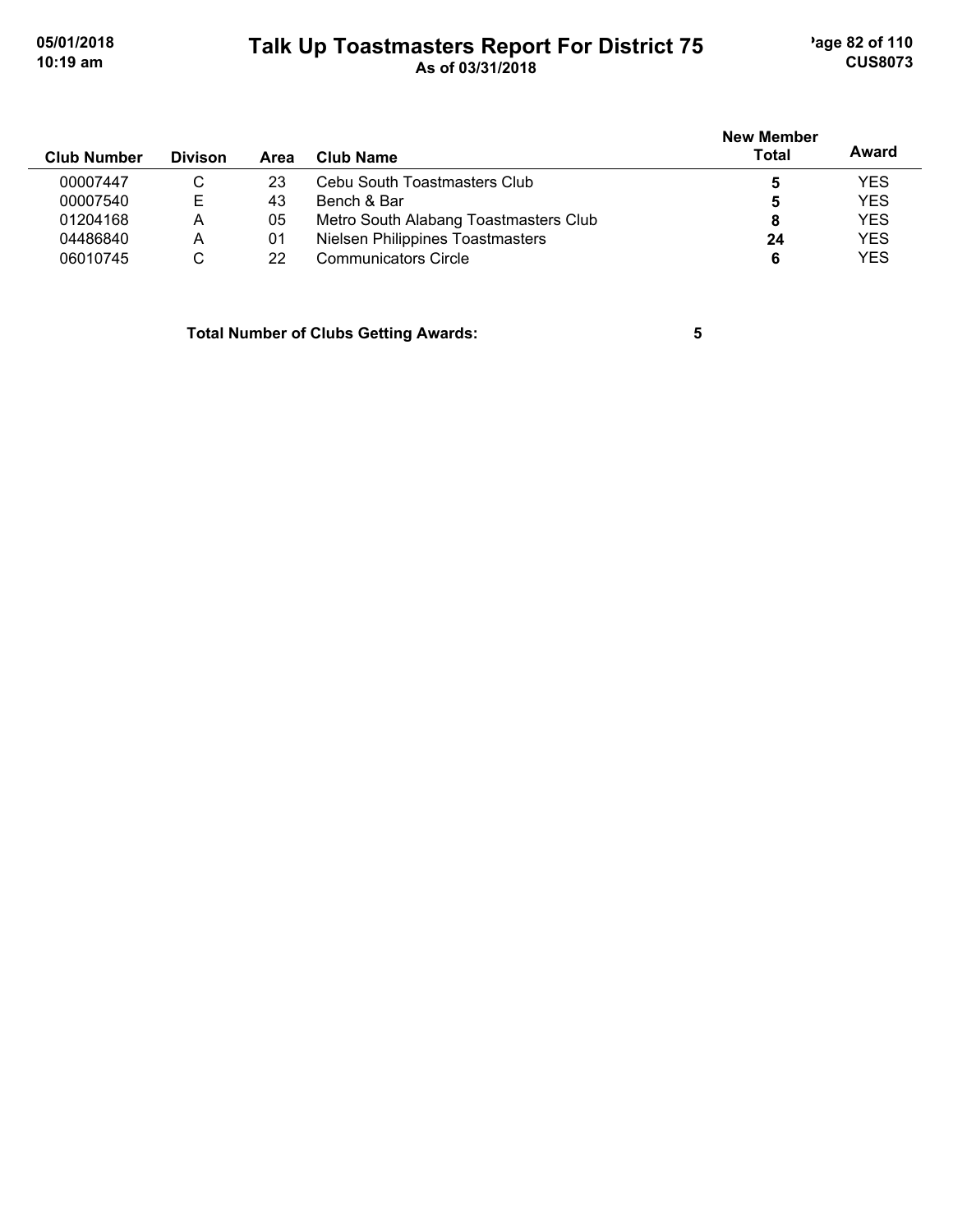| Club Number | Divison | Area | Club Name | New Member Total | Award |
|---|---|---|---|---|---|
| 00007447 | C | 23 | Cebu South Toastmasters Club | **5** | YES |
| 00007540 | E | 43 | Bench & Bar | **5** | YES |
| 01204168 | A | 05 | Metro South Alabang Toastmasters Club | **8** | YES |
| 04486840 | A | 01 | Nielsen Philippines Toastmasters | **24** | YES |
| 06010745 | C | 22 | Communicators Circle | **6** | YES |

**Total Number of Clubs Getting Awards: 5**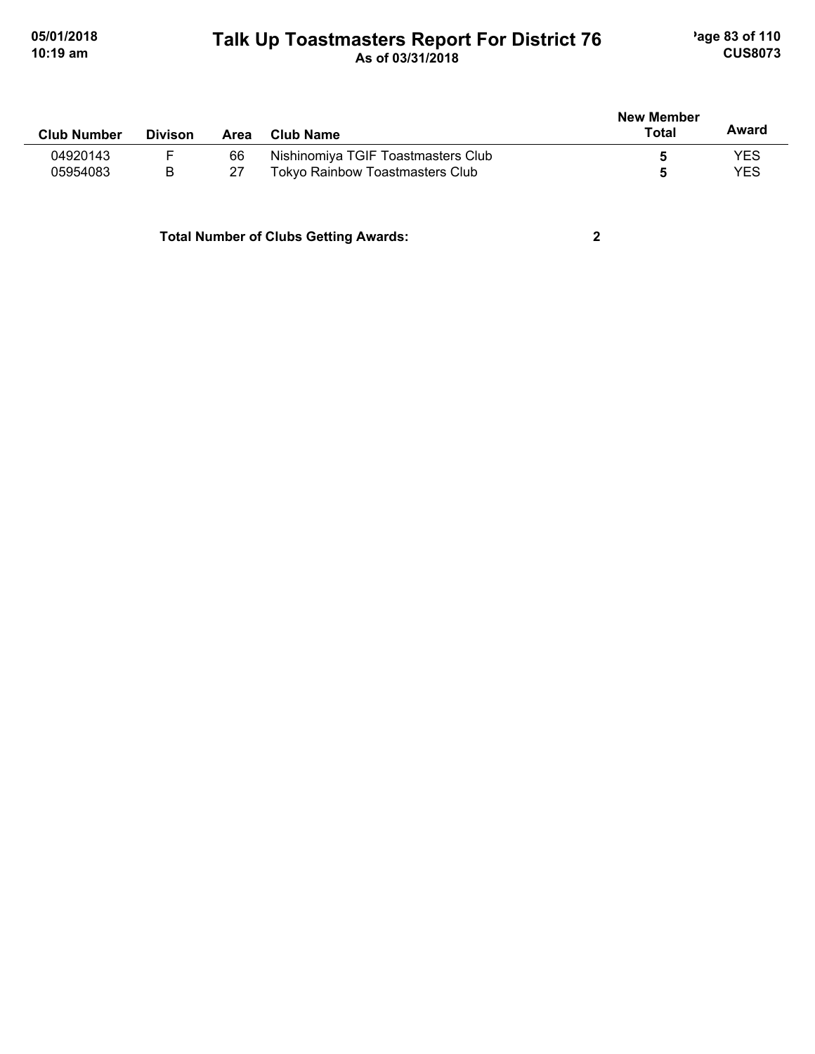| Club Number | Divison | Area | Club Name | New Member Total | Award |
|---|---|---|---|---|---|
| 04920143 | F | 66 | Nishinomiya TGIF Toastmasters Club | **5** | YES |
| 05954083 | B | 27 | Tokyo Rainbow Toastmasters Club | **5** | YES |

**Total Number of Clubs Getting Awards: 2**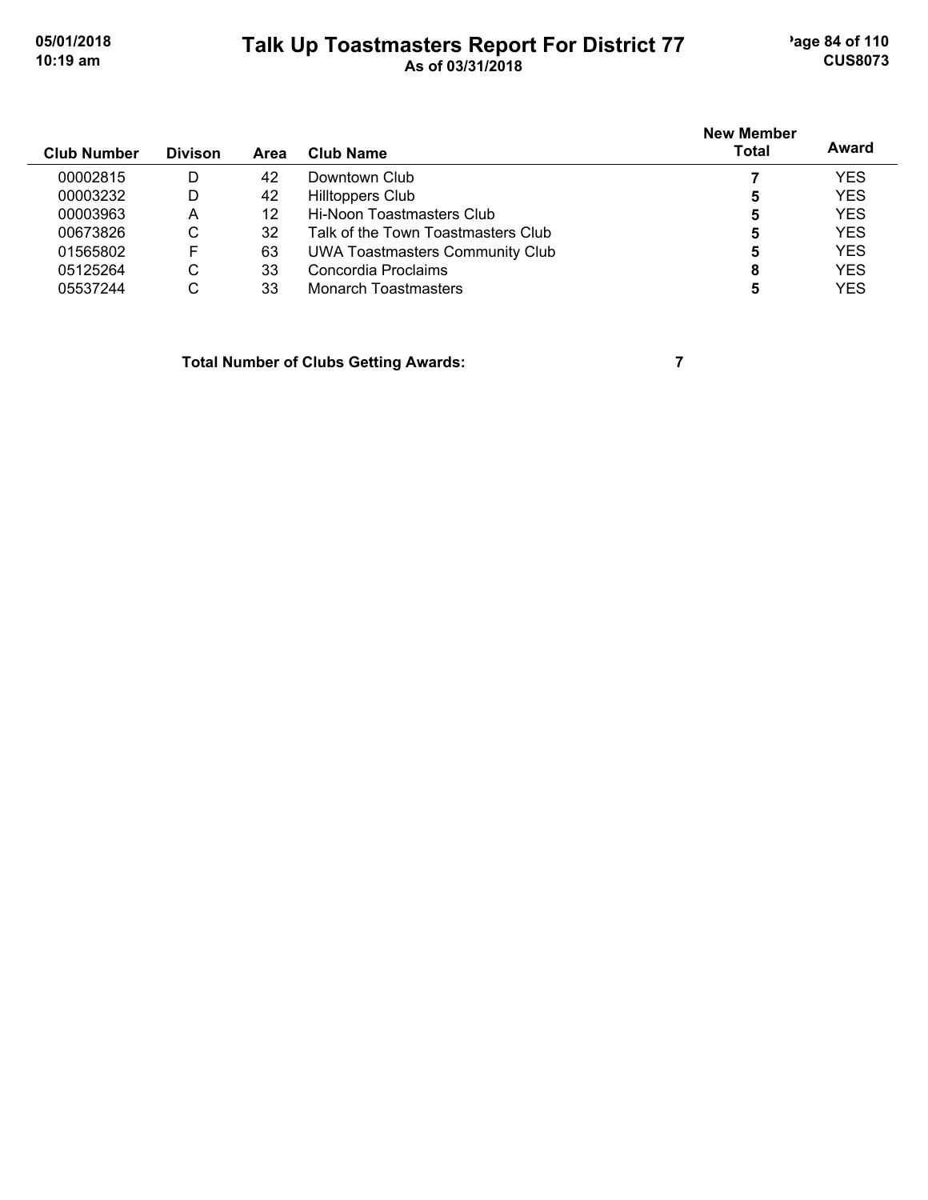# Talk Up Toastmasters Report For District 77

As of 03/31/2018

| Club Number | Divison | Area | Club Name | New Member Total | Award |
|---|---|---|---|---|---|
| 00002815 | D | 42 | Downtown Club | **7** | YES |
| 00003232 | D | 42 | Hilltoppers Club | **5** | YES |
| 00003963 | A | 12 | Hi-Noon Toastmasters Club | **5** | YES |
| 00673826 | C | 32 | Talk of the Town Toastmasters Club | **5** | YES |
| 01565802 | F | 63 | UWA Toastmasters Community Club | **5** | YES |
| 05125264 | C | 33 | Concordia Proclaims | **8** | YES |
| 05537244 | C | 33 | Monarch Toastmasters | **5** | YES |

**Total Number of Clubs Getting Awards: 7**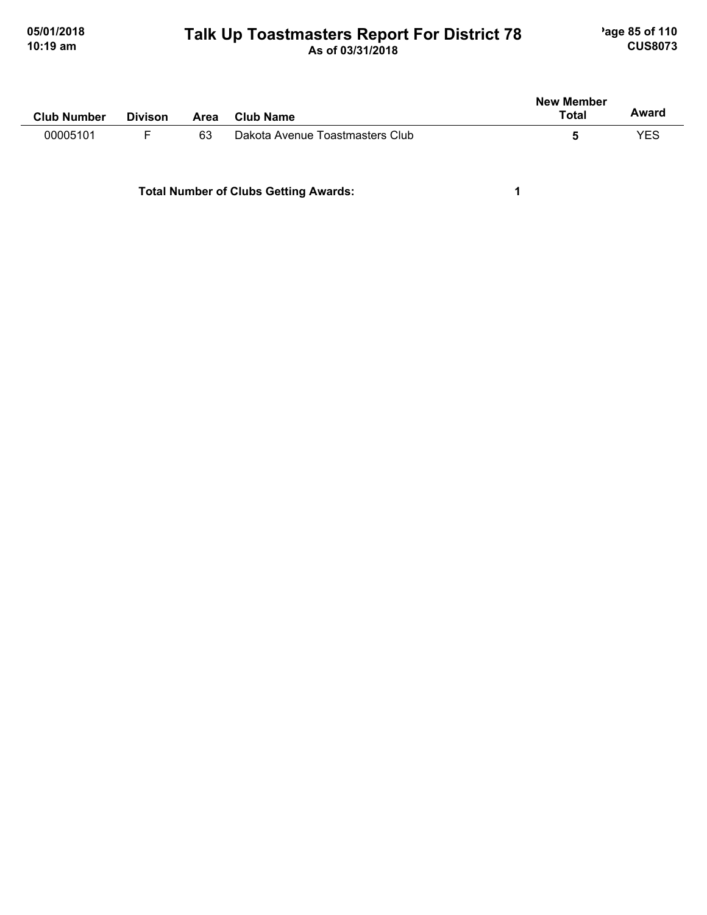# Talk Up Toastmasters Report For District 78

As of 03/31/2018

| Club Number | Divison | Area | Club Name | New Member Total | Award |
|---|---|---|---|---|---|
| 00005101 | F | 63 | Dakota Avenue Toastmasters Club | **5** | YES |

**Total Number of Clubs Getting Awards:** **1**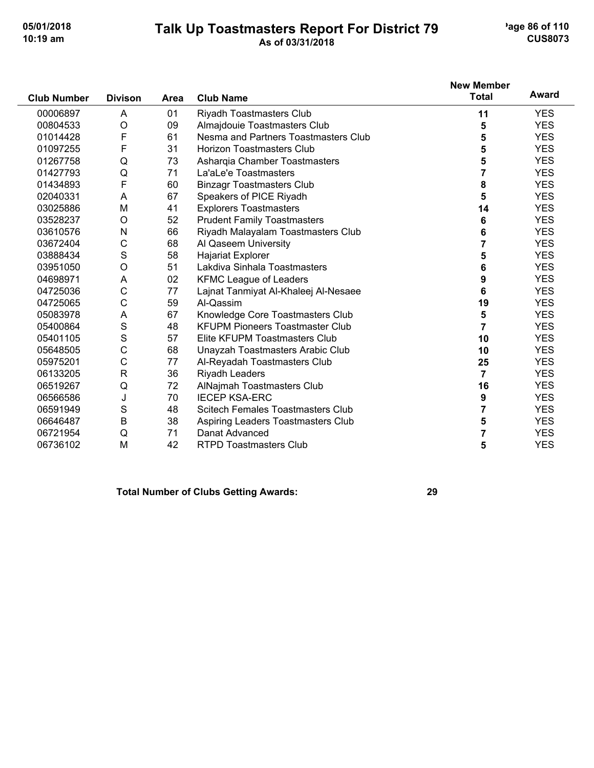# Talk Up Toastmasters Report For District 79

**As of 03/31/2018**

| Club Number | Divison | Area | Club Name | New Member Total | Award |
|---|---|---|---|---|---|
| 00006897 | A | 01 | Riyadh Toastmasters Club | **11** | YES |
| 00804533 | O | 09 | Almajdouie Toastmasters Club | **5** | YES |
| 01014428 | F | 61 | Nesma and Partners Toastmasters Club | **5** | YES |
| 01097255 | F | 31 | Horizon Toastmasters Club | **5** | YES |
| 01267758 | Q | 73 | Asharqia Chamber Toastmasters | **5** | YES |
| 01427793 | Q | 71 | La'aLe'e Toastmasters | **7** | YES |
| 01434893 | F | 60 | Binzagr Toastmasters Club | **8** | YES |
| 02040331 | A | 67 | Speakers of PICE Riyadh | **5** | YES |
| 03025886 | M | 41 | Explorers Toastmasters | **14** | YES |
| 03528237 | O | 52 | Prudent Family Toastmasters | **6** | YES |
| 03610576 | N | 66 | Riyadh Malayalam Toastmasters Club | **6** | YES |
| 03672404 | C | 68 | Al Qaseem University | **7** | YES |
| 03888434 | S | 58 | Hajariat Explorer | **5** | YES |
| 03951050 | O | 51 | Lakdiva Sinhala Toastmasters | **6** | YES |
| 04698971 | A | 02 | KFMC League of Leaders | **9** | YES |
| 04725036 | C | 77 | Lajnat Tanmiyat Al-Khaleej Al-Nesaee | **6** | YES |
| 04725065 | C | 59 | Al-Qassim | **19** | YES |
| 05083978 | A | 67 | Knowledge Core Toastmasters Club | **5** | YES |
| 05400864 | S | 48 | KFUPM Pioneers Toastmaster Club | **7** | YES |
| 05401105 | S | 57 | Elite KFUPM Toastmasters Club | **10** | YES |
| 05648505 | C | 68 | Unayzah Toastmasters Arabic Club | **10** | YES |
| 05975201 | C | 77 | Al-Reyadah Toastmasters Club | **25** | YES |
| 06133205 | R | 36 | Riyadh Leaders | **7** | YES |
| 06519267 | Q | 72 | AlNajmah Toastmasters Club | **16** | YES |
| 06566586 | J | 70 | IECEP KSA-ERC | **9** | YES |
| 06591949 | S | 48 | Scitech Females Toastmasters Club | **7** | YES |
| 06646487 | B | 38 | Aspiring Leaders Toastmasters Club | **5** | YES |
| 06721954 | Q | 71 | Danat Advanced | **7** | YES |
| 06736102 | M | 42 | RTPD Toastmasters Club | **5** | YES |

**Total Number of Clubs Getting Awards: 29**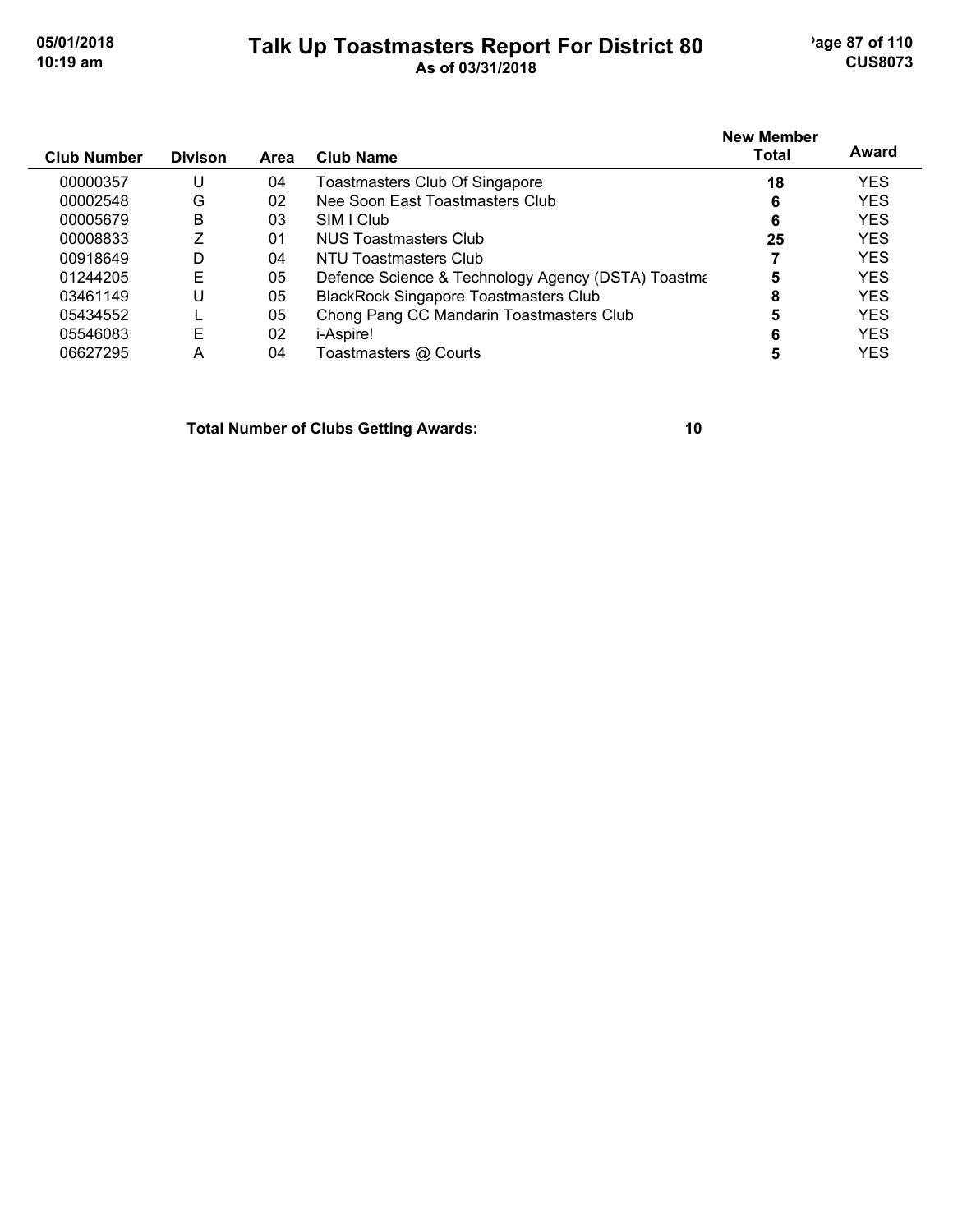# Talk Up Toastmasters Report For District 80

As of 03/31/2018

| Club Number | Divison | Area | Club Name | New Member Total | Award |
|---|---|---|---|---|---|
| 00000357 | U | 04 | Toastmasters Club Of Singapore | 18 | YES |
| 00002548 | G | 02 | Nee Soon East Toastmasters Club | 6 | YES |
| 00005679 | B | 03 | SIM I Club | 6 | YES |
| 00008833 | Z | 01 | NUS Toastmasters Club | 25 | YES |
| 00918649 | D | 04 | NTU Toastmasters Club | 7 | YES |
| 01244205 | E | 05 | Defence Science & Technology Agency (DSTA) Toastma | 5 | YES |
| 03461149 | U | 05 | BlackRock Singapore Toastmasters Club | 8 | YES |
| 05434552 | L | 05 | Chong Pang CC Mandarin Toastmasters Club | 5 | YES |
| 05546083 | E | 02 | i-Aspire! | 6 | YES |
| 06627295 | A | 04 | Toastmasters @ Courts | 5 | YES |

**Total Number of Clubs Getting Awards: 10**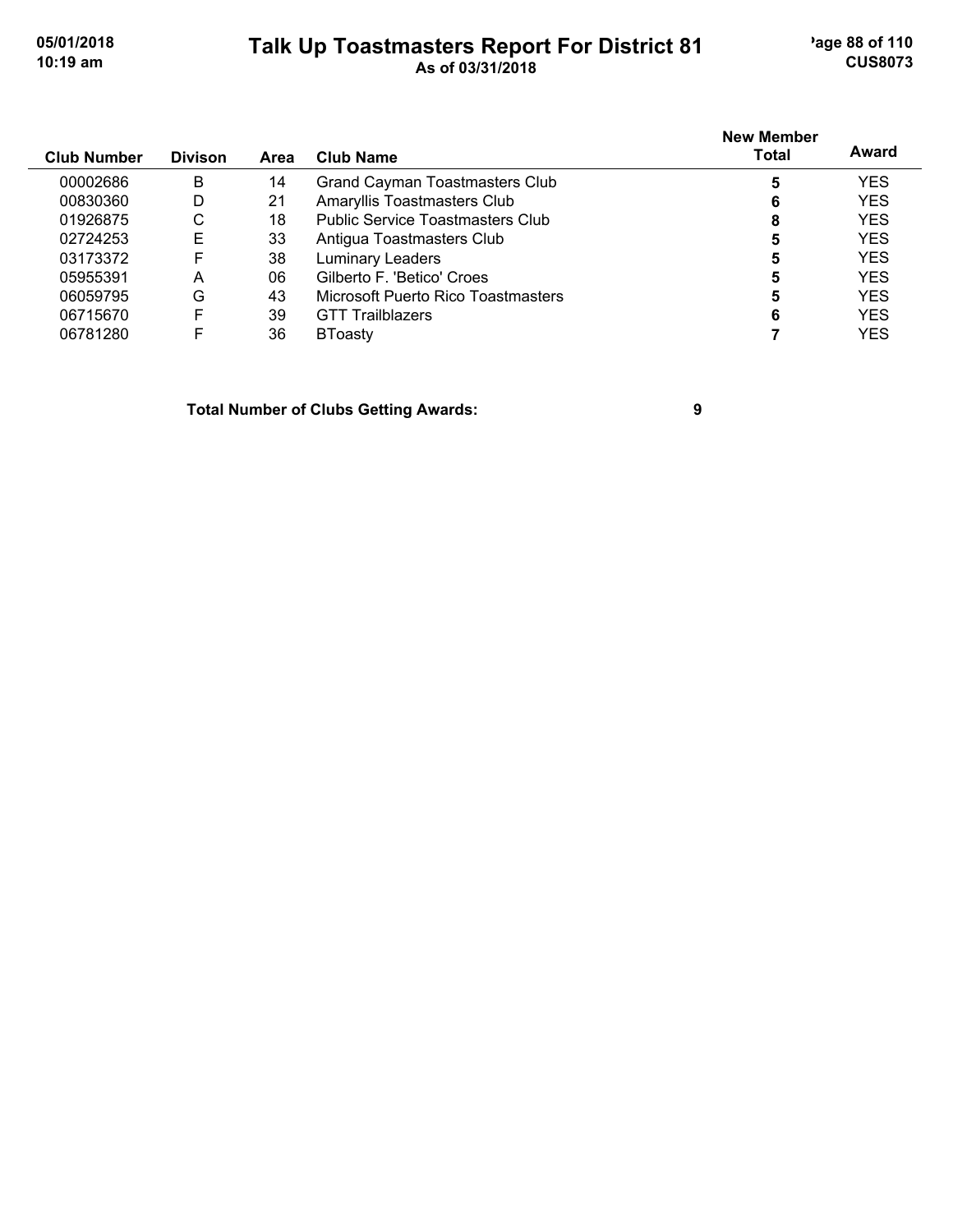# Talk Up Toastmasters Report For District 81

**As of 03/31/2018**

| Club Number | Divison | Area | Club Name | New Member Total | Award |
|---|---|---|---|---|---|
| 00002686 | B | 14 | Grand Cayman Toastmasters Club | **5** | YES |
| 00830360 | D | 21 | Amaryllis Toastmasters Club | **6** | YES |
| 01926875 | C | 18 | Public Service Toastmasters Club | **8** | YES |
| 02724253 | E | 33 | Antigua Toastmasters Club | **5** | YES |
| 03173372 | F | 38 | Luminary Leaders | **5** | YES |
| 05955391 | A | 06 | Gilberto F. 'Betico' Croes | **5** | YES |
| 06059795 | G | 43 | Microsoft Puerto Rico Toastmasters | **5** | YES |
| 06715670 | F | 39 | GTT Trailblazers | **6** | YES |
| 06781280 | F | 36 | BToasty | **7** | YES |

**Total Number of Clubs Getting Awards: 9**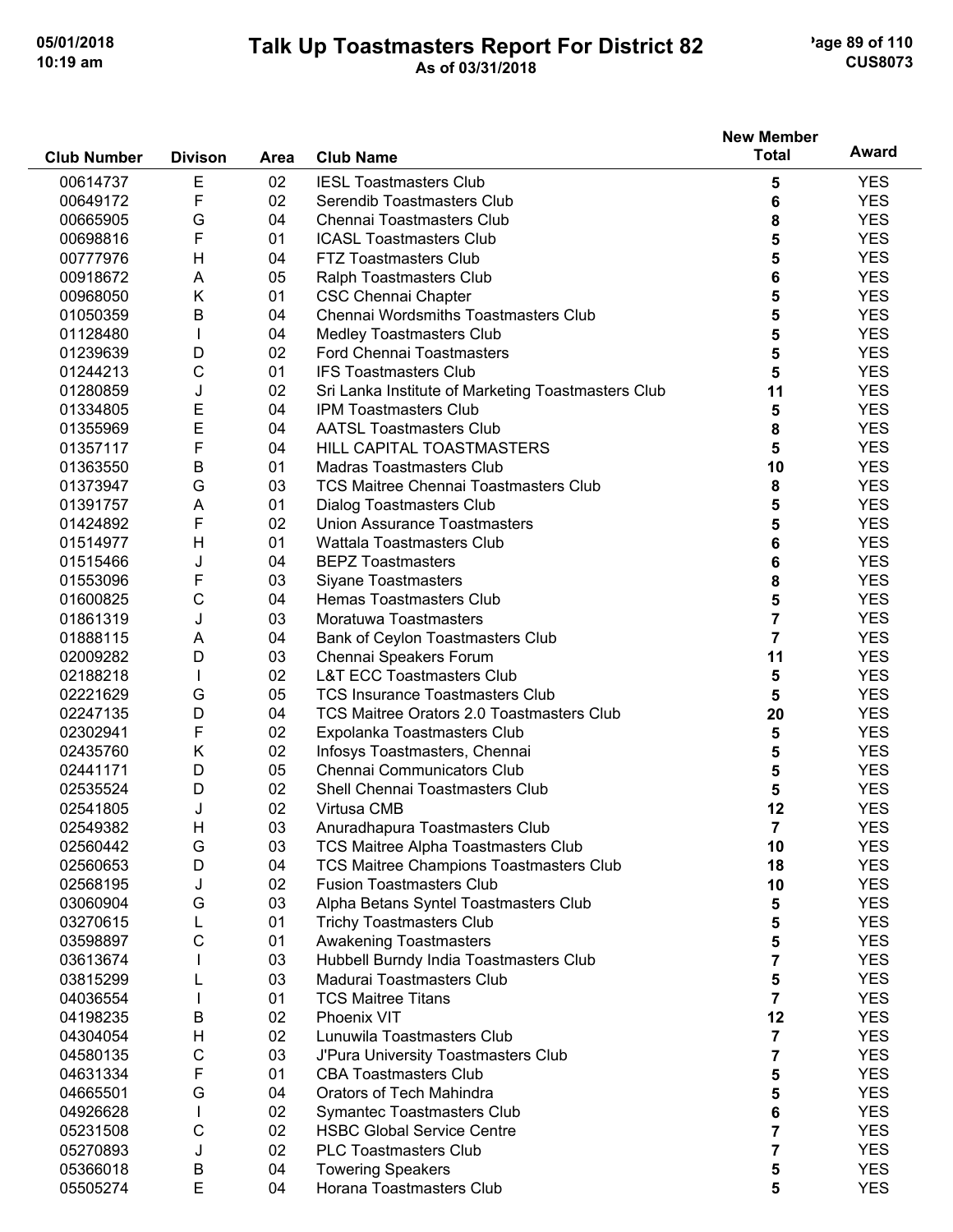# Talk Up Toastmasters Report For District 82

As of 03/31/2018

| Club Number | Divison | Area | Club Name | New Member Total | Award |
|---|---|---|---|---|---|
| 00614737 | E | 02 | IESL Toastmasters Club | 5 | YES |
| 00649172 | F | 02 | Serendib Toastmasters Club | 6 | YES |
| 00665905 | G | 04 | Chennai Toastmasters Club | 8 | YES |
| 00698816 | F | 01 | ICASL Toastmasters Club | 5 | YES |
| 00777976 | H | 04 | FTZ Toastmasters Club | 5 | YES |
| 00918672 | A | 05 | Ralph Toastmasters Club | 6 | YES |
| 00968050 | K | 01 | CSC Chennai Chapter | 5 | YES |
| 01050359 | B | 04 | Chennai Wordsmiths Toastmasters Club | 5 | YES |
| 01128480 | I | 04 | Medley Toastmasters Club | 5 | YES |
| 01239639 | D | 02 | Ford Chennai Toastmasters | 5 | YES |
| 01244213 | C | 01 | IFS Toastmasters Club | 5 | YES |
| 01280859 | J | 02 | Sri Lanka Institute of Marketing Toastmasters Club | 11 | YES |
| 01334805 | E | 04 | IPM Toastmasters Club | 5 | YES |
| 01355969 | E | 04 | AATSL Toastmasters Club | 8 | YES |
| 01357117 | F | 04 | HILL CAPITAL TOASTMASTERS | 5 | YES |
| 01363550 | B | 01 | Madras Toastmasters Club | 10 | YES |
| 01373947 | G | 03 | TCS Maitree Chennai Toastmasters Club | 8 | YES |
| 01391757 | A | 01 | Dialog Toastmasters Club | 5 | YES |
| 01424892 | F | 02 | Union Assurance Toastmasters | 5 | YES |
| 01514977 | H | 01 | Wattala Toastmasters Club | 6 | YES |
| 01515466 | J | 04 | BEPZ Toastmasters | 6 | YES |
| 01553096 | F | 03 | Siyane Toastmasters | 8 | YES |
| 01600825 | C | 04 | Hemas Toastmasters Club | 5 | YES |
| 01861319 | J | 03 | Moratuwa Toastmasters | 7 | YES |
| 01888115 | A | 04 | Bank of Ceylon Toastmasters Club | 7 | YES |
| 02009282 | D | 03 | Chennai Speakers Forum | 11 | YES |
| 02188218 | I | 02 | L&T ECC Toastmasters Club | 5 | YES |
| 02221629 | G | 05 | TCS Insurance Toastmasters Club | 5 | YES |
| 02247135 | D | 04 | TCS Maitree Orators 2.0 Toastmasters Club | 20 | YES |
| 02302941 | F | 02 | Expolanka Toastmasters Club | 5 | YES |
| 02435760 | K | 02 | Infosys Toastmasters, Chennai | 5 | YES |
| 02441171 | D | 05 | Chennai Communicators Club | 5 | YES |
| 02535524 | D | 02 | Shell Chennai Toastmasters Club | 5 | YES |
| 02541805 | J | 02 | Virtusa CMB | 12 | YES |
| 02549382 | H | 03 | Anuradhapura Toastmasters Club | 7 | YES |
| 02560442 | G | 03 | TCS Maitree Alpha Toastmasters Club | 10 | YES |
| 02560653 | D | 04 | TCS Maitree Champions Toastmasters Club | 18 | YES |
| 02568195 | J | 02 | Fusion Toastmasters Club | 10 | YES |
| 03060904 | G | 03 | Alpha Betans Syntel Toastmasters Club | 5 | YES |
| 03270615 | L | 01 | Trichy Toastmasters Club | 5 | YES |
| 03598897 | C | 01 | Awakening Toastmasters | 5 | YES |
| 03613674 | I | 03 | Hubbell Burndy India Toastmasters Club | 7 | YES |
| 03815299 | L | 03 | Madurai Toastmasters Club | 5 | YES |
| 04036554 | I | 01 | TCS Maitree Titans | 7 | YES |
| 04198235 | B | 02 | Phoenix VIT | 12 | YES |
| 04304054 | H | 02 | Lunuwila Toastmasters Club | 7 | YES |
| 04580135 | C | 03 | J'Pura University Toastmasters Club | 7 | YES |
| 04631334 | F | 01 | CBA Toastmasters Club | 5 | YES |
| 04665501 | G | 04 | Orators of Tech Mahindra | 5 | YES |
| 04926628 | I | 02 | Symantec Toastmasters Club | 6 | YES |
| 05231508 | C | 02 | HSBC Global Service Centre | 7 | YES |
| 05270893 | J | 02 | PLC Toastmasters Club | 7 | YES |
| 05366018 | B | 04 | Towering Speakers | 5 | YES |
| 05505274 | E | 04 | Horana Toastmasters Club | 5 | YES |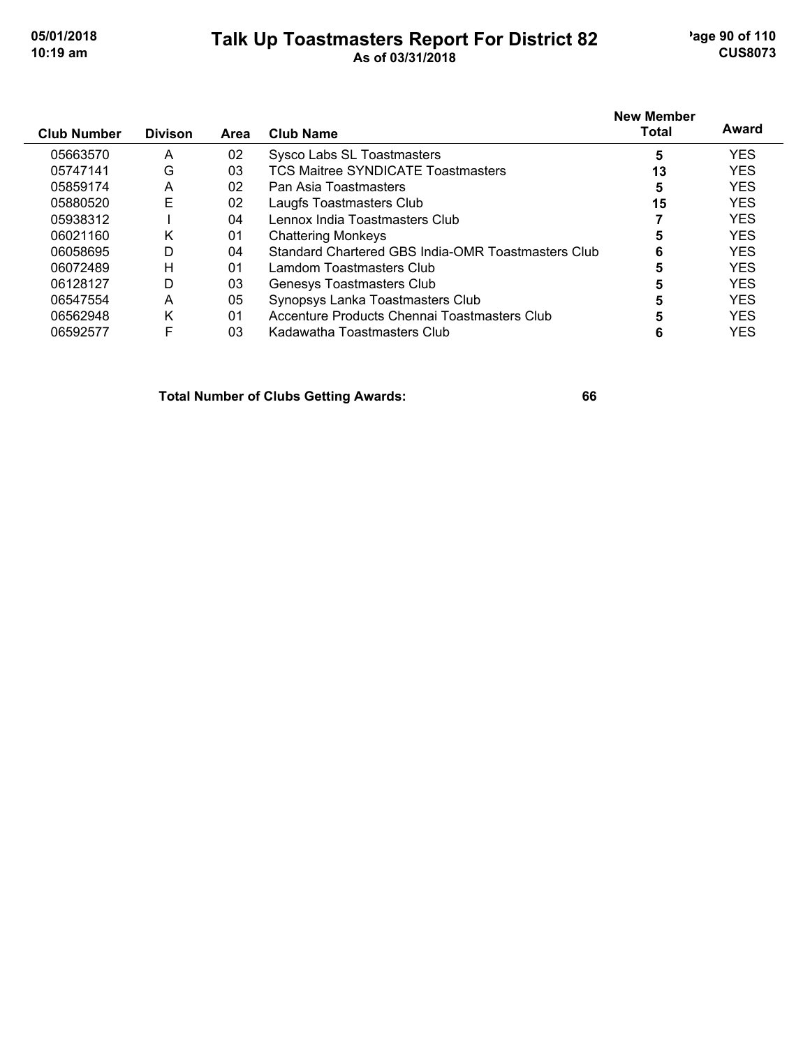| Club Number | Divison | Area | Club Name | New Member Total | Award |
|---|---|---|---|---|---|
| 05663570 | A | 02 | Sysco Labs SL Toastmasters | 5 | YES |
| 05747141 | G | 03 | TCS Maitree SYNDICATE Toastmasters | 13 | YES |
| 05859174 | A | 02 | Pan Asia Toastmasters | 5 | YES |
| 05880520 | E | 02 | Laugfs Toastmasters Club | 15 | YES |
| 05938312 | I | 04 | Lennox India Toastmasters Club | 7 | YES |
| 06021160 | K | 01 | Chattering Monkeys | 5 | YES |
| 06058695 | D | 04 | Standard Chartered GBS India-OMR Toastmasters Club | 6 | YES |
| 06072489 | H | 01 | Lamdom Toastmasters Club | 5 | YES |
| 06128127 | D | 03 | Genesys Toastmasters Club | 5 | YES |
| 06547554 | A | 05 | Synopsys Lanka Toastmasters Club | 5 | YES |
| 06562948 | K | 01 | Accenture Products Chennai Toastmasters Club | 5 | YES |
| 06592577 | F | 03 | Kadawatha Toastmasters Club | 6 | YES |

**Total Number of Clubs Getting Awards: 66**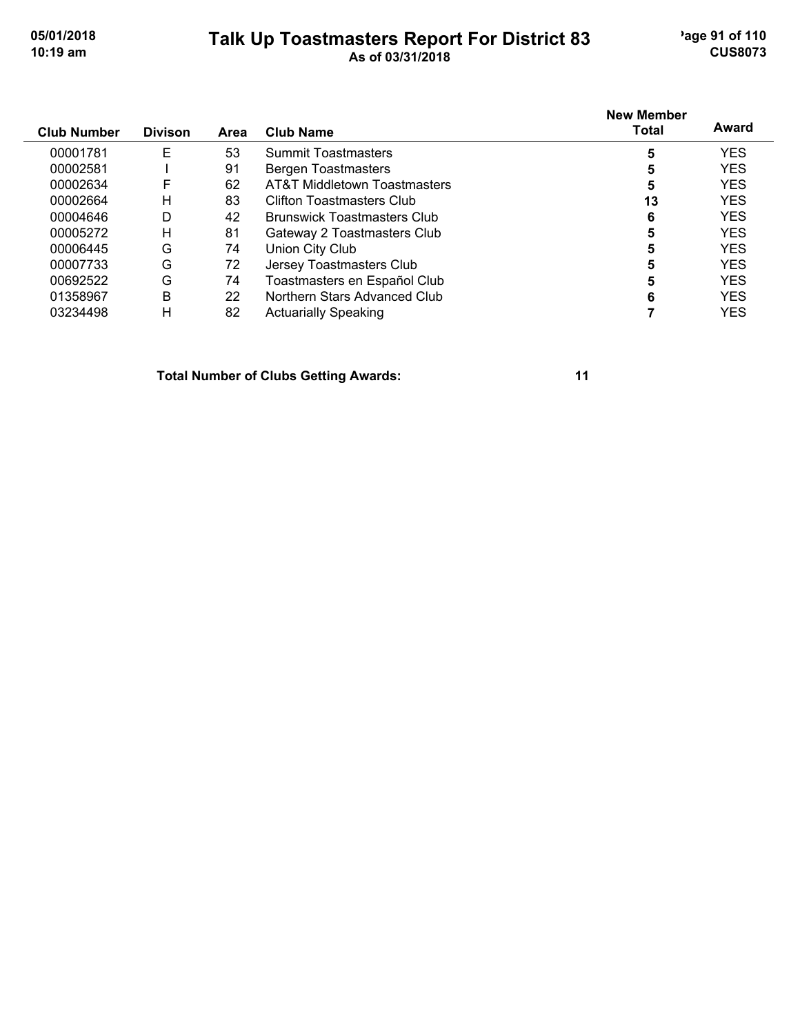# Talk Up Toastmasters Report For District 83

As of 03/31/2018

| Club Number | Divison | Area | Club Name | New Member Total | Award |
|---|---|---|---|---|---|
| 00001781 | E | 53 | Summit Toastmasters | **5** | YES |
| 00002581 | I | 91 | Bergen Toastmasters | **5** | YES |
| 00002634 | F | 62 | AT&T Middletown Toastmasters | **5** | YES |
| 00002664 | H | 83 | Clifton Toastmasters Club | **13** | YES |
| 00004646 | D | 42 | Brunswick Toastmasters Club | **6** | YES |
| 00005272 | H | 81 | Gateway 2 Toastmasters Club | **5** | YES |
| 00006445 | G | 74 | Union City Club | **5** | YES |
| 00007733 | G | 72 | Jersey Toastmasters Club | **5** | YES |
| 00692522 | G | 74 | Toastmasters en Español Club | **5** | YES |
| 01358967 | B | 22 | Northern Stars Advanced Club | **6** | YES |
| 03234498 | H | 82 | Actuarially Speaking | **7** | YES |

**Total Number of Clubs Getting Awards: 11**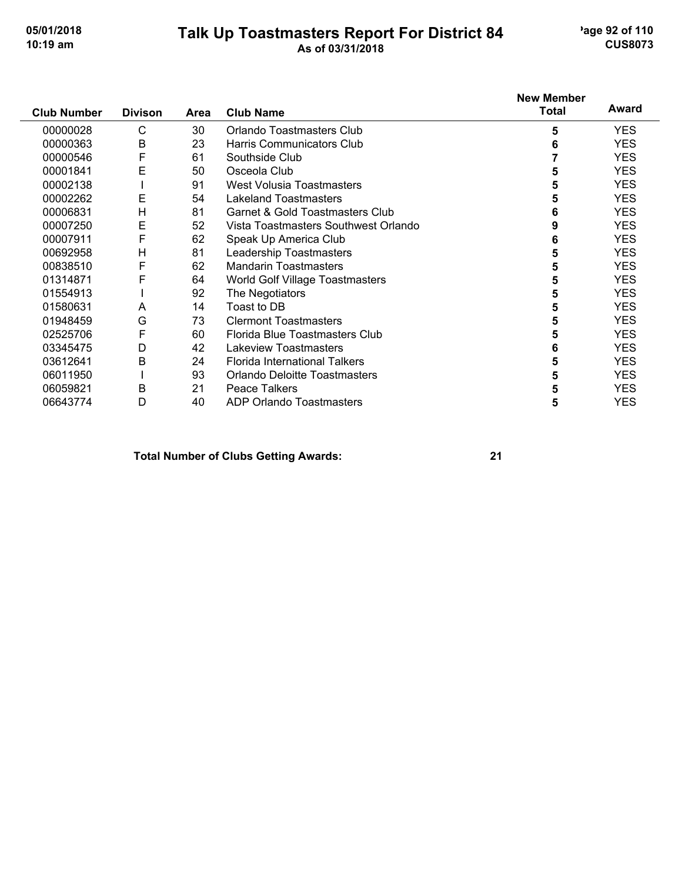# Talk Up Toastmasters Report For District 84

As of 03/31/2018

| Club Number | Divison | Area | Club Name | New Member Total | Award |
|---|---|---|---|---|---|
| 00000028 | C | 30 | Orlando Toastmasters Club | 5 | YES |
| 00000363 | B | 23 | Harris Communicators Club | 6 | YES |
| 00000546 | F | 61 | Southside Club | 7 | YES |
| 00001841 | E | 50 | Osceola Club | 5 | YES |
| 00002138 | I | 91 | West Volusia Toastmasters | 5 | YES |
| 00002262 | E | 54 | Lakeland Toastmasters | 5 | YES |
| 00006831 | H | 81 | Garnet & Gold Toastmasters Club | 6 | YES |
| 00007250 | E | 52 | Vista Toastmasters Southwest Orlando | 9 | YES |
| 00007911 | F | 62 | Speak Up America Club | 6 | YES |
| 00692958 | H | 81 | Leadership Toastmasters | 5 | YES |
| 00838510 | F | 62 | Mandarin Toastmasters | 5 | YES |
| 01314871 | F | 64 | World Golf Village Toastmasters | 5 | YES |
| 01554913 | I | 92 | The Negotiators | 5 | YES |
| 01580631 | A | 14 | Toast to DB | 5 | YES |
| 01948459 | G | 73 | Clermont Toastmasters | 5 | YES |
| 02525706 | F | 60 | Florida Blue Toastmasters Club | 5 | YES |
| 03345475 | D | 42 | Lakeview Toastmasters | 6 | YES |
| 03612641 | B | 24 | Florida International Talkers | 5 | YES |
| 06011950 | I | 93 | Orlando Deloitte Toastmasters | 5 | YES |
| 06059821 | B | 21 | Peace Talkers | 5 | YES |
| 06643774 | D | 40 | ADP Orlando Toastmasters | 5 | YES |

**Total Number of Clubs Getting Awards: 21**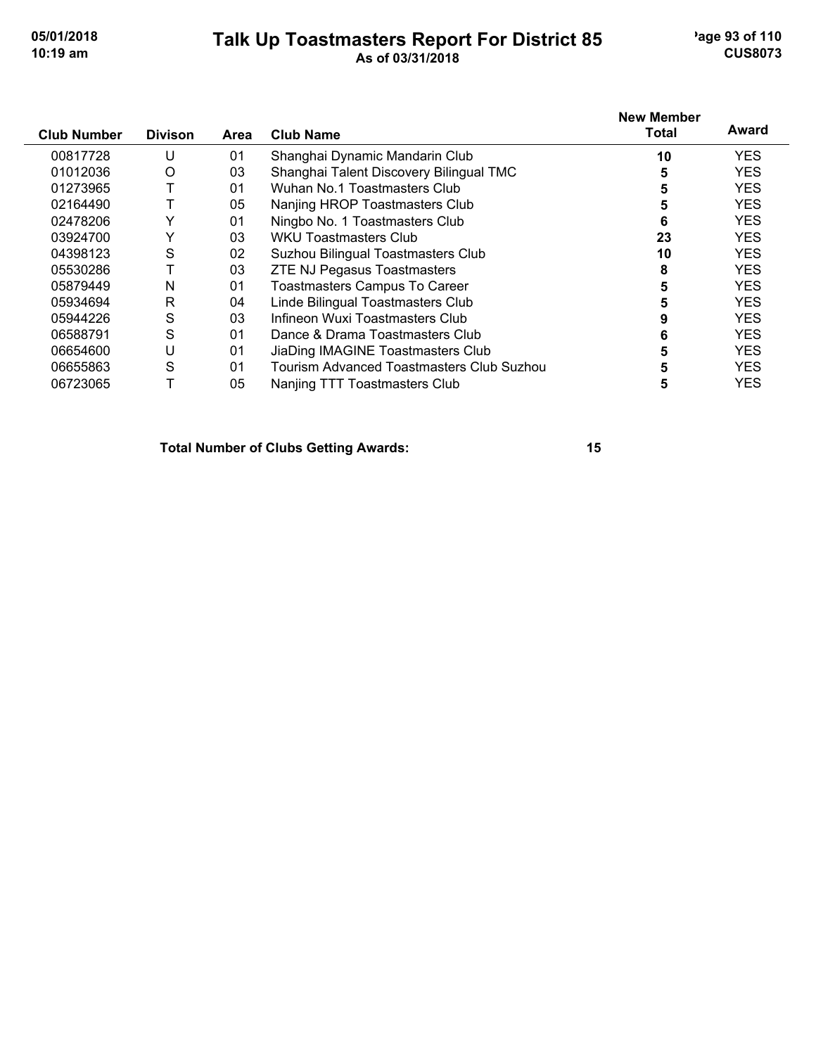# Talk Up Toastmasters Report For District 85

**As of 03/31/2018**

| Club Number | Divison | Area | Club Name | New Member Total | Award |
|---|---|---|---|---|---|
| 00817728 | U | 01 | Shanghai Dynamic Mandarin Club | 10 | YES |
| 01012036 | O | 03 | Shanghai Talent Discovery Bilingual TMC | 5 | YES |
| 01273965 | T | 01 | Wuhan No.1 Toastmasters Club | 5 | YES |
| 02164490 | T | 05 | Nanjing HROP Toastmasters Club | 5 | YES |
| 02478206 | Y | 01 | Ningbo No. 1 Toastmasters Club | 6 | YES |
| 03924700 | Y | 03 | WKU Toastmasters Club | 23 | YES |
| 04398123 | S | 02 | Suzhou Bilingual Toastmasters Club | 10 | YES |
| 05530286 | T | 03 | ZTE NJ Pegasus Toastmasters | 8 | YES |
| 05879449 | N | 01 | Toastmasters Campus To Career | 5 | YES |
| 05934694 | R | 04 | Linde Bilingual Toastmasters Club | 5 | YES |
| 05944226 | S | 03 | Infineon Wuxi Toastmasters Club | 9 | YES |
| 06588791 | S | 01 | Dance & Drama Toastmasters Club | 6 | YES |
| 06654600 | U | 01 | JiaDing IMAGINE Toastmasters Club | 5 | YES |
| 06655863 | S | 01 | Tourism Advanced Toastmasters Club Suzhou | 5 | YES |
| 06723065 | T | 05 | Nanjing TTT Toastmasters Club | 5 | YES |

**Total Number of Clubs Getting Awards: 15**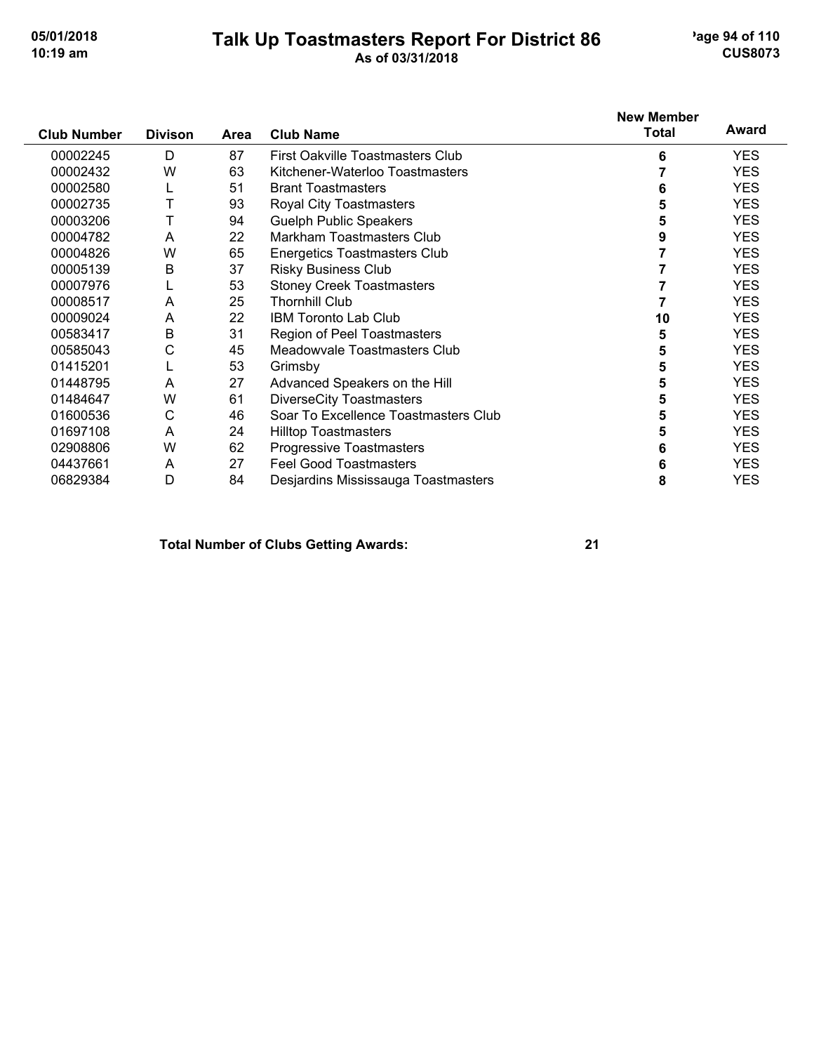| Club Number | Divison | Area | Club Name | New Member Total | Award |
|---|---|---|---|---|---|
| 00002245 | D | 87 | First Oakville Toastmasters Club | 6 | YES |
| 00002432 | W | 63 | Kitchener-Waterloo Toastmasters | 7 | YES |
| 00002580 | L | 51 | Brant Toastmasters | 6 | YES |
| 00002735 | T | 93 | Royal City Toastmasters | 5 | YES |
| 00003206 | T | 94 | Guelph Public Speakers | 5 | YES |
| 00004782 | A | 22 | Markham Toastmasters Club | 9 | YES |
| 00004826 | W | 65 | Energetics Toastmasters Club | 7 | YES |
| 00005139 | B | 37 | Risky Business Club | 7 | YES |
| 00007976 | L | 53 | Stoney Creek Toastmasters | 7 | YES |
| 00008517 | A | 25 | Thornhill Club | 7 | YES |
| 00009024 | A | 22 | IBM Toronto Lab Club | 10 | YES |
| 00583417 | B | 31 | Region of Peel Toastmasters | 5 | YES |
| 00585043 | C | 45 | Meadowvale Toastmasters Club | 5 | YES |
| 01415201 | L | 53 | Grimsby | 5 | YES |
| 01448795 | A | 27 | Advanced Speakers on the Hill | 5 | YES |
| 01484647 | W | 61 | DiverseCity Toastmasters | 5 | YES |
| 01600536 | C | 46 | Soar To Excellence Toastmasters Club | 5 | YES |
| 01697108 | A | 24 | Hilltop Toastmasters | 5 | YES |
| 02908806 | W | 62 | Progressive Toastmasters | 6 | YES |
| 04437661 | A | 27 | Feel Good Toastmasters | 6 | YES |
| 06829384 | D | 84 | Desjardins Mississauga Toastmasters | 8 | YES |

**Total Number of Clubs Getting Awards: 21**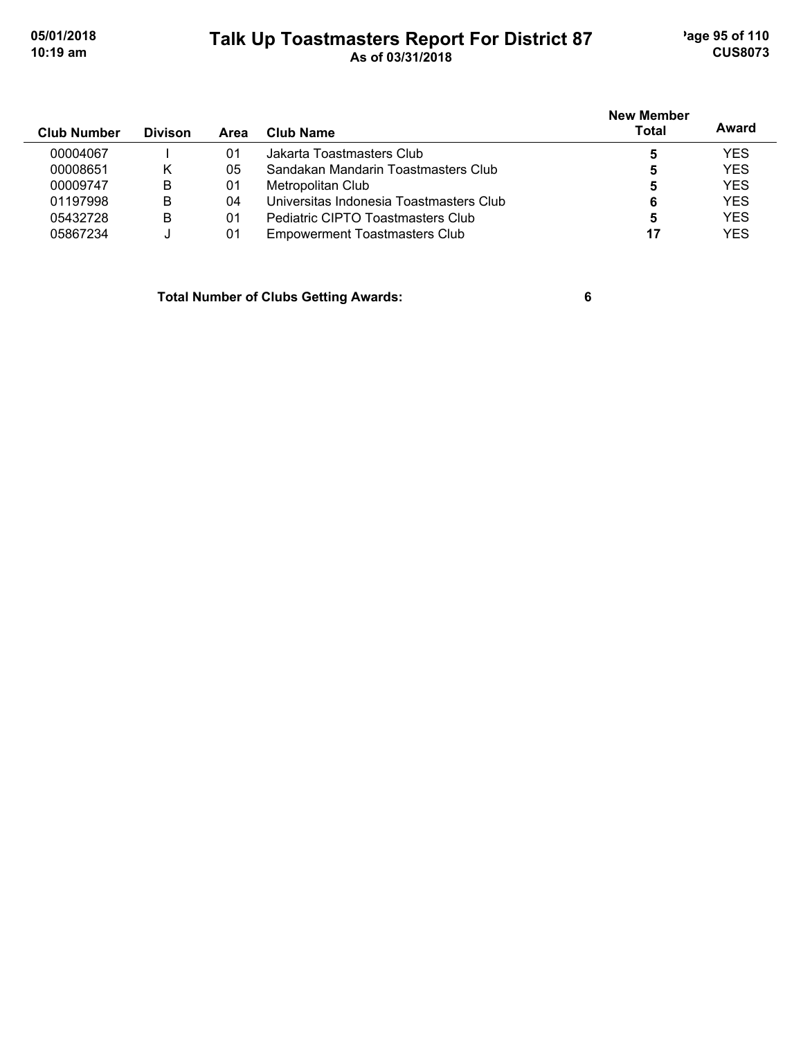# Talk Up Toastmasters Report For District 87

As of 03/31/2018

| Club Number | Divison | Area | Club Name | New Member Total | Award |
|---|---|---|---|---|---|
| 00004067 | I | 01 | Jakarta Toastmasters Club | **5** | YES |
| 00008651 | K | 05 | Sandakan Mandarin Toastmasters Club | **5** | YES |
| 00009747 | B | 01 | Metropolitan Club | **5** | YES |
| 01197998 | B | 04 | Universitas Indonesia Toastmasters Club | **6** | YES |
| 05432728 | B | 01 | Pediatric CIPTO Toastmasters Club | **5** | YES |
| 05867234 | J | 01 | Empowerment Toastmasters Club | **17** | YES |

**Total Number of Clubs Getting Awards: 6**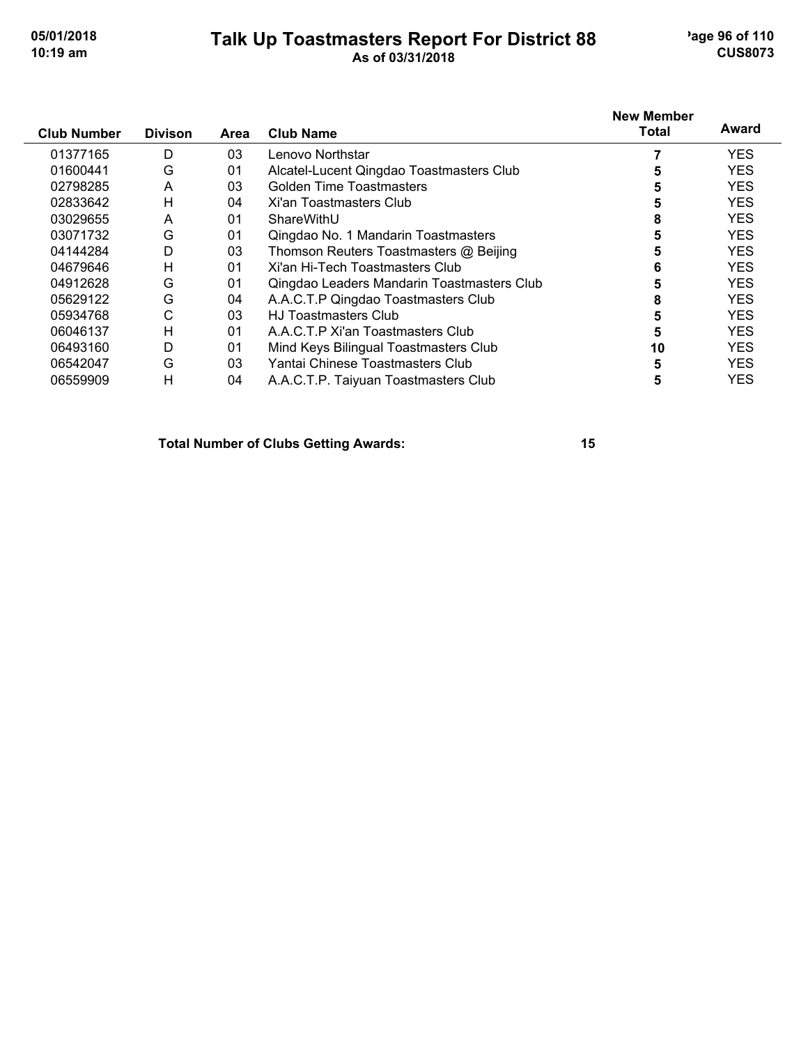# Talk Up Toastmasters Report For District 88

As of 03/31/2018

| Club Number | Divison | Area | Club Name | New Member Total | Award |
|---|---|---|---|---|---|
| 01377165 | D | 03 | Lenovo Northstar | 7 | YES |
| 01600441 | G | 01 | Alcatel-Lucent Qingdao Toastmasters Club | 5 | YES |
| 02798285 | A | 03 | Golden Time Toastmasters | 5 | YES |
| 02833642 | H | 04 | Xi'an Toastmasters Club | 5 | YES |
| 03029655 | A | 01 | ShareWithU | 8 | YES |
| 03071732 | G | 01 | Qingdao No. 1 Mandarin Toastmasters | 5 | YES |
| 04144284 | D | 03 | Thomson Reuters Toastmasters @ Beijing | 5 | YES |
| 04679646 | H | 01 | Xi'an Hi-Tech Toastmasters Club | 6 | YES |
| 04912628 | G | 01 | Qingdao Leaders Mandarin Toastmasters Club | 5 | YES |
| 05629122 | G | 04 | A.A.C.T.P Qingdao Toastmasters Club | 8 | YES |
| 05934768 | C | 03 | HJ Toastmasters Club | 5 | YES |
| 06046137 | H | 01 | A.A.C.T.P Xi'an Toastmasters Club | 5 | YES |
| 06493160 | D | 01 | Mind Keys Bilingual Toastmasters Club | 10 | YES |
| 06542047 | G | 03 | Yantai Chinese Toastmasters Club | 5 | YES |
| 06559909 | H | 04 | A.A.C.T.P. Taiyuan Toastmasters Club | 5 | YES |

**Total Number of Clubs Getting Awards: 15**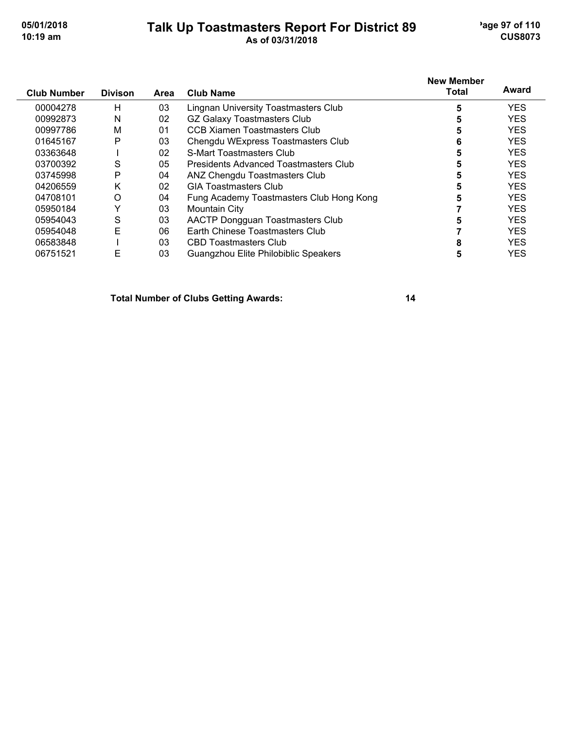# Talk Up Toastmasters Report For District 89

As of 03/31/2018

| Club Number | Divison | Area | Club Name | New Member Total | Award |
|---|---|---|---|---|---|
| 00004278 | H | 03 | Lingnan University Toastmasters Club | 5 | YES |
| 00992873 | N | 02 | GZ Galaxy Toastmasters Club | 5 | YES |
| 00997786 | M | 01 | CCB Xiamen Toastmasters Club | 5 | YES |
| 01645167 | P | 03 | Chengdu WExpress Toastmasters Club | 6 | YES |
| 03363648 | I | 02 | S-Mart Toastmasters Club | 5 | YES |
| 03700392 | S | 05 | Presidents Advanced Toastmasters Club | 5 | YES |
| 03745998 | P | 04 | ANZ Chengdu Toastmasters Club | 5 | YES |
| 04206559 | K | 02 | GIA Toastmasters Club | 5 | YES |
| 04708101 | O | 04 | Fung Academy Toastmasters Club Hong Kong | 5 | YES |
| 05950184 | Y | 03 | Mountain City | 7 | YES |
| 05954043 | S | 03 | AACTP Dongguan Toastmasters Club | 5 | YES |
| 05954048 | E | 06 | Earth Chinese Toastmasters Club | 7 | YES |
| 06583848 | I | 03 | CBD Toastmasters Club | 8 | YES |
| 06751521 | E | 03 | Guangzhou Elite Philobiblic Speakers | 5 | YES |

**Total Number of Clubs Getting Awards: 14**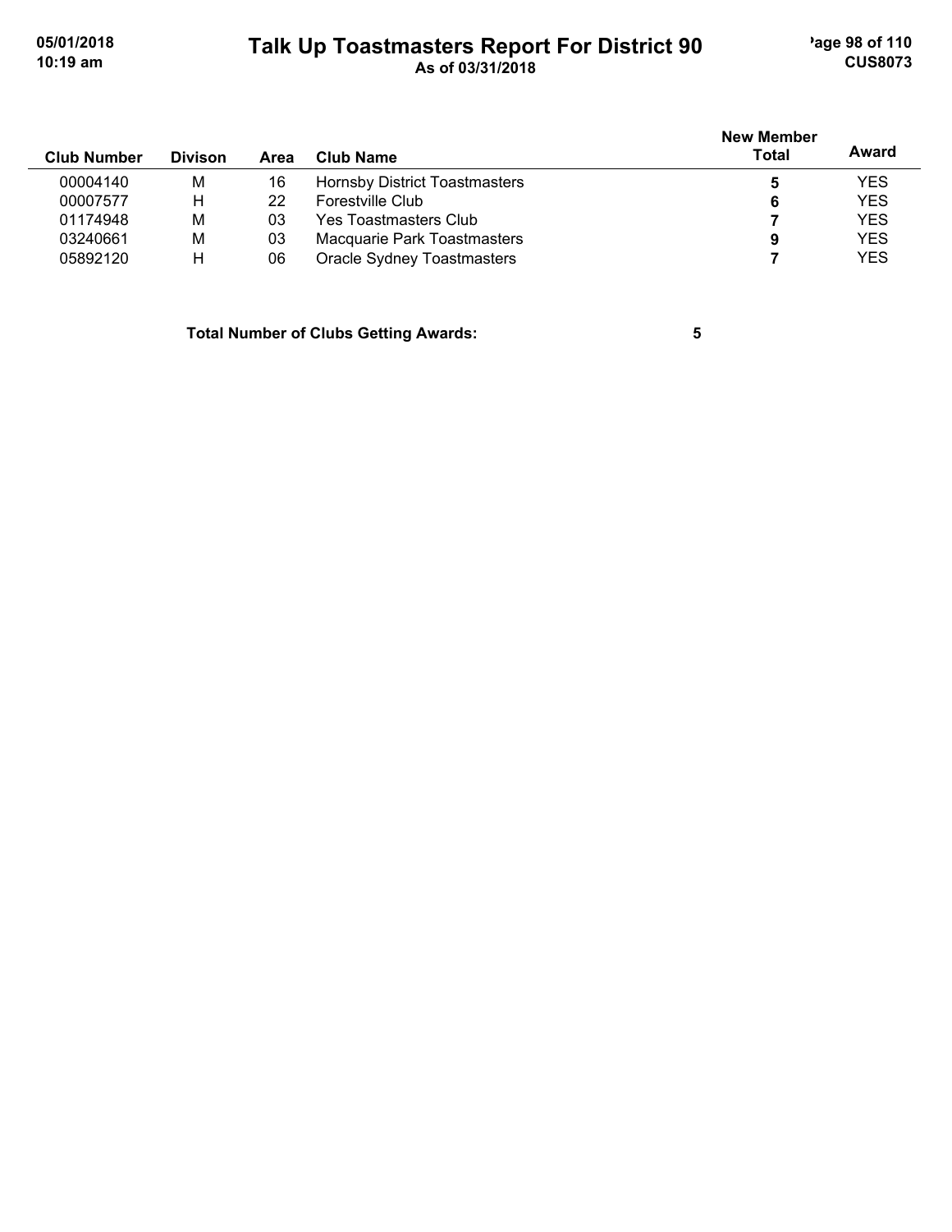| Club Number | Divison | Area | Club Name | New Member Total | Award |
|---|---|---|---|---|---|
| 00004140 | M | 16 | Hornsby District Toastmasters | **5** | YES |
| 00007577 | H | 22 | Forestville Club | **6** | YES |
| 01174948 | M | 03 | Yes Toastmasters Club | **7** | YES |
| 03240661 | M | 03 | Macquarie Park Toastmasters | **9** | YES |
| 05892120 | H | 06 | Oracle Sydney Toastmasters | **7** | YES |

**Total Number of Clubs Getting Awards: 5**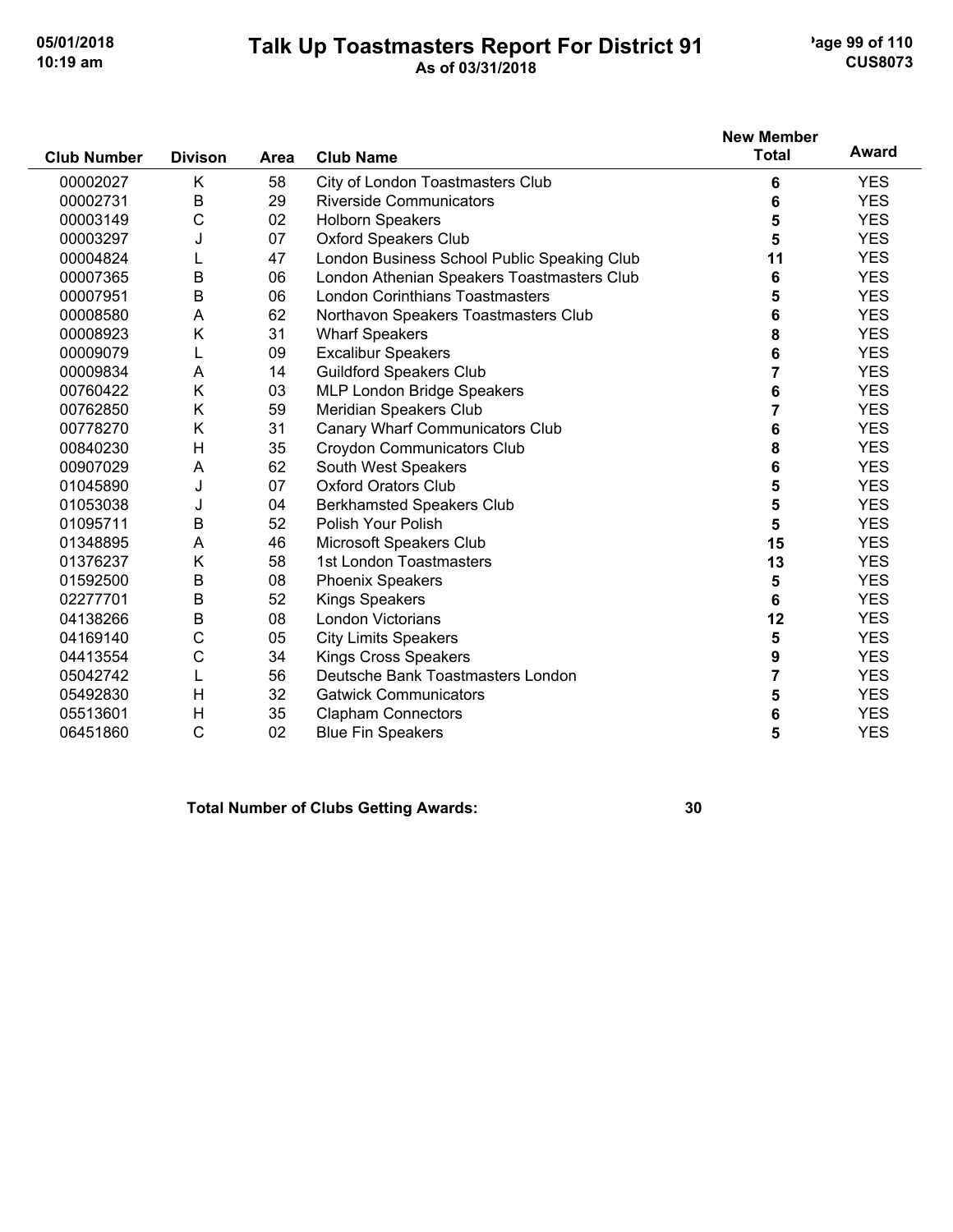# Talk Up Toastmasters Report For District 91

As of 03/31/2018

| Club Number | Divison | Area | Club Name | New Member Total | Award |
|---|---|---|---|---|---|
| 00002027 | K | 58 | City of London Toastmasters Club | 6 | YES |
| 00002731 | B | 29 | Riverside Communicators | 6 | YES |
| 00003149 | C | 02 | Holborn Speakers | 5 | YES |
| 00003297 | J | 07 | Oxford Speakers Club | 5 | YES |
| 00004824 | L | 47 | London Business School Public Speaking Club | 11 | YES |
| 00007365 | B | 06 | London Athenian Speakers Toastmasters Club | 6 | YES |
| 00007951 | B | 06 | London Corinthians Toastmasters | 5 | YES |
| 00008580 | A | 62 | Northavon Speakers Toastmasters Club | 6 | YES |
| 00008923 | K | 31 | Wharf Speakers | 8 | YES |
| 00009079 | L | 09 | Excalibur Speakers | 6 | YES |
| 00009834 | A | 14 | Guildford Speakers Club | 7 | YES |
| 00760422 | K | 03 | MLP London Bridge Speakers | 6 | YES |
| 00762850 | K | 59 | Meridian Speakers Club | 7 | YES |
| 00778270 | K | 31 | Canary Wharf Communicators Club | 6 | YES |
| 00840230 | H | 35 | Croydon Communicators Club | 8 | YES |
| 00907029 | A | 62 | South West Speakers | 6 | YES |
| 01045890 | J | 07 | Oxford Orators Club | 5 | YES |
| 01053038 | J | 04 | Berkhamsted Speakers Club | 5 | YES |
| 01095711 | B | 52 | Polish Your Polish | 5 | YES |
| 01348895 | A | 46 | Microsoft Speakers Club | 15 | YES |
| 01376237 | K | 58 | 1st London Toastmasters | 13 | YES |
| 01592500 | B | 08 | Phoenix Speakers | 5 | YES |
| 02277701 | B | 52 | Kings Speakers | 6 | YES |
| 04138266 | B | 08 | London Victorians | 12 | YES |
| 04169140 | C | 05 | City Limits Speakers | 5 | YES |
| 04413554 | C | 34 | Kings Cross Speakers | 9 | YES |
| 05042742 | L | 56 | Deutsche Bank Toastmasters London | 7 | YES |
| 05492830 | H | 32 | Gatwick Communicators | 5 | YES |
| 05513601 | H | 35 | Clapham Connectors | 6 | YES |
| 06451860 | C | 02 | Blue Fin Speakers | 5 | YES |

**Total Number of Clubs Getting Awards: 30**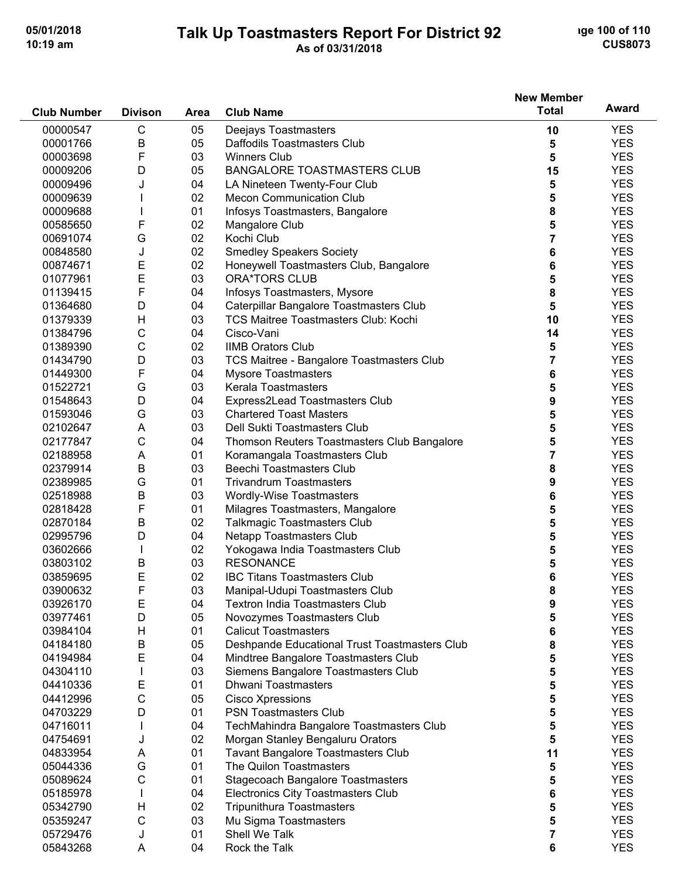# Talk Up Toastmasters Report For District 92

As of 03/31/2018

| Club Number | Divison | Area | Club Name | New Member Total | Award |
|---|---|---|---|---|---|
| 00000547 | C | 05 | Deejays Toastmasters | 10 | YES |
| 00001766 | B | 05 | Daffodils Toastmasters Club | 5 | YES |
| 00003698 | F | 03 | Winners Club | 5 | YES |
| 00009206 | D | 05 | BANGALORE TOASTMASTERS CLUB | 15 | YES |
| 00009496 | J | 04 | LA Nineteen Twenty-Four Club | 5 | YES |
| 00009639 | I | 02 | Mecon Communication Club | 5 | YES |
| 00009688 | I | 01 | Infosys Toastmasters, Bangalore | 8 | YES |
| 00585650 | F | 02 | Mangalore Club | 5 | YES |
| 00691074 | G | 02 | Kochi Club | 7 | YES |
| 00848580 | J | 02 | Smedley Speakers Society | 6 | YES |
| 00874671 | E | 02 | Honeywell Toastmasters Club, Bangalore | 6 | YES |
| 01077961 | E | 03 | ORA*TORS CLUB | 5 | YES |
| 01139415 | F | 04 | Infosys Toastmasters, Mysore | 8 | YES |
| 01364680 | D | 04 | Caterpillar Bangalore Toastmasters Club | 5 | YES |
| 01379339 | H | 03 | TCS Maitree Toastmasters Club: Kochi | 10 | YES |
| 01384796 | C | 04 | Cisco-Vani | 14 | YES |
| 01389390 | C | 02 | IIMB Orators Club | 5 | YES |
| 01434790 | D | 03 | TCS Maitree - Bangalore Toastmasters Club | 7 | YES |
| 01449300 | F | 04 | Mysore Toastmasters | 6 | YES |
| 01522721 | G | 03 | Kerala Toastmasters | 5 | YES |
| 01548643 | D | 04 | Express2Lead Toastmasters Club | 9 | YES |
| 01593046 | G | 03 | Chartered Toast Masters | 5 | YES |
| 02102647 | A | 03 | Dell Sukti Toastmasters Club | 5 | YES |
| 02177847 | C | 04 | Thomson Reuters Toastmasters Club Bangalore | 5 | YES |
| 02188958 | A | 01 | Koramangala Toastmasters Club | 7 | YES |
| 02379914 | B | 03 | Beechi Toastmasters Club | 8 | YES |
| 02389985 | G | 01 | Trivandrum Toastmasters | 9 | YES |
| 02518988 | B | 03 | Wordly-Wise Toastmasters | 6 | YES |
| 02818428 | F | 01 | Milagres Toastmasters, Mangalore | 5 | YES |
| 02870184 | B | 02 | Talkmagic Toastmasters Club | 5 | YES |
| 02995796 | D | 04 | Netapp Toastmasters Club | 5 | YES |
| 03602666 | I | 02 | Yokogawa India Toastmasters Club | 5 | YES |
| 03803102 | B | 03 | RESONANCE | 5 | YES |
| 03859695 | E | 02 | IBC Titans Toastmasters Club | 6 | YES |
| 03900632 | F | 03 | Manipal-Udupi Toastmasters Club | 8 | YES |
| 03926170 | E | 04 | Textron India Toastmasters Club | 9 | YES |
| 03977461 | D | 05 | Novozymes Toastmasters Club | 5 | YES |
| 03984104 | H | 01 | Calicut Toastmasters | 6 | YES |
| 04184180 | B | 05 | Deshpande Educational Trust Toastmasters Club | 8 | YES |
| 04194984 | E | 04 | Mindtree Bangalore Toastmasters Club | 5 | YES |
| 04304110 | I | 03 | Siemens Bangalore Toastmasters Club | 5 | YES |
| 04410336 | E | 01 | Dhwani Toastmasters | 5 | YES |
| 04412996 | C | 05 | Cisco Xpressions | 5 | YES |
| 04703229 | D | 01 | PSN Toastmasters Club | 5 | YES |
| 04716011 | I | 04 | TechMahindra Bangalore Toastmasters Club | 5 | YES |
| 04754691 | J | 02 | Morgan Stanley Bengaluru Orators | 5 | YES |
| 04833954 | A | 01 | Tavant Bangalore Toastmasters Club | 11 | YES |
| 05044336 | G | 01 | The Quilon Toastmasters | 5 | YES |
| 05089624 | C | 01 | Stagecoach Bangalore Toastmasters | 5 | YES |
| 05185978 | I | 04 | Electronics City Toastmasters Club | 6 | YES |
| 05342790 | H | 02 | Tripunithura Toastmasters | 5 | YES |
| 05359247 | C | 03 | Mu Sigma Toastmasters | 5 | YES |
| 05729476 | J | 01 | Shell We Talk | 7 | YES |
| 05843268 | A | 04 | Rock the Talk | 6 | YES |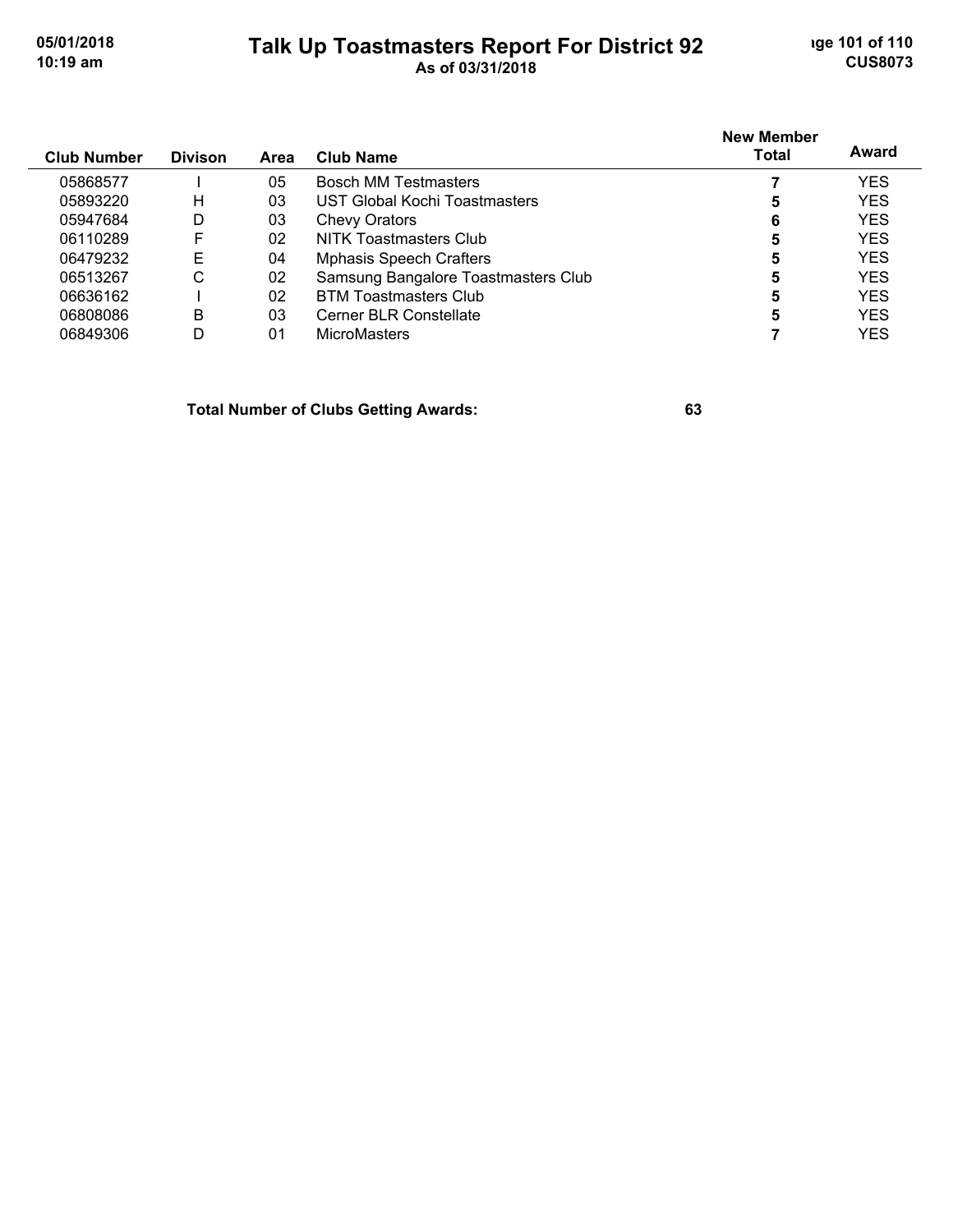| Club Number | Divison | Area | Club Name | New Member Total | Award |
|---|---|---|---|---|---|
| 05868577 | I | 05 | Bosch MM Testmasters | **7** | YES |
| 05893220 | H | 03 | UST Global Kochi Toastmasters | **5** | YES |
| 05947684 | D | 03 | Chevy Orators | **6** | YES |
| 06110289 | F | 02 | NITK Toastmasters Club | **5** | YES |
| 06479232 | E | 04 | Mphasis Speech Crafters | **5** | YES |
| 06513267 | C | 02 | Samsung Bangalore Toastmasters Club | **5** | YES |
| 06636162 | I | 02 | BTM Toastmasters Club | **5** | YES |
| 06808086 | B | 03 | Cerner BLR Constellate | **5** | YES |
| 06849306 | D | 01 | MicroMasters | **7** | YES |

**Total Number of Clubs Getting Awards: 63**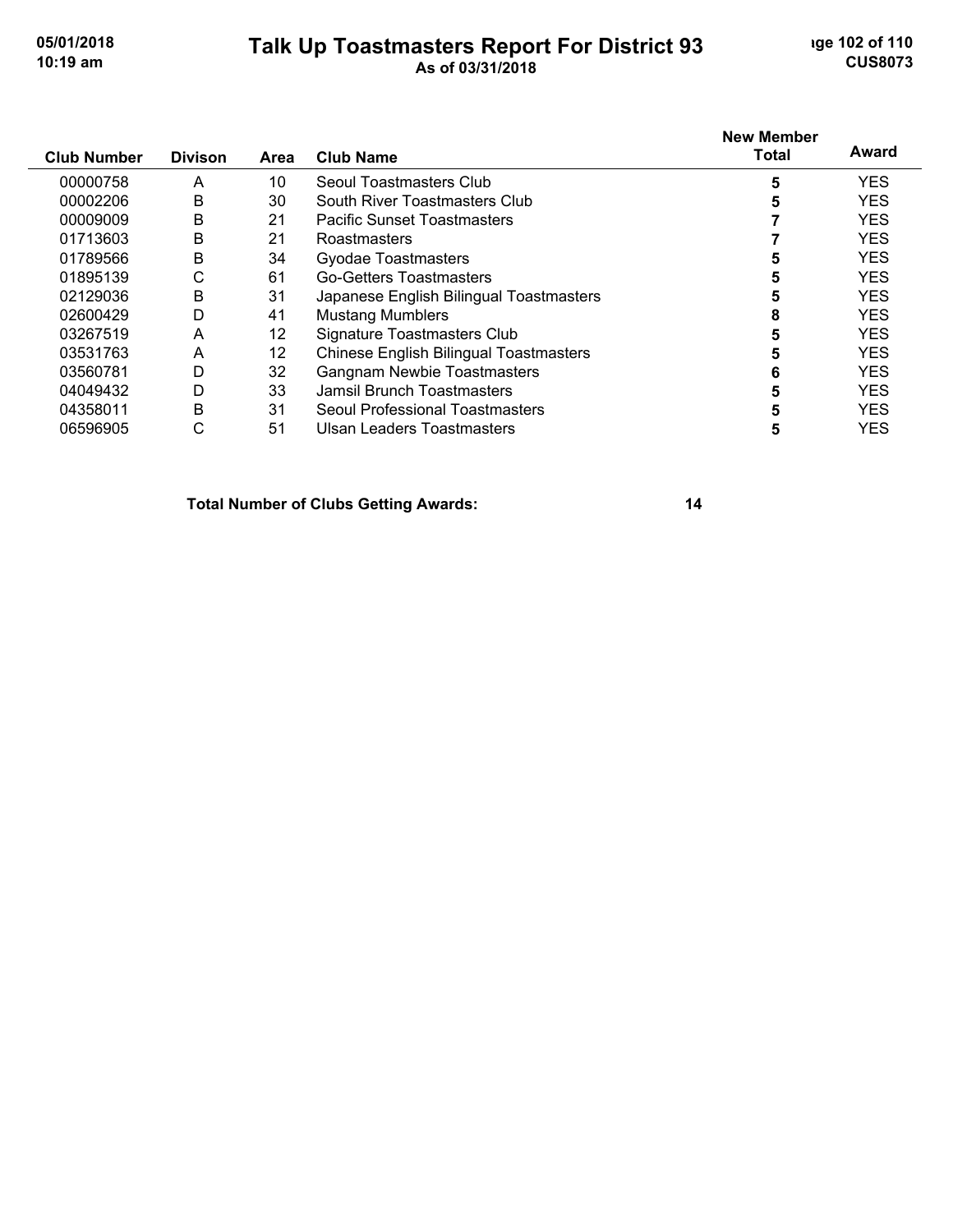# Talk Up Toastmasters Report For District 93

As of 03/31/2018

| Club Number | Divison | Area | Club Name | New Member Total | Award |
|---|---|---|---|---|---|
| 00000758 | A | 10 | Seoul Toastmasters Club | **5** | YES |
| 00002206 | B | 30 | South River Toastmasters Club | **5** | YES |
| 00009009 | B | 21 | Pacific Sunset Toastmasters | **7** | YES |
| 01713603 | B | 21 | Roastmasters | **7** | YES |
| 01789566 | B | 34 | Gyodae Toastmasters | **5** | YES |
| 01895139 | C | 61 | Go-Getters Toastmasters | **5** | YES |
| 02129036 | B | 31 | Japanese English Bilingual Toastmasters | **5** | YES |
| 02600429 | D | 41 | Mustang Mumblers | **8** | YES |
| 03267519 | A | 12 | Signature Toastmasters Club | **5** | YES |
| 03531763 | A | 12 | Chinese English Bilingual Toastmasters | **5** | YES |
| 03560781 | D | 32 | Gangnam Newbie Toastmasters | **6** | YES |
| 04049432 | D | 33 | Jamsil Brunch Toastmasters | **5** | YES |
| 04358011 | B | 31 | Seoul Professional Toastmasters | **5** | YES |
| 06596905 | C | 51 | Ulsan Leaders Toastmasters | **5** | YES |

**Total Number of Clubs Getting Awards: 14**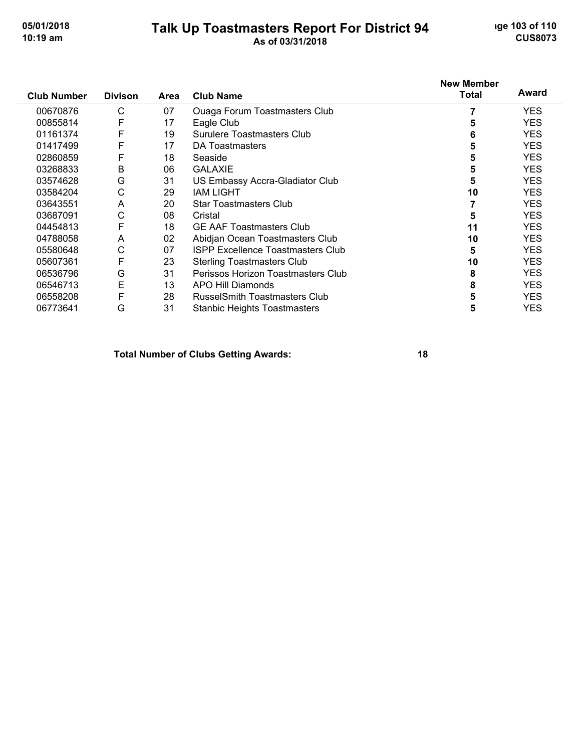# Talk Up Toastmasters Report For District 94

**As of 03/31/2018**

| Club Number | Divison | Area | Club Name | New Member Total | Award |
|---|---|---|---|---|---|
| 00670876 | C | 07 | Ouaga Forum Toastmasters Club | **7** | YES |
| 00855814 | F | 17 | Eagle Club | **5** | YES |
| 01161374 | F | 19 | Surulere Toastmasters Club | **6** | YES |
| 01417499 | F | 17 | DA Toastmasters | **5** | YES |
| 02860859 | F | 18 | Seaside | **5** | YES |
| 03268833 | B | 06 | GALAXIE | **5** | YES |
| 03574628 | G | 31 | US Embassy Accra-Gladiator Club | **5** | YES |
| 03584204 | C | 29 | IAM LIGHT | **10** | YES |
| 03643551 | A | 20 | Star Toastmasters Club | **7** | YES |
| 03687091 | C | 08 | Cristal | **5** | YES |
| 04454813 | F | 18 | GE AAF Toastmasters Club | **11** | YES |
| 04788058 | A | 02 | Abidjan Ocean Toastmasters Club | **10** | YES |
| 05580648 | C | 07 | ISPP Excellence Toastmasters Club | **5** | YES |
| 05607361 | F | 23 | Sterling Toastmasters Club | **10** | YES |
| 06536796 | G | 31 | Perissos Horizon Toastmasters Club | **8** | YES |
| 06546713 | E | 13 | APO Hill Diamonds | **8** | YES |
| 06558208 | F | 28 | RusselSmith Toastmasters Club | **5** | YES |
| 06773641 | G | 31 | Stanbic Heights Toastmasters | **5** | YES |

**Total Number of Clubs Getting Awards: 18**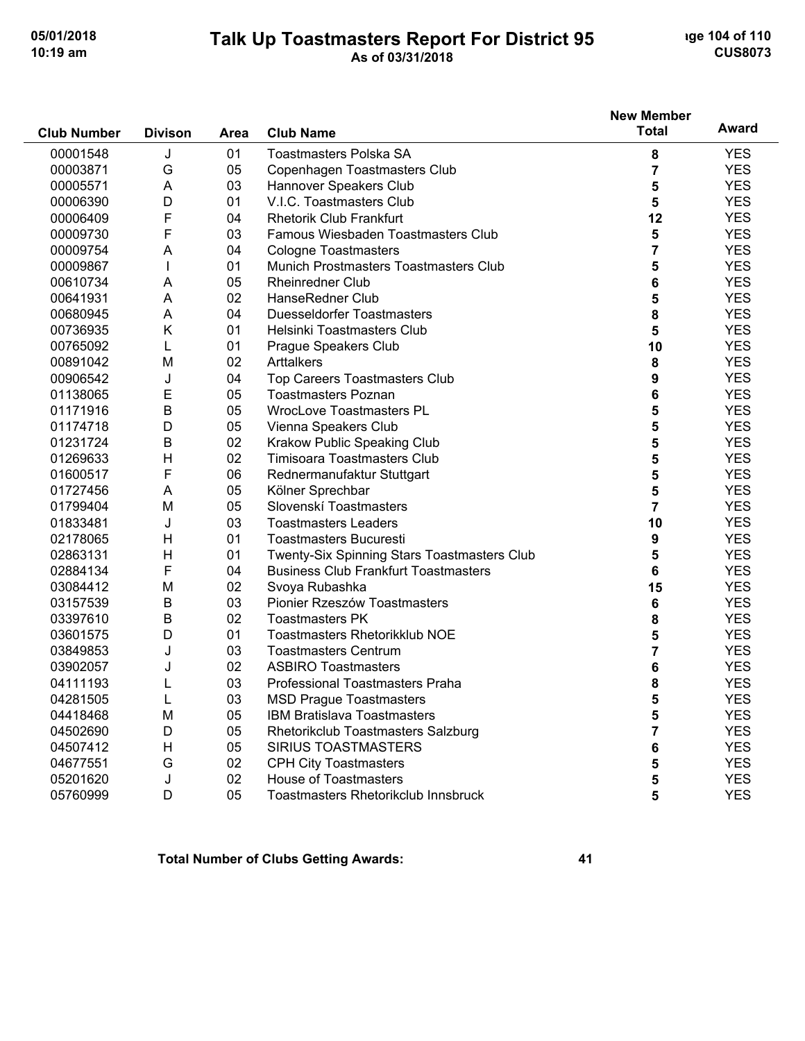# Talk Up Toastmasters Report For District 95

As of 03/31/2018

| Club Number | Divison | Area | Club Name | New Member Total | Award |
|---|---|---|---|---|---|
| 00001548 | J | 01 | Toastmasters Polska SA | 8 | YES |
| 00003871 | G | 05 | Copenhagen Toastmasters Club | 7 | YES |
| 00005571 | A | 03 | Hannover Speakers Club | 5 | YES |
| 00006390 | D | 01 | V.I.C. Toastmasters Club | 5 | YES |
| 00006409 | F | 04 | Rhetorik Club Frankfurt | 12 | YES |
| 00009730 | F | 03 | Famous Wiesbaden Toastmasters Club | 5 | YES |
| 00009754 | A | 04 | Cologne Toastmasters | 7 | YES |
| 00009867 | I | 01 | Munich Prostmasters Toastmasters Club | 5 | YES |
| 00610734 | A | 05 | Rheinredner Club | 6 | YES |
| 00641931 | A | 02 | HanseRedner Club | 5 | YES |
| 00680945 | A | 04 | Duesseldorfer Toastmasters | 8 | YES |
| 00736935 | K | 01 | Helsinki Toastmasters Club | 5 | YES |
| 00765092 | L | 01 | Prague Speakers Club | 10 | YES |
| 00891042 | M | 02 | Arttalkers | 8 | YES |
| 00906542 | J | 04 | Top Careers Toastmasters Club | 9 | YES |
| 01138065 | E | 05 | Toastmasters Poznan | 6 | YES |
| 01171916 | B | 05 | WrocLove Toastmasters PL | 5 | YES |
| 01174718 | D | 05 | Vienna Speakers Club | 5 | YES |
| 01231724 | B | 02 | Krakow Public Speaking Club | 5 | YES |
| 01269633 | H | 02 | Timisoara Toastmasters Club | 5 | YES |
| 01600517 | F | 06 | Rednermanufaktur Stuttgart | 5 | YES |
| 01727456 | A | 05 | Kölner Sprechbar | 5 | YES |
| 01799404 | M | 05 | Slovenskí Toastmasters | 7 | YES |
| 01833481 | J | 03 | Toastmasters Leaders | 10 | YES |
| 02178065 | H | 01 | Toastmasters Bucuresti | 9 | YES |
| 02863131 | H | 01 | Twenty-Six Spinning Stars Toastmasters Club | 5 | YES |
| 02884134 | F | 04 | Business Club Frankfurt Toastmasters | 6 | YES |
| 03084412 | M | 02 | Svoya Rubashka | 15 | YES |
| 03157539 | B | 03 | Pionier Rzeszów Toastmasters | 6 | YES |
| 03397610 | B | 02 | Toastmasters PK | 8 | YES |
| 03601575 | D | 01 | Toastmasters Rhetorikklub NOE | 5 | YES |
| 03849853 | J | 03 | Toastmasters Centrum | 7 | YES |
| 03902057 | J | 02 | ASBIRO Toastmasters | 6 | YES |
| 04111193 | L | 03 | Professional Toastmasters Praha | 8 | YES |
| 04281505 | L | 03 | MSD Prague Toastmasters | 5 | YES |
| 04418468 | M | 05 | IBM Bratislava Toastmasters | 5 | YES |
| 04502690 | D | 05 | Rhetorikclub Toastmasters Salzburg | 7 | YES |
| 04507412 | H | 05 | SIRIUS TOASTMASTERS | 6 | YES |
| 04677551 | G | 02 | CPH City Toastmasters | 5 | YES |
| 05201620 | J | 02 | House of Toastmasters | 5 | YES |
| 05760999 | D | 05 | Toastmasters Rhetorikclub Innsbruck | 5 | YES |

**Total Number of Clubs Getting Awards: 41**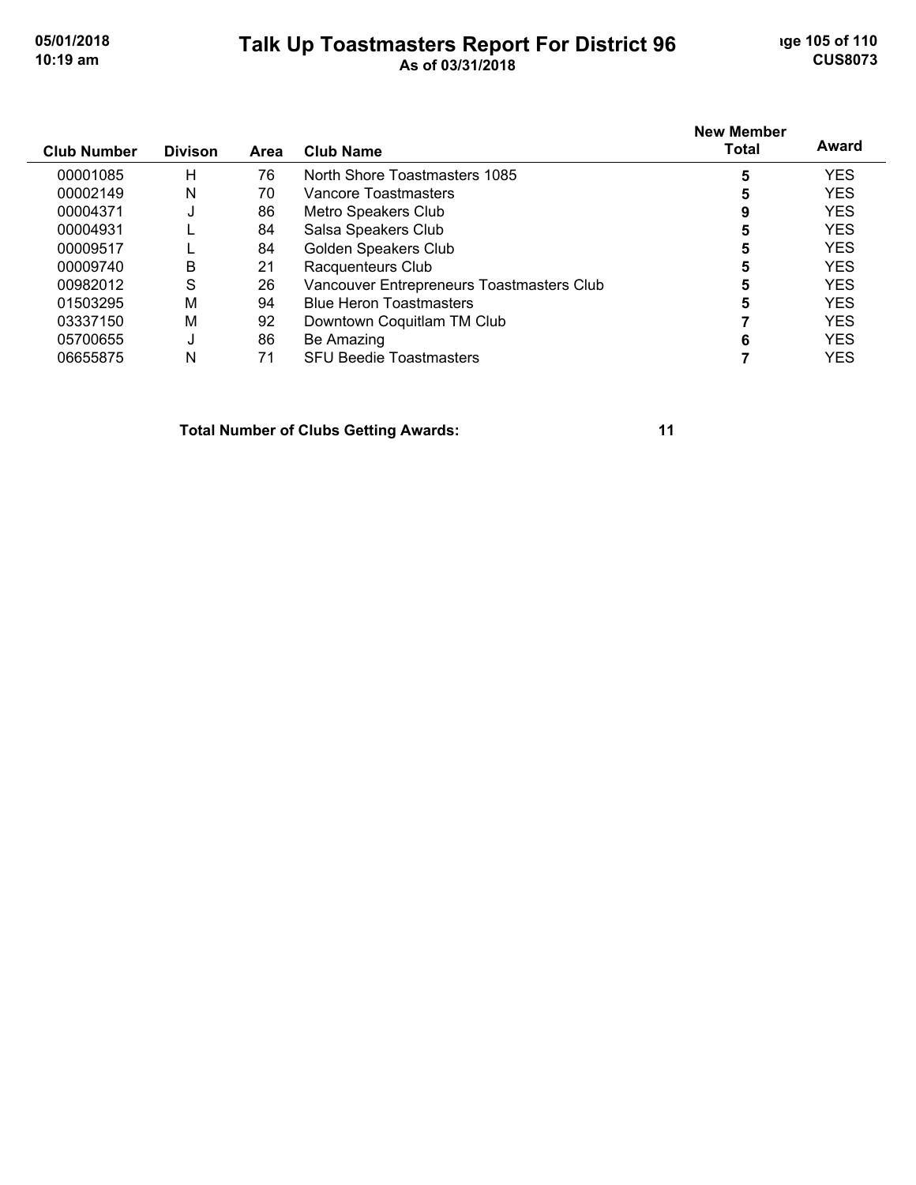# Talk Up Toastmasters Report For District 96

As of 03/31/2018

| Club Number | Divison | Area | Club Name | New Member Total | Award |
|---|---|---|---|---|---|
| 00001085 | H | 76 | North Shore Toastmasters 1085 | 5 | YES |
| 00002149 | N | 70 | Vancore Toastmasters | 5 | YES |
| 00004371 | J | 86 | Metro Speakers Club | 9 | YES |
| 00004931 | L | 84 | Salsa Speakers Club | 5 | YES |
| 00009517 | L | 84 | Golden Speakers Club | 5 | YES |
| 00009740 | B | 21 | Racquenteurs Club | 5 | YES |
| 00982012 | S | 26 | Vancouver Entrepreneurs Toastmasters Club | 5 | YES |
| 01503295 | M | 94 | Blue Heron Toastmasters | 5 | YES |
| 03337150 | M | 92 | Downtown Coquitlam TM Club | 7 | YES |
| 05700655 | J | 86 | Be Amazing | 6 | YES |
| 06655875 | N | 71 | SFU Beedie Toastmasters | 7 | YES |

**Total Number of Clubs Getting Awards: 11**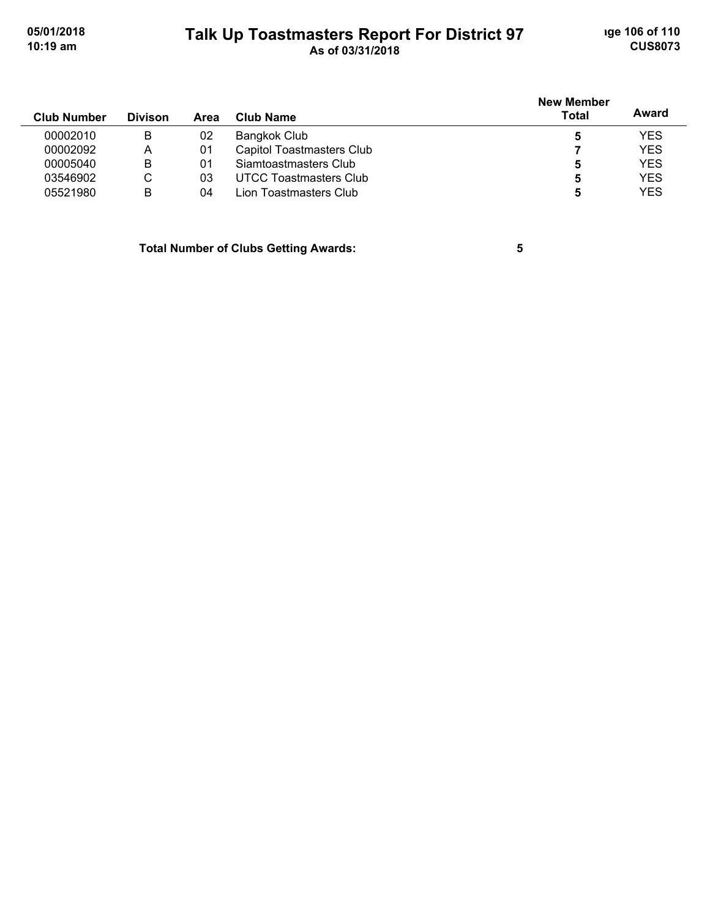# Talk Up Toastmasters Report For District 97

**As of 03/31/2018**

| Club Number | Divison | Area | Club Name | New Member Total | Award |
|---|---|---|---|---|---|
| 00002010 | B | 02 | Bangkok Club | 5 | YES |
| 00002092 | A | 01 | Capitol Toastmasters Club | 7 | YES |
| 00005040 | B | 01 | Siamtoastmasters Club | 5 | YES |
| 03546902 | C | 03 | UTCC Toastmasters Club | 5 | YES |
| 05521980 | B | 04 | Lion Toastmasters Club | 5 | YES |

**Total Number of Clubs Getting Awards: 5**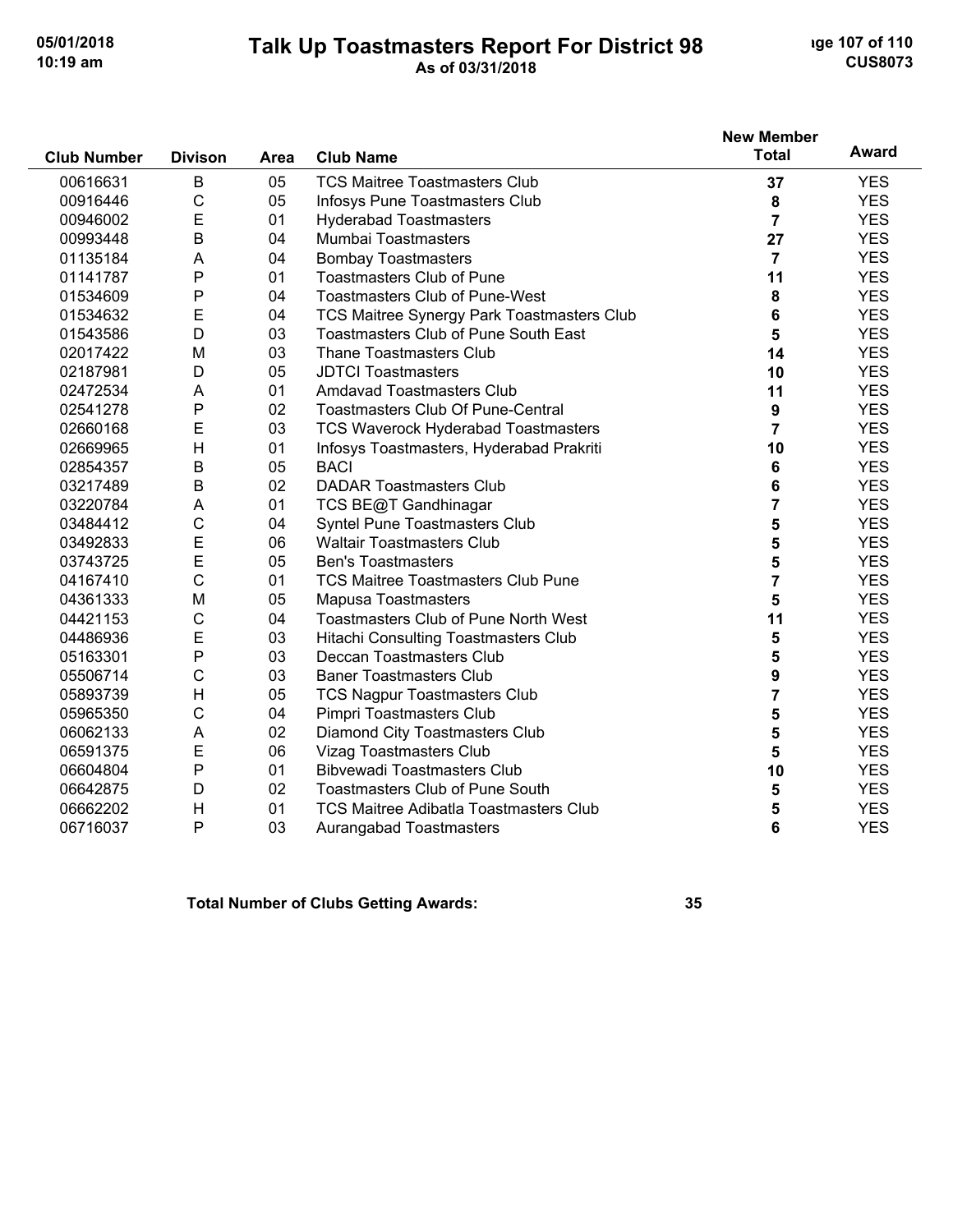# Talk Up Toastmasters Report For District 98

**As of 03/31/2018**

| Club Number | Divison | Area | Club Name | New Member Total | Award |
|---|---|---|---|---|---|
| 00616631 | B | 05 | TCS Maitree Toastmasters Club | 37 | YES |
| 00916446 | C | 05 | Infosys Pune Toastmasters Club | 8 | YES |
| 00946002 | E | 01 | Hyderabad Toastmasters | 7 | YES |
| 00993448 | B | 04 | Mumbai Toastmasters | 27 | YES |
| 01135184 | A | 04 | Bombay Toastmasters | 7 | YES |
| 01141787 | P | 01 | Toastmasters Club of Pune | 11 | YES |
| 01534609 | P | 04 | Toastmasters Club of Pune-West | 8 | YES |
| 01534632 | E | 04 | TCS Maitree Synergy Park Toastmasters Club | 6 | YES |
| 01543586 | D | 03 | Toastmasters Club of Pune South East | 5 | YES |
| 02017422 | M | 03 | Thane Toastmasters Club | 14 | YES |
| 02187981 | D | 05 | JDTCI Toastmasters | 10 | YES |
| 02472534 | A | 01 | Amdavad Toastmasters Club | 11 | YES |
| 02541278 | P | 02 | Toastmasters Club Of Pune-Central | 9 | YES |
| 02660168 | E | 03 | TCS Waverock Hyderabad Toastmasters | 7 | YES |
| 02669965 | H | 01 | Infosys Toastmasters, Hyderabad Prakriti | 10 | YES |
| 02854357 | B | 05 | BACI | 6 | YES |
| 03217489 | B | 02 | DADAR Toastmasters Club | 6 | YES |
| 03220784 | A | 01 | TCS BE@T Gandhinagar | 7 | YES |
| 03484412 | C | 04 | Syntel Pune Toastmasters Club | 5 | YES |
| 03492833 | E | 06 | Waltair Toastmasters Club | 5 | YES |
| 03743725 | E | 05 | Ben's Toastmasters | 5 | YES |
| 04167410 | C | 01 | TCS Maitree Toastmasters Club Pune | 7 | YES |
| 04361333 | M | 05 | Mapusa Toastmasters | 5 | YES |
| 04421153 | C | 04 | Toastmasters Club of Pune North West | 11 | YES |
| 04486936 | E | 03 | Hitachi Consulting Toastmasters Club | 5 | YES |
| 05163301 | P | 03 | Deccan Toastmasters Club | 5 | YES |
| 05506714 | C | 03 | Baner Toastmasters Club | 9 | YES |
| 05893739 | H | 05 | TCS Nagpur Toastmasters Club | 7 | YES |
| 05965350 | C | 04 | Pimpri Toastmasters Club | 5 | YES |
| 06062133 | A | 02 | Diamond City Toastmasters Club | 5 | YES |
| 06591375 | E | 06 | Vizag Toastmasters Club | 5 | YES |
| 06604804 | P | 01 | Bibvewadi Toastmasters Club | 10 | YES |
| 06642875 | D | 02 | Toastmasters Club of Pune South | 5 | YES |
| 06662202 | H | 01 | TCS Maitree Adibatla Toastmasters Club | 5 | YES |
| 06716037 | P | 03 | Aurangabad Toastmasters | 6 | YES |

**Total Number of Clubs Getting Awards: 35**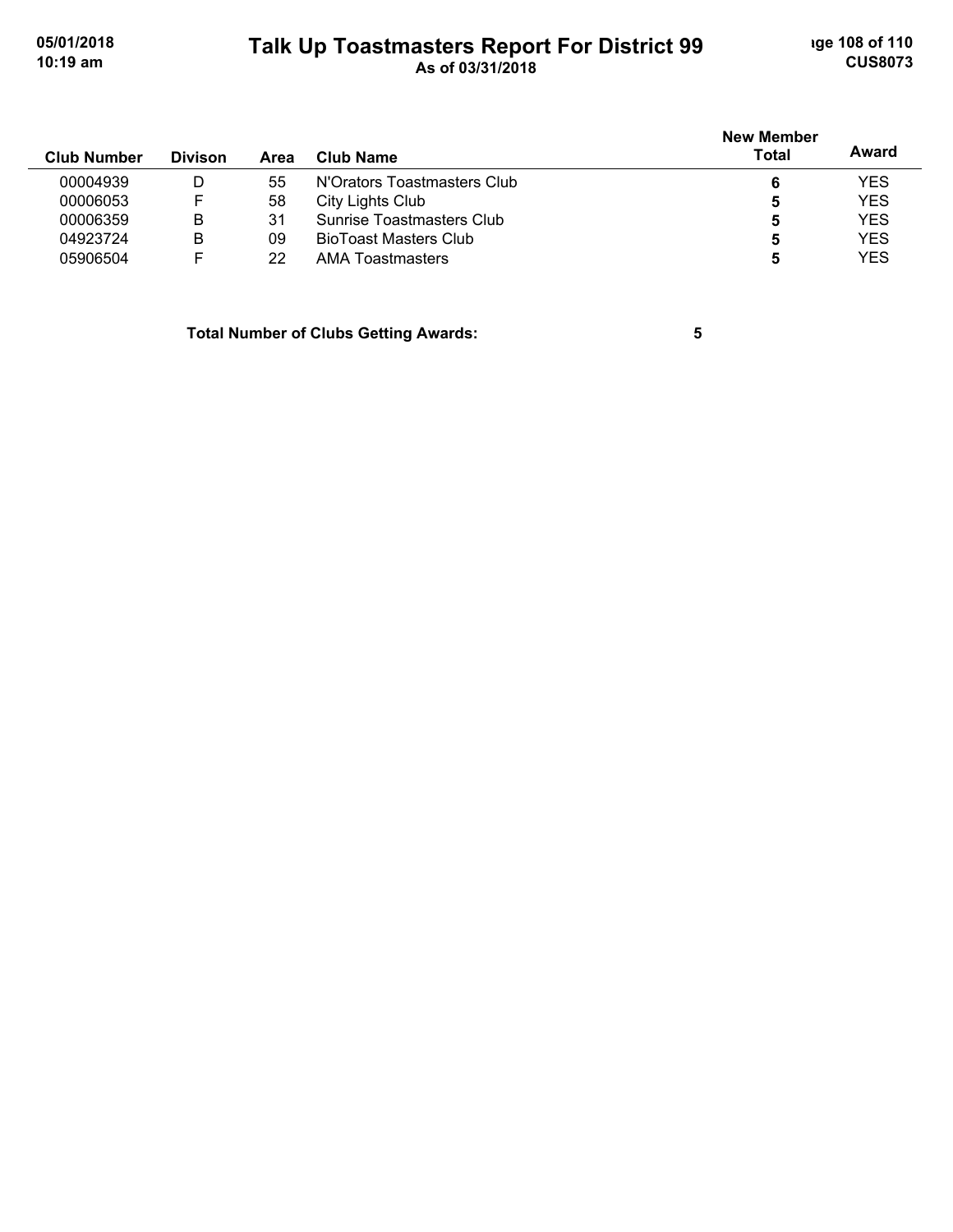# Talk Up Toastmasters Report For District 99

As of 03/31/2018

| Club Number | Divison | Area | Club Name | New Member Total | Award |
|---|---|---|---|---|---|
| 00004939 | D | 55 | N'Orators Toastmasters Club | 6 | YES |
| 00006053 | F | 58 | City Lights Club | 5 | YES |
| 00006359 | B | 31 | Sunrise Toastmasters Club | 5 | YES |
| 04923724 | B | 09 | BioToast Masters Club | 5 | YES |
| 05906504 | F | 22 | AMA Toastmasters | 5 | YES |

**Total Number of Clubs Getting Awards: 5**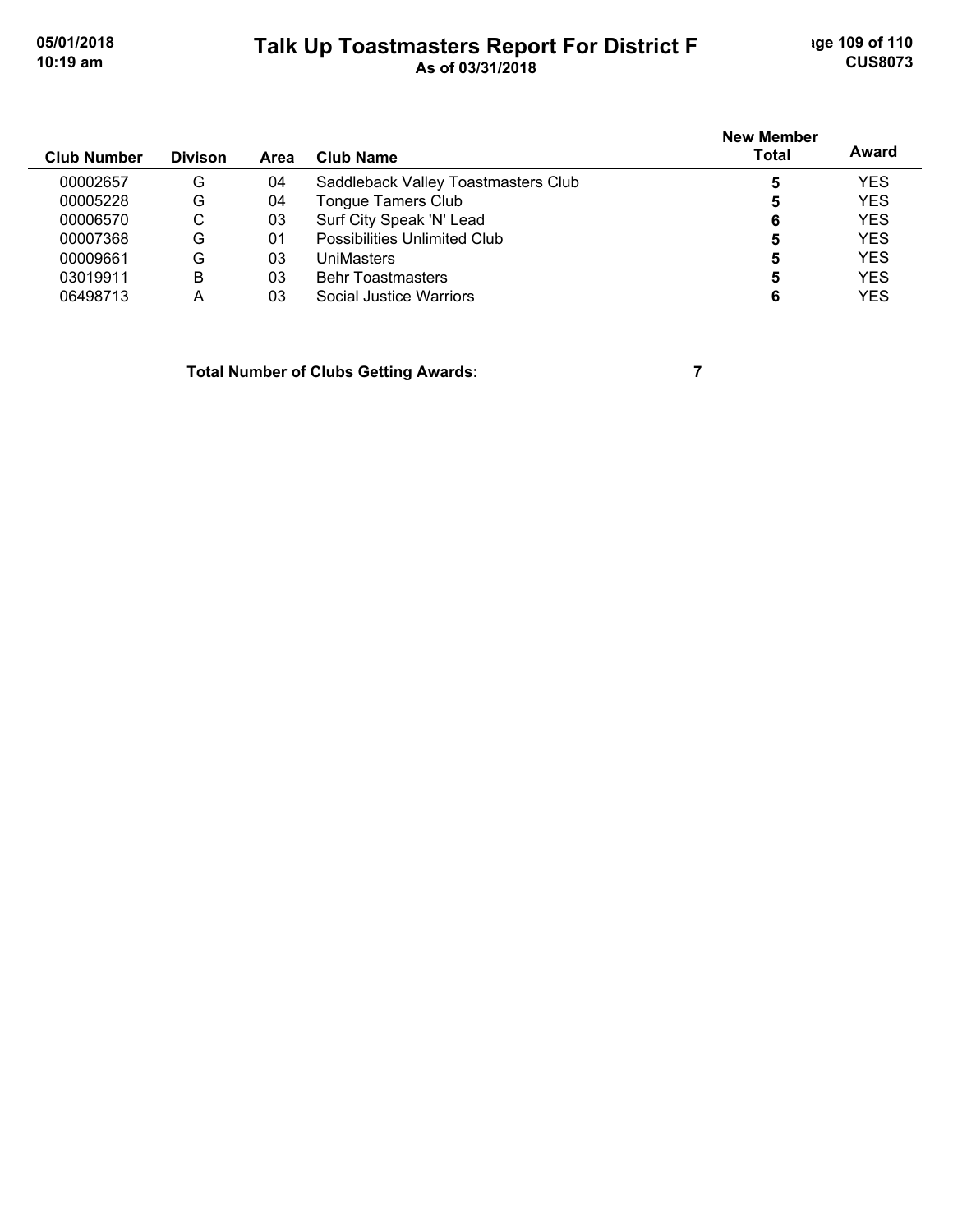| Club Number | Divison | Area | Club Name | New Member Total | Award |
|---|---|---|---|---|---|
| 00002657 | G | 04 | Saddleback Valley Toastmasters Club | **5** | YES |
| 00005228 | G | 04 | Tongue Tamers Club | **5** | YES |
| 00006570 | C | 03 | Surf City Speak 'N' Lead | **6** | YES |
| 00007368 | G | 01 | Possibilities Unlimited Club | **5** | YES |
| 00009661 | G | 03 | UniMasters | **5** | YES |
| 03019911 | B | 03 | Behr Toastmasters | **5** | YES |
| 06498713 | A | 03 | Social Justice Warriors | **6** | YES |

**Total Number of Clubs Getting Awards: 7**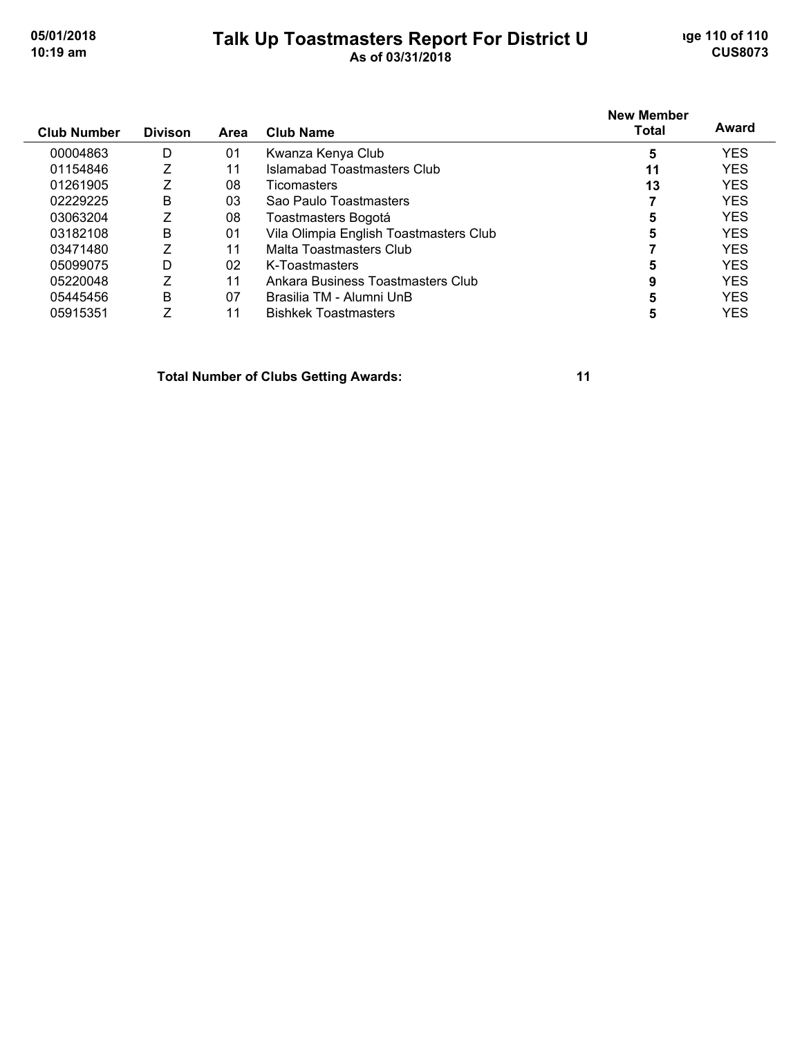| Club Number | Divison | Area | Club Name | New Member Total | Award |
|---|---|---|---|---|---|
| 00004863 | D | 01 | Kwanza Kenya Club | 5 | YES |
| 01154846 | Z | 11 | Islamabad Toastmasters Club | 11 | YES |
| 01261905 | Z | 08 | Ticomasters | 13 | YES |
| 02229225 | B | 03 | Sao Paulo Toastmasters | 7 | YES |
| 03063204 | Z | 08 | Toastmasters Bogotá | 5 | YES |
| 03182108 | B | 01 | Vila Olimpia English Toastmasters Club | 5 | YES |
| 03471480 | Z | 11 | Malta Toastmasters Club | 7 | YES |
| 05099075 | D | 02 | K-Toastmasters | 5 | YES |
| 05220048 | Z | 11 | Ankara Business Toastmasters Club | 9 | YES |
| 05445456 | B | 07 | Brasilia TM - Alumni UnB | 5 | YES |
| 05915351 | Z | 11 | Bishkek Toastmasters | 5 | YES |

**Total Number of Clubs Getting Awards: 11**